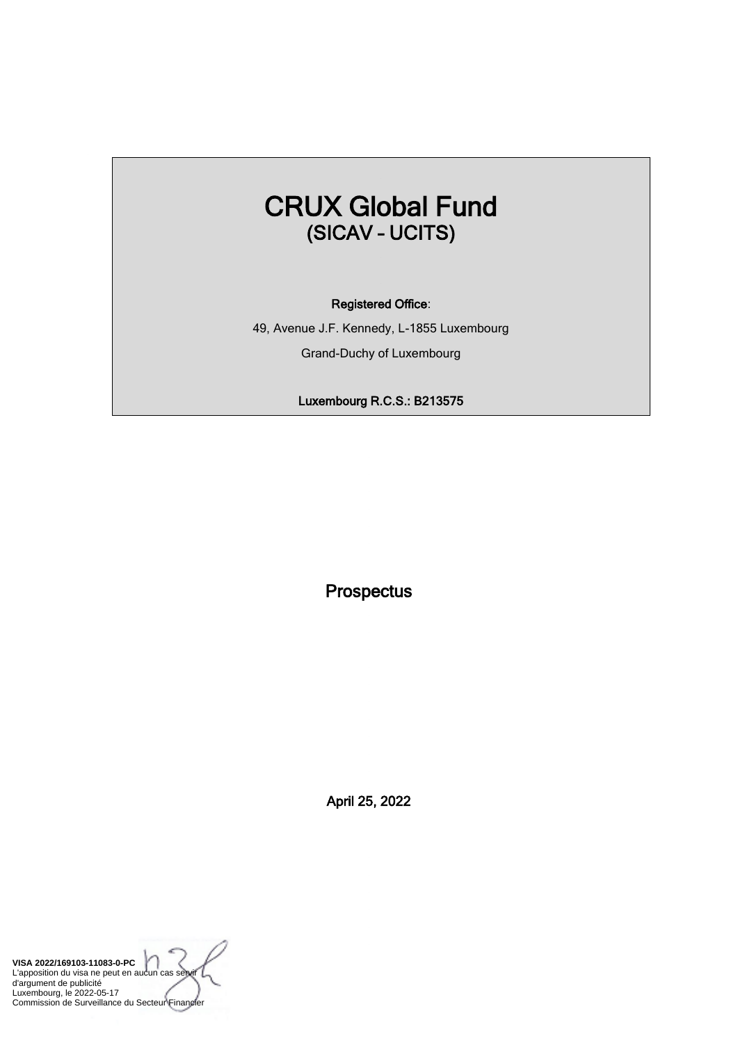# CRUX Global Fund
## (SICAV – UCITS)

**Registered Office**:

49, Avenue J.F. Kennedy, L-1855 Luxembourg

Grand-Duchy of Luxembourg

**Luxembourg R.C.S.: B213575**

## Prospectus

**April 25, 2022**

**VISA 2022/169103-11083-0-PC**
L'apposition du visa ne peut en aucun cas servir d'argument de publicité
Luxembourg, le 2022-05-17
Commission de Surveillance du Secteur Financier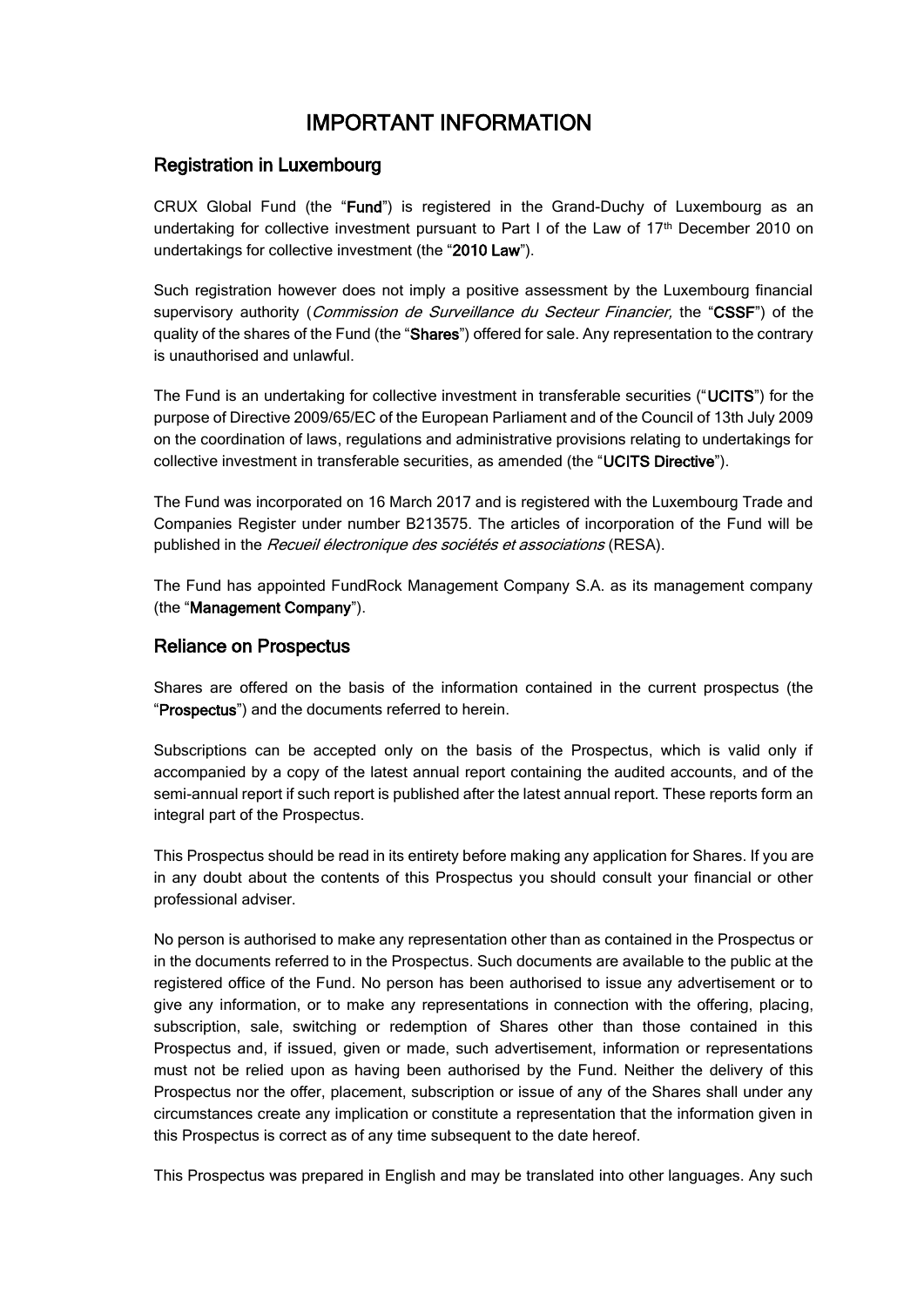# IMPORTANT INFORMATION

## Registration in Luxembourg

CRUX Global Fund (the "**Fund**") is registered in the Grand-Duchy of Luxembourg as an undertaking for collective investment pursuant to Part I of the Law of 17th December 2010 on undertakings for collective investment (the "**2010 Law**").

Such registration however does not imply a positive assessment by the Luxembourg financial supervisory authority (*Commission de Surveillance du Secteur Financier,* the "**CSSF**") of the quality of the shares of the Fund (the "**Shares**") offered for sale. Any representation to the contrary is unauthorised and unlawful.

The Fund is an undertaking for collective investment in transferable securities ("**UCITS**") for the purpose of Directive 2009/65/EC of the European Parliament and of the Council of 13th July 2009 on the coordination of laws, regulations and administrative provisions relating to undertakings for collective investment in transferable securities, as amended (the "**UCITS Directive**").

The Fund was incorporated on 16 March 2017 and is registered with the Luxembourg Trade and Companies Register under number B213575. The articles of incorporation of the Fund will be published in the *Recueil électronique des sociétés et associations* (RESA).

The Fund has appointed FundRock Management Company S.A. as its management company (the "**Management Company**").

## Reliance on Prospectus

Shares are offered on the basis of the information contained in the current prospectus (the "**Prospectus**") and the documents referred to herein.

Subscriptions can be accepted only on the basis of the Prospectus, which is valid only if accompanied by a copy of the latest annual report containing the audited accounts, and of the semi-annual report if such report is published after the latest annual report. These reports form an integral part of the Prospectus.

This Prospectus should be read in its entirety before making any application for Shares. If you are in any doubt about the contents of this Prospectus you should consult your financial or other professional adviser.

No person is authorised to make any representation other than as contained in the Prospectus or in the documents referred to in the Prospectus. Such documents are available to the public at the registered office of the Fund. No person has been authorised to issue any advertisement or to give any information, or to make any representations in connection with the offering, placing, subscription, sale, switching or redemption of Shares other than those contained in this Prospectus and, if issued, given or made, such advertisement, information or representations must not be relied upon as having been authorised by the Fund. Neither the delivery of this Prospectus nor the offer, placement, subscription or issue of any of the Shares shall under any circumstances create any implication or constitute a representation that the information given in this Prospectus is correct as of any time subsequent to the date hereof.

This Prospectus was prepared in English and may be translated into other languages. Any such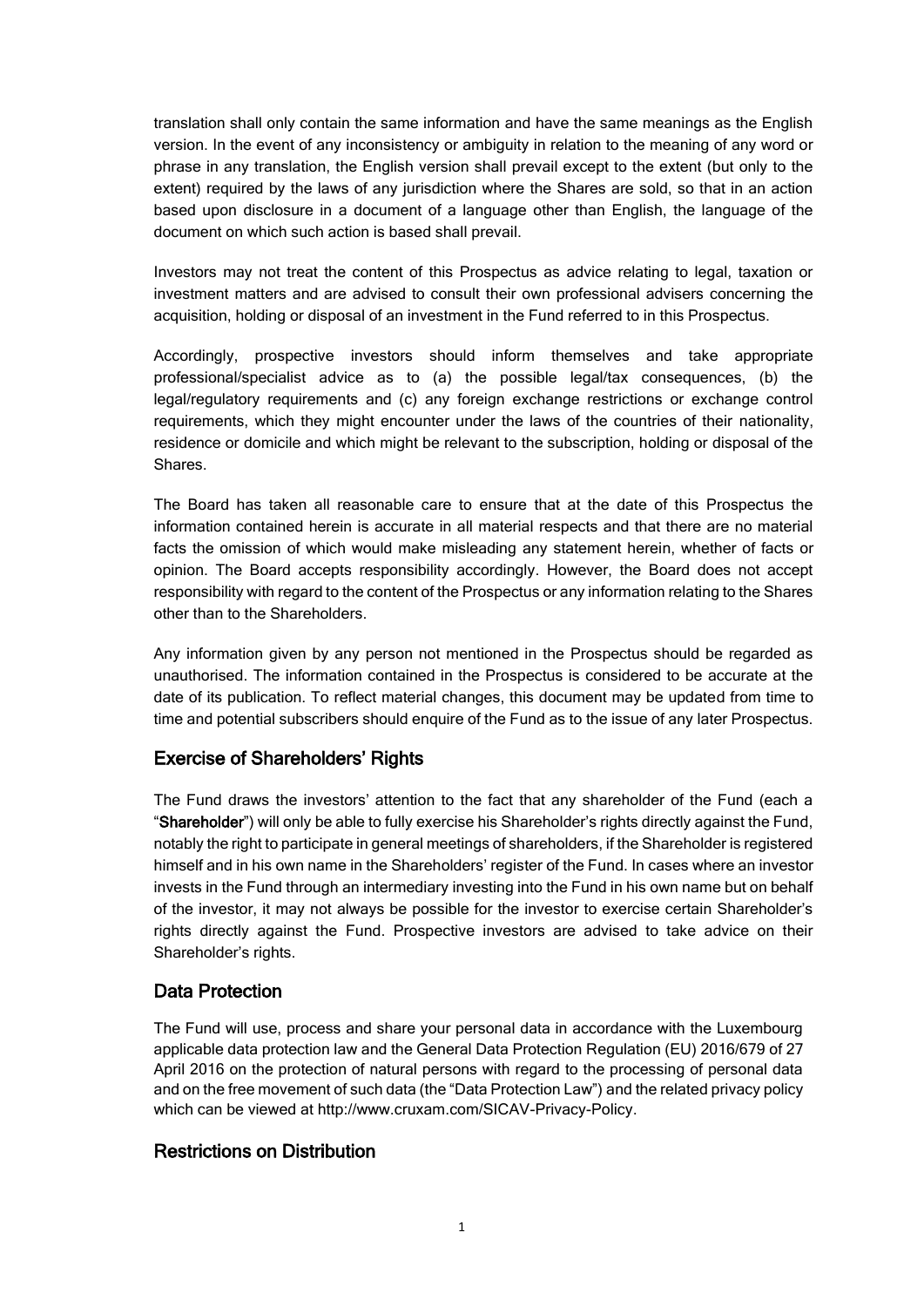translation shall only contain the same information and have the same meanings as the English version. In the event of any inconsistency or ambiguity in relation to the meaning of any word or phrase in any translation, the English version shall prevail except to the extent (but only to the extent) required by the laws of any jurisdiction where the Shares are sold, so that in an action based upon disclosure in a document of a language other than English, the language of the document on which such action is based shall prevail.

Investors may not treat the content of this Prospectus as advice relating to legal, taxation or investment matters and are advised to consult their own professional advisers concerning the acquisition, holding or disposal of an investment in the Fund referred to in this Prospectus.

Accordingly, prospective investors should inform themselves and take appropriate professional/specialist advice as to (a) the possible legal/tax consequences, (b) the legal/regulatory requirements and (c) any foreign exchange restrictions or exchange control requirements, which they might encounter under the laws of the countries of their nationality, residence or domicile and which might be relevant to the subscription, holding or disposal of the Shares.

The Board has taken all reasonable care to ensure that at the date of this Prospectus the information contained herein is accurate in all material respects and that there are no material facts the omission of which would make misleading any statement herein, whether of facts or opinion. The Board accepts responsibility accordingly. However, the Board does not accept responsibility with regard to the content of the Prospectus or any information relating to the Shares other than to the Shareholders.

Any information given by any person not mentioned in the Prospectus should be regarded as unauthorised. The information contained in the Prospectus is considered to be accurate at the date of its publication. To reflect material changes, this document may be updated from time to time and potential subscribers should enquire of the Fund as to the issue of any later Prospectus.

## Exercise of Shareholders' Rights

The Fund draws the investors' attention to the fact that any shareholder of the Fund (each a "**Shareholder**") will only be able to fully exercise his Shareholder's rights directly against the Fund, notably the right to participate in general meetings of shareholders, if the Shareholder is registered himself and in his own name in the Shareholders' register of the Fund. In cases where an investor invests in the Fund through an intermediary investing into the Fund in his own name but on behalf of the investor, it may not always be possible for the investor to exercise certain Shareholder's rights directly against the Fund. Prospective investors are advised to take advice on their Shareholder's rights.

## Data Protection

The Fund will use, process and share your personal data in accordance with the Luxembourg applicable data protection law and the General Data Protection Regulation (EU) 2016/679 of 27 April 2016 on the protection of natural persons with regard to the processing of personal data and on the free movement of such data (the "Data Protection Law") and the related privacy policy which can be viewed at http://www.cruxam.com/SICAV-Privacy-Policy.

## Restrictions on Distribution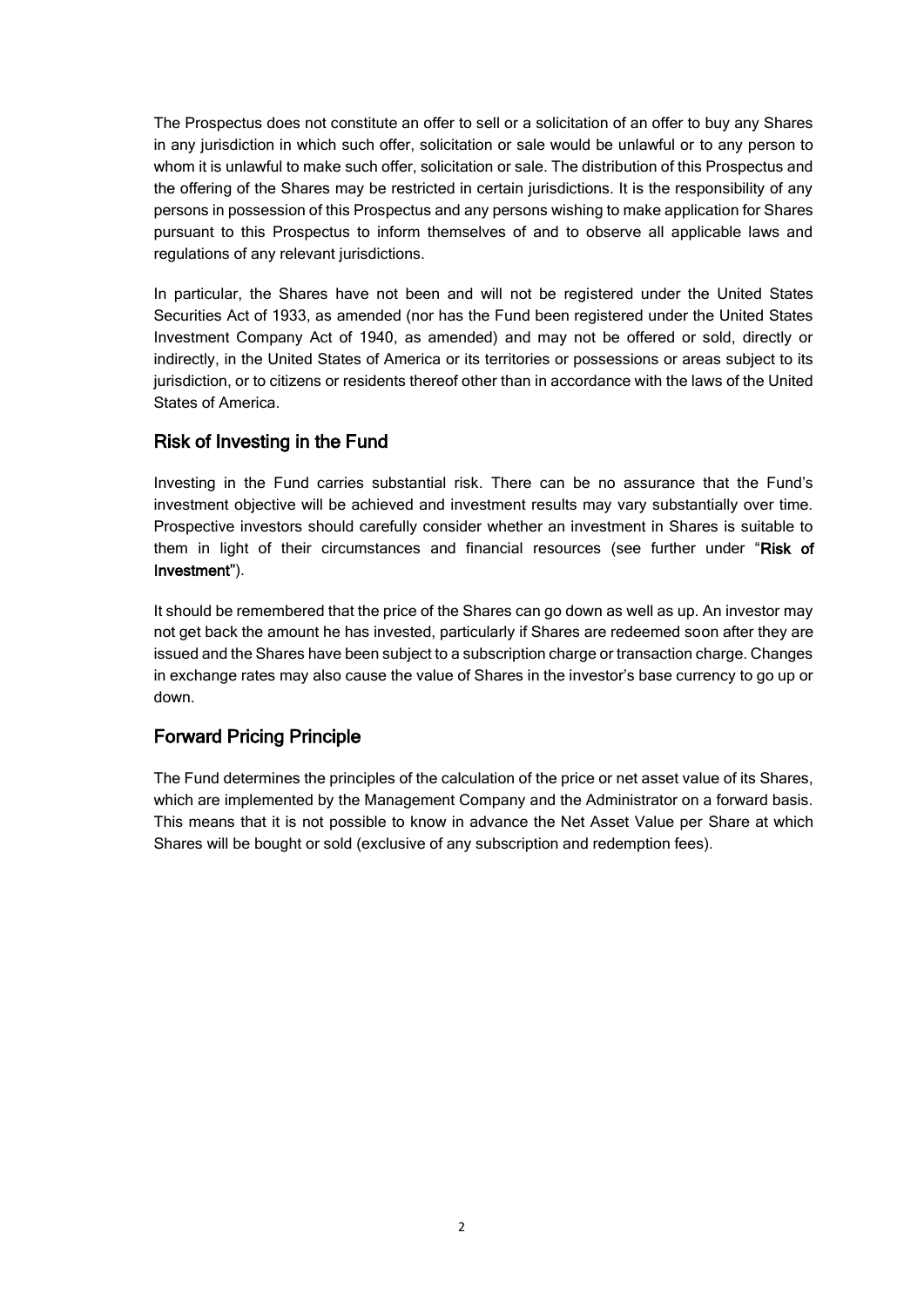The Prospectus does not constitute an offer to sell or a solicitation of an offer to buy any Shares in any jurisdiction in which such offer, solicitation or sale would be unlawful or to any person to whom it is unlawful to make such offer, solicitation or sale. The distribution of this Prospectus and the offering of the Shares may be restricted in certain jurisdictions. It is the responsibility of any persons in possession of this Prospectus and any persons wishing to make application for Shares pursuant to this Prospectus to inform themselves of and to observe all applicable laws and regulations of any relevant jurisdictions.

In particular, the Shares have not been and will not be registered under the United States Securities Act of 1933, as amended (nor has the Fund been registered under the United States Investment Company Act of 1940, as amended) and may not be offered or sold, directly or indirectly, in the United States of America or its territories or possessions or areas subject to its jurisdiction, or to citizens or residents thereof other than in accordance with the laws of the United States of America.

## Risk of Investing in the Fund

Investing in the Fund carries substantial risk. There can be no assurance that the Fund's investment objective will be achieved and investment results may vary substantially over time. Prospective investors should carefully consider whether an investment in Shares is suitable to them in light of their circumstances and financial resources (see further under "**Risk of Investment**").

It should be remembered that the price of the Shares can go down as well as up. An investor may not get back the amount he has invested, particularly if Shares are redeemed soon after they are issued and the Shares have been subject to a subscription charge or transaction charge. Changes in exchange rates may also cause the value of Shares in the investor's base currency to go up or down.

## Forward Pricing Principle

The Fund determines the principles of the calculation of the price or net asset value of its Shares, which are implemented by the Management Company and the Administrator on a forward basis. This means that it is not possible to know in advance the Net Asset Value per Share at which Shares will be bought or sold (exclusive of any subscription and redemption fees).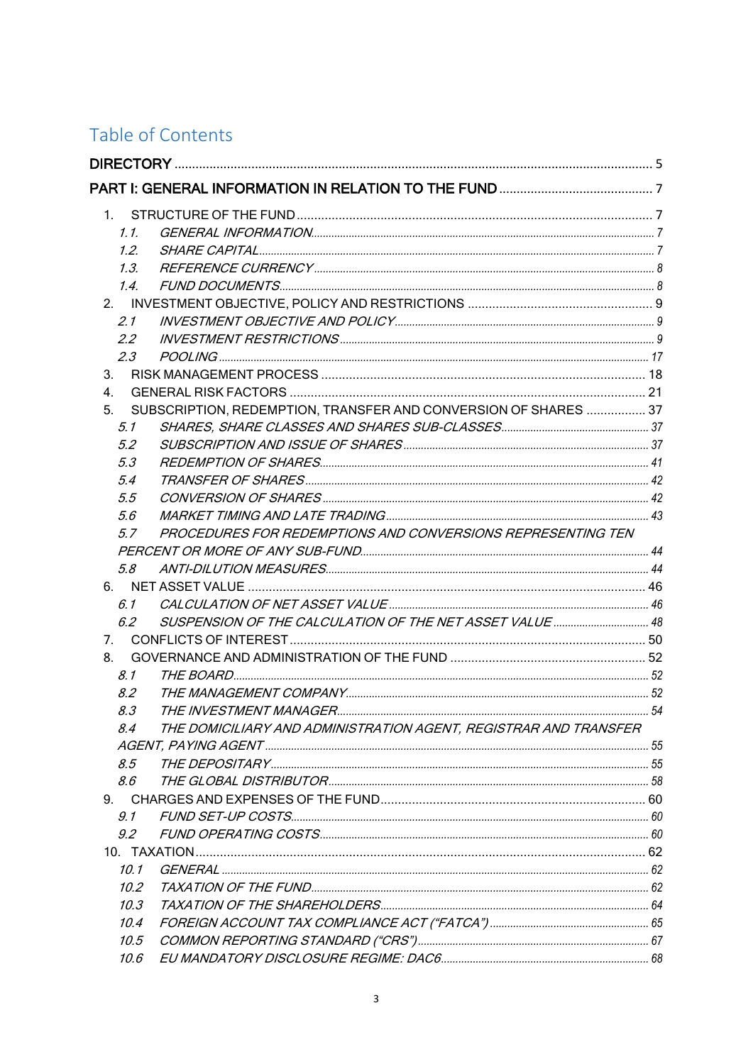# Table of Contents

**DIRECTORY** ..... 5

**PART I: GENERAL INFORMATION IN RELATION TO THE FUND** ..... 7

1. STRUCTURE OF THE FUND ..... 7
   - *1.1. GENERAL INFORMATION* ..... 7
   - *1.2. SHARE CAPITAL* ..... 7
   - *1.3. REFERENCE CURRENCY* ..... 8
   - *1.4. FUND DOCUMENTS* ..... 8
2. INVESTMENT OBJECTIVE, POLICY AND RESTRICTIONS ..... 9
   - *2.1 INVESTMENT OBJECTIVE AND POLICY* ..... 9
   - *2.2 INVESTMENT RESTRICTIONS* ..... 9
   - *2.3 POOLING* ..... 17
3. RISK MANAGEMENT PROCESS ..... 18
4. GENERAL RISK FACTORS ..... 21
5. SUBSCRIPTION, REDEMPTION, TRANSFER AND CONVERSION OF SHARES ..... 37
   - *5.1 SHARES, SHARE CLASSES AND SHARES SUB-CLASSES* ..... 37
   - *5.2 SUBSCRIPTION AND ISSUE OF SHARES* ..... 37
   - *5.3 REDEMPTION OF SHARES* ..... 41
   - *5.4 TRANSFER OF SHARES* ..... 42
   - *5.5 CONVERSION OF SHARES* ..... 42
   - *5.6 MARKET TIMING AND LATE TRADING* ..... 43
   - *5.7 PROCEDURES FOR REDEMPTIONS AND CONVERSIONS REPRESENTING TEN PERCENT OR MORE OF ANY SUB-FUND* ..... 44
   - *5.8 ANTI-DILUTION MEASURES* ..... 44
6. NET ASSET VALUE ..... 46
   - *6.1 CALCULATION OF NET ASSET VALUE* ..... 46
   - *6.2 SUSPENSION OF THE CALCULATION OF THE NET ASSET VALUE* ..... 48
7. CONFLICTS OF INTEREST ..... 50
8. GOVERNANCE AND ADMINISTRATION OF THE FUND ..... 52
   - *8.1 THE BOARD* ..... 52
   - *8.2 THE MANAGEMENT COMPANY* ..... 52
   - *8.3 THE INVESTMENT MANAGER* ..... 54
   - *8.4 THE DOMICILIARY AND ADMINISTRATION AGENT, REGISTRAR AND TRANSFER AGENT, PAYING AGENT* ..... 55
   - *8.5 THE DEPOSITARY* ..... 55
   - *8.6 THE GLOBAL DISTRIBUTOR* ..... 58
9. CHARGES AND EXPENSES OF THE FUND ..... 60
   - *9.1 FUND SET-UP COSTS* ..... 60
   - *9.2 FUND OPERATING COSTS* ..... 60
10. TAXATION ..... 62
    - *10.1 GENERAL* ..... 62
    - *10.2 TAXATION OF THE FUND* ..... 62
    - *10.3 TAXATION OF THE SHAREHOLDERS* ..... 64
    - *10.4 FOREIGN ACCOUNT TAX COMPLIANCE ACT ("FATCA")* ..... 65
    - *10.5 COMMON REPORTING STANDARD ("CRS")* ..... 67
    - *10.6 EU MANDATORY DISCLOSURE REGIME: DAC6* ..... 68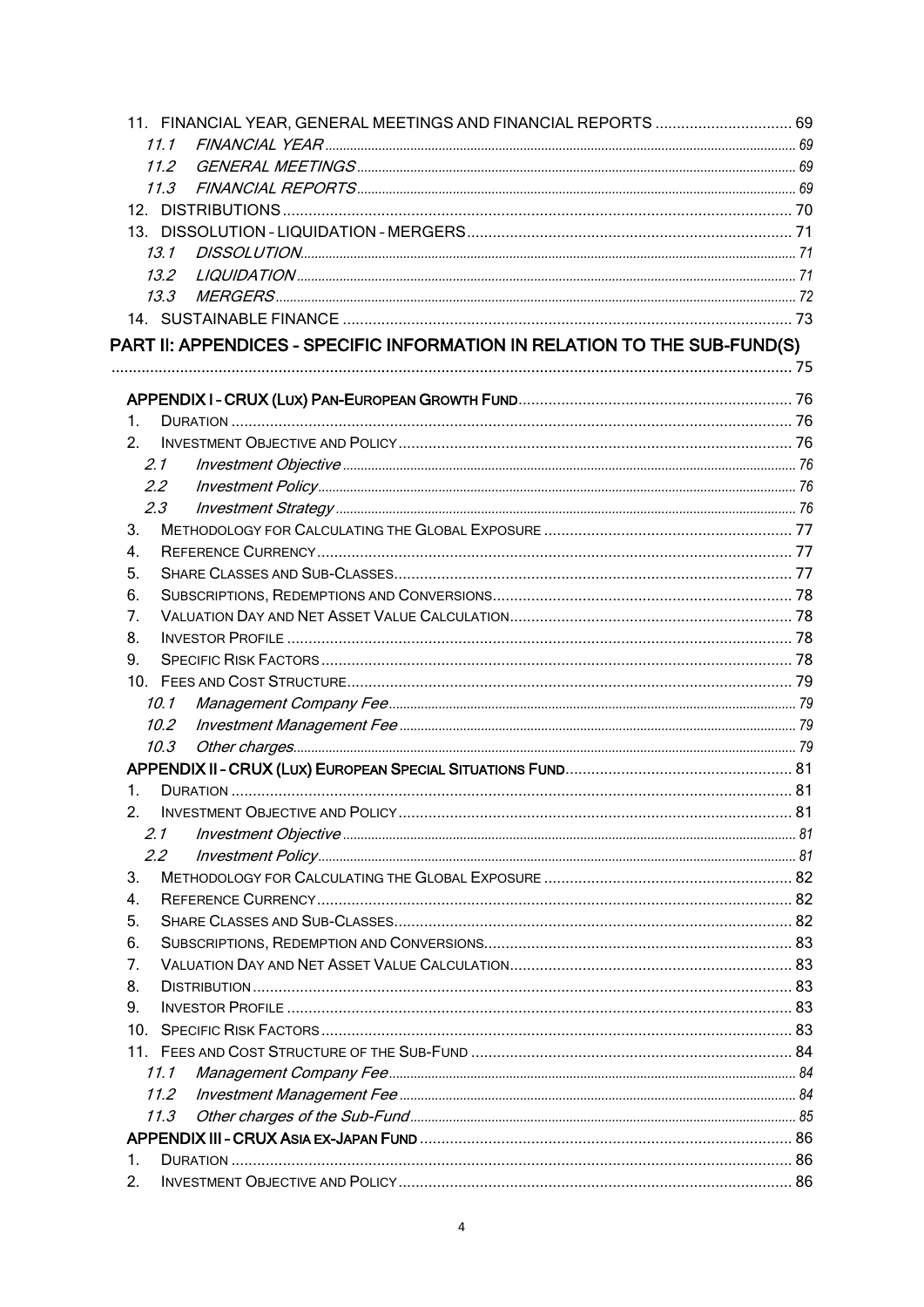11. FINANCIAL YEAR, GENERAL MEETINGS AND FINANCIAL REPORTS ................................ 69
   - *11.1 FINANCIAL YEAR* ................................ 69
   - *11.2 GENERAL MEETINGS* ................................ 69
   - *11.3 FINANCIAL REPORTS* ................................ 69

12. DISTRIBUTIONS ................................ 70

13. DISSOLUTION – LIQUIDATION – MERGERS ................................ 71
   - *13.1 DISSOLUTION* ................................ 71
   - *13.2 LIQUIDATION* ................................ 71
   - *13.3 MERGERS* ................................ 72

14. SUSTAINABLE FINANCE ................................ 73

**PART II: APPENDICES – SPECIFIC INFORMATION IN RELATION TO THE SUB-FUND(S)** ................................ 75

**APPENDIX I – CRUX (LUX) PAN-EUROPEAN GROWTH FUND** ................................ 76

1. DURATION ................................ 76
2. INVESTMENT OBJECTIVE AND POLICY ................................ 76
   - *2.1 Investment Objective* ................................ 76
   - *2.2 Investment Policy* ................................ 76
   - *2.3 Investment Strategy* ................................ 76
3. METHODOLOGY FOR CALCULATING THE GLOBAL EXPOSURE ................................ 77
4. REFERENCE CURRENCY ................................ 77
5. SHARE CLASSES AND SUB-CLASSES ................................ 77
6. SUBSCRIPTIONS, REDEMPTIONS AND CONVERSIONS ................................ 78
7. VALUATION DAY AND NET ASSET VALUE CALCULATION ................................ 78
8. INVESTOR PROFILE ................................ 78
9. SPECIFIC RISK FACTORS ................................ 78
10. FEES AND COST STRUCTURE ................................ 79
   - *10.1 Management Company Fee* ................................ 79
   - *10.2 Investment Management Fee* ................................ 79
   - *10.3 Other charges* ................................ 79

**APPENDIX II – CRUX (LUX) EUROPEAN SPECIAL SITUATIONS FUND** ................................ 81

1. DURATION ................................ 81
2. INVESTMENT OBJECTIVE AND POLICY ................................ 81
   - *2.1 Investment Objective* ................................ 81
   - *2.2 Investment Policy* ................................ 81
3. METHODOLOGY FOR CALCULATING THE GLOBAL EXPOSURE ................................ 82
4. REFERENCE CURRENCY ................................ 82
5. SHARE CLASSES AND SUB-CLASSES ................................ 82
6. SUBSCRIPTIONS, REDEMPTION AND CONVERSIONS ................................ 83
7. VALUATION DAY AND NET ASSET VALUE CALCULATION ................................ 83
8. DISTRIBUTION ................................ 83
9. INVESTOR PROFILE ................................ 83
10. SPECIFIC RISK FACTORS ................................ 83
11. FEES AND COST STRUCTURE OF THE SUB-FUND ................................ 84
   - *11.1 Management Company Fee* ................................ 84
   - *11.2 Investment Management Fee* ................................ 84
   - *11.3 Other charges of the Sub-Fund* ................................ 85

**APPENDIX III – CRUX ASIA EX-JAPAN FUND** ................................ 86

1. DURATION ................................ 86
2. INVESTMENT OBJECTIVE AND POLICY ................................ 86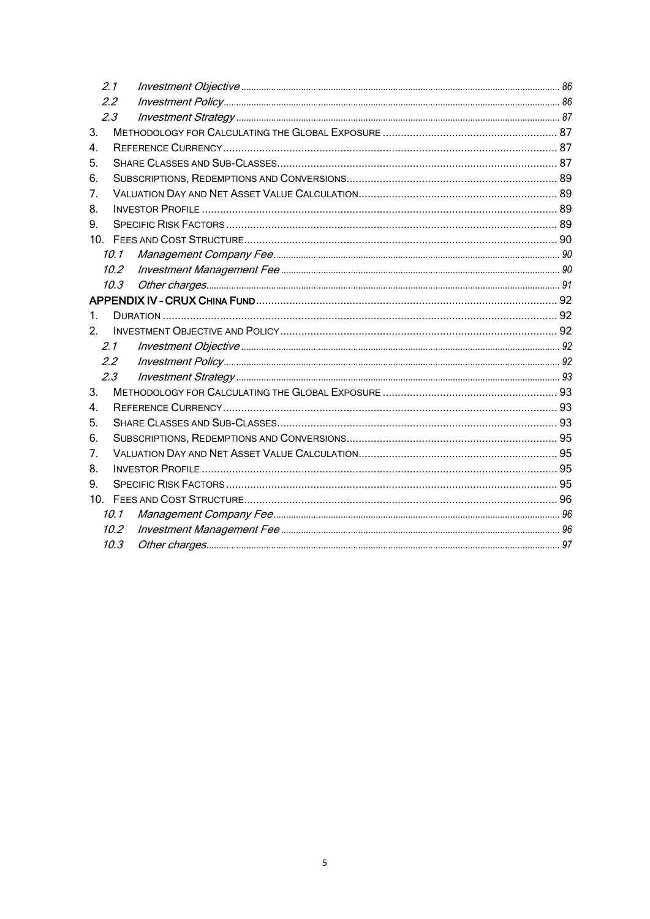- 2.1 *Investment Objective* ... 86
- 2.2 *Investment Policy* ... 86
- 2.3 *Investment Strategy* ... 87

3. Methodology for Calculating the Global Exposure ... 87
4. Reference Currency ... 87
5. Share Classes and Sub-Classes ... 87
6. Subscriptions, Redemptions and Conversions ... 89
7. Valuation Day and Net Asset Value Calculation ... 89
8. Investor Profile ... 89
9. Specific Risk Factors ... 89
10. Fees and Cost Structure ... 90
    - 10.1 *Management Company Fee* ... 90
    - 10.2 *Investment Management Fee* ... 90
    - 10.3 *Other charges* ... 91

**APPENDIX IV - CRUX China Fund** ... 92

1. Duration ... 92
2. Investment Objective and Policy ... 92
    - 2.1 *Investment Objective* ... 92
    - 2.2 *Investment Policy* ... 92
    - 2.3 *Investment Strategy* ... 93
3. Methodology for Calculating the Global Exposure ... 93
4. Reference Currency ... 93
5. Share Classes and Sub-Classes ... 93
6. Subscriptions, Redemptions and Conversions ... 95
7. Valuation Day and Net Asset Value Calculation ... 95
8. Investor Profile ... 95
9. Specific Risk Factors ... 95
10. Fees and Cost Structure ... 96
    - 10.1 *Management Company Fee* ... 96
    - 10.2 *Investment Management Fee* ... 96
    - 10.3 *Other charges* ... 97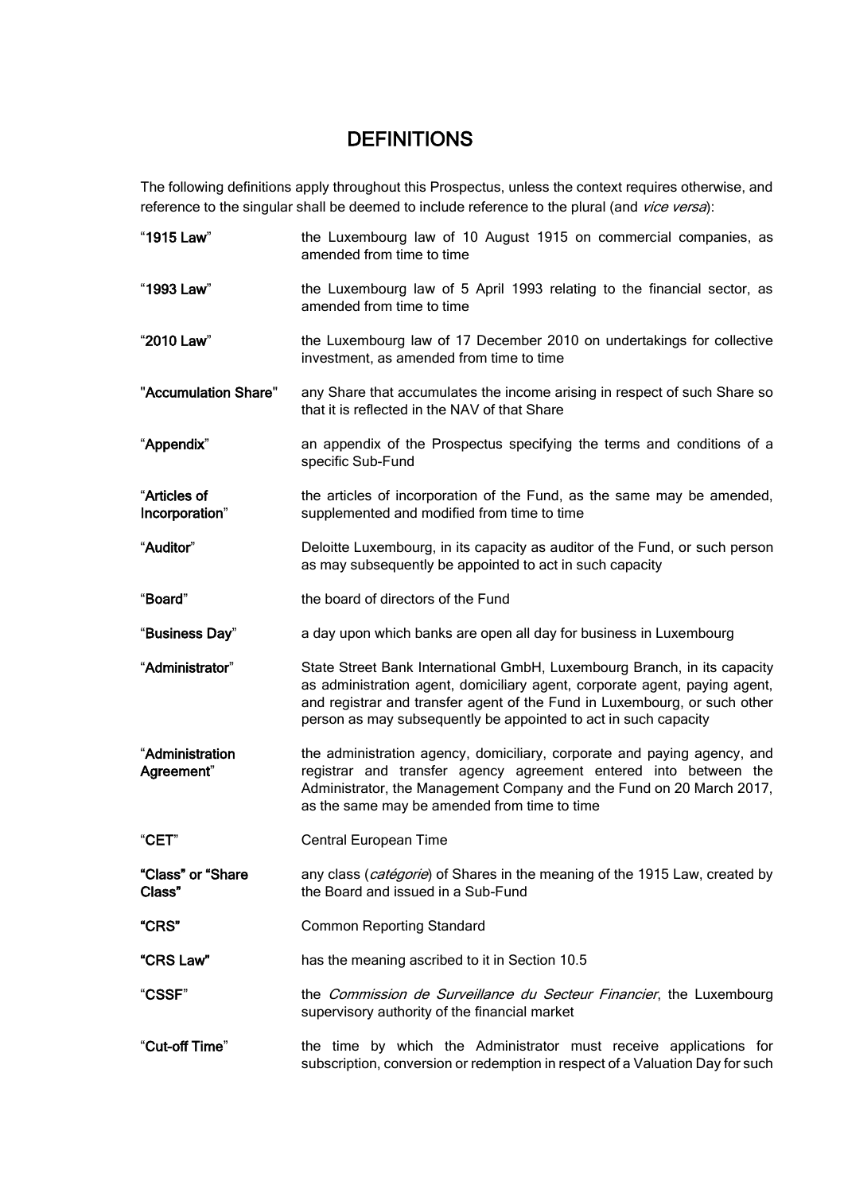# DEFINITIONS

The following definitions apply throughout this Prospectus, unless the context requires otherwise, and reference to the singular shall be deemed to include reference to the plural (and *vice versa*):

| | |
|---|---|
| "**1915 Law**" | the Luxembourg law of 10 August 1915 on commercial companies, as amended from time to time |
| "**1993 Law**" | the Luxembourg law of 5 April 1993 relating to the financial sector, as amended from time to time |
| "**2010 Law**" | the Luxembourg law of 17 December 2010 on undertakings for collective investment, as amended from time to time |
| "**Accumulation Share**" | any Share that accumulates the income arising in respect of such Share so that it is reflected in the NAV of that Share |
| "**Appendix**" | an appendix of the Prospectus specifying the terms and conditions of a specific Sub-Fund |
| "**Articles of Incorporation**" | the articles of incorporation of the Fund, as the same may be amended, supplemented and modified from time to time |
| "**Auditor**" | Deloitte Luxembourg, in its capacity as auditor of the Fund, or such person as may subsequently be appointed to act in such capacity |
| "**Board**" | the board of directors of the Fund |
| "**Business Day**" | a day upon which banks are open all day for business in Luxembourg |
| "**Administrator**" | State Street Bank International GmbH, Luxembourg Branch, in its capacity as administration agent, domiciliary agent, corporate agent, paying agent, and registrar and transfer agent of the Fund in Luxembourg, or such other person as may subsequently be appointed to act in such capacity |
| "**Administration Agreement**" | the administration agency, domiciliary, corporate and paying agency, and registrar and transfer agency agreement entered into between the Administrator, the Management Company and the Fund on 20 March 2017, as the same may be amended from time to time |
| "**CET**" | Central European Time |
| "**Class**" or "**Share Class**" | any class (*catégorie*) of Shares in the meaning of the 1915 Law, created by the Board and issued in a Sub-Fund |
| "**CRS**" | Common Reporting Standard |
| "**CRS Law**" | has the meaning ascribed to it in Section 10.5 |
| "**CSSF**" | the *Commission de Surveillance du Secteur Financier*, the Luxembourg supervisory authority of the financial market |
| "**Cut-off Time**" | the time by which the Administrator must receive applications for subscription, conversion or redemption in respect of a Valuation Day for such |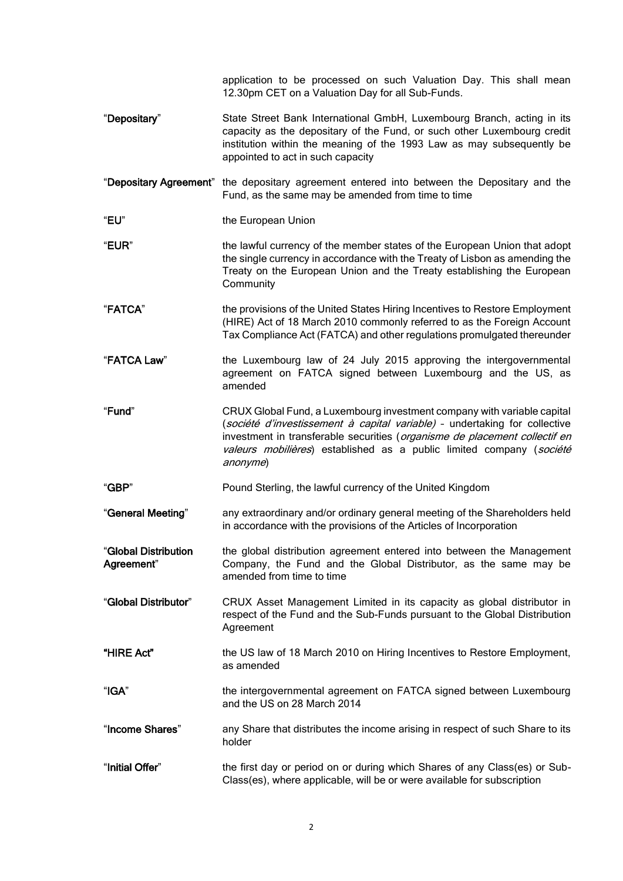application to be processed on such Valuation Day. This shall mean 12.30pm CET on a Valuation Day for all Sub-Funds.

| | |
|---|---|
| "**Depositary**" | State Street Bank International GmbH, Luxembourg Branch, acting in its capacity as the depositary of the Fund, or such other Luxembourg credit institution within the meaning of the 1993 Law as may subsequently be appointed to act in such capacity |
| "**Depositary Agreement**" | the depositary agreement entered into between the Depositary and the Fund, as the same may be amended from time to time |
| "**EU**" | the European Union |
| "**EUR**" | the lawful currency of the member states of the European Union that adopt the single currency in accordance with the Treaty of Lisbon as amending the Treaty on the European Union and the Treaty establishing the European Community |
| "**FATCA**" | the provisions of the United States Hiring Incentives to Restore Employment (HIRE) Act of 18 March 2010 commonly referred to as the Foreign Account Tax Compliance Act (FATCA) and other regulations promulgated thereunder |
| "**FATCA Law**" | the Luxembourg law of 24 July 2015 approving the intergovernmental agreement on FATCA signed between Luxembourg and the US, as amended |
| "**Fund**" | CRUX Global Fund, a Luxembourg investment company with variable capital (*société d'investissement à capital variable)* - undertaking for collective investment in transferable securities (*organisme de placement collectif en valeurs mobilières*) established as a public limited company (*société anonyme*) |
| "**GBP**" | Pound Sterling, the lawful currency of the United Kingdom |
| "**General Meeting**" | any extraordinary and/or ordinary general meeting of the Shareholders held in accordance with the provisions of the Articles of Incorporation |
| "**Global Distribution Agreement**" | the global distribution agreement entered into between the Management Company, the Fund and the Global Distributor, as the same may be amended from time to time |
| "**Global Distributor**" | CRUX Asset Management Limited in its capacity as global distributor in respect of the Fund and the Sub-Funds pursuant to the Global Distribution Agreement |
| "**HIRE Act**" | the US law of 18 March 2010 on Hiring Incentives to Restore Employment, as amended |
| "**IGA**" | the intergovernmental agreement on FATCA signed between Luxembourg and the US on 28 March 2014 |
| "**Income Shares**" | any Share that distributes the income arising in respect of such Share to its holder |
| "**Initial Offer**" | the first day or period on or during which Shares of any Class(es) or Sub-Class(es), where applicable, will be or were available for subscription |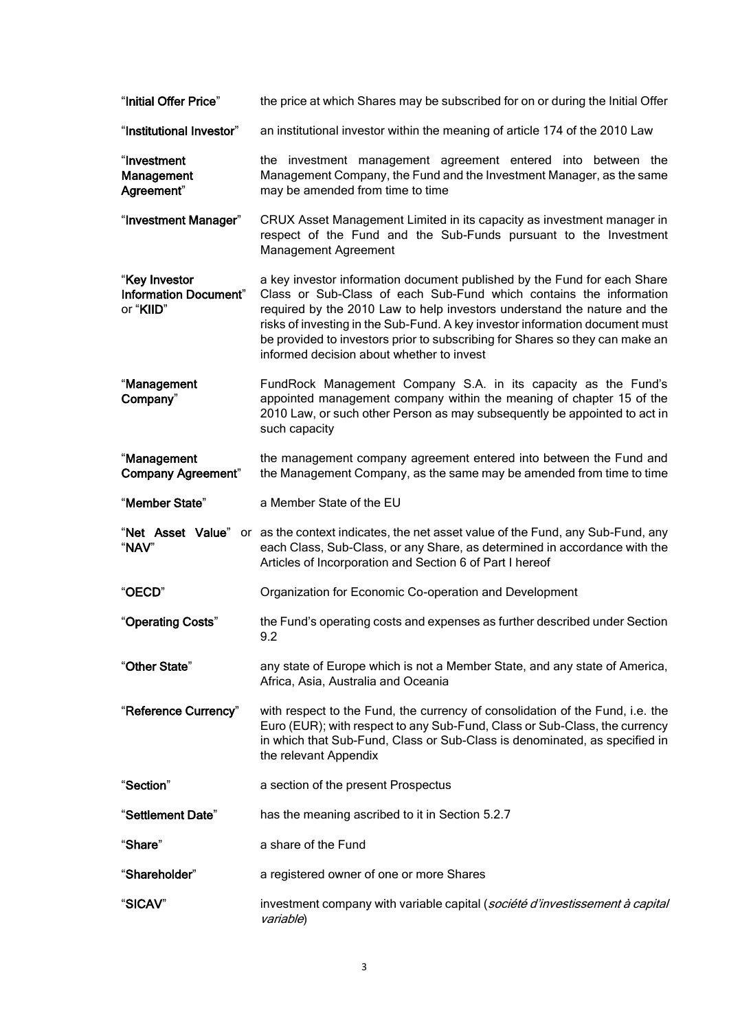| | |
|---|---|
| "**Initial Offer Price**" | the price at which Shares may be subscribed for on or during the Initial Offer |
| "**Institutional Investor**" | an institutional investor within the meaning of article 174 of the 2010 Law |
| "**Investment Management Agreement**" | the investment management agreement entered into between the Management Company, the Fund and the Investment Manager, as the same may be amended from time to time |
| "**Investment Manager**" | CRUX Asset Management Limited in its capacity as investment manager in respect of the Fund and the Sub-Funds pursuant to the Investment Management Agreement |
| "**Key Investor Information Document**" or "**KIID**" | a key investor information document published by the Fund for each Share Class or Sub-Class of each Sub-Fund which contains the information required by the 2010 Law to help investors understand the nature and the risks of investing in the Sub-Fund. A key investor information document must be provided to investors prior to subscribing for Shares so they can make an informed decision about whether to invest |
| "**Management Company**" | FundRock Management Company S.A. in its capacity as the Fund's appointed management company within the meaning of chapter 15 of the 2010 Law, or such other Person as may subsequently be appointed to act in such capacity |
| "**Management Company Agreement**" | the management company agreement entered into between the Fund and the Management Company, as the same may be amended from time to time |
| "**Member State**" | a Member State of the EU |
| "**Net Asset Value**" or "**NAV**" | as the context indicates, the net asset value of the Fund, any Sub-Fund, any each Class, Sub-Class, or any Share, as determined in accordance with the Articles of Incorporation and Section 6 of Part I hereof |
| "**OECD**" | Organization for Economic Co-operation and Development |
| "**Operating Costs**" | the Fund's operating costs and expenses as further described under Section 9.2 |
| "**Other State**" | any state of Europe which is not a Member State, and any state of America, Africa, Asia, Australia and Oceania |
| "**Reference Currency**" | with respect to the Fund, the currency of consolidation of the Fund, i.e. the Euro (EUR); with respect to any Sub-Fund, Class or Sub-Class, the currency in which that Sub-Fund, Class or Sub-Class is denominated, as specified in the relevant Appendix |
| "**Section**" | a section of the present Prospectus |
| "**Settlement Date**" | has the meaning ascribed to it in Section 5.2.7 |
| "**Share**" | a share of the Fund |
| "**Shareholder**" | a registered owner of one or more Shares |
| "**SICAV**" | investment company with variable capital (*société d'investissement à capital variable*) |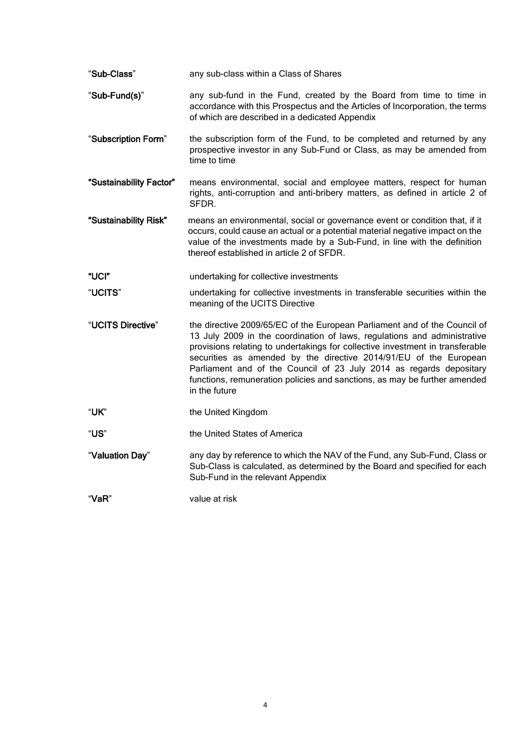**"Sub-Class"** any sub-class within a Class of Shares

**"Sub-Fund(s)"** any sub-fund in the Fund, created by the Board from time to time in accordance with this Prospectus and the Articles of Incorporation, the terms of which are described in a dedicated Appendix

**"Subscription Form"** the subscription form of the Fund, to be completed and returned by any prospective investor in any Sub-Fund or Class, as may be amended from time to time

**"Sustainability Factor"** means environmental, social and employee matters, respect for human rights, anti-corruption and anti-bribery matters, as defined in article 2 of SFDR.

**"Sustainability Risk"** means an environmental, social or governance event or condition that, if it occurs, could cause an actual or a potential material negative impact on the value of the investments made by a Sub-Fund, in line with the definition thereof established in article 2 of SFDR.

**"UCI"** undertaking for collective investments

**"UCITS"** undertaking for collective investments in transferable securities within the meaning of the UCITS Directive

**"UCITS Directive"** the directive 2009/65/EC of the European Parliament and of the Council of 13 July 2009 in the coordination of laws, regulations and administrative provisions relating to undertakings for collective investment in transferable securities as amended by the directive 2014/91/EU of the European Parliament and of the Council of 23 July 2014 as regards depositary functions, remuneration policies and sanctions, as may be further amended in the future

**"UK"** the United Kingdom

**"US"** the United States of America

**"Valuation Day"** any day by reference to which the NAV of the Fund, any Sub-Fund, Class or Sub-Class is calculated, as determined by the Board and specified for each Sub-Fund in the relevant Appendix

**"VaR"** value at risk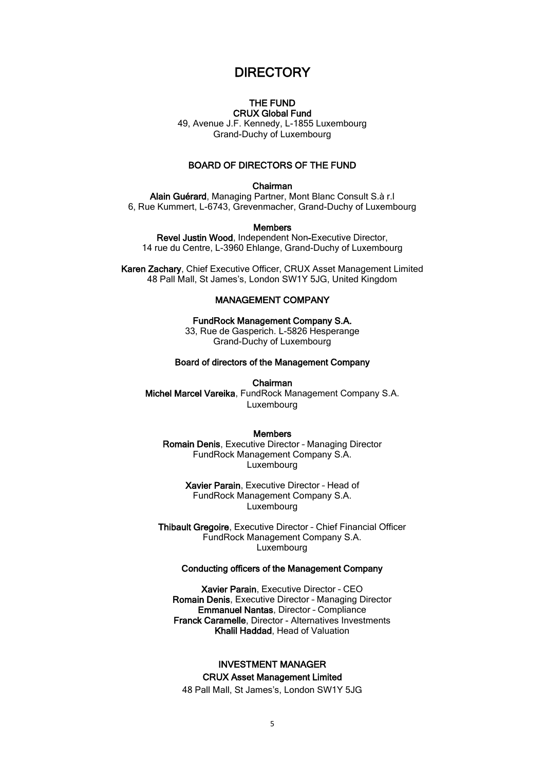# DIRECTORY

**THE FUND**
**CRUX Global Fund**
49, Avenue J.F. Kennedy, L-1855 Luxembourg
Grand-Duchy of Luxembourg

**BOARD OF DIRECTORS OF THE FUND**

**Chairman**
**Alain Guérard**, Managing Partner, Mont Blanc Consult S.à r.l
6, Rue Kummert, L-6743, Grevenmacher, Grand-Duchy of Luxembourg

**Members**
**Revel Justin Wood**, Independent Non-Executive Director,
14 rue du Centre, L-3960 Ehlange, Grand-Duchy of Luxembourg

**Karen Zachary**, Chief Executive Officer, CRUX Asset Management Limited
48 Pall Mall, St James's, London SW1Y 5JG, United Kingdom

**MANAGEMENT COMPANY**

**FundRock Management Company S.A.**
33, Rue de Gasperich. L-5826 Hesperange
Grand-Duchy of Luxembourg

**Board of directors of the Management Company**

**Chairman**
**Michel Marcel Vareika**, FundRock Management Company S.A.
Luxembourg

**Members**
**Romain Denis**, Executive Director – Managing Director
FundRock Management Company S.A.
Luxembourg

**Xavier Parain**, Executive Director – Head of
FundRock Management Company S.A.
Luxembourg

**Thibault Gregoire**, Executive Director – Chief Financial Officer
FundRock Management Company S.A.
Luxembourg

**Conducting officers of the Management Company**

**Xavier Parain**, Executive Director – CEO
**Romain Denis**, Executive Director – Managing Director
**Emmanuel Nantas**, Director – Compliance
**Franck Caramelle**, Director - Alternatives Investments
**Khalil Haddad**, Head of Valuation

**INVESTMENT MANAGER**
**CRUX Asset Management Limited**
48 Pall Mall, St James's, London SW1Y 5JG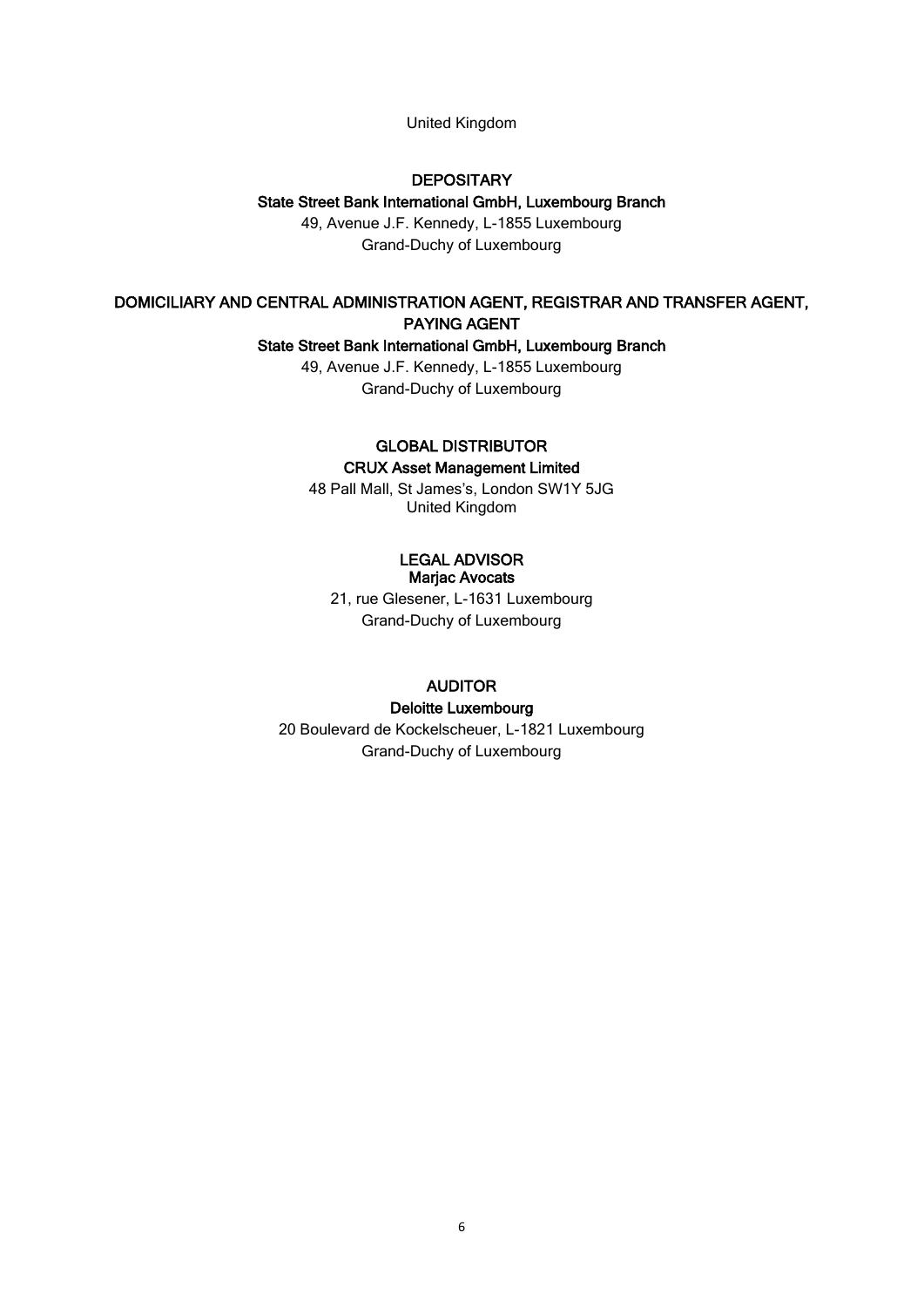United Kingdom

**DEPOSITARY**

**State Street Bank International GmbH, Luxembourg Branch**

49, Avenue J.F. Kennedy, L-1855 Luxembourg
Grand-Duchy of Luxembourg

**DOMICILIARY AND CENTRAL ADMINISTRATION AGENT, REGISTRAR AND TRANSFER AGENT, PAYING AGENT**

**State Street Bank International GmbH, Luxembourg Branch**

49, Avenue J.F. Kennedy, L-1855 Luxembourg
Grand-Duchy of Luxembourg

**GLOBAL DISTRIBUTOR**

**CRUX Asset Management Limited**

48 Pall Mall, St James's, London SW1Y 5JG
United Kingdom

**LEGAL ADVISOR**

**Marjac Avocats**

21, rue Glesener, L-1631 Luxembourg
Grand-Duchy of Luxembourg

**AUDITOR**

**Deloitte Luxembourg**

20 Boulevard de Kockelscheuer, L-1821 Luxembourg
Grand-Duchy of Luxembourg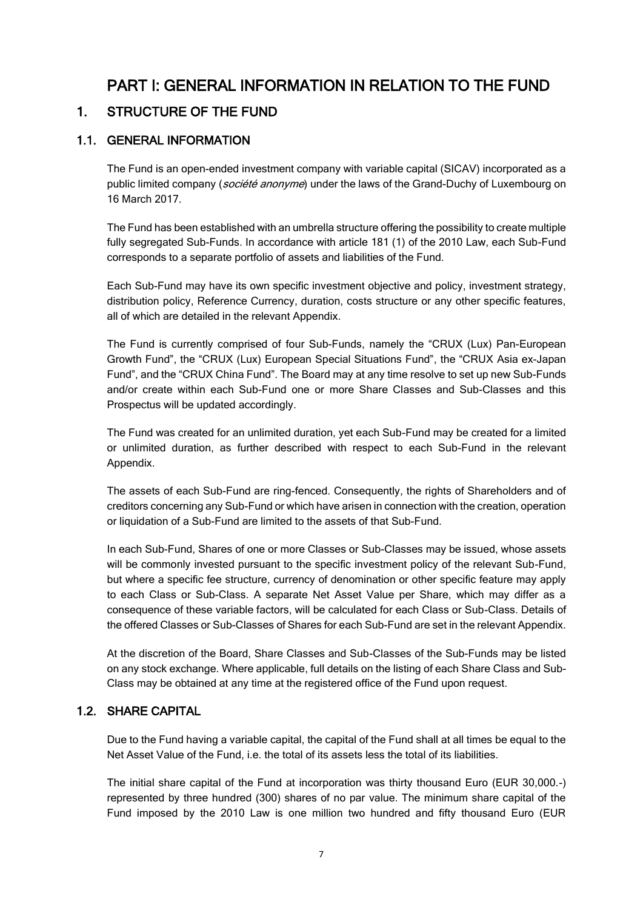# PART I: GENERAL INFORMATION IN RELATION TO THE FUND

## 1. STRUCTURE OF THE FUND

### 1.1. GENERAL INFORMATION

The Fund is an open-ended investment company with variable capital (SICAV) incorporated as a public limited company (*société anonyme*) under the laws of the Grand-Duchy of Luxembourg on 16 March 2017.

The Fund has been established with an umbrella structure offering the possibility to create multiple fully segregated Sub-Funds. In accordance with article 181 (1) of the 2010 Law, each Sub-Fund corresponds to a separate portfolio of assets and liabilities of the Fund.

Each Sub-Fund may have its own specific investment objective and policy, investment strategy, distribution policy, Reference Currency, duration, costs structure or any other specific features, all of which are detailed in the relevant Appendix.

The Fund is currently comprised of four Sub-Funds, namely the "CRUX (Lux) Pan-European Growth Fund", the "CRUX (Lux) European Special Situations Fund", the "CRUX Asia ex-Japan Fund", and the "CRUX China Fund". The Board may at any time resolve to set up new Sub-Funds and/or create within each Sub-Fund one or more Share Classes and Sub-Classes and this Prospectus will be updated accordingly.

The Fund was created for an unlimited duration, yet each Sub-Fund may be created for a limited or unlimited duration, as further described with respect to each Sub-Fund in the relevant Appendix.

The assets of each Sub-Fund are ring-fenced. Consequently, the rights of Shareholders and of creditors concerning any Sub-Fund or which have arisen in connection with the creation, operation or liquidation of a Sub-Fund are limited to the assets of that Sub-Fund.

In each Sub-Fund, Shares of one or more Classes or Sub-Classes may be issued, whose assets will be commonly invested pursuant to the specific investment policy of the relevant Sub-Fund, but where a specific fee structure, currency of denomination or other specific feature may apply to each Class or Sub-Class. A separate Net Asset Value per Share, which may differ as a consequence of these variable factors, will be calculated for each Class or Sub-Class. Details of the offered Classes or Sub-Classes of Shares for each Sub-Fund are set in the relevant Appendix.

At the discretion of the Board, Share Classes and Sub-Classes of the Sub-Funds may be listed on any stock exchange. Where applicable, full details on the listing of each Share Class and Sub-Class may be obtained at any time at the registered office of the Fund upon request.

### 1.2. SHARE CAPITAL

Due to the Fund having a variable capital, the capital of the Fund shall at all times be equal to the Net Asset Value of the Fund, i.e. the total of its assets less the total of its liabilities.

The initial share capital of the Fund at incorporation was thirty thousand Euro (EUR 30,000.-) represented by three hundred (300) shares of no par value. The minimum share capital of the Fund imposed by the 2010 Law is one million two hundred and fifty thousand Euro (EUR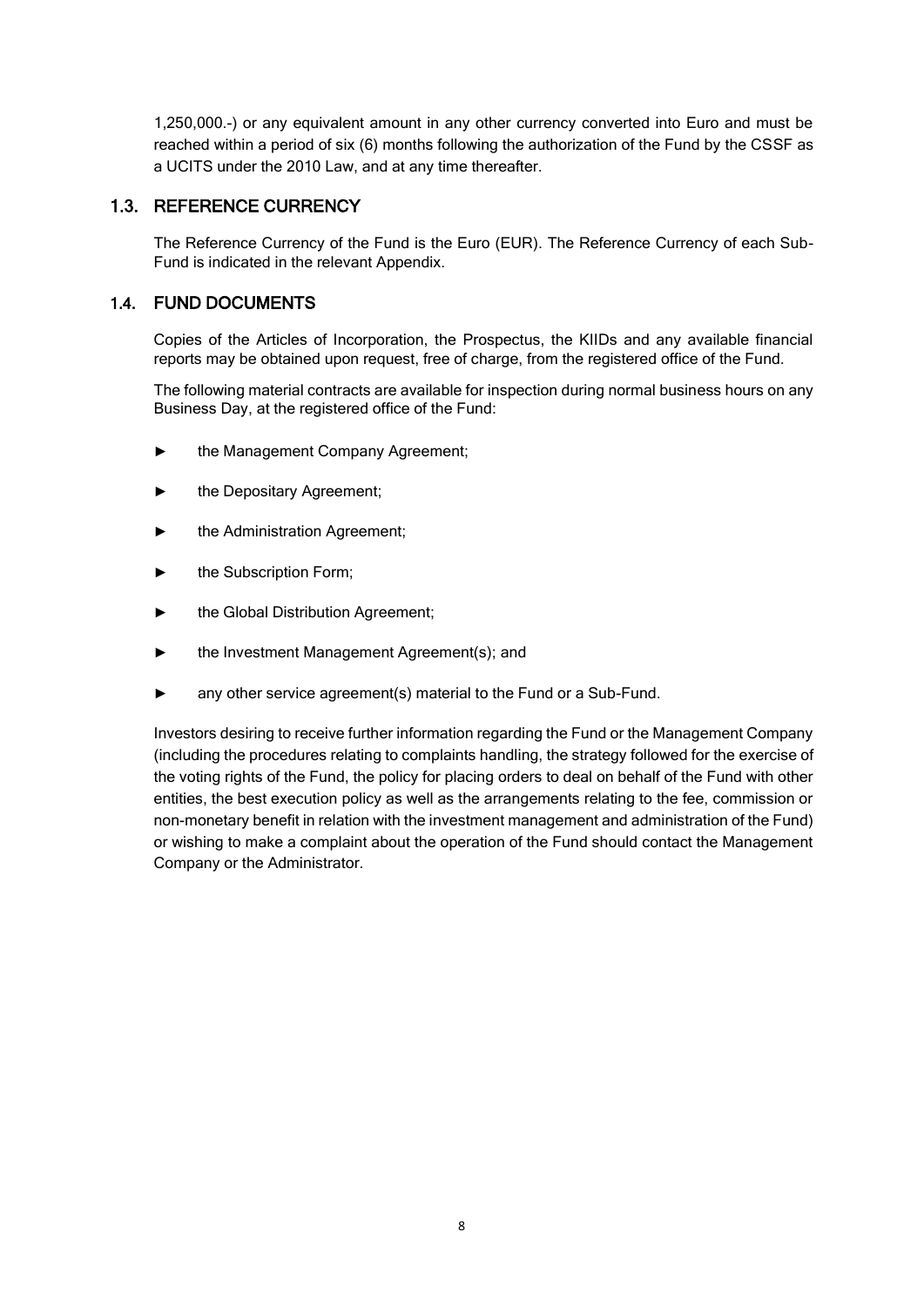1,250,000.-) or any equivalent amount in any other currency converted into Euro and must be reached within a period of six (6) months following the authorization of the Fund by the CSSF as a UCITS under the 2010 Law, and at any time thereafter.

## 1.3. REFERENCE CURRENCY

The Reference Currency of the Fund is the Euro (EUR). The Reference Currency of each Sub-Fund is indicated in the relevant Appendix.

## 1.4. FUND DOCUMENTS

Copies of the Articles of Incorporation, the Prospectus, the KIIDs and any available financial reports may be obtained upon request, free of charge, from the registered office of the Fund.

The following material contracts are available for inspection during normal business hours on any Business Day, at the registered office of the Fund:

► the Management Company Agreement;

► the Depositary Agreement;

► the Administration Agreement;

► the Subscription Form;

► the Global Distribution Agreement;

► the Investment Management Agreement(s); and

► any other service agreement(s) material to the Fund or a Sub-Fund.

Investors desiring to receive further information regarding the Fund or the Management Company (including the procedures relating to complaints handling, the strategy followed for the exercise of the voting rights of the Fund, the policy for placing orders to deal on behalf of the Fund with other entities, the best execution policy as well as the arrangements relating to the fee, commission or non-monetary benefit in relation with the investment management and administration of the Fund) or wishing to make a complaint about the operation of the Fund should contact the Management Company or the Administrator.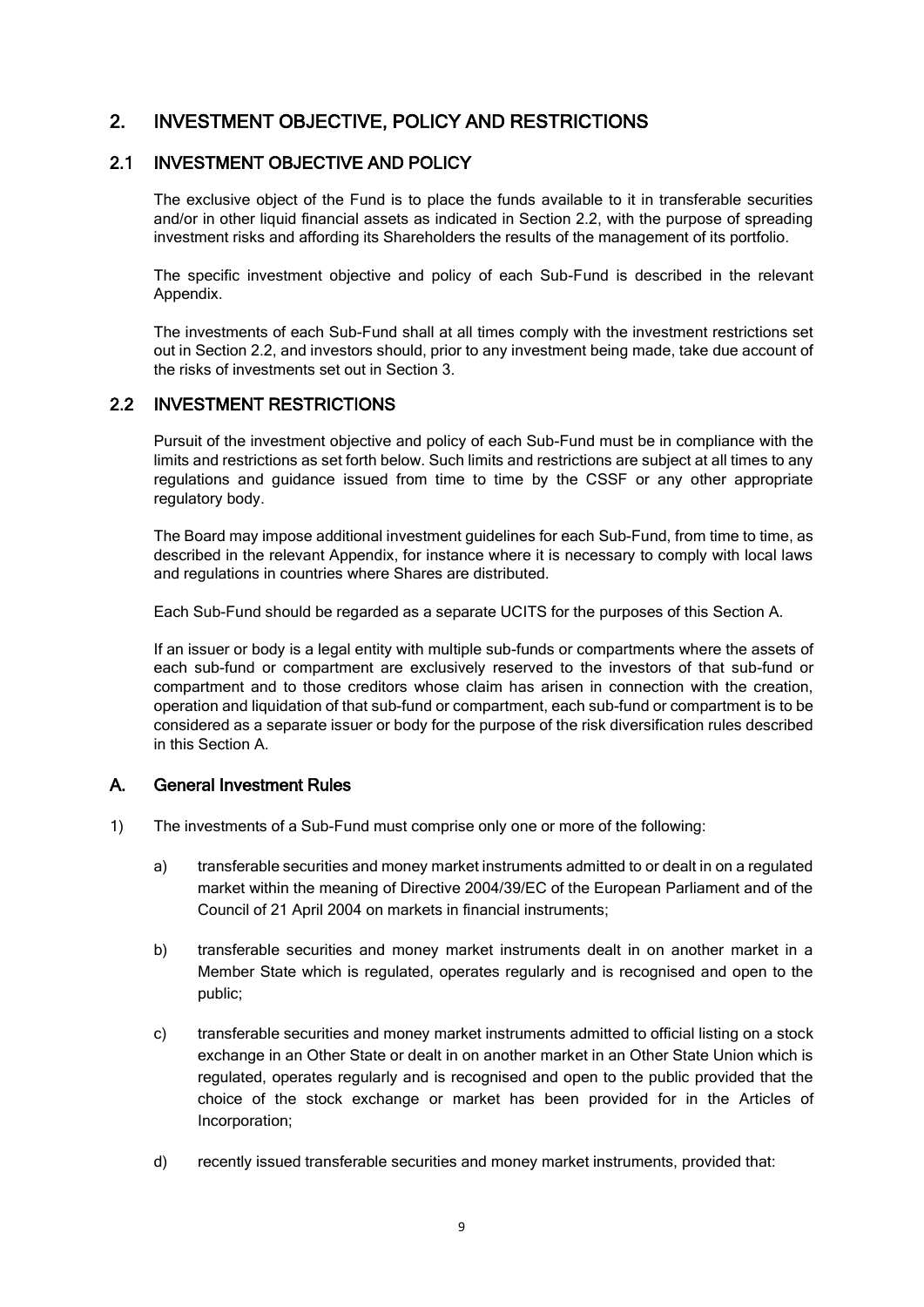# 2. INVESTMENT OBJECTIVE, POLICY AND RESTRICTIONS

## 2.1 INVESTMENT OBJECTIVE AND POLICY

The exclusive object of the Fund is to place the funds available to it in transferable securities and/or in other liquid financial assets as indicated in Section 2.2, with the purpose of spreading investment risks and affording its Shareholders the results of the management of its portfolio.

The specific investment objective and policy of each Sub-Fund is described in the relevant Appendix.

The investments of each Sub-Fund shall at all times comply with the investment restrictions set out in Section 2.2, and investors should, prior to any investment being made, take due account of the risks of investments set out in Section 3.

## 2.2 INVESTMENT RESTRICTIONS

Pursuit of the investment objective and policy of each Sub-Fund must be in compliance with the limits and restrictions as set forth below. Such limits and restrictions are subject at all times to any regulations and guidance issued from time to time by the CSSF or any other appropriate regulatory body.

The Board may impose additional investment guidelines for each Sub-Fund, from time to time, as described in the relevant Appendix, for instance where it is necessary to comply with local laws and regulations in countries where Shares are distributed.

Each Sub-Fund should be regarded as a separate UCITS for the purposes of this Section A.

If an issuer or body is a legal entity with multiple sub-funds or compartments where the assets of each sub-fund or compartment are exclusively reserved to the investors of that sub-fund or compartment and to those creditors whose claim has arisen in connection with the creation, operation and liquidation of that sub-fund or compartment, each sub-fund or compartment is to be considered as a separate issuer or body for the purpose of the risk diversification rules described in this Section A.

### A. General Investment Rules

1) The investments of a Sub-Fund must comprise only one or more of the following:

   a) transferable securities and money market instruments admitted to or dealt in on a regulated market within the meaning of Directive 2004/39/EC of the European Parliament and of the Council of 21 April 2004 on markets in financial instruments;

   b) transferable securities and money market instruments dealt in on another market in a Member State which is regulated, operates regularly and is recognised and open to the public;

   c) transferable securities and money market instruments admitted to official listing on a stock exchange in an Other State or dealt in on another market in an Other State Union which is regulated, operates regularly and is recognised and open to the public provided that the choice of the stock exchange or market has been provided for in the Articles of Incorporation;

   d) recently issued transferable securities and money market instruments, provided that: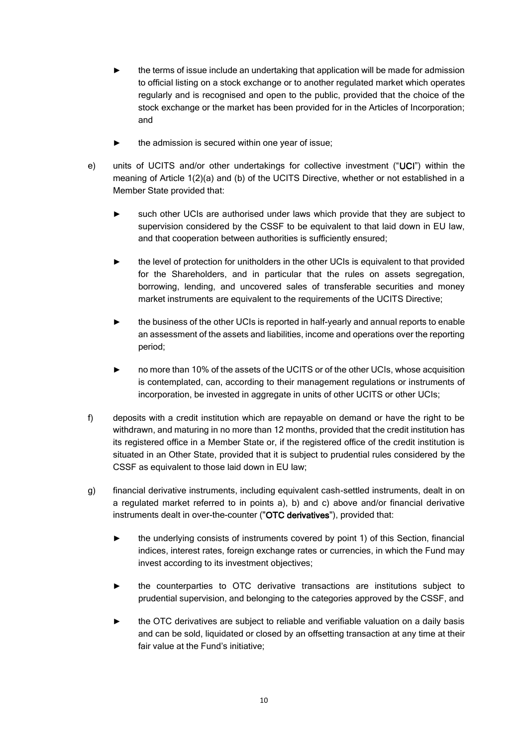- the terms of issue include an undertaking that application will be made for admission to official listing on a stock exchange or to another regulated market which operates regularly and is recognised and open to the public, provided that the choice of the stock exchange or the market has been provided for in the Articles of Incorporation; and
- the admission is secured within one year of issue;

e) units of UCITS and/or other undertakings for collective investment ("**UCI**") within the meaning of Article 1(2)(a) and (b) of the UCITS Directive, whether or not established in a Member State provided that:

- such other UCIs are authorised under laws which provide that they are subject to supervision considered by the CSSF to be equivalent to that laid down in EU law, and that cooperation between authorities is sufficiently ensured;
- the level of protection for unitholders in the other UCIs is equivalent to that provided for the Shareholders, and in particular that the rules on assets segregation, borrowing, lending, and uncovered sales of transferable securities and money market instruments are equivalent to the requirements of the UCITS Directive;
- the business of the other UCIs is reported in half-yearly and annual reports to enable an assessment of the assets and liabilities, income and operations over the reporting period;
- no more than 10% of the assets of the UCITS or of the other UCIs, whose acquisition is contemplated, can, according to their management regulations or instruments of incorporation, be invested in aggregate in units of other UCITS or other UCIs;

f) deposits with a credit institution which are repayable on demand or have the right to be withdrawn, and maturing in no more than 12 months, provided that the credit institution has its registered office in a Member State or, if the registered office of the credit institution is situated in an Other State, provided that it is subject to prudential rules considered by the CSSF as equivalent to those laid down in EU law;

g) financial derivative instruments, including equivalent cash-settled instruments, dealt in on a regulated market referred to in points a), b) and c) above and/or financial derivative instruments dealt in over-the-counter ("**OTC derivatives**"), provided that:

- the underlying consists of instruments covered by point 1) of this Section, financial indices, interest rates, foreign exchange rates or currencies, in which the Fund may invest according to its investment objectives;
- the counterparties to OTC derivative transactions are institutions subject to prudential supervision, and belonging to the categories approved by the CSSF, and
- the OTC derivatives are subject to reliable and verifiable valuation on a daily basis and can be sold, liquidated or closed by an offsetting transaction at any time at their fair value at the Fund's initiative;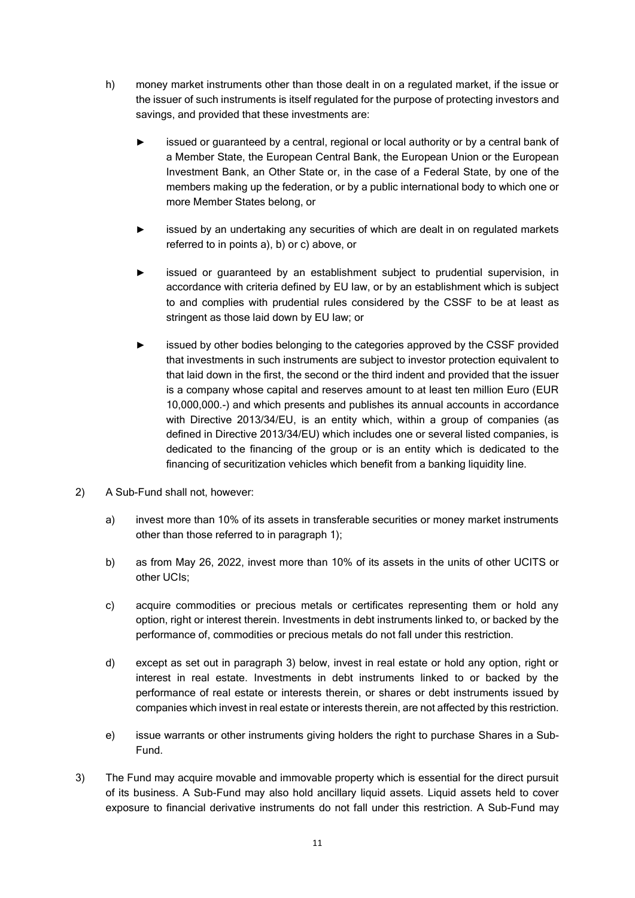h) money market instruments other than those dealt in on a regulated market, if the issue or the issuer of such instruments is itself regulated for the purpose of protecting investors and savings, and provided that these investments are:

   - issued or guaranteed by a central, regional or local authority or by a central bank of a Member State, the European Central Bank, the European Union or the European Investment Bank, an Other State or, in the case of a Federal State, by one of the members making up the federation, or by a public international body to which one or more Member States belong, or

   - issued by an undertaking any securities of which are dealt in on regulated markets referred to in points a), b) or c) above, or

   - issued or guaranteed by an establishment subject to prudential supervision, in accordance with criteria defined by EU law, or by an establishment which is subject to and complies with prudential rules considered by the CSSF to be at least as stringent as those laid down by EU law; or

   - issued by other bodies belonging to the categories approved by the CSSF provided that investments in such instruments are subject to investor protection equivalent to that laid down in the first, the second or the third indent and provided that the issuer is a company whose capital and reserves amount to at least ten million Euro (EUR 10,000,000.-) and which presents and publishes its annual accounts in accordance with Directive 2013/34/EU, is an entity which, within a group of companies (as defined in Directive 2013/34/EU) which includes one or several listed companies, is dedicated to the financing of the group or is an entity which is dedicated to the financing of securitization vehicles which benefit from a banking liquidity line.

2) A Sub-Fund shall not, however:

   a) invest more than 10% of its assets in transferable securities or money market instruments other than those referred to in paragraph 1);

   b) as from May 26, 2022, invest more than 10% of its assets in the units of other UCITS or other UCIs;

   c) acquire commodities or precious metals or certificates representing them or hold any option, right or interest therein. Investments in debt instruments linked to, or backed by the performance of, commodities or precious metals do not fall under this restriction.

   d) except as set out in paragraph 3) below, invest in real estate or hold any option, right or interest in real estate. Investments in debt instruments linked to or backed by the performance of real estate or interests therein, or shares or debt instruments issued by companies which invest in real estate or interests therein, are not affected by this restriction.

   e) issue warrants or other instruments giving holders the right to purchase Shares in a Sub-Fund.

3) The Fund may acquire movable and immovable property which is essential for the direct pursuit of its business. A Sub-Fund may also hold ancillary liquid assets. Liquid assets held to cover exposure to financial derivative instruments do not fall under this restriction. A Sub-Fund may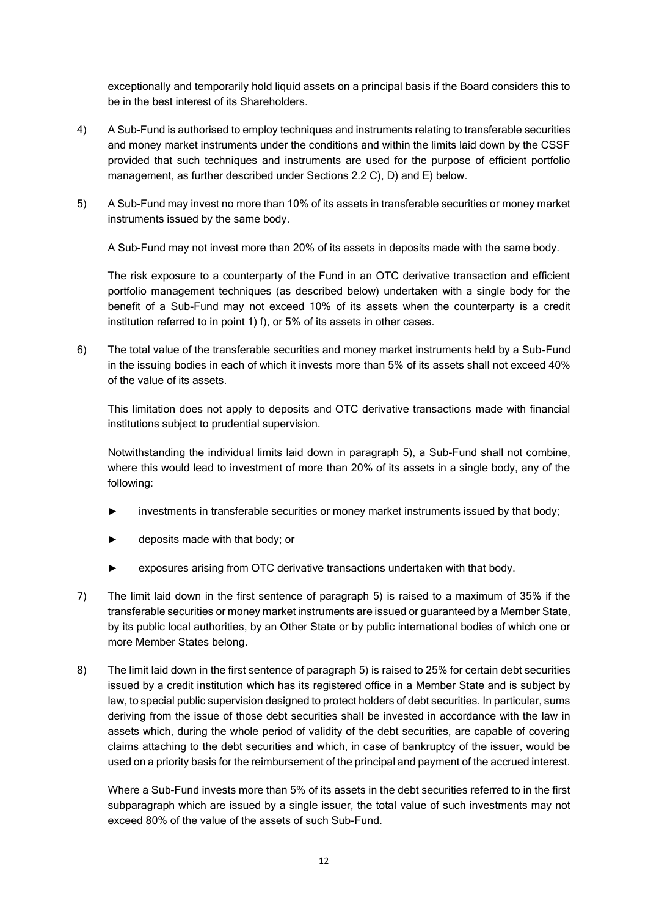exceptionally and temporarily hold liquid assets on a principal basis if the Board considers this to be in the best interest of its Shareholders.

4) A Sub-Fund is authorised to employ techniques and instruments relating to transferable securities and money market instruments under the conditions and within the limits laid down by the CSSF provided that such techniques and instruments are used for the purpose of efficient portfolio management, as further described under Sections 2.2 C), D) and E) below.

5) A Sub-Fund may invest no more than 10% of its assets in transferable securities or money market instruments issued by the same body.

   A Sub-Fund may not invest more than 20% of its assets in deposits made with the same body.

   The risk exposure to a counterparty of the Fund in an OTC derivative transaction and efficient portfolio management techniques (as described below) undertaken with a single body for the benefit of a Sub-Fund may not exceed 10% of its assets when the counterparty is a credit institution referred to in point 1) f), or 5% of its assets in other cases.

6) The total value of the transferable securities and money market instruments held by a Sub-Fund in the issuing bodies in each of which it invests more than 5% of its assets shall not exceed 40% of the value of its assets.

   This limitation does not apply to deposits and OTC derivative transactions made with financial institutions subject to prudential supervision.

   Notwithstanding the individual limits laid down in paragraph 5), a Sub-Fund shall not combine, where this would lead to investment of more than 20% of its assets in a single body, any of the following:

   - investments in transferable securities or money market instruments issued by that body;
   - deposits made with that body; or
   - exposures arising from OTC derivative transactions undertaken with that body.

7) The limit laid down in the first sentence of paragraph 5) is raised to a maximum of 35% if the transferable securities or money market instruments are issued or guaranteed by a Member State, by its public local authorities, by an Other State or by public international bodies of which one or more Member States belong.

8) The limit laid down in the first sentence of paragraph 5) is raised to 25% for certain debt securities issued by a credit institution which has its registered office in a Member State and is subject by law, to special public supervision designed to protect holders of debt securities. In particular, sums deriving from the issue of those debt securities shall be invested in accordance with the law in assets which, during the whole period of validity of the debt securities, are capable of covering claims attaching to the debt securities and which, in case of bankruptcy of the issuer, would be used on a priority basis for the reimbursement of the principal and payment of the accrued interest.

   Where a Sub-Fund invests more than 5% of its assets in the debt securities referred to in the first subparagraph which are issued by a single issuer, the total value of such investments may not exceed 80% of the value of the assets of such Sub-Fund.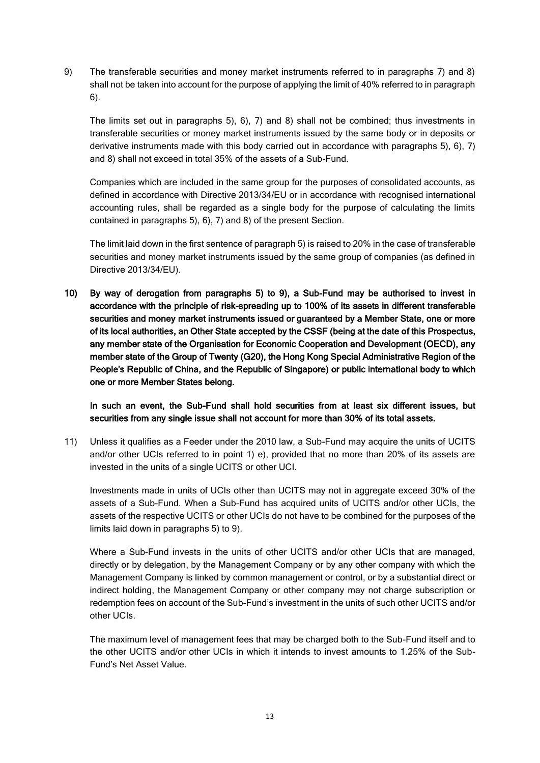9) The transferable securities and money market instruments referred to in paragraphs 7) and 8) shall not be taken into account for the purpose of applying the limit of 40% referred to in paragraph 6).

   The limits set out in paragraphs 5), 6), 7) and 8) shall not be combined; thus investments in transferable securities or money market instruments issued by the same body or in deposits or derivative instruments made with this body carried out in accordance with paragraphs 5), 6), 7) and 8) shall not exceed in total 35% of the assets of a Sub-Fund.

   Companies which are included in the same group for the purposes of consolidated accounts, as defined in accordance with Directive 2013/34/EU or in accordance with recognised international accounting rules, shall be regarded as a single body for the purpose of calculating the limits contained in paragraphs 5), 6), 7) and 8) of the present Section.

   The limit laid down in the first sentence of paragraph 5) is raised to 20% in the case of transferable securities and money market instruments issued by the same group of companies (as defined in Directive 2013/34/EU).

**10) By way of derogation from paragraphs 5) to 9), a Sub-Fund may be authorised to invest in accordance with the principle of risk-spreading up to 100% of its assets in different transferable securities and money market instruments issued or guaranteed by a Member State, one or more of its local authorities, an Other State accepted by the CSSF (being at the date of this Prospectus, any member state of the Organisation for Economic Cooperation and Development (OECD), any member state of the Group of Twenty (G20), the Hong Kong Special Administrative Region of the People's Republic of China, and the Republic of Singapore) or public international body to which one or more Member States belong.**

   **In such an event, the Sub-Fund shall hold securities from at least six different issues, but securities from any single issue shall not account for more than 30% of its total assets.**

11) Unless it qualifies as a Feeder under the 2010 law, a Sub-Fund may acquire the units of UCITS and/or other UCIs referred to in point 1) e), provided that no more than 20% of its assets are invested in the units of a single UCITS or other UCI.

   Investments made in units of UCIs other than UCITS may not in aggregate exceed 30% of the assets of a Sub-Fund. When a Sub-Fund has acquired units of UCITS and/or other UCIs, the assets of the respective UCITS or other UCIs do not have to be combined for the purposes of the limits laid down in paragraphs 5) to 9).

   Where a Sub-Fund invests in the units of other UCITS and/or other UCIs that are managed, directly or by delegation, by the Management Company or by any other company with which the Management Company is linked by common management or control, or by a substantial direct or indirect holding, the Management Company or other company may not charge subscription or redemption fees on account of the Sub-Fund's investment in the units of such other UCITS and/or other UCIs.

   The maximum level of management fees that may be charged both to the Sub-Fund itself and to the other UCITS and/or other UCIs in which it intends to invest amounts to 1.25% of the Sub-Fund's Net Asset Value.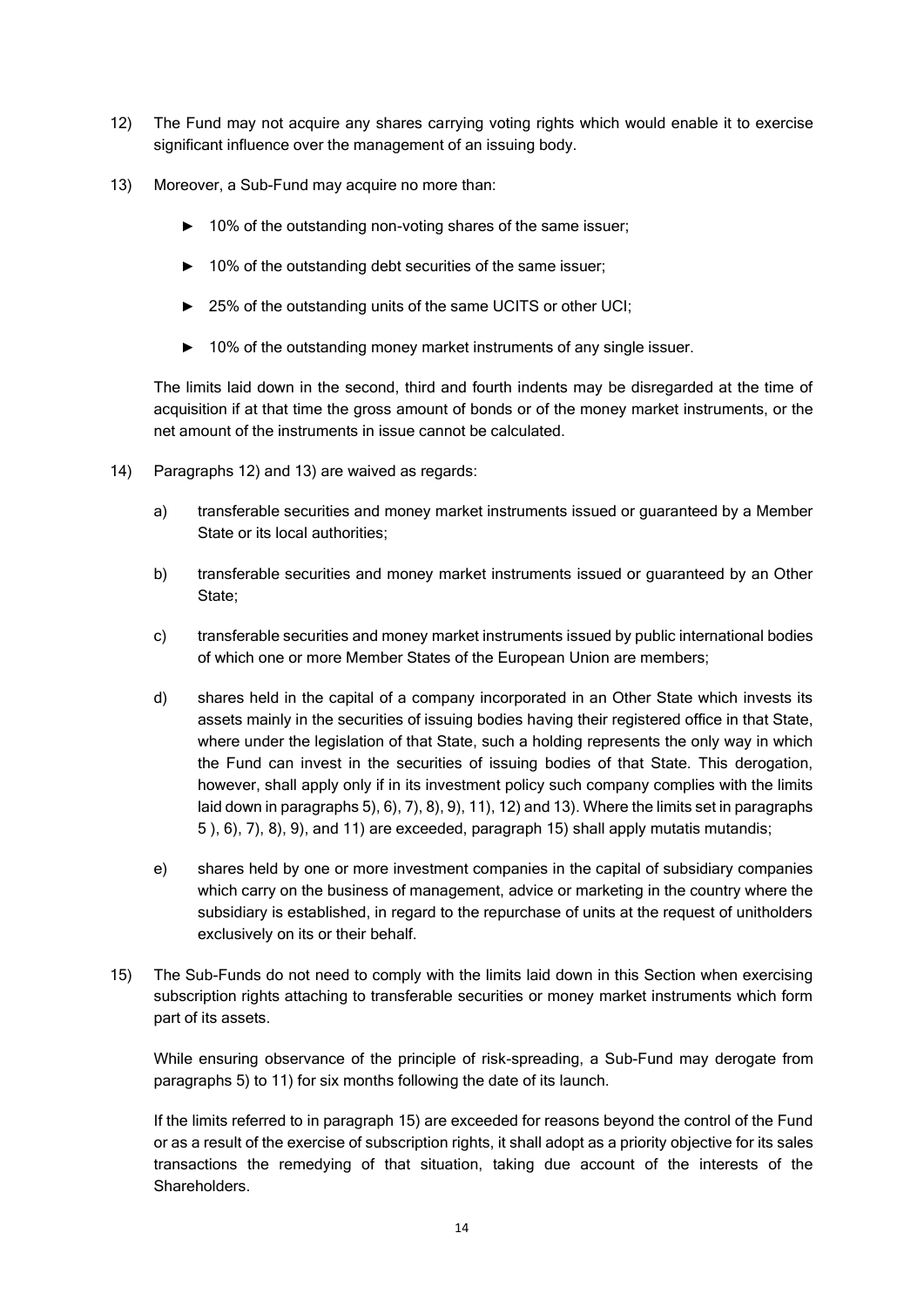12) The Fund may not acquire any shares carrying voting rights which would enable it to exercise significant influence over the management of an issuing body.

13) Moreover, a Sub-Fund may acquire no more than:

   - 10% of the outstanding non-voting shares of the same issuer;
   - 10% of the outstanding debt securities of the same issuer;
   - 25% of the outstanding units of the same UCITS or other UCI;
   - 10% of the outstanding money market instruments of any single issuer.

   The limits laid down in the second, third and fourth indents may be disregarded at the time of acquisition if at that time the gross amount of bonds or of the money market instruments, or the net amount of the instruments in issue cannot be calculated.

14) Paragraphs 12) and 13) are waived as regards:

   a) transferable securities and money market instruments issued or guaranteed by a Member State or its local authorities;

   b) transferable securities and money market instruments issued or guaranteed by an Other State;

   c) transferable securities and money market instruments issued by public international bodies of which one or more Member States of the European Union are members;

   d) shares held in the capital of a company incorporated in an Other State which invests its assets mainly in the securities of issuing bodies having their registered office in that State, where under the legislation of that State, such a holding represents the only way in which the Fund can invest in the securities of issuing bodies of that State. This derogation, however, shall apply only if in its investment policy such company complies with the limits laid down in paragraphs 5), 6), 7), 8), 9), 11), 12) and 13). Where the limits set in paragraphs 5 ), 6), 7), 8), 9), and 11) are exceeded, paragraph 15) shall apply mutatis mutandis;

   e) shares held by one or more investment companies in the capital of subsidiary companies which carry on the business of management, advice or marketing in the country where the subsidiary is established, in regard to the repurchase of units at the request of unitholders exclusively on its or their behalf.

15) The Sub-Funds do not need to comply with the limits laid down in this Section when exercising subscription rights attaching to transferable securities or money market instruments which form part of its assets.

   While ensuring observance of the principle of risk-spreading, a Sub-Fund may derogate from paragraphs 5) to 11) for six months following the date of its launch.

   If the limits referred to in paragraph 15) are exceeded for reasons beyond the control of the Fund or as a result of the exercise of subscription rights, it shall adopt as a priority objective for its sales transactions the remedying of that situation, taking due account of the interests of the Shareholders.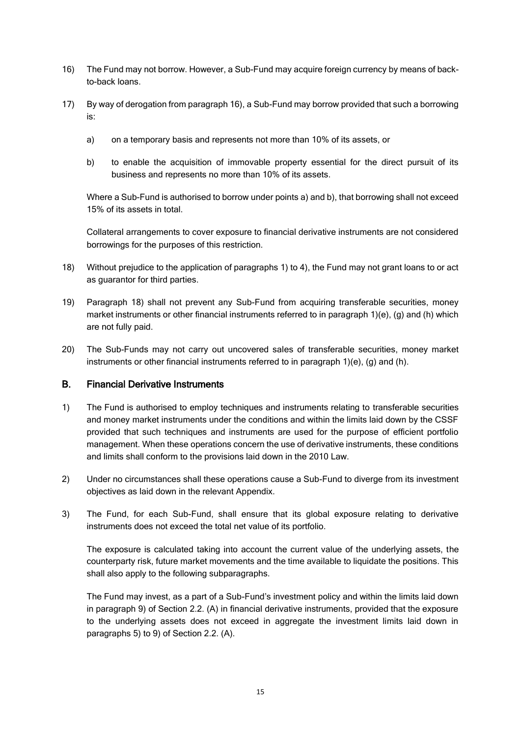16) The Fund may not borrow. However, a Sub-Fund may acquire foreign currency by means of back-to-back loans.

17) By way of derogation from paragraph 16), a Sub-Fund may borrow provided that such a borrowing is:

    a) on a temporary basis and represents not more than 10% of its assets, or

    b) to enable the acquisition of immovable property essential for the direct pursuit of its business and represents no more than 10% of its assets.

    Where a Sub-Fund is authorised to borrow under points a) and b), that borrowing shall not exceed 15% of its assets in total.

    Collateral arrangements to cover exposure to financial derivative instruments are not considered borrowings for the purposes of this restriction.

18) Without prejudice to the application of paragraphs 1) to 4), the Fund may not grant loans to or act as guarantor for third parties.

19) Paragraph 18) shall not prevent any Sub-Fund from acquiring transferable securities, money market instruments or other financial instruments referred to in paragraph 1)(e), (g) and (h) which are not fully paid.

20) The Sub-Funds may not carry out uncovered sales of transferable securities, money market instruments or other financial instruments referred to in paragraph 1)(e), (g) and (h).

## B. Financial Derivative Instruments

1) The Fund is authorised to employ techniques and instruments relating to transferable securities and money market instruments under the conditions and within the limits laid down by the CSSF provided that such techniques and instruments are used for the purpose of efficient portfolio management. When these operations concern the use of derivative instruments, these conditions and limits shall conform to the provisions laid down in the 2010 Law.

2) Under no circumstances shall these operations cause a Sub-Fund to diverge from its investment objectives as laid down in the relevant Appendix.

3) The Fund, for each Sub-Fund, shall ensure that its global exposure relating to derivative instruments does not exceed the total net value of its portfolio.

    The exposure is calculated taking into account the current value of the underlying assets, the counterparty risk, future market movements and the time available to liquidate the positions. This shall also apply to the following subparagraphs.

    The Fund may invest, as a part of a Sub-Fund's investment policy and within the limits laid down in paragraph 9) of Section 2.2. (A) in financial derivative instruments, provided that the exposure to the underlying assets does not exceed in aggregate the investment limits laid down in paragraphs 5) to 9) of Section 2.2. (A).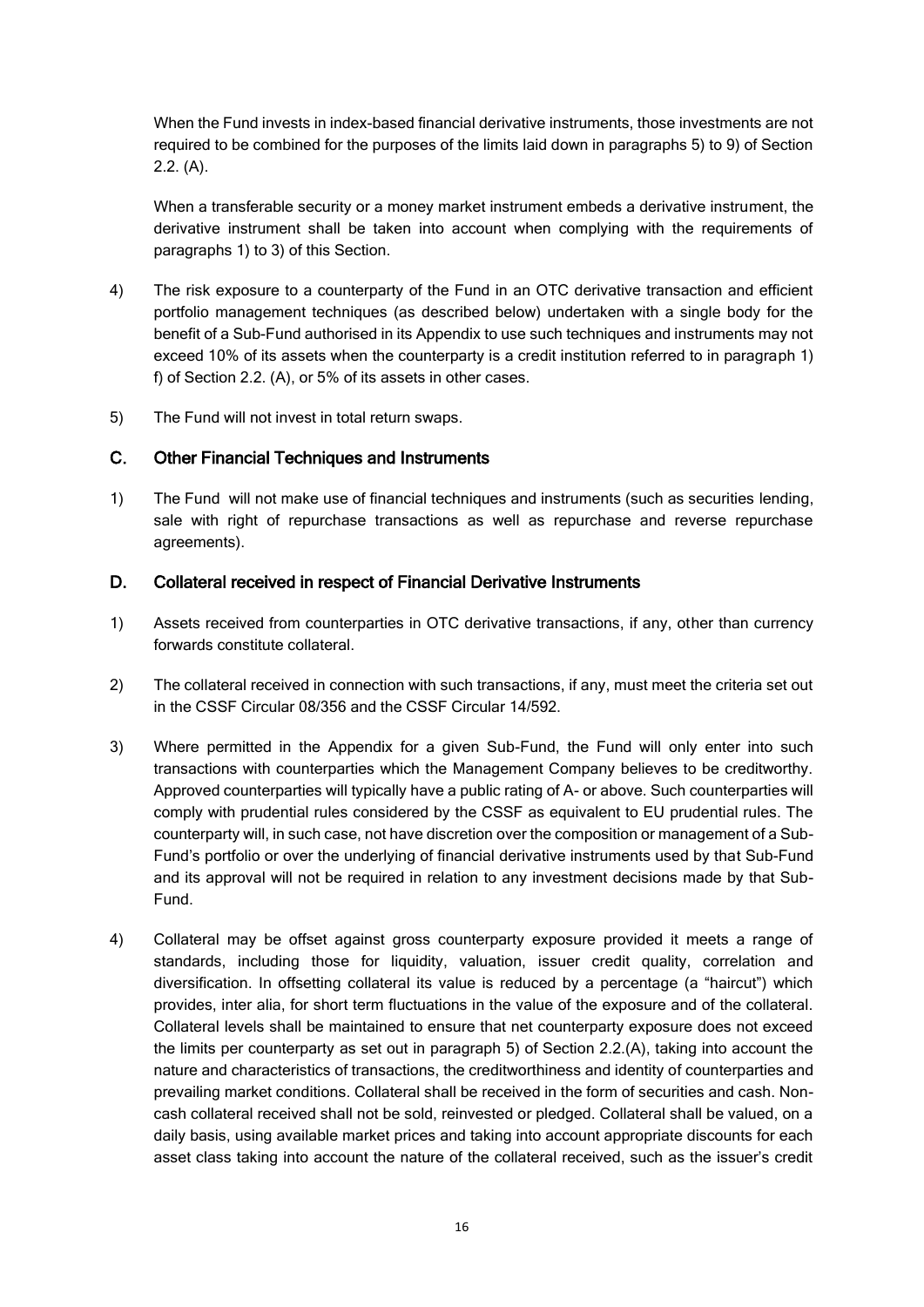When the Fund invests in index-based financial derivative instruments, those investments are not required to be combined for the purposes of the limits laid down in paragraphs 5) to 9) of Section 2.2. (A).

When a transferable security or a money market instrument embeds a derivative instrument, the derivative instrument shall be taken into account when complying with the requirements of paragraphs 1) to 3) of this Section.

4) The risk exposure to a counterparty of the Fund in an OTC derivative transaction and efficient portfolio management techniques (as described below) undertaken with a single body for the benefit of a Sub-Fund authorised in its Appendix to use such techniques and instruments may not exceed 10% of its assets when the counterparty is a credit institution referred to in paragraph 1) f) of Section 2.2. (A), or 5% of its assets in other cases.

5) The Fund will not invest in total return swaps.

## C. Other Financial Techniques and Instruments

1) The Fund will not make use of financial techniques and instruments (such as securities lending, sale with right of repurchase transactions as well as repurchase and reverse repurchase agreements).

## D. Collateral received in respect of Financial Derivative Instruments

1) Assets received from counterparties in OTC derivative transactions, if any, other than currency forwards constitute collateral.

2) The collateral received in connection with such transactions, if any, must meet the criteria set out in the CSSF Circular 08/356 and the CSSF Circular 14/592.

3) Where permitted in the Appendix for a given Sub-Fund, the Fund will only enter into such transactions with counterparties which the Management Company believes to be creditworthy. Approved counterparties will typically have a public rating of A- or above. Such counterparties will comply with prudential rules considered by the CSSF as equivalent to EU prudential rules. The counterparty will, in such case, not have discretion over the composition or management of a Sub-Fund's portfolio or over the underlying of financial derivative instruments used by that Sub-Fund and its approval will not be required in relation to any investment decisions made by that Sub-Fund.

4) Collateral may be offset against gross counterparty exposure provided it meets a range of standards, including those for liquidity, valuation, issuer credit quality, correlation and diversification. In offsetting collateral its value is reduced by a percentage (a "haircut") which provides, inter alia, for short term fluctuations in the value of the exposure and of the collateral. Collateral levels shall be maintained to ensure that net counterparty exposure does not exceed the limits per counterparty as set out in paragraph 5) of Section 2.2.(A), taking into account the nature and characteristics of transactions, the creditworthiness and identity of counterparties and prevailing market conditions. Collateral shall be received in the form of securities and cash. Non-cash collateral received shall not be sold, reinvested or pledged. Collateral shall be valued, on a daily basis, using available market prices and taking into account appropriate discounts for each asset class taking into account the nature of the collateral received, such as the issuer's credit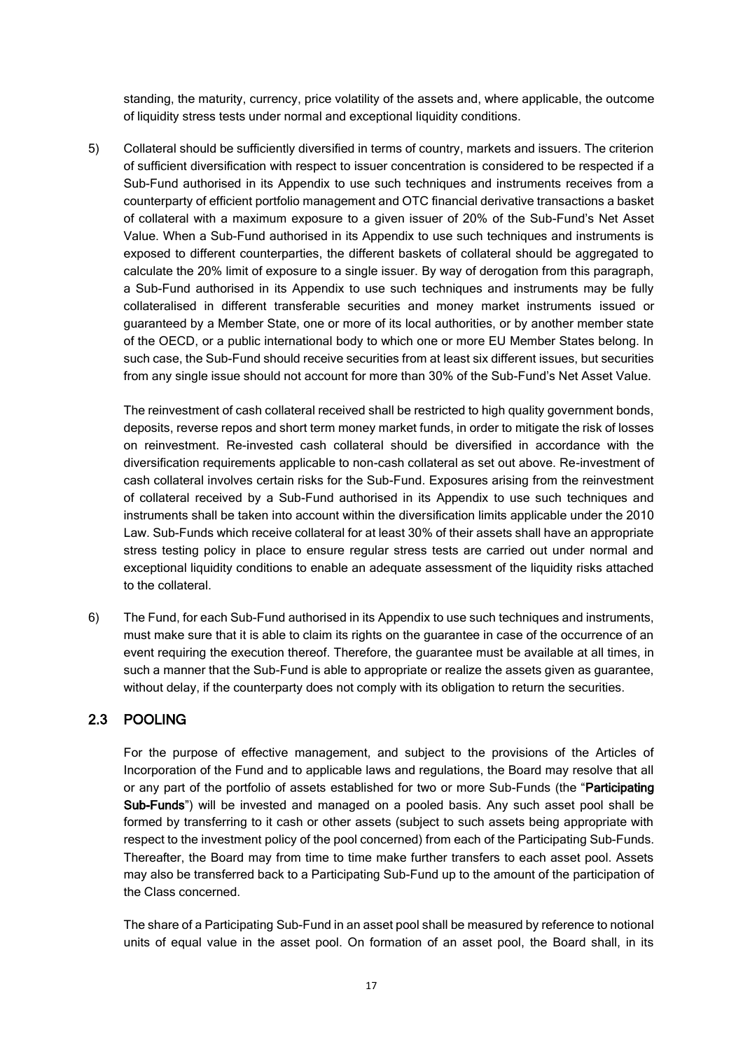standing, the maturity, currency, price volatility of the assets and, where applicable, the outcome of liquidity stress tests under normal and exceptional liquidity conditions.

5) Collateral should be sufficiently diversified in terms of country, markets and issuers. The criterion of sufficient diversification with respect to issuer concentration is considered to be respected if a Sub-Fund authorised in its Appendix to use such techniques and instruments receives from a counterparty of efficient portfolio management and OTC financial derivative transactions a basket of collateral with a maximum exposure to a given issuer of 20% of the Sub-Fund's Net Asset Value. When a Sub-Fund authorised in its Appendix to use such techniques and instruments is exposed to different counterparties, the different baskets of collateral should be aggregated to calculate the 20% limit of exposure to a single issuer. By way of derogation from this paragraph, a Sub-Fund authorised in its Appendix to use such techniques and instruments may be fully collateralised in different transferable securities and money market instruments issued or guaranteed by a Member State, one or more of its local authorities, or by another member state of the OECD, or a public international body to which one or more EU Member States belong. In such case, the Sub-Fund should receive securities from at least six different issues, but securities from any single issue should not account for more than 30% of the Sub-Fund's Net Asset Value.

   The reinvestment of cash collateral received shall be restricted to high quality government bonds, deposits, reverse repos and short term money market funds, in order to mitigate the risk of losses on reinvestment. Re-invested cash collateral should be diversified in accordance with the diversification requirements applicable to non-cash collateral as set out above. Re-investment of cash collateral involves certain risks for the Sub-Fund. Exposures arising from the reinvestment of collateral received by a Sub-Fund authorised in its Appendix to use such techniques and instruments shall be taken into account within the diversification limits applicable under the 2010 Law. Sub-Funds which receive collateral for at least 30% of their assets shall have an appropriate stress testing policy in place to ensure regular stress tests are carried out under normal and exceptional liquidity conditions to enable an adequate assessment of the liquidity risks attached to the collateral.

6) The Fund, for each Sub-Fund authorised in its Appendix to use such techniques and instruments, must make sure that it is able to claim its rights on the guarantee in case of the occurrence of an event requiring the execution thereof. Therefore, the guarantee must be available at all times, in such a manner that the Sub-Fund is able to appropriate or realize the assets given as guarantee, without delay, if the counterparty does not comply with its obligation to return the securities.

## 2.3 POOLING

For the purpose of effective management, and subject to the provisions of the Articles of Incorporation of the Fund and to applicable laws and regulations, the Board may resolve that all or any part of the portfolio of assets established for two or more Sub-Funds (the "**Participating Sub-Funds**") will be invested and managed on a pooled basis. Any such asset pool shall be formed by transferring to it cash or other assets (subject to such assets being appropriate with respect to the investment policy of the pool concerned) from each of the Participating Sub-Funds. Thereafter, the Board may from time to time make further transfers to each asset pool. Assets may also be transferred back to a Participating Sub-Fund up to the amount of the participation of the Class concerned.

The share of a Participating Sub-Fund in an asset pool shall be measured by reference to notional units of equal value in the asset pool. On formation of an asset pool, the Board shall, in its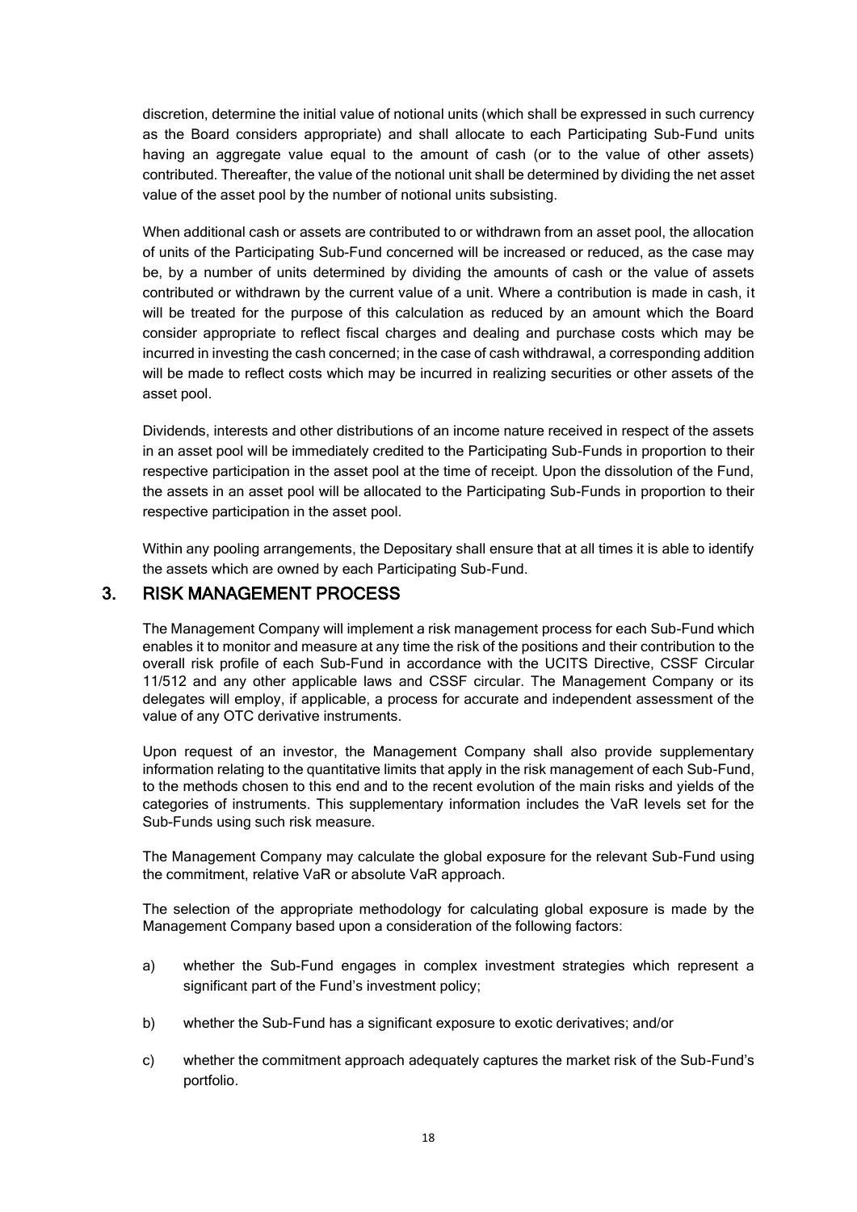discretion, determine the initial value of notional units (which shall be expressed in such currency as the Board considers appropriate) and shall allocate to each Participating Sub-Fund units having an aggregate value equal to the amount of cash (or to the value of other assets) contributed. Thereafter, the value of the notional unit shall be determined by dividing the net asset value of the asset pool by the number of notional units subsisting.

When additional cash or assets are contributed to or withdrawn from an asset pool, the allocation of units of the Participating Sub-Fund concerned will be increased or reduced, as the case may be, by a number of units determined by dividing the amounts of cash or the value of assets contributed or withdrawn by the current value of a unit. Where a contribution is made in cash, it will be treated for the purpose of this calculation as reduced by an amount which the Board consider appropriate to reflect fiscal charges and dealing and purchase costs which may be incurred in investing the cash concerned; in the case of cash withdrawal, a corresponding addition will be made to reflect costs which may be incurred in realizing securities or other assets of the asset pool.

Dividends, interests and other distributions of an income nature received in respect of the assets in an asset pool will be immediately credited to the Participating Sub-Funds in proportion to their respective participation in the asset pool at the time of receipt. Upon the dissolution of the Fund, the assets in an asset pool will be allocated to the Participating Sub-Funds in proportion to their respective participation in the asset pool.

Within any pooling arrangements, the Depositary shall ensure that at all times it is able to identify the assets which are owned by each Participating Sub-Fund.

## 3. RISK MANAGEMENT PROCESS

The Management Company will implement a risk management process for each Sub-Fund which enables it to monitor and measure at any time the risk of the positions and their contribution to the overall risk profile of each Sub-Fund in accordance with the UCITS Directive, CSSF Circular 11/512 and any other applicable laws and CSSF circular. The Management Company or its delegates will employ, if applicable, a process for accurate and independent assessment of the value of any OTC derivative instruments.

Upon request of an investor, the Management Company shall also provide supplementary information relating to the quantitative limits that apply in the risk management of each Sub-Fund, to the methods chosen to this end and to the recent evolution of the main risks and yields of the categories of instruments. This supplementary information includes the VaR levels set for the Sub-Funds using such risk measure.

The Management Company may calculate the global exposure for the relevant Sub-Fund using the commitment, relative VaR or absolute VaR approach.

The selection of the appropriate methodology for calculating global exposure is made by the Management Company based upon a consideration of the following factors:

a) whether the Sub-Fund engages in complex investment strategies which represent a significant part of the Fund's investment policy;

b) whether the Sub-Fund has a significant exposure to exotic derivatives; and/or

c) whether the commitment approach adequately captures the market risk of the Sub-Fund's portfolio.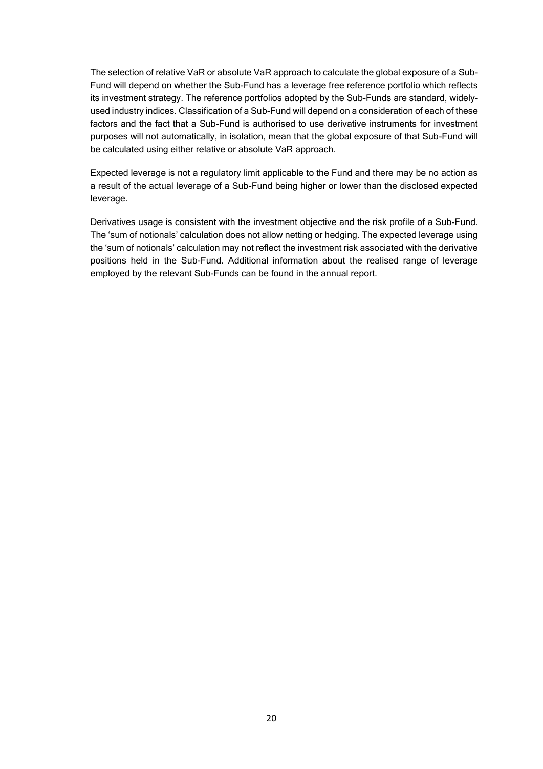The selection of relative VaR or absolute VaR approach to calculate the global exposure of a Sub-Fund will depend on whether the Sub-Fund has a leverage free reference portfolio which reflects its investment strategy. The reference portfolios adopted by the Sub-Funds are standard, widely-used industry indices. Classification of a Sub-Fund will depend on a consideration of each of these factors and the fact that a Sub-Fund is authorised to use derivative instruments for investment purposes will not automatically, in isolation, mean that the global exposure of that Sub-Fund will be calculated using either relative or absolute VaR approach.

Expected leverage is not a regulatory limit applicable to the Fund and there may be no action as a result of the actual leverage of a Sub-Fund being higher or lower than the disclosed expected leverage.

Derivatives usage is consistent with the investment objective and the risk profile of a Sub-Fund. The 'sum of notionals' calculation does not allow netting or hedging. The expected leverage using the 'sum of notionals' calculation may not reflect the investment risk associated with the derivative positions held in the Sub-Fund. Additional information about the realised range of leverage employed by the relevant Sub-Funds can be found in the annual report.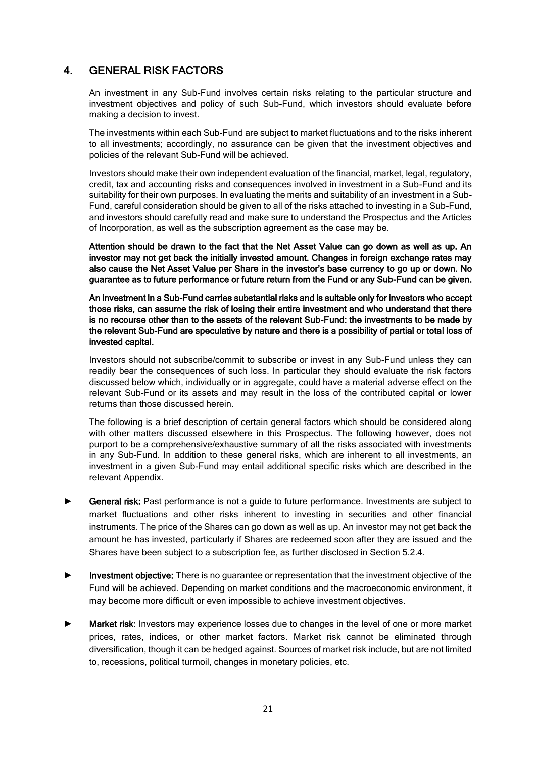## 4. GENERAL RISK FACTORS

An investment in any Sub-Fund involves certain risks relating to the particular structure and investment objectives and policy of such Sub-Fund, which investors should evaluate before making a decision to invest.

The investments within each Sub-Fund are subject to market fluctuations and to the risks inherent to all investments; accordingly, no assurance can be given that the investment objectives and policies of the relevant Sub-Fund will be achieved.

Investors should make their own independent evaluation of the financial, market, legal, regulatory, credit, tax and accounting risks and consequences involved in investment in a Sub-Fund and its suitability for their own purposes. In evaluating the merits and suitability of an investment in a Sub-Fund, careful consideration should be given to all of the risks attached to investing in a Sub-Fund, and investors should carefully read and make sure to understand the Prospectus and the Articles of Incorporation, as well as the subscription agreement as the case may be.

**Attention should be drawn to the fact that the Net Asset Value can go down as well as up. An investor may not get back the initially invested amount. Changes in foreign exchange rates may also cause the Net Asset Value per Share in the investor's base currency to go up or down. No guarantee as to future performance or future return from the Fund or any Sub-Fund can be given.**

**An investment in a Sub-Fund carries substantial risks and is suitable only for investors who accept those risks, can assume the risk of losing their entire investment and who understand that there is no recourse other than to the assets of the relevant Sub-Fund: the investments to be made by the relevant Sub-Fund are speculative by nature and there is a possibility of partial or total loss of invested capital.**

Investors should not subscribe/commit to subscribe or invest in any Sub-Fund unless they can readily bear the consequences of such loss. In particular they should evaluate the risk factors discussed below which, individually or in aggregate, could have a material adverse effect on the relevant Sub-Fund or its assets and may result in the loss of the contributed capital or lower returns than those discussed herein.

The following is a brief description of certain general factors which should be considered along with other matters discussed elsewhere in this Prospectus. The following however, does not purport to be a comprehensive/exhaustive summary of all the risks associated with investments in any Sub-Fund. In addition to these general risks, which are inherent to all investments, an investment in a given Sub-Fund may entail additional specific risks which are described in the relevant Appendix.

► **General risk:** Past performance is not a guide to future performance. Investments are subject to market fluctuations and other risks inherent to investing in securities and other financial instruments. The price of the Shares can go down as well as up. An investor may not get back the amount he has invested, particularly if Shares are redeemed soon after they are issued and the Shares have been subject to a subscription fee, as further disclosed in Section 5.2.4.

► **Investment objective:** There is no guarantee or representation that the investment objective of the Fund will be achieved. Depending on market conditions and the macroeconomic environment, it may become more difficult or even impossible to achieve investment objectives.

► **Market risk:** Investors may experience losses due to changes in the level of one or more market prices, rates, indices, or other market factors. Market risk cannot be eliminated through diversification, though it can be hedged against. Sources of market risk include, but are not limited to, recessions, political turmoil, changes in monetary policies, etc.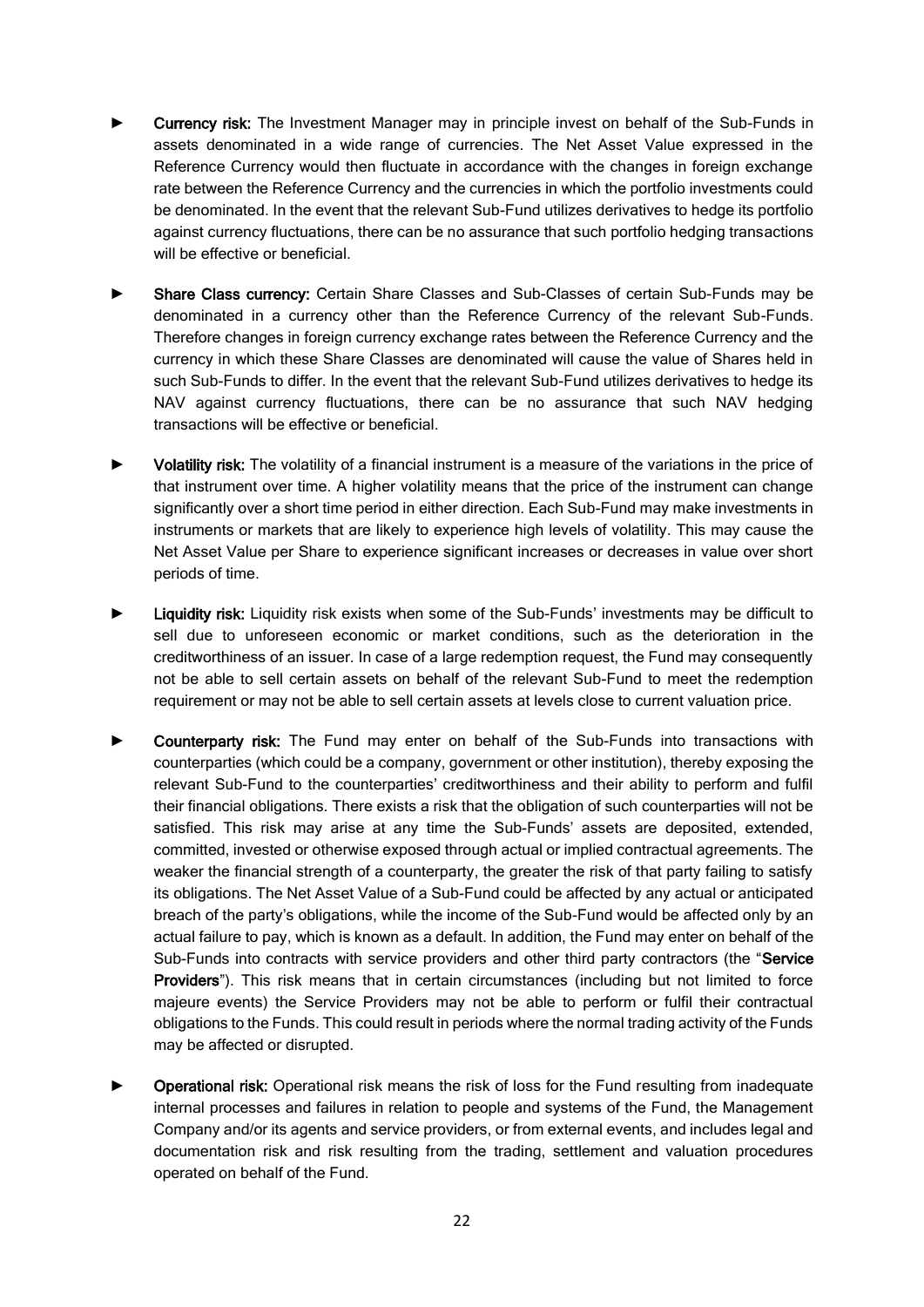- **Currency risk:** The Investment Manager may in principle invest on behalf of the Sub-Funds in assets denominated in a wide range of currencies. The Net Asset Value expressed in the Reference Currency would then fluctuate in accordance with the changes in foreign exchange rate between the Reference Currency and the currencies in which the portfolio investments could be denominated. In the event that the relevant Sub-Fund utilizes derivatives to hedge its portfolio against currency fluctuations, there can be no assurance that such portfolio hedging transactions will be effective or beneficial.

- **Share Class currency:** Certain Share Classes and Sub-Classes of certain Sub-Funds may be denominated in a currency other than the Reference Currency of the relevant Sub-Funds. Therefore changes in foreign currency exchange rates between the Reference Currency and the currency in which these Share Classes are denominated will cause the value of Shares held in such Sub-Funds to differ. In the event that the relevant Sub-Fund utilizes derivatives to hedge its NAV against currency fluctuations, there can be no assurance that such NAV hedging transactions will be effective or beneficial.

- **Volatility risk:** The volatility of a financial instrument is a measure of the variations in the price of that instrument over time. A higher volatility means that the price of the instrument can change significantly over a short time period in either direction. Each Sub-Fund may make investments in instruments or markets that are likely to experience high levels of volatility. This may cause the Net Asset Value per Share to experience significant increases or decreases in value over short periods of time.

- **Liquidity risk:** Liquidity risk exists when some of the Sub-Funds' investments may be difficult to sell due to unforeseen economic or market conditions, such as the deterioration in the creditworthiness of an issuer. In case of a large redemption request, the Fund may consequently not be able to sell certain assets on behalf of the relevant Sub-Fund to meet the redemption requirement or may not be able to sell certain assets at levels close to current valuation price.

- **Counterparty risk:** The Fund may enter on behalf of the Sub-Funds into transactions with counterparties (which could be a company, government or other institution), thereby exposing the relevant Sub-Fund to the counterparties' creditworthiness and their ability to perform and fulfil their financial obligations. There exists a risk that the obligation of such counterparties will not be satisfied. This risk may arise at any time the Sub-Funds' assets are deposited, extended, committed, invested or otherwise exposed through actual or implied contractual agreements. The weaker the financial strength of a counterparty, the greater the risk of that party failing to satisfy its obligations. The Net Asset Value of a Sub-Fund could be affected by any actual or anticipated breach of the party's obligations, while the income of the Sub-Fund would be affected only by an actual failure to pay, which is known as a default. In addition, the Fund may enter on behalf of the Sub-Funds into contracts with service providers and other third party contractors (the "**Service Providers**"). This risk means that in certain circumstances (including but not limited to force majeure events) the Service Providers may not be able to perform or fulfil their contractual obligations to the Funds. This could result in periods where the normal trading activity of the Funds may be affected or disrupted.

- **Operational risk:** Operational risk means the risk of loss for the Fund resulting from inadequate internal processes and failures in relation to people and systems of the Fund, the Management Company and/or its agents and service providers, or from external events, and includes legal and documentation risk and risk resulting from the trading, settlement and valuation procedures operated on behalf of the Fund.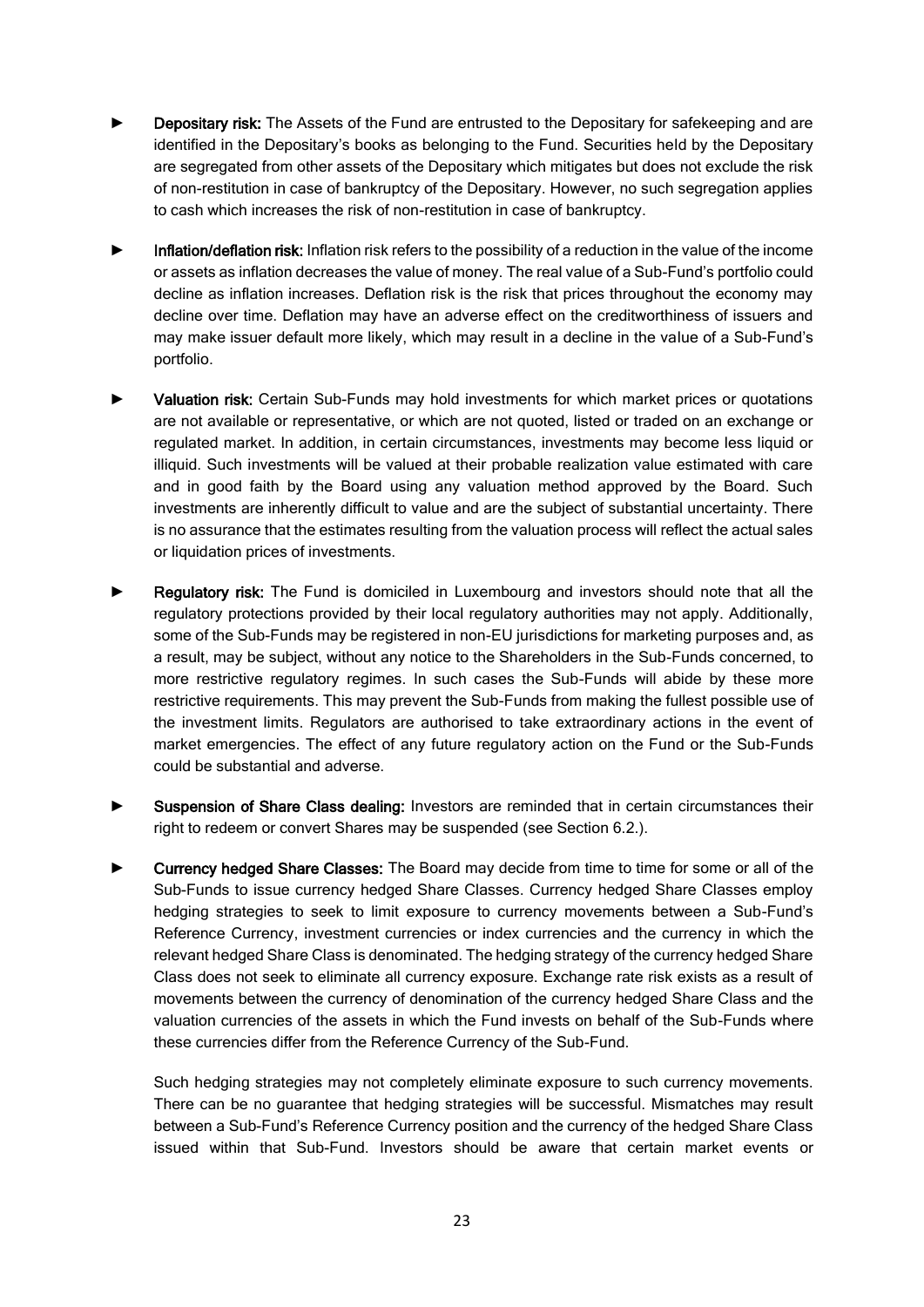- **Depositary risk:** The Assets of the Fund are entrusted to the Depositary for safekeeping and are identified in the Depositary's books as belonging to the Fund. Securities held by the Depositary are segregated from other assets of the Depositary which mitigates but does not exclude the risk of non-restitution in case of bankruptcy of the Depositary. However, no such segregation applies to cash which increases the risk of non-restitution in case of bankruptcy.

- **Inflation/deflation risk:** Inflation risk refers to the possibility of a reduction in the value of the income or assets as inflation decreases the value of money. The real value of a Sub-Fund's portfolio could decline as inflation increases. Deflation risk is the risk that prices throughout the economy may decline over time. Deflation may have an adverse effect on the creditworthiness of issuers and may make issuer default more likely, which may result in a decline in the value of a Sub-Fund's portfolio.

- **Valuation risk:** Certain Sub-Funds may hold investments for which market prices or quotations are not available or representative, or which are not quoted, listed or traded on an exchange or regulated market. In addition, in certain circumstances, investments may become less liquid or illiquid. Such investments will be valued at their probable realization value estimated with care and in good faith by the Board using any valuation method approved by the Board. Such investments are inherently difficult to value and are the subject of substantial uncertainty. There is no assurance that the estimates resulting from the valuation process will reflect the actual sales or liquidation prices of investments.

- **Regulatory risk:** The Fund is domiciled in Luxembourg and investors should note that all the regulatory protections provided by their local regulatory authorities may not apply. Additionally, some of the Sub-Funds may be registered in non-EU jurisdictions for marketing purposes and, as a result, may be subject, without any notice to the Shareholders in the Sub-Funds concerned, to more restrictive regulatory regimes. In such cases the Sub-Funds will abide by these more restrictive requirements. This may prevent the Sub-Funds from making the fullest possible use of the investment limits. Regulators are authorised to take extraordinary actions in the event of market emergencies. The effect of any future regulatory action on the Fund or the Sub-Funds could be substantial and adverse.

- **Suspension of Share Class dealing:** Investors are reminded that in certain circumstances their right to redeem or convert Shares may be suspended (see Section 6.2.).

- **Currency hedged Share Classes:** The Board may decide from time to time for some or all of the Sub-Funds to issue currency hedged Share Classes. Currency hedged Share Classes employ hedging strategies to seek to limit exposure to currency movements between a Sub-Fund's Reference Currency, investment currencies or index currencies and the currency in which the relevant hedged Share Class is denominated. The hedging strategy of the currency hedged Share Class does not seek to eliminate all currency exposure. Exchange rate risk exists as a result of movements between the currency of denomination of the currency hedged Share Class and the valuation currencies of the assets in which the Fund invests on behalf of the Sub-Funds where these currencies differ from the Reference Currency of the Sub-Fund.

  Such hedging strategies may not completely eliminate exposure to such currency movements. There can be no guarantee that hedging strategies will be successful. Mismatches may result between a Sub-Fund's Reference Currency position and the currency of the hedged Share Class issued within that Sub-Fund. Investors should be aware that certain market events or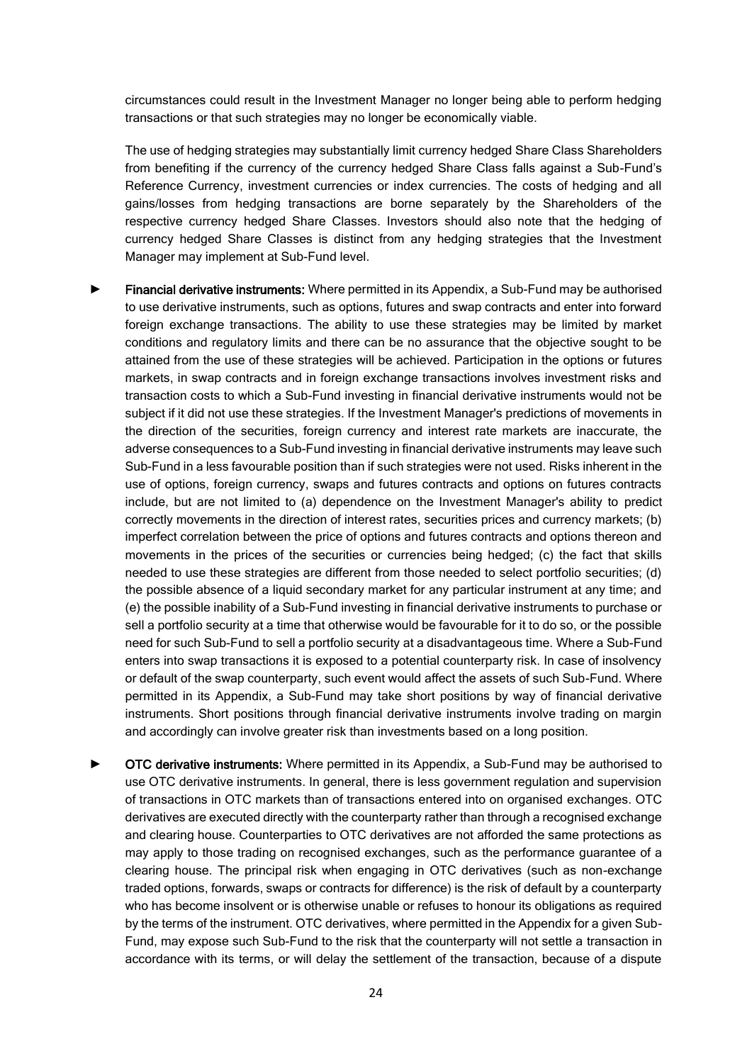circumstances could result in the Investment Manager no longer being able to perform hedging transactions or that such strategies may no longer be economically viable.

The use of hedging strategies may substantially limit currency hedged Share Class Shareholders from benefiting if the currency of the currency hedged Share Class falls against a Sub-Fund's Reference Currency, investment currencies or index currencies. The costs of hedging and all gains/losses from hedging transactions are borne separately by the Shareholders of the respective currency hedged Share Classes. Investors should also note that the hedging of currency hedged Share Classes is distinct from any hedging strategies that the Investment Manager may implement at Sub-Fund level.

► **Financial derivative instruments:** Where permitted in its Appendix, a Sub-Fund may be authorised to use derivative instruments, such as options, futures and swap contracts and enter into forward foreign exchange transactions. The ability to use these strategies may be limited by market conditions and regulatory limits and there can be no assurance that the objective sought to be attained from the use of these strategies will be achieved. Participation in the options or futures markets, in swap contracts and in foreign exchange transactions involves investment risks and transaction costs to which a Sub-Fund investing in financial derivative instruments would not be subject if it did not use these strategies. If the Investment Manager's predictions of movements in the direction of the securities, foreign currency and interest rate markets are inaccurate, the adverse consequences to a Sub-Fund investing in financial derivative instruments may leave such Sub-Fund in a less favourable position than if such strategies were not used. Risks inherent in the use of options, foreign currency, swaps and futures contracts and options on futures contracts include, but are not limited to (a) dependence on the Investment Manager's ability to predict correctly movements in the direction of interest rates, securities prices and currency markets; (b) imperfect correlation between the price of options and futures contracts and options thereon and movements in the prices of the securities or currencies being hedged; (c) the fact that skills needed to use these strategies are different from those needed to select portfolio securities; (d) the possible absence of a liquid secondary market for any particular instrument at any time; and (e) the possible inability of a Sub-Fund investing in financial derivative instruments to purchase or sell a portfolio security at a time that otherwise would be favourable for it to do so, or the possible need for such Sub-Fund to sell a portfolio security at a disadvantageous time. Where a Sub-Fund enters into swap transactions it is exposed to a potential counterparty risk. In case of insolvency or default of the swap counterparty, such event would affect the assets of such Sub-Fund. Where permitted in its Appendix, a Sub-Fund may take short positions by way of financial derivative instruments. Short positions through financial derivative instruments involve trading on margin and accordingly can involve greater risk than investments based on a long position.

► **OTC derivative instruments:** Where permitted in its Appendix, a Sub-Fund may be authorised to use OTC derivative instruments. In general, there is less government regulation and supervision of transactions in OTC markets than of transactions entered into on organised exchanges. OTC derivatives are executed directly with the counterparty rather than through a recognised exchange and clearing house. Counterparties to OTC derivatives are not afforded the same protections as may apply to those trading on recognised exchanges, such as the performance guarantee of a clearing house. The principal risk when engaging in OTC derivatives (such as non-exchange traded options, forwards, swaps or contracts for difference) is the risk of default by a counterparty who has become insolvent or is otherwise unable or refuses to honour its obligations as required by the terms of the instrument. OTC derivatives, where permitted in the Appendix for a given Sub-Fund, may expose such Sub-Fund to the risk that the counterparty will not settle a transaction in accordance with its terms, or will delay the settlement of the transaction, because of a dispute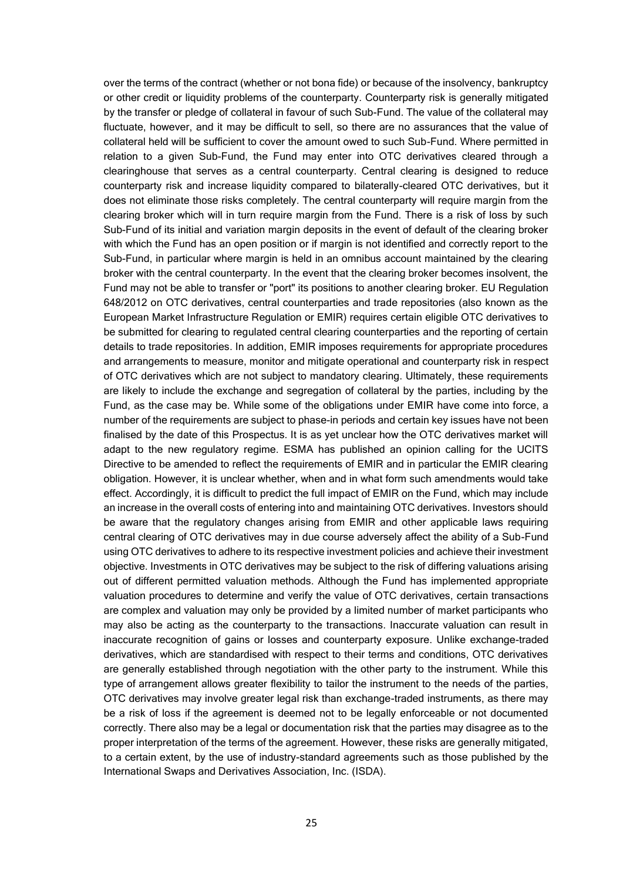over the terms of the contract (whether or not bona fide) or because of the insolvency, bankruptcy or other credit or liquidity problems of the counterparty. Counterparty risk is generally mitigated by the transfer or pledge of collateral in favour of such Sub-Fund. The value of the collateral may fluctuate, however, and it may be difficult to sell, so there are no assurances that the value of collateral held will be sufficient to cover the amount owed to such Sub-Fund. Where permitted in relation to a given Sub-Fund, the Fund may enter into OTC derivatives cleared through a clearinghouse that serves as a central counterparty. Central clearing is designed to reduce counterparty risk and increase liquidity compared to bilaterally-cleared OTC derivatives, but it does not eliminate those risks completely. The central counterparty will require margin from the clearing broker which will in turn require margin from the Fund. There is a risk of loss by such Sub-Fund of its initial and variation margin deposits in the event of default of the clearing broker with which the Fund has an open position or if margin is not identified and correctly report to the Sub-Fund, in particular where margin is held in an omnibus account maintained by the clearing broker with the central counterparty. In the event that the clearing broker becomes insolvent, the Fund may not be able to transfer or "port" its positions to another clearing broker. EU Regulation 648/2012 on OTC derivatives, central counterparties and trade repositories (also known as the European Market Infrastructure Regulation or EMIR) requires certain eligible OTC derivatives to be submitted for clearing to regulated central clearing counterparties and the reporting of certain details to trade repositories. In addition, EMIR imposes requirements for appropriate procedures and arrangements to measure, monitor and mitigate operational and counterparty risk in respect of OTC derivatives which are not subject to mandatory clearing. Ultimately, these requirements are likely to include the exchange and segregation of collateral by the parties, including by the Fund, as the case may be. While some of the obligations under EMIR have come into force, a number of the requirements are subject to phase-in periods and certain key issues have not been finalised by the date of this Prospectus. It is as yet unclear how the OTC derivatives market will adapt to the new regulatory regime. ESMA has published an opinion calling for the UCITS Directive to be amended to reflect the requirements of EMIR and in particular the EMIR clearing obligation. However, it is unclear whether, when and in what form such amendments would take effect. Accordingly, it is difficult to predict the full impact of EMIR on the Fund, which may include an increase in the overall costs of entering into and maintaining OTC derivatives. Investors should be aware that the regulatory changes arising from EMIR and other applicable laws requiring central clearing of OTC derivatives may in due course adversely affect the ability of a Sub-Fund using OTC derivatives to adhere to its respective investment policies and achieve their investment objective. Investments in OTC derivatives may be subject to the risk of differing valuations arising out of different permitted valuation methods. Although the Fund has implemented appropriate valuation procedures to determine and verify the value of OTC derivatives, certain transactions are complex and valuation may only be provided by a limited number of market participants who may also be acting as the counterparty to the transactions. Inaccurate valuation can result in inaccurate recognition of gains or losses and counterparty exposure. Unlike exchange-traded derivatives, which are standardised with respect to their terms and conditions, OTC derivatives are generally established through negotiation with the other party to the instrument. While this type of arrangement allows greater flexibility to tailor the instrument to the needs of the parties, OTC derivatives may involve greater legal risk than exchange-traded instruments, as there may be a risk of loss if the agreement is deemed not to be legally enforceable or not documented correctly. There also may be a legal or documentation risk that the parties may disagree as to the proper interpretation of the terms of the agreement. However, these risks are generally mitigated, to a certain extent, by the use of industry-standard agreements such as those published by the International Swaps and Derivatives Association, Inc. (ISDA).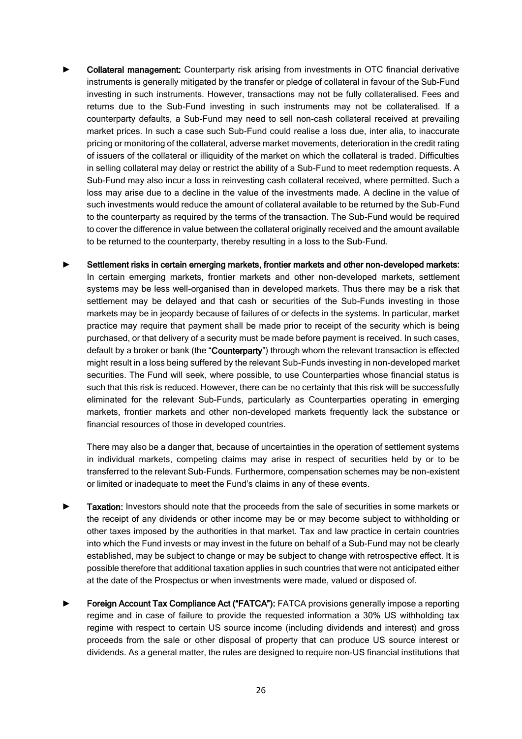► **Collateral management:** Counterparty risk arising from investments in OTC financial derivative instruments is generally mitigated by the transfer or pledge of collateral in favour of the Sub-Fund investing in such instruments. However, transactions may not be fully collateralised. Fees and returns due to the Sub-Fund investing in such instruments may not be collateralised. If a counterparty defaults, a Sub-Fund may need to sell non-cash collateral received at prevailing market prices. In such a case such Sub-Fund could realise a loss due, inter alia, to inaccurate pricing or monitoring of the collateral, adverse market movements, deterioration in the credit rating of issuers of the collateral or illiquidity of the market on which the collateral is traded. Difficulties in selling collateral may delay or restrict the ability of a Sub-Fund to meet redemption requests. A Sub-Fund may also incur a loss in reinvesting cash collateral received, where permitted. Such a loss may arise due to a decline in the value of the investments made. A decline in the value of such investments would reduce the amount of collateral available to be returned by the Sub-Fund to the counterparty as required by the terms of the transaction. The Sub-Fund would be required to cover the difference in value between the collateral originally received and the amount available to be returned to the counterparty, thereby resulting in a loss to the Sub-Fund.

► **Settlement risks in certain emerging markets, frontier markets and other non-developed markets:** In certain emerging markets, frontier markets and other non-developed markets, settlement systems may be less well-organised than in developed markets. Thus there may be a risk that settlement may be delayed and that cash or securities of the Sub-Funds investing in those markets may be in jeopardy because of failures of or defects in the systems. In particular, market practice may require that payment shall be made prior to receipt of the security which is being purchased, or that delivery of a security must be made before payment is received. In such cases, default by a broker or bank (the "**Counterparty**") through whom the relevant transaction is effected might result in a loss being suffered by the relevant Sub-Funds investing in non-developed market securities. The Fund will seek, where possible, to use Counterparties whose financial status is such that this risk is reduced. However, there can be no certainty that this risk will be successfully eliminated for the relevant Sub-Funds, particularly as Counterparties operating in emerging markets, frontier markets and other non-developed markets frequently lack the substance or financial resources of those in developed countries.

There may also be a danger that, because of uncertainties in the operation of settlement systems in individual markets, competing claims may arise in respect of securities held by or to be transferred to the relevant Sub-Funds. Furthermore, compensation schemes may be non-existent or limited or inadequate to meet the Fund's claims in any of these events.

► **Taxation:** Investors should note that the proceeds from the sale of securities in some markets or the receipt of any dividends or other income may be or may become subject to withholding or other taxes imposed by the authorities in that market. Tax and law practice in certain countries into which the Fund invests or may invest in the future on behalf of a Sub-Fund may not be clearly established, may be subject to change or may be subject to change with retrospective effect. It is possible therefore that additional taxation applies in such countries that were not anticipated either at the date of the Prospectus or when investments were made, valued or disposed of.

► **Foreign Account Tax Compliance Act ("FATCA"):** FATCA provisions generally impose a reporting regime and in case of failure to provide the requested information a 30% US withholding tax regime with respect to certain US source income (including dividends and interest) and gross proceeds from the sale or other disposal of property that can produce US source interest or dividends. As a general matter, the rules are designed to require non-US financial institutions that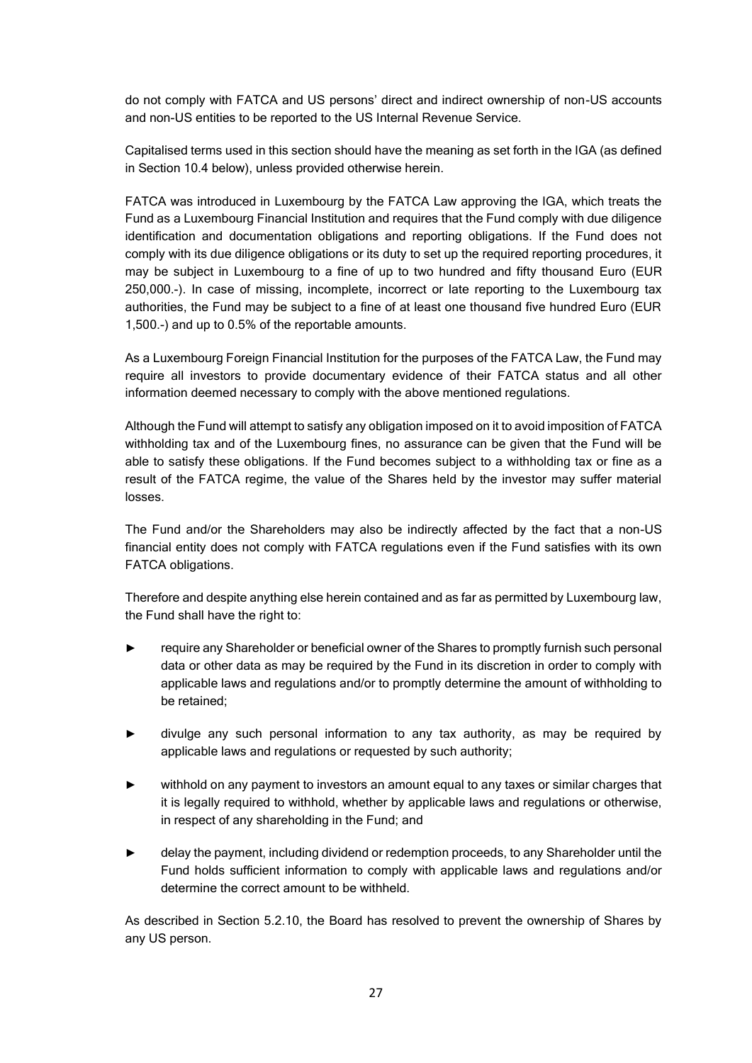do not comply with FATCA and US persons' direct and indirect ownership of non-US accounts and non-US entities to be reported to the US Internal Revenue Service.

Capitalised terms used in this section should have the meaning as set forth in the IGA (as defined in Section 10.4 below), unless provided otherwise herein.

FATCA was introduced in Luxembourg by the FATCA Law approving the IGA, which treats the Fund as a Luxembourg Financial Institution and requires that the Fund comply with due diligence identification and documentation obligations and reporting obligations. If the Fund does not comply with its due diligence obligations or its duty to set up the required reporting procedures, it may be subject in Luxembourg to a fine of up to two hundred and fifty thousand Euro (EUR 250,000.-). In case of missing, incomplete, incorrect or late reporting to the Luxembourg tax authorities, the Fund may be subject to a fine of at least one thousand five hundred Euro (EUR 1,500.-) and up to 0.5% of the reportable amounts.

As a Luxembourg Foreign Financial Institution for the purposes of the FATCA Law, the Fund may require all investors to provide documentary evidence of their FATCA status and all other information deemed necessary to comply with the above mentioned regulations.

Although the Fund will attempt to satisfy any obligation imposed on it to avoid imposition of FATCA withholding tax and of the Luxembourg fines, no assurance can be given that the Fund will be able to satisfy these obligations. If the Fund becomes subject to a withholding tax or fine as a result of the FATCA regime, the value of the Shares held by the investor may suffer material losses.

The Fund and/or the Shareholders may also be indirectly affected by the fact that a non-US financial entity does not comply with FATCA regulations even if the Fund satisfies with its own FATCA obligations.

Therefore and despite anything else herein contained and as far as permitted by Luxembourg law, the Fund shall have the right to:

- require any Shareholder or beneficial owner of the Shares to promptly furnish such personal data or other data as may be required by the Fund in its discretion in order to comply with applicable laws and regulations and/or to promptly determine the amount of withholding to be retained;
- divulge any such personal information to any tax authority, as may be required by applicable laws and regulations or requested by such authority;
- withhold on any payment to investors an amount equal to any taxes or similar charges that it is legally required to withhold, whether by applicable laws and regulations or otherwise, in respect of any shareholding in the Fund; and
- delay the payment, including dividend or redemption proceeds, to any Shareholder until the Fund holds sufficient information to comply with applicable laws and regulations and/or determine the correct amount to be withheld.

As described in Section 5.2.10, the Board has resolved to prevent the ownership of Shares by any US person.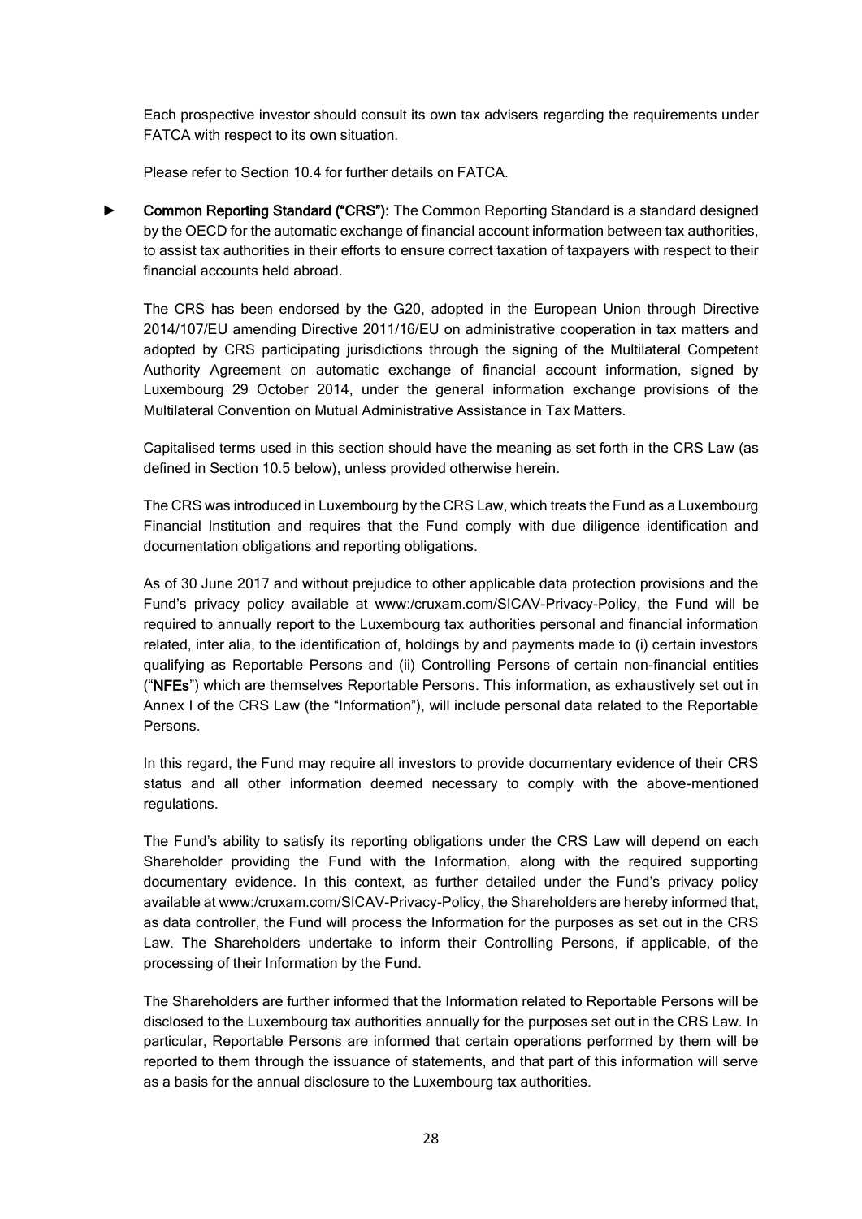Each prospective investor should consult its own tax advisers regarding the requirements under FATCA with respect to its own situation.

Please refer to Section 10.4 for further details on FATCA.

► **Common Reporting Standard ("CRS"):** The Common Reporting Standard is a standard designed by the OECD for the automatic exchange of financial account information between tax authorities, to assist tax authorities in their efforts to ensure correct taxation of taxpayers with respect to their financial accounts held abroad.

The CRS has been endorsed by the G20, adopted in the European Union through Directive 2014/107/EU amending Directive 2011/16/EU on administrative cooperation in tax matters and adopted by CRS participating jurisdictions through the signing of the Multilateral Competent Authority Agreement on automatic exchange of financial account information, signed by Luxembourg 29 October 2014, under the general information exchange provisions of the Multilateral Convention on Mutual Administrative Assistance in Tax Matters.

Capitalised terms used in this section should have the meaning as set forth in the CRS Law (as defined in Section 10.5 below), unless provided otherwise herein.

The CRS was introduced in Luxembourg by the CRS Law, which treats the Fund as a Luxembourg Financial Institution and requires that the Fund comply with due diligence identification and documentation obligations and reporting obligations.

As of 30 June 2017 and without prejudice to other applicable data protection provisions and the Fund's privacy policy available at www:/cruxam.com/SICAV-Privacy-Policy, the Fund will be required to annually report to the Luxembourg tax authorities personal and financial information related, inter alia, to the identification of, holdings by and payments made to (i) certain investors qualifying as Reportable Persons and (ii) Controlling Persons of certain non-financial entities ("**NFEs**") which are themselves Reportable Persons. This information, as exhaustively set out in Annex I of the CRS Law (the "Information"), will include personal data related to the Reportable Persons.

In this regard, the Fund may require all investors to provide documentary evidence of their CRS status and all other information deemed necessary to comply with the above-mentioned regulations.

The Fund's ability to satisfy its reporting obligations under the CRS Law will depend on each Shareholder providing the Fund with the Information, along with the required supporting documentary evidence. In this context, as further detailed under the Fund's privacy policy available at www:/cruxam.com/SICAV-Privacy-Policy, the Shareholders are hereby informed that, as data controller, the Fund will process the Information for the purposes as set out in the CRS Law. The Shareholders undertake to inform their Controlling Persons, if applicable, of the processing of their Information by the Fund.

The Shareholders are further informed that the Information related to Reportable Persons will be disclosed to the Luxembourg tax authorities annually for the purposes set out in the CRS Law. In particular, Reportable Persons are informed that certain operations performed by them will be reported to them through the issuance of statements, and that part of this information will serve as a basis for the annual disclosure to the Luxembourg tax authorities.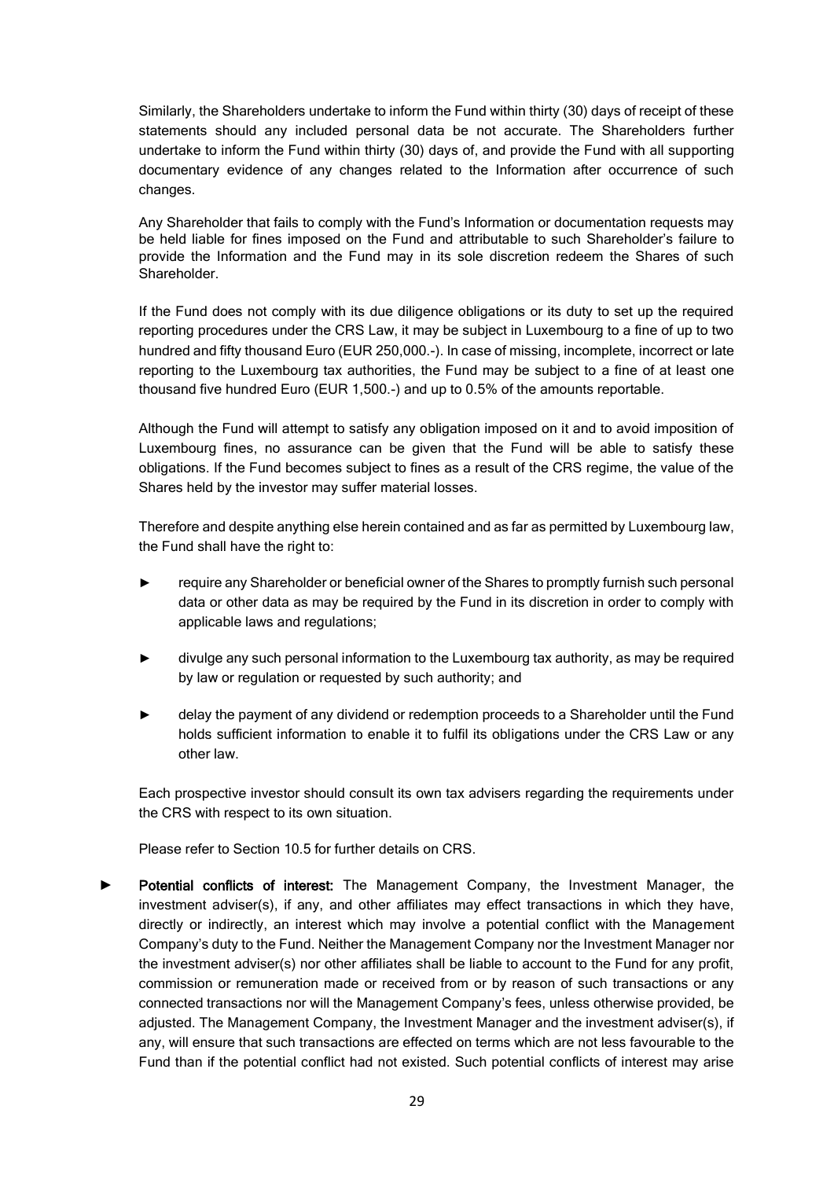Similarly, the Shareholders undertake to inform the Fund within thirty (30) days of receipt of these statements should any included personal data be not accurate. The Shareholders further undertake to inform the Fund within thirty (30) days of, and provide the Fund with all supporting documentary evidence of any changes related to the Information after occurrence of such changes.

Any Shareholder that fails to comply with the Fund's Information or documentation requests may be held liable for fines imposed on the Fund and attributable to such Shareholder's failure to provide the Information and the Fund may in its sole discretion redeem the Shares of such Shareholder.

If the Fund does not comply with its due diligence obligations or its duty to set up the required reporting procedures under the CRS Law, it may be subject in Luxembourg to a fine of up to two hundred and fifty thousand Euro (EUR 250,000.-). In case of missing, incomplete, incorrect or late reporting to the Luxembourg tax authorities, the Fund may be subject to a fine of at least one thousand five hundred Euro (EUR 1,500.-) and up to 0.5% of the amounts reportable.

Although the Fund will attempt to satisfy any obligation imposed on it and to avoid imposition of Luxembourg fines, no assurance can be given that the Fund will be able to satisfy these obligations. If the Fund becomes subject to fines as a result of the CRS regime, the value of the Shares held by the investor may suffer material losses.

Therefore and despite anything else herein contained and as far as permitted by Luxembourg law, the Fund shall have the right to:

- require any Shareholder or beneficial owner of the Shares to promptly furnish such personal data or other data as may be required by the Fund in its discretion in order to comply with applicable laws and regulations;
- divulge any such personal information to the Luxembourg tax authority, as may be required by law or regulation or requested by such authority; and
- delay the payment of any dividend or redemption proceeds to a Shareholder until the Fund holds sufficient information to enable it to fulfil its obligations under the CRS Law or any other law.

Each prospective investor should consult its own tax advisers regarding the requirements under the CRS with respect to its own situation.

Please refer to Section 10.5 for further details on CRS.

- **Potential conflicts of interest:** The Management Company, the Investment Manager, the investment adviser(s), if any, and other affiliates may effect transactions in which they have, directly or indirectly, an interest which may involve a potential conflict with the Management Company's duty to the Fund. Neither the Management Company nor the Investment Manager nor the investment adviser(s) nor other affiliates shall be liable to account to the Fund for any profit, commission or remuneration made or received from or by reason of such transactions or any connected transactions nor will the Management Company's fees, unless otherwise provided, be adjusted. The Management Company, the Investment Manager and the investment adviser(s), if any, will ensure that such transactions are effected on terms which are not less favourable to the Fund than if the potential conflict had not existed. Such potential conflicts of interest may arise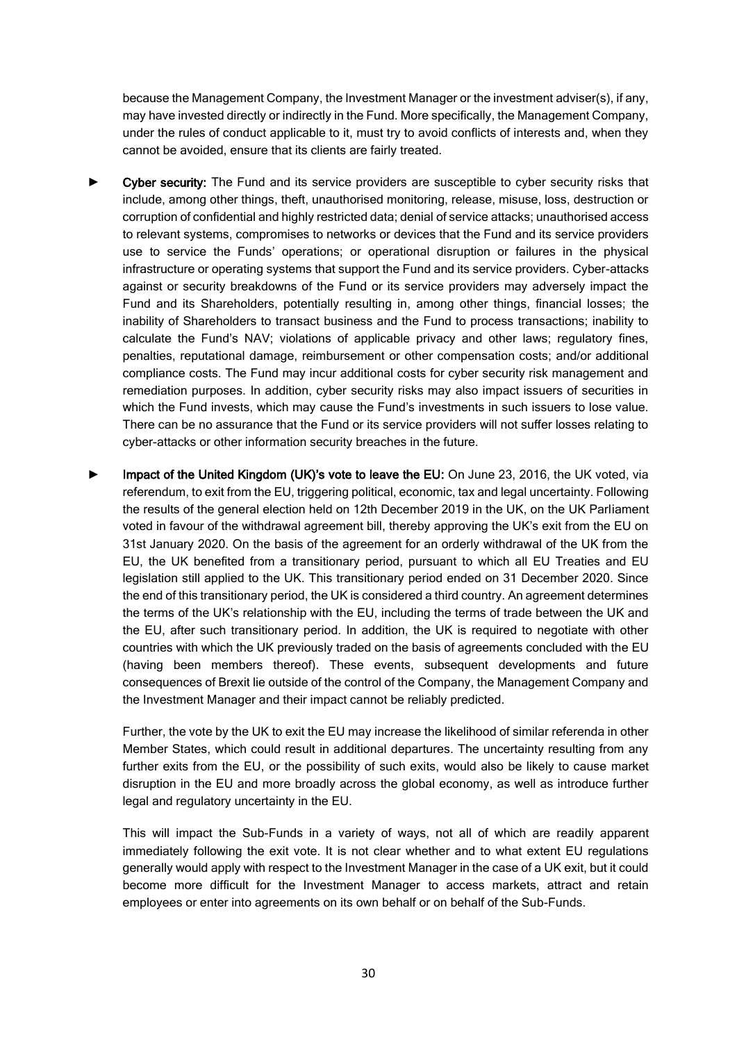because the Management Company, the Investment Manager or the investment adviser(s), if any, may have invested directly or indirectly in the Fund. More specifically, the Management Company, under the rules of conduct applicable to it, must try to avoid conflicts of interests and, when they cannot be avoided, ensure that its clients are fairly treated.

► **Cyber security:** The Fund and its service providers are susceptible to cyber security risks that include, among other things, theft, unauthorised monitoring, release, misuse, loss, destruction or corruption of confidential and highly restricted data; denial of service attacks; unauthorised access to relevant systems, compromises to networks or devices that the Fund and its service providers use to service the Funds' operations; or operational disruption or failures in the physical infrastructure or operating systems that support the Fund and its service providers. Cyber-attacks against or security breakdowns of the Fund or its service providers may adversely impact the Fund and its Shareholders, potentially resulting in, among other things, financial losses; the inability of Shareholders to transact business and the Fund to process transactions; inability to calculate the Fund's NAV; violations of applicable privacy and other laws; regulatory fines, penalties, reputational damage, reimbursement or other compensation costs; and/or additional compliance costs. The Fund may incur additional costs for cyber security risk management and remediation purposes. In addition, cyber security risks may also impact issuers of securities in which the Fund invests, which may cause the Fund's investments in such issuers to lose value. There can be no assurance that the Fund or its service providers will not suffer losses relating to cyber-attacks or other information security breaches in the future.

► **Impact of the United Kingdom (UK)'s vote to leave the EU:** On June 23, 2016, the UK voted, via referendum, to exit from the EU, triggering political, economic, tax and legal uncertainty. Following the results of the general election held on 12th December 2019 in the UK, on the UK Parliament voted in favour of the withdrawal agreement bill, thereby approving the UK's exit from the EU on 31st January 2020. On the basis of the agreement for an orderly withdrawal of the UK from the EU, the UK benefited from a transitionary period, pursuant to which all EU Treaties and EU legislation still applied to the UK. This transitionary period ended on 31 December 2020. Since the end of this transitionary period, the UK is considered a third country. An agreement determines the terms of the UK's relationship with the EU, including the terms of trade between the UK and the EU, after such transitionary period. In addition, the UK is required to negotiate with other countries with which the UK previously traded on the basis of agreements concluded with the EU (having been members thereof). These events, subsequent developments and future consequences of Brexit lie outside of the control of the Company, the Management Company and the Investment Manager and their impact cannot be reliably predicted.

Further, the vote by the UK to exit the EU may increase the likelihood of similar referenda in other Member States, which could result in additional departures. The uncertainty resulting from any further exits from the EU, or the possibility of such exits, would also be likely to cause market disruption in the EU and more broadly across the global economy, as well as introduce further legal and regulatory uncertainty in the EU.

This will impact the Sub-Funds in a variety of ways, not all of which are readily apparent immediately following the exit vote. It is not clear whether and to what extent EU regulations generally would apply with respect to the Investment Manager in the case of a UK exit, but it could become more difficult for the Investment Manager to access markets, attract and retain employees or enter into agreements on its own behalf or on behalf of the Sub-Funds.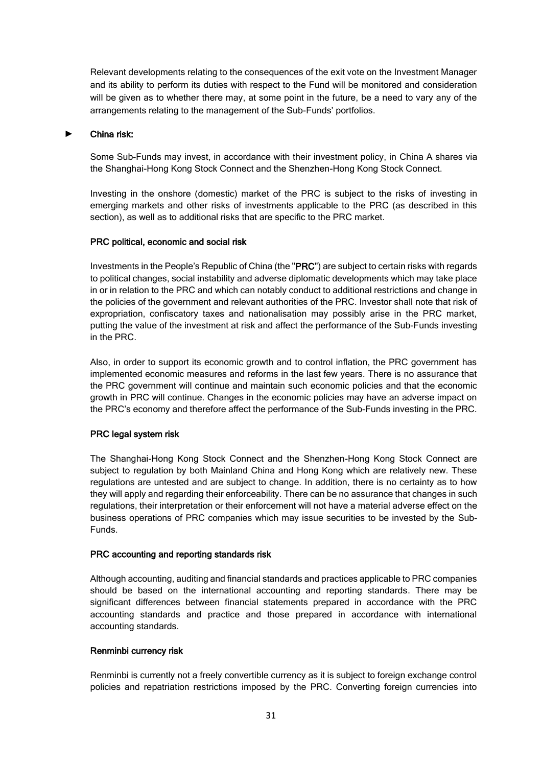Relevant developments relating to the consequences of the exit vote on the Investment Manager and its ability to perform its duties with respect to the Fund will be monitored and consideration will be given as to whether there may, at some point in the future, be a need to vary any of the arrangements relating to the management of the Sub-Funds' portfolios.

► **China risk:**

Some Sub-Funds may invest, in accordance with their investment policy, in China A shares via the Shanghai-Hong Kong Stock Connect and the Shenzhen-Hong Kong Stock Connect.

Investing in the onshore (domestic) market of the PRC is subject to the risks of investing in emerging markets and other risks of investments applicable to the PRC (as described in this section), as well as to additional risks that are specific to the PRC market.

**PRC political, economic and social risk**

Investments in the People's Republic of China (the "**PRC**") are subject to certain risks with regards to political changes, social instability and adverse diplomatic developments which may take place in or in relation to the PRC and which can notably conduct to additional restrictions and change in the policies of the government and relevant authorities of the PRC. Investor shall note that risk of expropriation, confiscatory taxes and nationalisation may possibly arise in the PRC market, putting the value of the investment at risk and affect the performance of the Sub-Funds investing in the PRC.

Also, in order to support its economic growth and to control inflation, the PRC government has implemented economic measures and reforms in the last few years. There is no assurance that the PRC government will continue and maintain such economic policies and that the economic growth in PRC will continue. Changes in the economic policies may have an adverse impact on the PRC's economy and therefore affect the performance of the Sub-Funds investing in the PRC.

**PRC legal system risk**

The Shanghai-Hong Kong Stock Connect and the Shenzhen-Hong Kong Stock Connect are subject to regulation by both Mainland China and Hong Kong which are relatively new. These regulations are untested and are subject to change. In addition, there is no certainty as to how they will apply and regarding their enforceability. There can be no assurance that changes in such regulations, their interpretation or their enforcement will not have a material adverse effect on the business operations of PRC companies which may issue securities to be invested by the Sub-Funds.

**PRC accounting and reporting standards risk**

Although accounting, auditing and financial standards and practices applicable to PRC companies should be based on the international accounting and reporting standards. There may be significant differences between financial statements prepared in accordance with the PRC accounting standards and practice and those prepared in accordance with international accounting standards.

**Renminbi currency risk**

Renminbi is currently not a freely convertible currency as it is subject to foreign exchange control policies and repatriation restrictions imposed by the PRC. Converting foreign currencies into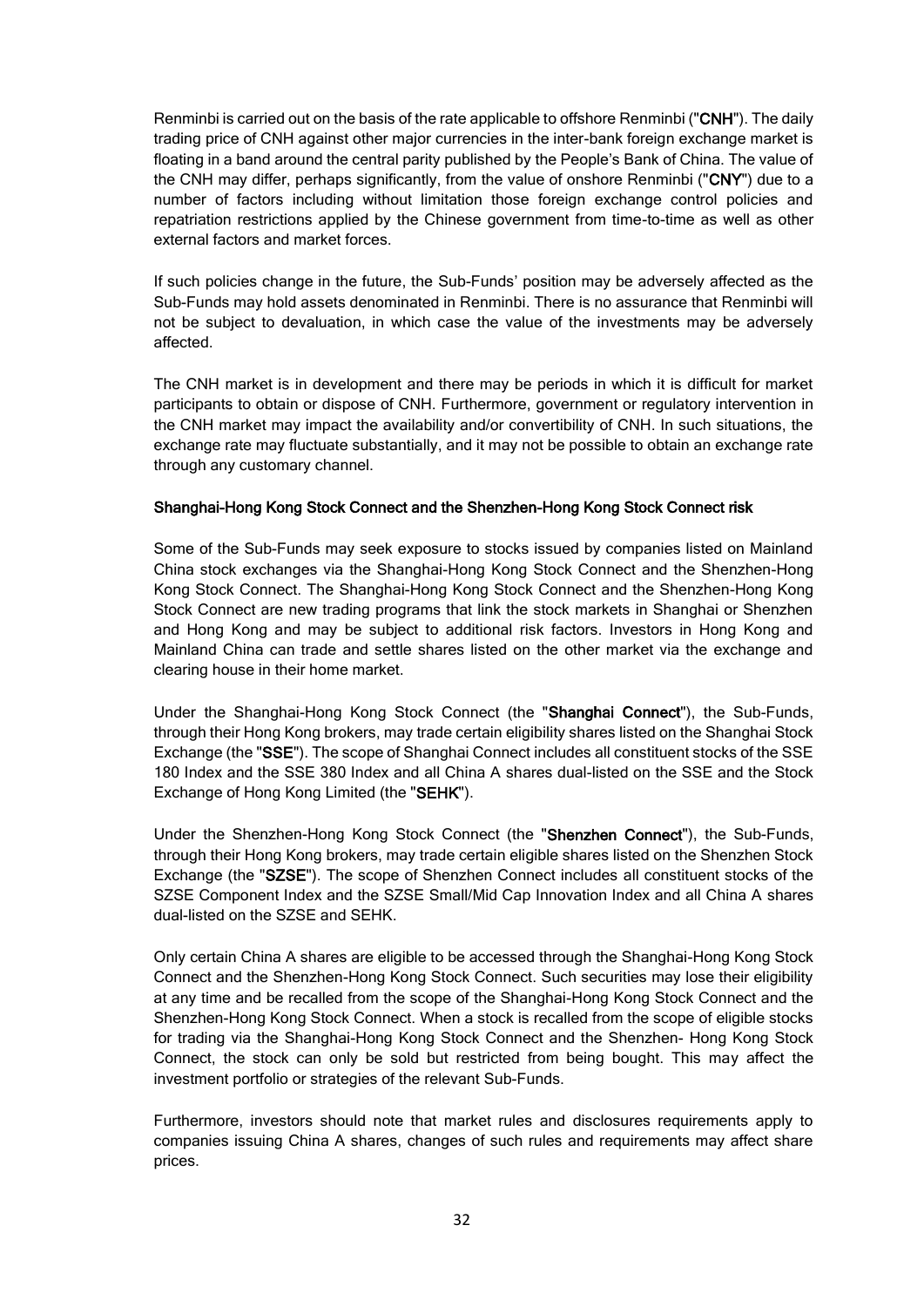Renminbi is carried out on the basis of the rate applicable to offshore Renminbi ("**CNH**"). The daily trading price of CNH against other major currencies in the inter-bank foreign exchange market is floating in a band around the central parity published by the People's Bank of China. The value of the CNH may differ, perhaps significantly, from the value of onshore Renminbi ("**CNY**") due to a number of factors including without limitation those foreign exchange control policies and repatriation restrictions applied by the Chinese government from time-to-time as well as other external factors and market forces.

If such policies change in the future, the Sub-Funds' position may be adversely affected as the Sub-Funds may hold assets denominated in Renminbi. There is no assurance that Renminbi will not be subject to devaluation, in which case the value of the investments may be adversely affected.

The CNH market is in development and there may be periods in which it is difficult for market participants to obtain or dispose of CNH. Furthermore, government or regulatory intervention in the CNH market may impact the availability and/or convertibility of CNH. In such situations, the exchange rate may fluctuate substantially, and it may not be possible to obtain an exchange rate through any customary channel.

**Shanghai-Hong Kong Stock Connect and the Shenzhen-Hong Kong Stock Connect risk**

Some of the Sub-Funds may seek exposure to stocks issued by companies listed on Mainland China stock exchanges via the Shanghai-Hong Kong Stock Connect and the Shenzhen-Hong Kong Stock Connect. The Shanghai-Hong Kong Stock Connect and the Shenzhen-Hong Kong Stock Connect are new trading programs that link the stock markets in Shanghai or Shenzhen and Hong Kong and may be subject to additional risk factors. Investors in Hong Kong and Mainland China can trade and settle shares listed on the other market via the exchange and clearing house in their home market.

Under the Shanghai-Hong Kong Stock Connect (the "**Shanghai Connect**"), the Sub-Funds, through their Hong Kong brokers, may trade certain eligibility shares listed on the Shanghai Stock Exchange (the "**SSE**"). The scope of Shanghai Connect includes all constituent stocks of the SSE 180 Index and the SSE 380 Index and all China A shares dual-listed on the SSE and the Stock Exchange of Hong Kong Limited (the "**SEHK**").

Under the Shenzhen-Hong Kong Stock Connect (the "**Shenzhen Connect**"), the Sub-Funds, through their Hong Kong brokers, may trade certain eligible shares listed on the Shenzhen Stock Exchange (the "**SZSE**"). The scope of Shenzhen Connect includes all constituent stocks of the SZSE Component Index and the SZSE Small/Mid Cap Innovation Index and all China A shares dual-listed on the SZSE and SEHK.

Only certain China A shares are eligible to be accessed through the Shanghai-Hong Kong Stock Connect and the Shenzhen-Hong Kong Stock Connect. Such securities may lose their eligibility at any time and be recalled from the scope of the Shanghai-Hong Kong Stock Connect and the Shenzhen-Hong Kong Stock Connect. When a stock is recalled from the scope of eligible stocks for trading via the Shanghai-Hong Kong Stock Connect and the Shenzhen- Hong Kong Stock Connect, the stock can only be sold but restricted from being bought. This may affect the investment portfolio or strategies of the relevant Sub-Funds.

Furthermore, investors should note that market rules and disclosures requirements apply to companies issuing China A shares, changes of such rules and requirements may affect share prices.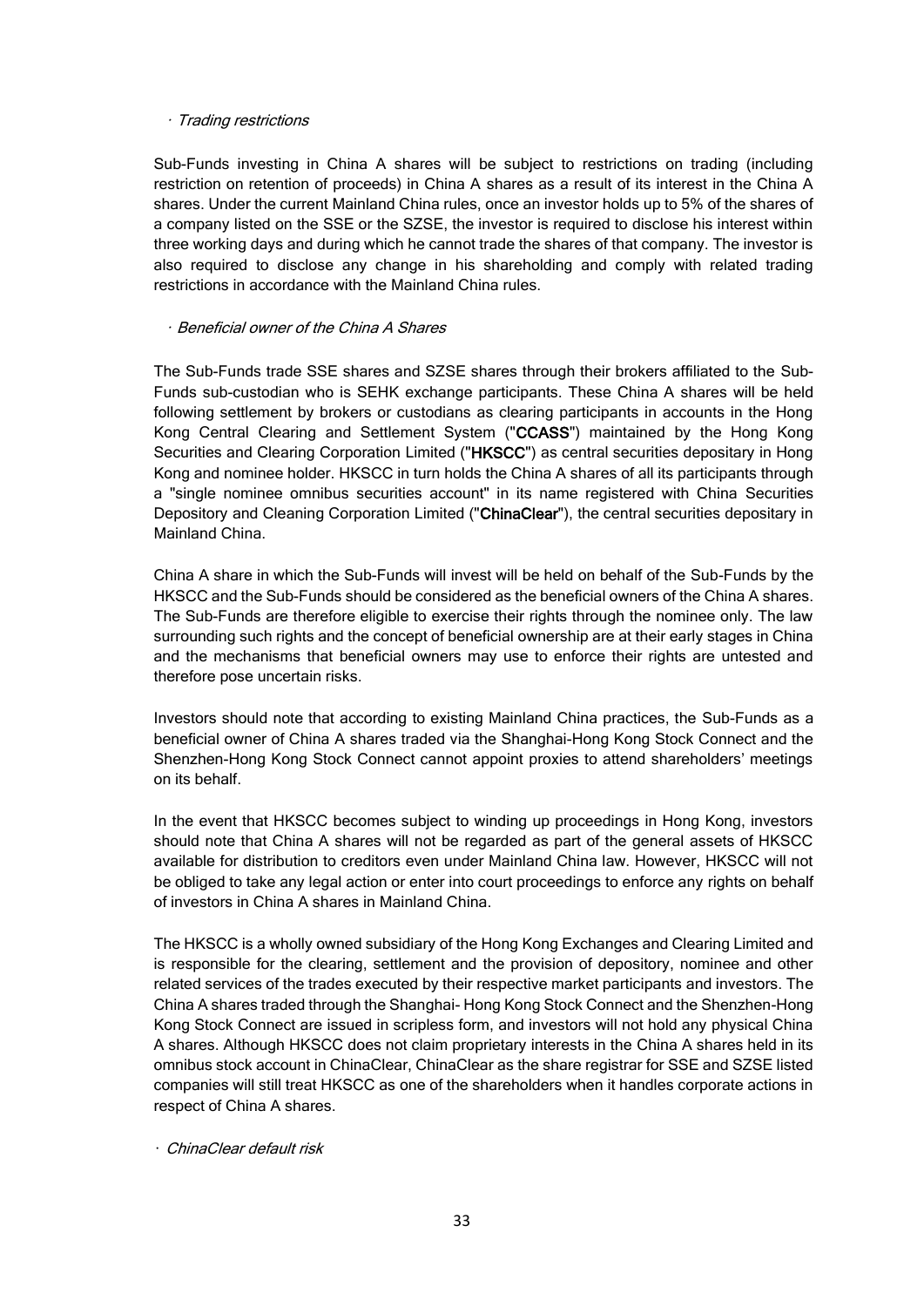· *Trading restrictions*

Sub-Funds investing in China A shares will be subject to restrictions on trading (including restriction on retention of proceeds) in China A shares as a result of its interest in the China A shares. Under the current Mainland China rules, once an investor holds up to 5% of the shares of a company listed on the SSE or the SZSE, the investor is required to disclose his interest within three working days and during which he cannot trade the shares of that company. The investor is also required to disclose any change in his shareholding and comply with related trading restrictions in accordance with the Mainland China rules.

· *Beneficial owner of the China A Shares*

The Sub-Funds trade SSE shares and SZSE shares through their brokers affiliated to the Sub-Funds sub-custodian who is SEHK exchange participants. These China A shares will be held following settlement by brokers or custodians as clearing participants in accounts in the Hong Kong Central Clearing and Settlement System ("**CCASS**") maintained by the Hong Kong Securities and Clearing Corporation Limited ("**HKSCC**") as central securities depositary in Hong Kong and nominee holder. HKSCC in turn holds the China A shares of all its participants through a "single nominee omnibus securities account" in its name registered with China Securities Depository and Cleaning Corporation Limited ("**ChinaClear**"), the central securities depositary in Mainland China.

China A share in which the Sub-Funds will invest will be held on behalf of the Sub-Funds by the HKSCC and the Sub-Funds should be considered as the beneficial owners of the China A shares. The Sub-Funds are therefore eligible to exercise their rights through the nominee only. The law surrounding such rights and the concept of beneficial ownership are at their early stages in China and the mechanisms that beneficial owners may use to enforce their rights are untested and therefore pose uncertain risks.

Investors should note that according to existing Mainland China practices, the Sub-Funds as a beneficial owner of China A shares traded via the Shanghai-Hong Kong Stock Connect and the Shenzhen-Hong Kong Stock Connect cannot appoint proxies to attend shareholders' meetings on its behalf.

In the event that HKSCC becomes subject to winding up proceedings in Hong Kong, investors should note that China A shares will not be regarded as part of the general assets of HKSCC available for distribution to creditors even under Mainland China law. However, HKSCC will not be obliged to take any legal action or enter into court proceedings to enforce any rights on behalf of investors in China A shares in Mainland China.

The HKSCC is a wholly owned subsidiary of the Hong Kong Exchanges and Clearing Limited and is responsible for the clearing, settlement and the provision of depository, nominee and other related services of the trades executed by their respective market participants and investors. The China A shares traded through the Shanghai- Hong Kong Stock Connect and the Shenzhen-Hong Kong Stock Connect are issued in scripless form, and investors will not hold any physical China A shares. Although HKSCC does not claim proprietary interests in the China A shares held in its omnibus stock account in ChinaClear, ChinaClear as the share registrar for SSE and SZSE listed companies will still treat HKSCC as one of the shareholders when it handles corporate actions in respect of China A shares.

· *ChinaClear default risk*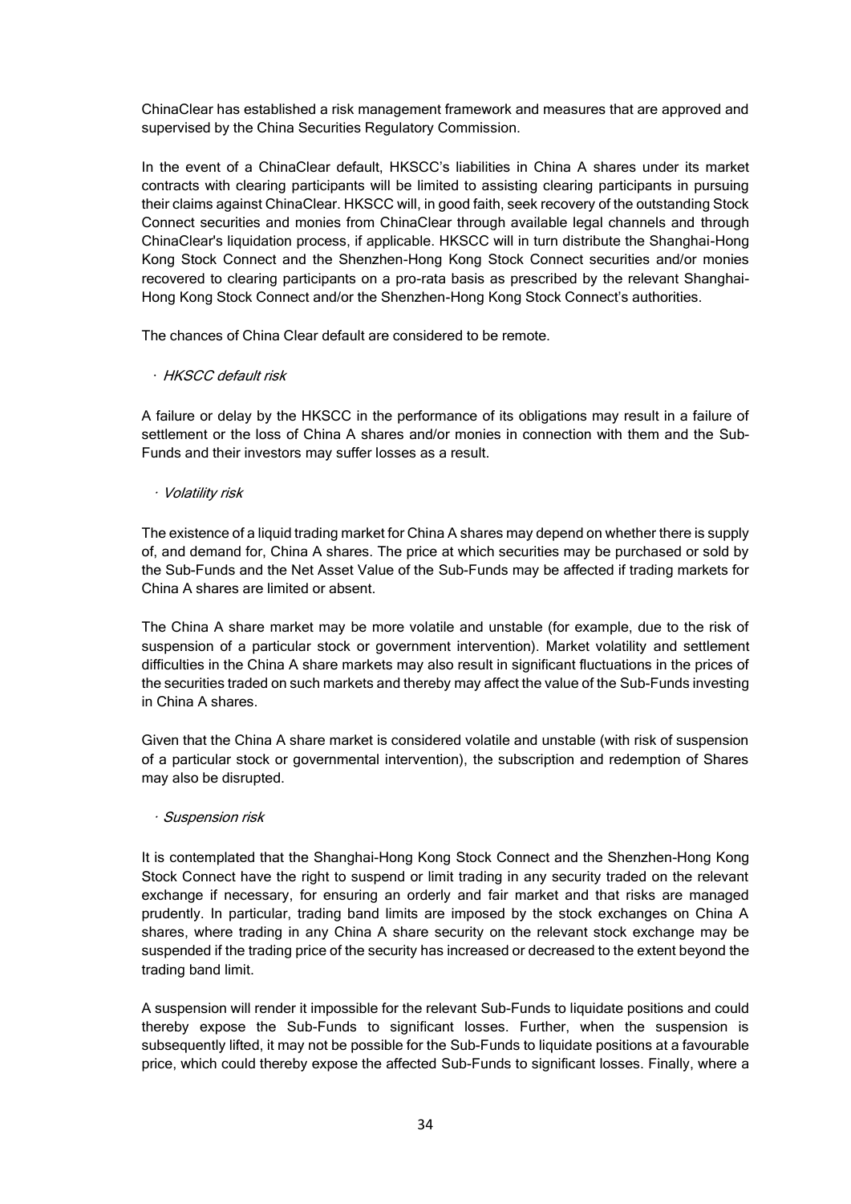ChinaClear has established a risk management framework and measures that are approved and supervised by the China Securities Regulatory Commission.

In the event of a ChinaClear default, HKSCC's liabilities in China A shares under its market contracts with clearing participants will be limited to assisting clearing participants in pursuing their claims against ChinaClear. HKSCC will, in good faith, seek recovery of the outstanding Stock Connect securities and monies from ChinaClear through available legal channels and through ChinaClear's liquidation process, if applicable. HKSCC will in turn distribute the Shanghai-Hong Kong Stock Connect and the Shenzhen-Hong Kong Stock Connect securities and/or monies recovered to clearing participants on a pro-rata basis as prescribed by the relevant Shanghai-Hong Kong Stock Connect and/or the Shenzhen-Hong Kong Stock Connect's authorities.

The chances of China Clear default are considered to be remote.

· *HKSCC default risk*

A failure or delay by the HKSCC in the performance of its obligations may result in a failure of settlement or the loss of China A shares and/or monies in connection with them and the Sub-Funds and their investors may suffer losses as a result.

· *Volatility risk*

The existence of a liquid trading market for China A shares may depend on whether there is supply of, and demand for, China A shares. The price at which securities may be purchased or sold by the Sub-Funds and the Net Asset Value of the Sub-Funds may be affected if trading markets for China A shares are limited or absent.

The China A share market may be more volatile and unstable (for example, due to the risk of suspension of a particular stock or government intervention). Market volatility and settlement difficulties in the China A share markets may also result in significant fluctuations in the prices of the securities traded on such markets and thereby may affect the value of the Sub-Funds investing in China A shares.

Given that the China A share market is considered volatile and unstable (with risk of suspension of a particular stock or governmental intervention), the subscription and redemption of Shares may also be disrupted.

· *Suspension risk*

It is contemplated that the Shanghai-Hong Kong Stock Connect and the Shenzhen-Hong Kong Stock Connect have the right to suspend or limit trading in any security traded on the relevant exchange if necessary, for ensuring an orderly and fair market and that risks are managed prudently. In particular, trading band limits are imposed by the stock exchanges on China A shares, where trading in any China A share security on the relevant stock exchange may be suspended if the trading price of the security has increased or decreased to the extent beyond the trading band limit.

A suspension will render it impossible for the relevant Sub-Funds to liquidate positions and could thereby expose the Sub-Funds to significant losses. Further, when the suspension is subsequently lifted, it may not be possible for the Sub-Funds to liquidate positions at a favourable price, which could thereby expose the affected Sub-Funds to significant losses. Finally, where a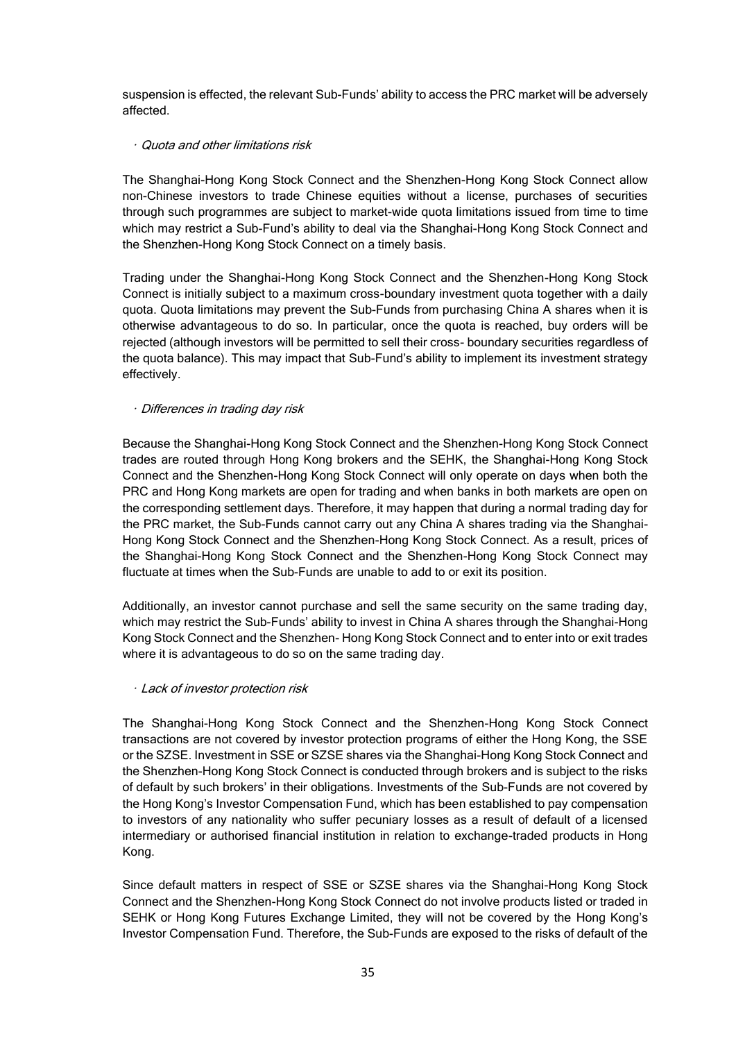suspension is effected, the relevant Sub-Funds' ability to access the PRC market will be adversely affected.

· *Quota and other limitations risk*

The Shanghai-Hong Kong Stock Connect and the Shenzhen-Hong Kong Stock Connect allow non-Chinese investors to trade Chinese equities without a license, purchases of securities through such programmes are subject to market-wide quota limitations issued from time to time which may restrict a Sub-Fund's ability to deal via the Shanghai-Hong Kong Stock Connect and the Shenzhen-Hong Kong Stock Connect on a timely basis.

Trading under the Shanghai-Hong Kong Stock Connect and the Shenzhen-Hong Kong Stock Connect is initially subject to a maximum cross-boundary investment quota together with a daily quota. Quota limitations may prevent the Sub-Funds from purchasing China A shares when it is otherwise advantageous to do so. In particular, once the quota is reached, buy orders will be rejected (although investors will be permitted to sell their cross- boundary securities regardless of the quota balance). This may impact that Sub-Fund's ability to implement its investment strategy effectively.

· *Differences in trading day risk*

Because the Shanghai-Hong Kong Stock Connect and the Shenzhen-Hong Kong Stock Connect trades are routed through Hong Kong brokers and the SEHK, the Shanghai-Hong Kong Stock Connect and the Shenzhen-Hong Kong Stock Connect will only operate on days when both the PRC and Hong Kong markets are open for trading and when banks in both markets are open on the corresponding settlement days. Therefore, it may happen that during a normal trading day for the PRC market, the Sub-Funds cannot carry out any China A shares trading via the Shanghai-Hong Kong Stock Connect and the Shenzhen-Hong Kong Stock Connect. As a result, prices of the Shanghai-Hong Kong Stock Connect and the Shenzhen-Hong Kong Stock Connect may fluctuate at times when the Sub-Funds are unable to add to or exit its position.

Additionally, an investor cannot purchase and sell the same security on the same trading day, which may restrict the Sub-Funds' ability to invest in China A shares through the Shanghai-Hong Kong Stock Connect and the Shenzhen- Hong Kong Stock Connect and to enter into or exit trades where it is advantageous to do so on the same trading day.

· *Lack of investor protection risk*

The Shanghai-Hong Kong Stock Connect and the Shenzhen-Hong Kong Stock Connect transactions are not covered by investor protection programs of either the Hong Kong, the SSE or the SZSE. Investment in SSE or SZSE shares via the Shanghai-Hong Kong Stock Connect and the Shenzhen-Hong Kong Stock Connect is conducted through brokers and is subject to the risks of default by such brokers' in their obligations. Investments of the Sub-Funds are not covered by the Hong Kong's Investor Compensation Fund, which has been established to pay compensation to investors of any nationality who suffer pecuniary losses as a result of default of a licensed intermediary or authorised financial institution in relation to exchange-traded products in Hong Kong.

Since default matters in respect of SSE or SZSE shares via the Shanghai-Hong Kong Stock Connect and the Shenzhen-Hong Kong Stock Connect do not involve products listed or traded in SEHK or Hong Kong Futures Exchange Limited, they will not be covered by the Hong Kong's Investor Compensation Fund. Therefore, the Sub-Funds are exposed to the risks of default of the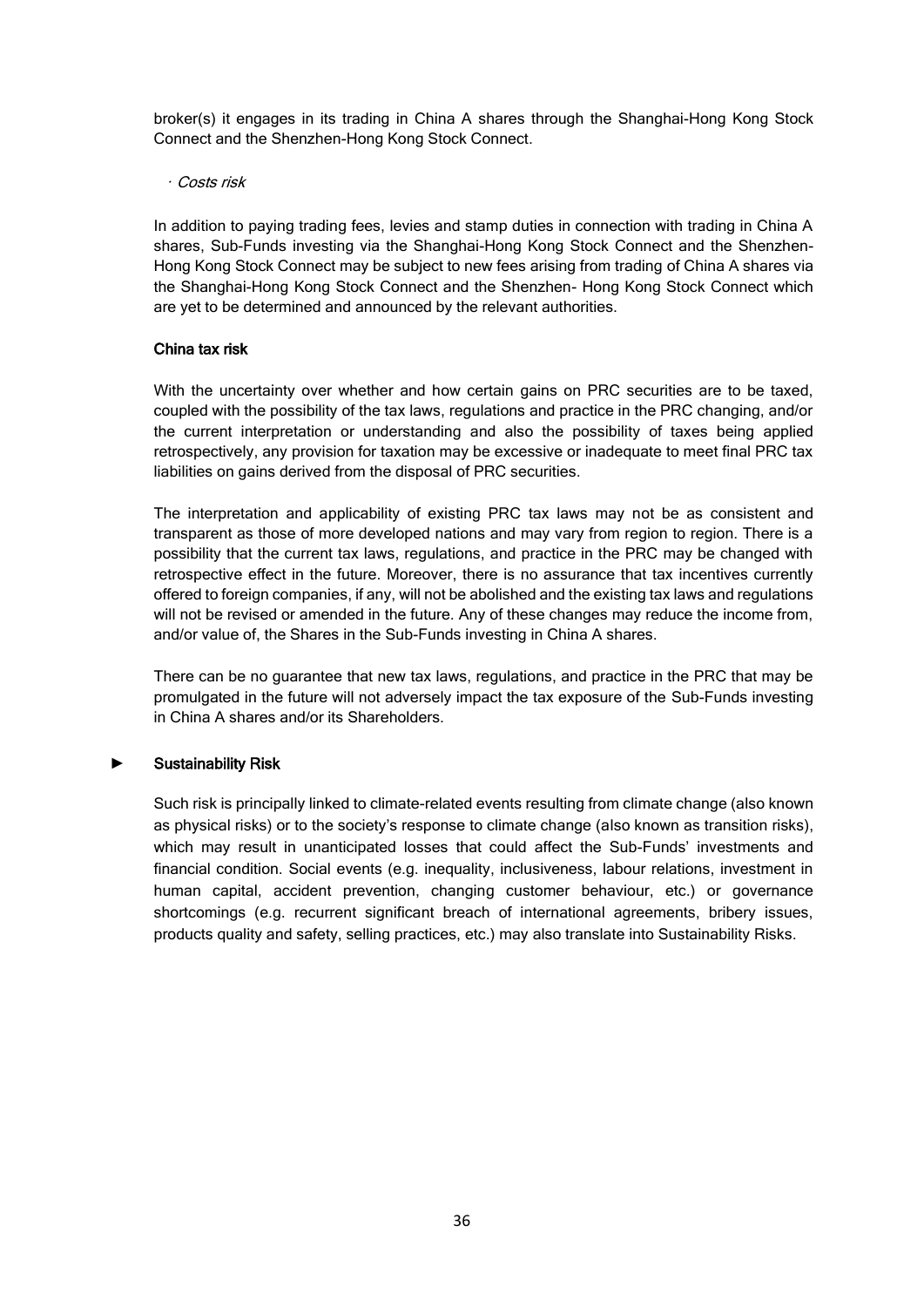broker(s) it engages in its trading in China A shares through the Shanghai-Hong Kong Stock Connect and the Shenzhen-Hong Kong Stock Connect.

· *Costs risk*

In addition to paying trading fees, levies and stamp duties in connection with trading in China A shares, Sub-Funds investing via the Shanghai-Hong Kong Stock Connect and the Shenzhen-Hong Kong Stock Connect may be subject to new fees arising from trading of China A shares via the Shanghai-Hong Kong Stock Connect and the Shenzhen- Hong Kong Stock Connect which are yet to be determined and announced by the relevant authorities.

**China tax risk**

With the uncertainty over whether and how certain gains on PRC securities are to be taxed, coupled with the possibility of the tax laws, regulations and practice in the PRC changing, and/or the current interpretation or understanding and also the possibility of taxes being applied retrospectively, any provision for taxation may be excessive or inadequate to meet final PRC tax liabilities on gains derived from the disposal of PRC securities.

The interpretation and applicability of existing PRC tax laws may not be as consistent and transparent as those of more developed nations and may vary from region to region. There is a possibility that the current tax laws, regulations, and practice in the PRC may be changed with retrospective effect in the future. Moreover, there is no assurance that tax incentives currently offered to foreign companies, if any, will not be abolished and the existing tax laws and regulations will not be revised or amended in the future. Any of these changes may reduce the income from, and/or value of, the Shares in the Sub-Funds investing in China A shares.

There can be no guarantee that new tax laws, regulations, and practice in the PRC that may be promulgated in the future will not adversely impact the tax exposure of the Sub-Funds investing in China A shares and/or its Shareholders.

► **Sustainability Risk**

Such risk is principally linked to climate-related events resulting from climate change (also known as physical risks) or to the society's response to climate change (also known as transition risks), which may result in unanticipated losses that could affect the Sub-Funds' investments and financial condition. Social events (e.g. inequality, inclusiveness, labour relations, investment in human capital, accident prevention, changing customer behaviour, etc.) or governance shortcomings (e.g. recurrent significant breach of international agreements, bribery issues, products quality and safety, selling practices, etc.) may also translate into Sustainability Risks.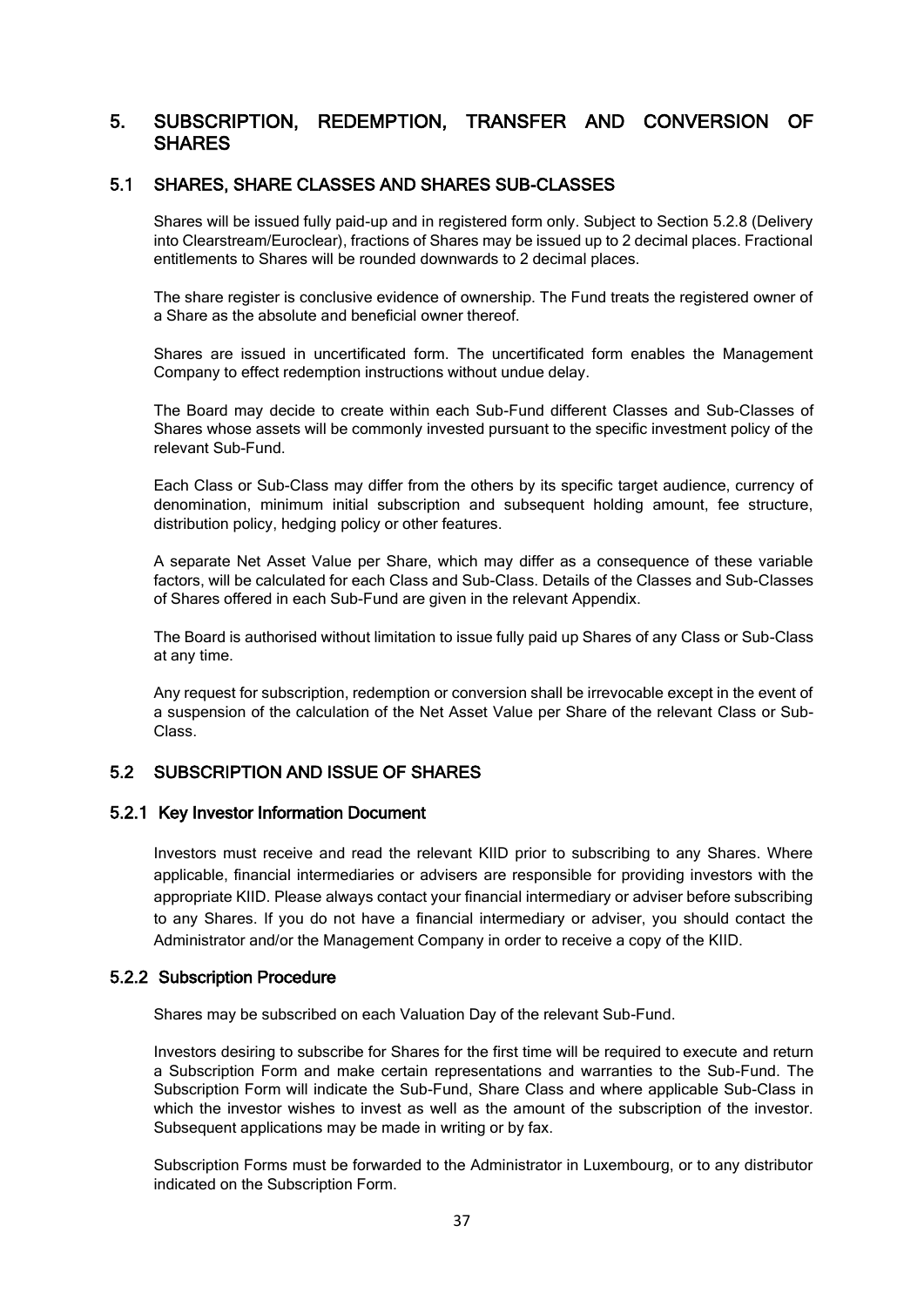# 5. SUBSCRIPTION, REDEMPTION, TRANSFER AND CONVERSION OF SHARES

## 5.1 SHARES, SHARE CLASSES AND SHARES SUB-CLASSES

Shares will be issued fully paid-up and in registered form only. Subject to Section 5.2.8 (Delivery into Clearstream/Euroclear), fractions of Shares may be issued up to 2 decimal places. Fractional entitlements to Shares will be rounded downwards to 2 decimal places.

The share register is conclusive evidence of ownership. The Fund treats the registered owner of a Share as the absolute and beneficial owner thereof.

Shares are issued in uncertificated form. The uncertificated form enables the Management Company to effect redemption instructions without undue delay.

The Board may decide to create within each Sub-Fund different Classes and Sub-Classes of Shares whose assets will be commonly invested pursuant to the specific investment policy of the relevant Sub-Fund.

Each Class or Sub-Class may differ from the others by its specific target audience, currency of denomination, minimum initial subscription and subsequent holding amount, fee structure, distribution policy, hedging policy or other features.

A separate Net Asset Value per Share, which may differ as a consequence of these variable factors, will be calculated for each Class and Sub-Class. Details of the Classes and Sub-Classes of Shares offered in each Sub-Fund are given in the relevant Appendix.

The Board is authorised without limitation to issue fully paid up Shares of any Class or Sub-Class at any time.

Any request for subscription, redemption or conversion shall be irrevocable except in the event of a suspension of the calculation of the Net Asset Value per Share of the relevant Class or Sub-Class.

## 5.2 SUBSCRIPTION AND ISSUE OF SHARES

### 5.2.1 Key Investor Information Document

Investors must receive and read the relevant KIID prior to subscribing to any Shares. Where applicable, financial intermediaries or advisers are responsible for providing investors with the appropriate KIID. Please always contact your financial intermediary or adviser before subscribing to any Shares. If you do not have a financial intermediary or adviser, you should contact the Administrator and/or the Management Company in order to receive a copy of the KIID.

### 5.2.2 Subscription Procedure

Shares may be subscribed on each Valuation Day of the relevant Sub-Fund.

Investors desiring to subscribe for Shares for the first time will be required to execute and return a Subscription Form and make certain representations and warranties to the Sub-Fund. The Subscription Form will indicate the Sub-Fund, Share Class and where applicable Sub-Class in which the investor wishes to invest as well as the amount of the subscription of the investor. Subsequent applications may be made in writing or by fax.

Subscription Forms must be forwarded to the Administrator in Luxembourg, or to any distributor indicated on the Subscription Form.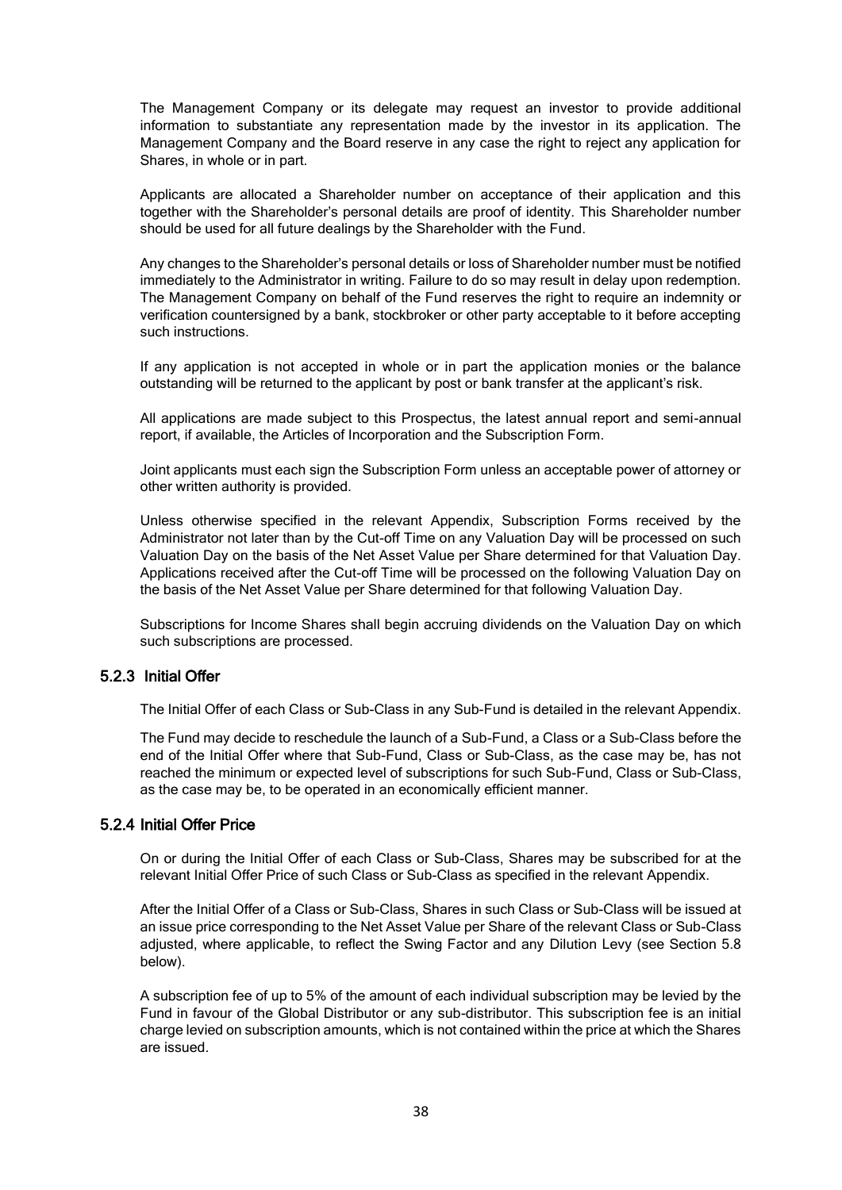The Management Company or its delegate may request an investor to provide additional information to substantiate any representation made by the investor in its application. The Management Company and the Board reserve in any case the right to reject any application for Shares, in whole or in part.

Applicants are allocated a Shareholder number on acceptance of their application and this together with the Shareholder's personal details are proof of identity. This Shareholder number should be used for all future dealings by the Shareholder with the Fund.

Any changes to the Shareholder's personal details or loss of Shareholder number must be notified immediately to the Administrator in writing. Failure to do so may result in delay upon redemption. The Management Company on behalf of the Fund reserves the right to require an indemnity or verification countersigned by a bank, stockbroker or other party acceptable to it before accepting such instructions.

If any application is not accepted in whole or in part the application monies or the balance outstanding will be returned to the applicant by post or bank transfer at the applicant's risk.

All applications are made subject to this Prospectus, the latest annual report and semi-annual report, if available, the Articles of Incorporation and the Subscription Form.

Joint applicants must each sign the Subscription Form unless an acceptable power of attorney or other written authority is provided.

Unless otherwise specified in the relevant Appendix, Subscription Forms received by the Administrator not later than by the Cut-off Time on any Valuation Day will be processed on such Valuation Day on the basis of the Net Asset Value per Share determined for that Valuation Day. Applications received after the Cut-off Time will be processed on the following Valuation Day on the basis of the Net Asset Value per Share determined for that following Valuation Day.

Subscriptions for Income Shares shall begin accruing dividends on the Valuation Day on which such subscriptions are processed.

### 5.2.3 Initial Offer

The Initial Offer of each Class or Sub-Class in any Sub-Fund is detailed in the relevant Appendix.

The Fund may decide to reschedule the launch of a Sub-Fund, a Class or a Sub-Class before the end of the Initial Offer where that Sub-Fund, Class or Sub-Class, as the case may be, has not reached the minimum or expected level of subscriptions for such Sub-Fund, Class or Sub-Class, as the case may be, to be operated in an economically efficient manner.

### 5.2.4 Initial Offer Price

On or during the Initial Offer of each Class or Sub-Class, Shares may be subscribed for at the relevant Initial Offer Price of such Class or Sub-Class as specified in the relevant Appendix.

After the Initial Offer of a Class or Sub-Class, Shares in such Class or Sub-Class will be issued at an issue price corresponding to the Net Asset Value per Share of the relevant Class or Sub-Class adjusted, where applicable, to reflect the Swing Factor and any Dilution Levy (see Section 5.8 below).

A subscription fee of up to 5% of the amount of each individual subscription may be levied by the Fund in favour of the Global Distributor or any sub-distributor. This subscription fee is an initial charge levied on subscription amounts, which is not contained within the price at which the Shares are issued.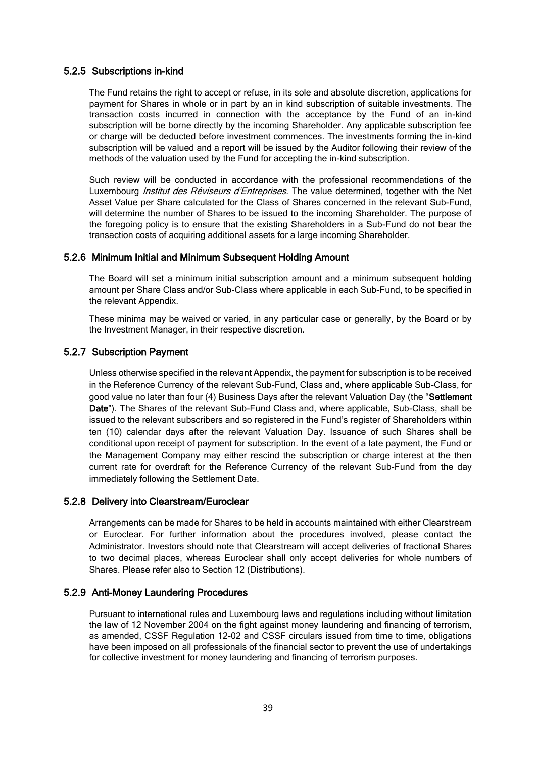### 5.2.5 Subscriptions in-kind

The Fund retains the right to accept or refuse, in its sole and absolute discretion, applications for payment for Shares in whole or in part by an in kind subscription of suitable investments. The transaction costs incurred in connection with the acceptance by the Fund of an in-kind subscription will be borne directly by the incoming Shareholder. Any applicable subscription fee or charge will be deducted before investment commences. The investments forming the in-kind subscription will be valued and a report will be issued by the Auditor following their review of the methods of the valuation used by the Fund for accepting the in-kind subscription.

Such review will be conducted in accordance with the professional recommendations of the Luxembourg *Institut des Réviseurs d'Entreprises*. The value determined, together with the Net Asset Value per Share calculated for the Class of Shares concerned in the relevant Sub-Fund, will determine the number of Shares to be issued to the incoming Shareholder. The purpose of the foregoing policy is to ensure that the existing Shareholders in a Sub-Fund do not bear the transaction costs of acquiring additional assets for a large incoming Shareholder.

### 5.2.6 Minimum Initial and Minimum Subsequent Holding Amount

The Board will set a minimum initial subscription amount and a minimum subsequent holding amount per Share Class and/or Sub-Class where applicable in each Sub-Fund, to be specified in the relevant Appendix.

These minima may be waived or varied, in any particular case or generally, by the Board or by the Investment Manager, in their respective discretion.

### 5.2.7 Subscription Payment

Unless otherwise specified in the relevant Appendix, the payment for subscription is to be received in the Reference Currency of the relevant Sub-Fund, Class and, where applicable Sub-Class, for good value no later than four (4) Business Days after the relevant Valuation Day (the "**Settlement Date**"). The Shares of the relevant Sub-Fund Class and, where applicable, Sub-Class, shall be issued to the relevant subscribers and so registered in the Fund's register of Shareholders within ten (10) calendar days after the relevant Valuation Day. Issuance of such Shares shall be conditional upon receipt of payment for subscription. In the event of a late payment, the Fund or the Management Company may either rescind the subscription or charge interest at the then current rate for overdraft for the Reference Currency of the relevant Sub-Fund from the day immediately following the Settlement Date.

### 5.2.8 Delivery into Clearstream/Euroclear

Arrangements can be made for Shares to be held in accounts maintained with either Clearstream or Euroclear. For further information about the procedures involved, please contact the Administrator. Investors should note that Clearstream will accept deliveries of fractional Shares to two decimal places, whereas Euroclear shall only accept deliveries for whole numbers of Shares. Please refer also to Section 12 (Distributions).

### 5.2.9 Anti-Money Laundering Procedures

Pursuant to international rules and Luxembourg laws and regulations including without limitation the law of 12 November 2004 on the fight against money laundering and financing of terrorism, as amended, CSSF Regulation 12-02 and CSSF circulars issued from time to time, obligations have been imposed on all professionals of the financial sector to prevent the use of undertakings for collective investment for money laundering and financing of terrorism purposes.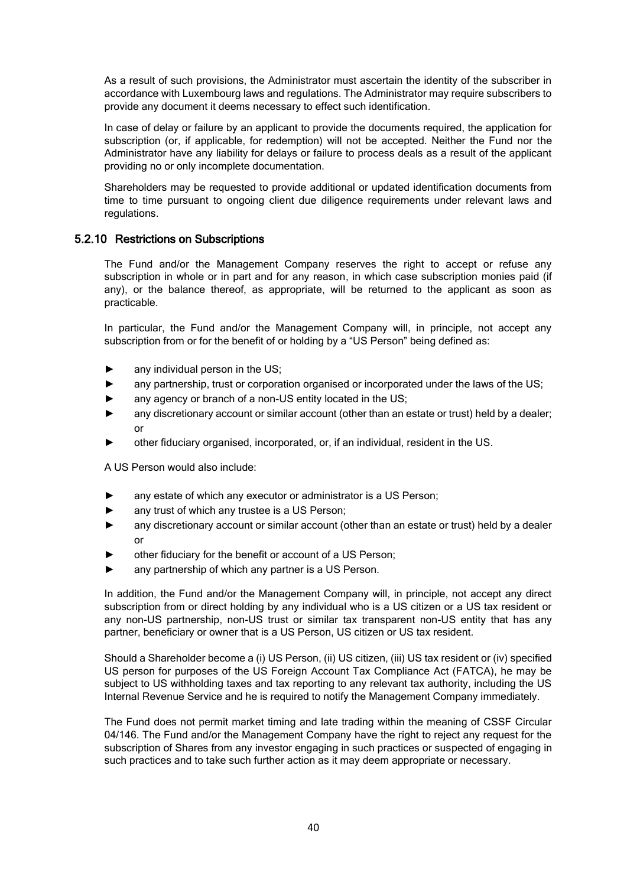As a result of such provisions, the Administrator must ascertain the identity of the subscriber in accordance with Luxembourg laws and regulations. The Administrator may require subscribers to provide any document it deems necessary to effect such identification.

In case of delay or failure by an applicant to provide the documents required, the application for subscription (or, if applicable, for redemption) will not be accepted. Neither the Fund nor the Administrator have any liability for delays or failure to process deals as a result of the applicant providing no or only incomplete documentation.

Shareholders may be requested to provide additional or updated identification documents from time to time pursuant to ongoing client due diligence requirements under relevant laws and regulations.

### 5.2.10 Restrictions on Subscriptions

The Fund and/or the Management Company reserves the right to accept or refuse any subscription in whole or in part and for any reason, in which case subscription monies paid (if any), or the balance thereof, as appropriate, will be returned to the applicant as soon as practicable.

In particular, the Fund and/or the Management Company will, in principle, not accept any subscription from or for the benefit of or holding by a "US Person" being defined as:

- any individual person in the US;
- any partnership, trust or corporation organised or incorporated under the laws of the US;
- any agency or branch of a non-US entity located in the US;
- any discretionary account or similar account (other than an estate or trust) held by a dealer; or
- other fiduciary organised, incorporated, or, if an individual, resident in the US.

A US Person would also include:

- any estate of which any executor or administrator is a US Person;
- any trust of which any trustee is a US Person;
- any discretionary account or similar account (other than an estate or trust) held by a dealer or
- other fiduciary for the benefit or account of a US Person;
- any partnership of which any partner is a US Person.

In addition, the Fund and/or the Management Company will, in principle, not accept any direct subscription from or direct holding by any individual who is a US citizen or a US tax resident or any non-US partnership, non-US trust or similar tax transparent non-US entity that has any partner, beneficiary or owner that is a US Person, US citizen or US tax resident.

Should a Shareholder become a (i) US Person, (ii) US citizen, (iii) US tax resident or (iv) specified US person for purposes of the US Foreign Account Tax Compliance Act (FATCA), he may be subject to US withholding taxes and tax reporting to any relevant tax authority, including the US Internal Revenue Service and he is required to notify the Management Company immediately.

The Fund does not permit market timing and late trading within the meaning of CSSF Circular 04/146. The Fund and/or the Management Company have the right to reject any request for the subscription of Shares from any investor engaging in such practices or suspected of engaging in such practices and to take such further action as it may deem appropriate or necessary.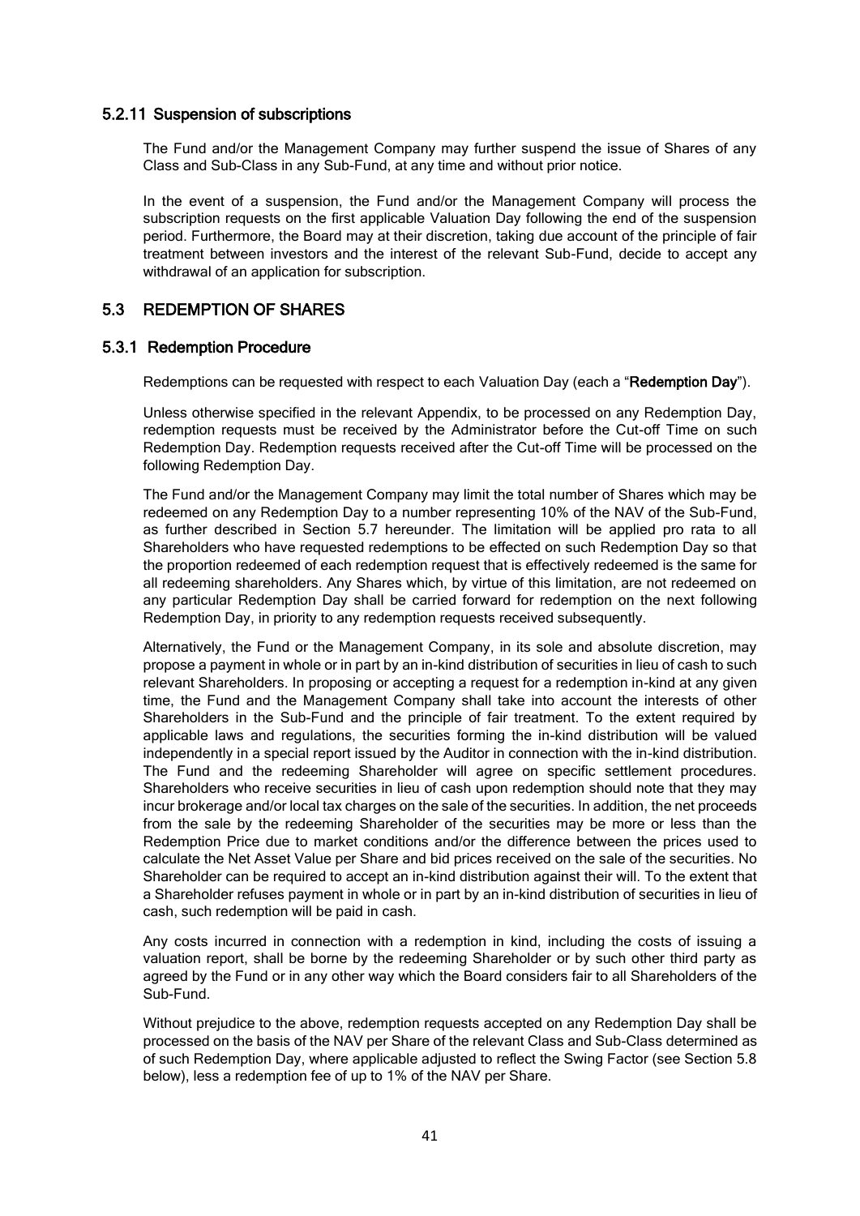### 5.2.11 Suspension of subscriptions

The Fund and/or the Management Company may further suspend the issue of Shares of any Class and Sub-Class in any Sub-Fund, at any time and without prior notice.

In the event of a suspension, the Fund and/or the Management Company will process the subscription requests on the first applicable Valuation Day following the end of the suspension period. Furthermore, the Board may at their discretion, taking due account of the principle of fair treatment between investors and the interest of the relevant Sub-Fund, decide to accept any withdrawal of an application for subscription.

## 5.3 REDEMPTION OF SHARES

### 5.3.1 Redemption Procedure

Redemptions can be requested with respect to each Valuation Day (each a "**Redemption Day**").

Unless otherwise specified in the relevant Appendix, to be processed on any Redemption Day, redemption requests must be received by the Administrator before the Cut-off Time on such Redemption Day. Redemption requests received after the Cut-off Time will be processed on the following Redemption Day.

The Fund and/or the Management Company may limit the total number of Shares which may be redeemed on any Redemption Day to a number representing 10% of the NAV of the Sub-Fund, as further described in Section 5.7 hereunder. The limitation will be applied pro rata to all Shareholders who have requested redemptions to be effected on such Redemption Day so that the proportion redeemed of each redemption request that is effectively redeemed is the same for all redeeming shareholders. Any Shares which, by virtue of this limitation, are not redeemed on any particular Redemption Day shall be carried forward for redemption on the next following Redemption Day, in priority to any redemption requests received subsequently.

Alternatively, the Fund or the Management Company, in its sole and absolute discretion, may propose a payment in whole or in part by an in-kind distribution of securities in lieu of cash to such relevant Shareholders. In proposing or accepting a request for a redemption in-kind at any given time, the Fund and the Management Company shall take into account the interests of other Shareholders in the Sub-Fund and the principle of fair treatment. To the extent required by applicable laws and regulations, the securities forming the in-kind distribution will be valued independently in a special report issued by the Auditor in connection with the in-kind distribution. The Fund and the redeeming Shareholder will agree on specific settlement procedures. Shareholders who receive securities in lieu of cash upon redemption should note that they may incur brokerage and/or local tax charges on the sale of the securities. In addition, the net proceeds from the sale by the redeeming Shareholder of the securities may be more or less than the Redemption Price due to market conditions and/or the difference between the prices used to calculate the Net Asset Value per Share and bid prices received on the sale of the securities. No Shareholder can be required to accept an in-kind distribution against their will. To the extent that a Shareholder refuses payment in whole or in part by an in-kind distribution of securities in lieu of cash, such redemption will be paid in cash.

Any costs incurred in connection with a redemption in kind, including the costs of issuing a valuation report, shall be borne by the redeeming Shareholder or by such other third party as agreed by the Fund or in any other way which the Board considers fair to all Shareholders of the Sub-Fund.

Without prejudice to the above, redemption requests accepted on any Redemption Day shall be processed on the basis of the NAV per Share of the relevant Class and Sub-Class determined as of such Redemption Day, where applicable adjusted to reflect the Swing Factor (see Section 5.8 below), less a redemption fee of up to 1% of the NAV per Share.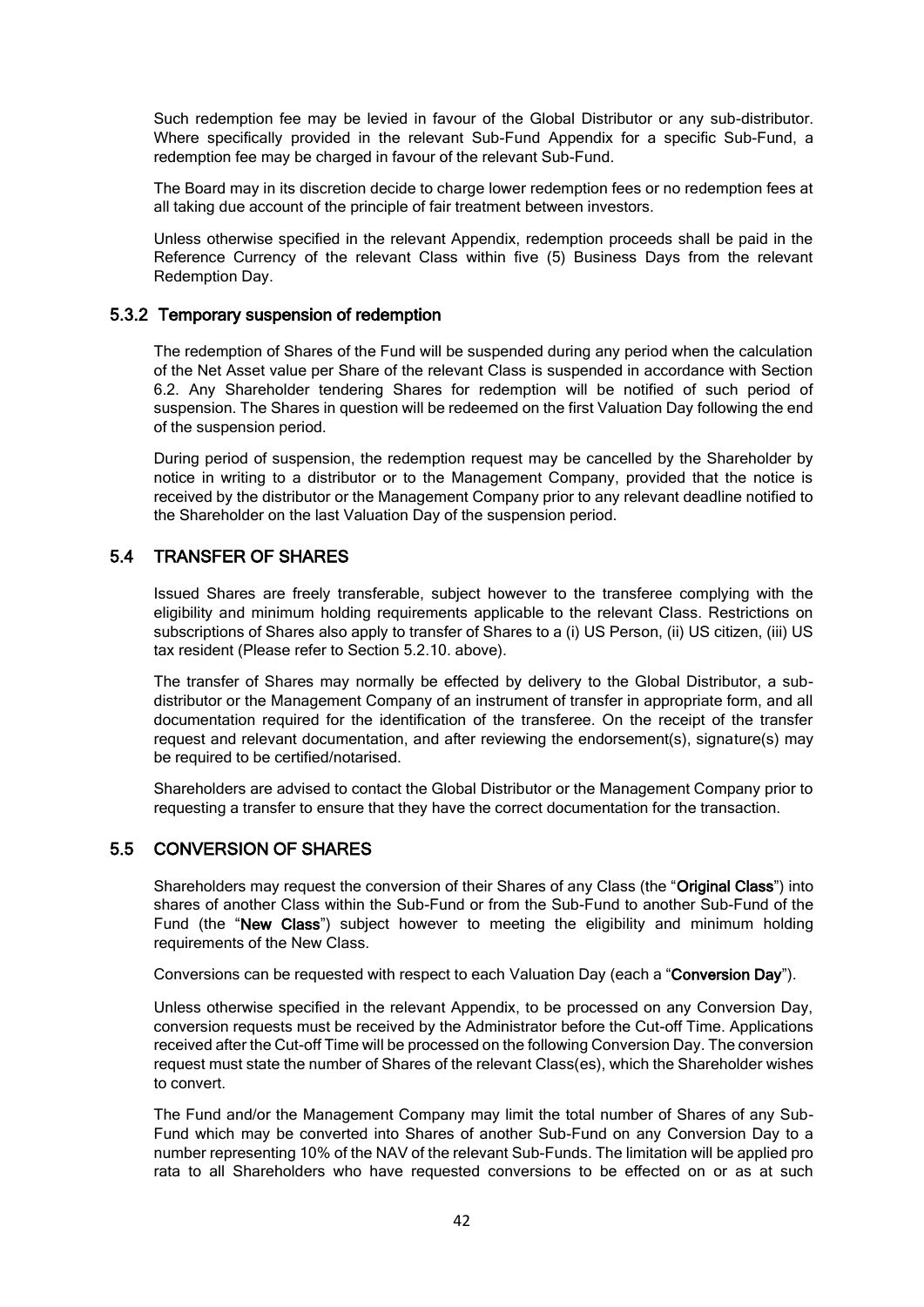Such redemption fee may be levied in favour of the Global Distributor or any sub-distributor. Where specifically provided in the relevant Sub-Fund Appendix for a specific Sub-Fund, a redemption fee may be charged in favour of the relevant Sub-Fund.

The Board may in its discretion decide to charge lower redemption fees or no redemption fees at all taking due account of the principle of fair treatment between investors.

Unless otherwise specified in the relevant Appendix, redemption proceeds shall be paid in the Reference Currency of the relevant Class within five (5) Business Days from the relevant Redemption Day.

### 5.3.2 Temporary suspension of redemption

The redemption of Shares of the Fund will be suspended during any period when the calculation of the Net Asset value per Share of the relevant Class is suspended in accordance with Section 6.2. Any Shareholder tendering Shares for redemption will be notified of such period of suspension. The Shares in question will be redeemed on the first Valuation Day following the end of the suspension period.

During period of suspension, the redemption request may be cancelled by the Shareholder by notice in writing to a distributor or to the Management Company, provided that the notice is received by the distributor or the Management Company prior to any relevant deadline notified to the Shareholder on the last Valuation Day of the suspension period.

## 5.4 TRANSFER OF SHARES

Issued Shares are freely transferable, subject however to the transferee complying with the eligibility and minimum holding requirements applicable to the relevant Class. Restrictions on subscriptions of Shares also apply to transfer of Shares to a (i) US Person, (ii) US citizen, (iii) US tax resident (Please refer to Section 5.2.10. above).

The transfer of Shares may normally be effected by delivery to the Global Distributor, a sub-distributor or the Management Company of an instrument of transfer in appropriate form, and all documentation required for the identification of the transferee. On the receipt of the transfer request and relevant documentation, and after reviewing the endorsement(s), signature(s) may be required to be certified/notarised.

Shareholders are advised to contact the Global Distributor or the Management Company prior to requesting a transfer to ensure that they have the correct documentation for the transaction.

## 5.5 CONVERSION OF SHARES

Shareholders may request the conversion of their Shares of any Class (the "**Original Class**") into shares of another Class within the Sub-Fund or from the Sub-Fund to another Sub-Fund of the Fund (the "**New Class**") subject however to meeting the eligibility and minimum holding requirements of the New Class.

Conversions can be requested with respect to each Valuation Day (each a "**Conversion Day**").

Unless otherwise specified in the relevant Appendix, to be processed on any Conversion Day, conversion requests must be received by the Administrator before the Cut-off Time. Applications received after the Cut-off Time will be processed on the following Conversion Day. The conversion request must state the number of Shares of the relevant Class(es), which the Shareholder wishes to convert.

The Fund and/or the Management Company may limit the total number of Shares of any Sub-Fund which may be converted into Shares of another Sub-Fund on any Conversion Day to a number representing 10% of the NAV of the relevant Sub-Funds. The limitation will be applied pro rata to all Shareholders who have requested conversions to be effected on or as at such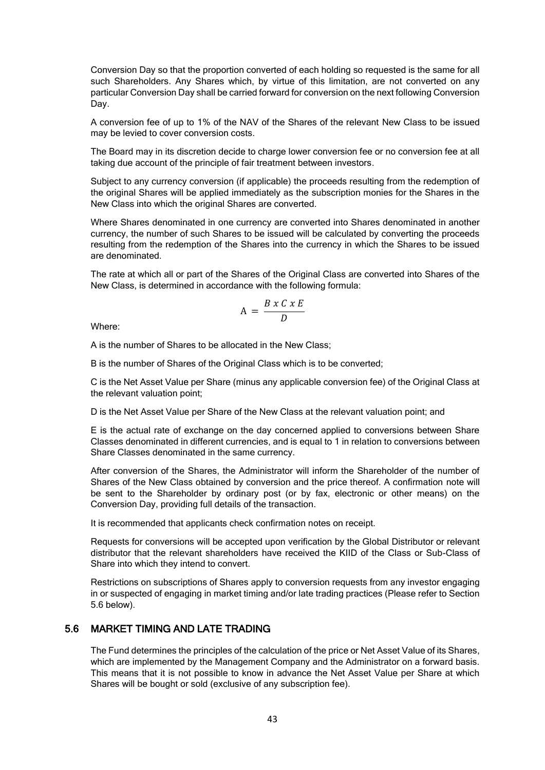Conversion Day so that the proportion converted of each holding so requested is the same for all such Shareholders. Any Shares which, by virtue of this limitation, are not converted on any particular Conversion Day shall be carried forward for conversion on the next following Conversion Day.

A conversion fee of up to 1% of the NAV of the Shares of the relevant New Class to be issued may be levied to cover conversion costs.

The Board may in its discretion decide to charge lower conversion fee or no conversion fee at all taking due account of the principle of fair treatment between investors.

Subject to any currency conversion (if applicable) the proceeds resulting from the redemption of the original Shares will be applied immediately as the subscription monies for the Shares in the New Class into which the original Shares are converted.

Where Shares denominated in one currency are converted into Shares denominated in another currency, the number of such Shares to be issued will be calculated by converting the proceeds resulting from the redemption of the Shares into the currency in which the Shares to be issued are denominated.

The rate at which all or part of the Shares of the Original Class are converted into Shares of the New Class, is determined in accordance with the following formula:

$$A = \frac{B \ x \ C \ x \ E}{D}$$

Where:

A is the number of Shares to be allocated in the New Class;

B is the number of Shares of the Original Class which is to be converted;

C is the Net Asset Value per Share (minus any applicable conversion fee) of the Original Class at the relevant valuation point;

D is the Net Asset Value per Share of the New Class at the relevant valuation point; and

E is the actual rate of exchange on the day concerned applied to conversions between Share Classes denominated in different currencies, and is equal to 1 in relation to conversions between Share Classes denominated in the same currency.

After conversion of the Shares, the Administrator will inform the Shareholder of the number of Shares of the New Class obtained by conversion and the price thereof. A confirmation note will be sent to the Shareholder by ordinary post (or by fax, electronic or other means) on the Conversion Day, providing full details of the transaction.

It is recommended that applicants check confirmation notes on receipt.

Requests for conversions will be accepted upon verification by the Global Distributor or relevant distributor that the relevant shareholders have received the KIID of the Class or Sub-Class of Share into which they intend to convert.

Restrictions on subscriptions of Shares apply to conversion requests from any investor engaging in or suspected of engaging in market timing and/or late trading practices (Please refer to Section 5.6 below).

## 5.6 MARKET TIMING AND LATE TRADING

The Fund determines the principles of the calculation of the price or Net Asset Value of its Shares, which are implemented by the Management Company and the Administrator on a forward basis. This means that it is not possible to know in advance the Net Asset Value per Share at which Shares will be bought or sold (exclusive of any subscription fee).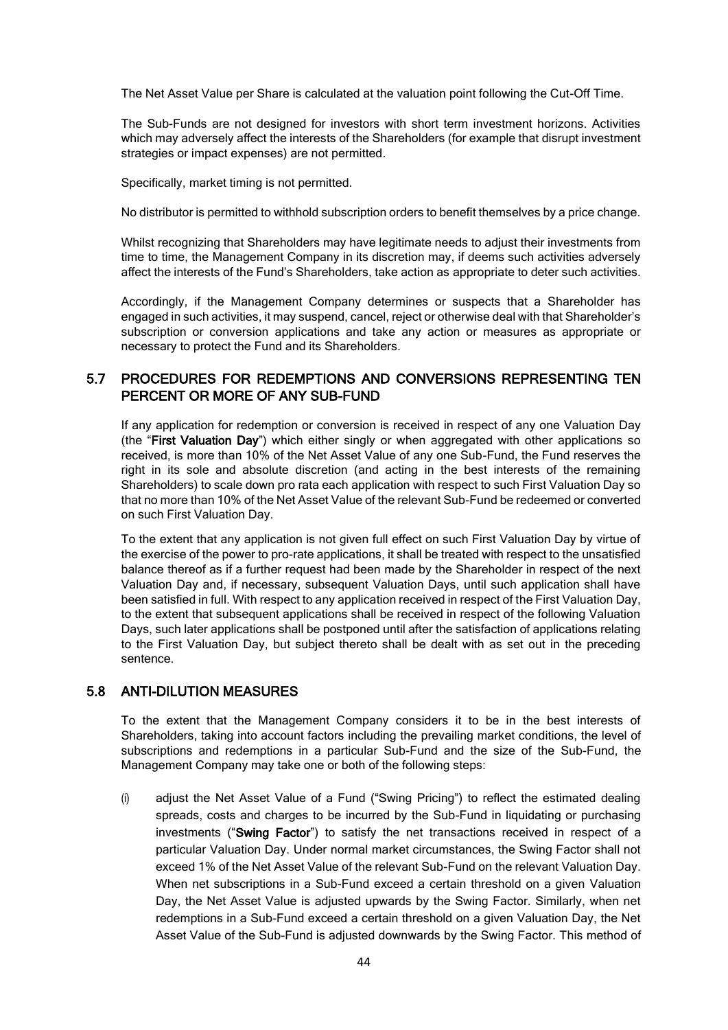The Net Asset Value per Share is calculated at the valuation point following the Cut-Off Time.

The Sub-Funds are not designed for investors with short term investment horizons. Activities which may adversely affect the interests of the Shareholders (for example that disrupt investment strategies or impact expenses) are not permitted.

Specifically, market timing is not permitted.

No distributor is permitted to withhold subscription orders to benefit themselves by a price change.

Whilst recognizing that Shareholders may have legitimate needs to adjust their investments from time to time, the Management Company in its discretion may, if deems such activities adversely affect the interests of the Fund's Shareholders, take action as appropriate to deter such activities.

Accordingly, if the Management Company determines or suspects that a Shareholder has engaged in such activities, it may suspend, cancel, reject or otherwise deal with that Shareholder's subscription or conversion applications and take any action or measures as appropriate or necessary to protect the Fund and its Shareholders.

## 5.7 PROCEDURES FOR REDEMPTIONS AND CONVERSIONS REPRESENTING TEN PERCENT OR MORE OF ANY SUB-FUND

If any application for redemption or conversion is received in respect of any one Valuation Day (the "**First Valuation Day**") which either singly or when aggregated with other applications so received, is more than 10% of the Net Asset Value of any one Sub-Fund, the Fund reserves the right in its sole and absolute discretion (and acting in the best interests of the remaining Shareholders) to scale down pro rata each application with respect to such First Valuation Day so that no more than 10% of the Net Asset Value of the relevant Sub-Fund be redeemed or converted on such First Valuation Day.

To the extent that any application is not given full effect on such First Valuation Day by virtue of the exercise of the power to pro-rate applications, it shall be treated with respect to the unsatisfied balance thereof as if a further request had been made by the Shareholder in respect of the next Valuation Day and, if necessary, subsequent Valuation Days, until such application shall have been satisfied in full. With respect to any application received in respect of the First Valuation Day, to the extent that subsequent applications shall be received in respect of the following Valuation Days, such later applications shall be postponed until after the satisfaction of applications relating to the First Valuation Day, but subject thereto shall be dealt with as set out in the preceding sentence.

## 5.8 ANTI-DILUTION MEASURES

To the extent that the Management Company considers it to be in the best interests of Shareholders, taking into account factors including the prevailing market conditions, the level of subscriptions and redemptions in a particular Sub-Fund and the size of the Sub-Fund, the Management Company may take one or both of the following steps:

(i) adjust the Net Asset Value of a Fund ("Swing Pricing") to reflect the estimated dealing spreads, costs and charges to be incurred by the Sub-Fund in liquidating or purchasing investments ("**Swing Factor**") to satisfy the net transactions received in respect of a particular Valuation Day. Under normal market circumstances, the Swing Factor shall not exceed 1% of the Net Asset Value of the relevant Sub-Fund on the relevant Valuation Day. When net subscriptions in a Sub-Fund exceed a certain threshold on a given Valuation Day, the Net Asset Value is adjusted upwards by the Swing Factor. Similarly, when net redemptions in a Sub-Fund exceed a certain threshold on a given Valuation Day, the Net Asset Value of the Sub-Fund is adjusted downwards by the Swing Factor. This method of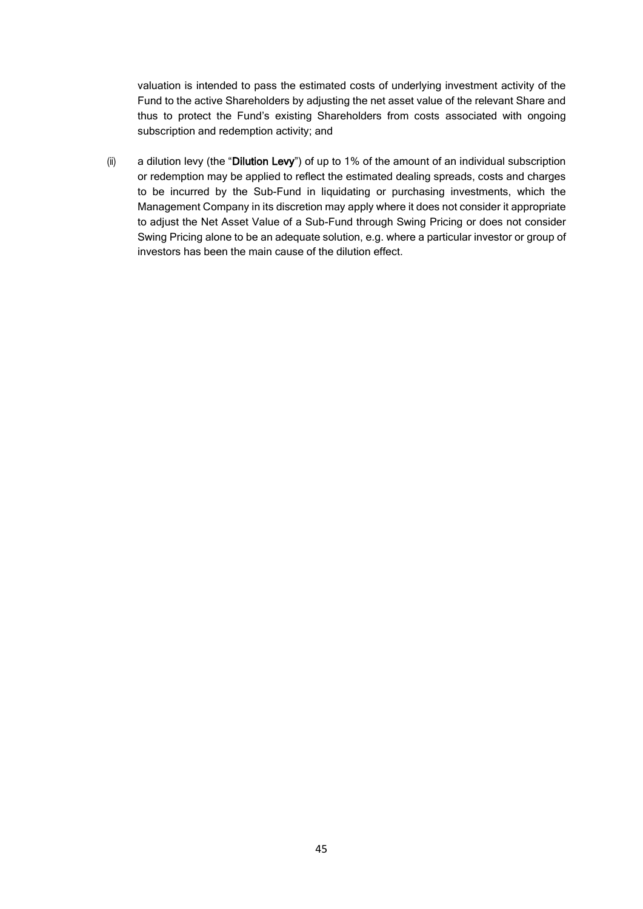valuation is intended to pass the estimated costs of underlying investment activity of the Fund to the active Shareholders by adjusting the net asset value of the relevant Share and thus to protect the Fund's existing Shareholders from costs associated with ongoing subscription and redemption activity; and

(ii) a dilution levy (the "**Dilution Levy**") of up to 1% of the amount of an individual subscription or redemption may be applied to reflect the estimated dealing spreads, costs and charges to be incurred by the Sub-Fund in liquidating or purchasing investments, which the Management Company in its discretion may apply where it does not consider it appropriate to adjust the Net Asset Value of a Sub-Fund through Swing Pricing or does not consider Swing Pricing alone to be an adequate solution, e.g. where a particular investor or group of investors has been the main cause of the dilution effect.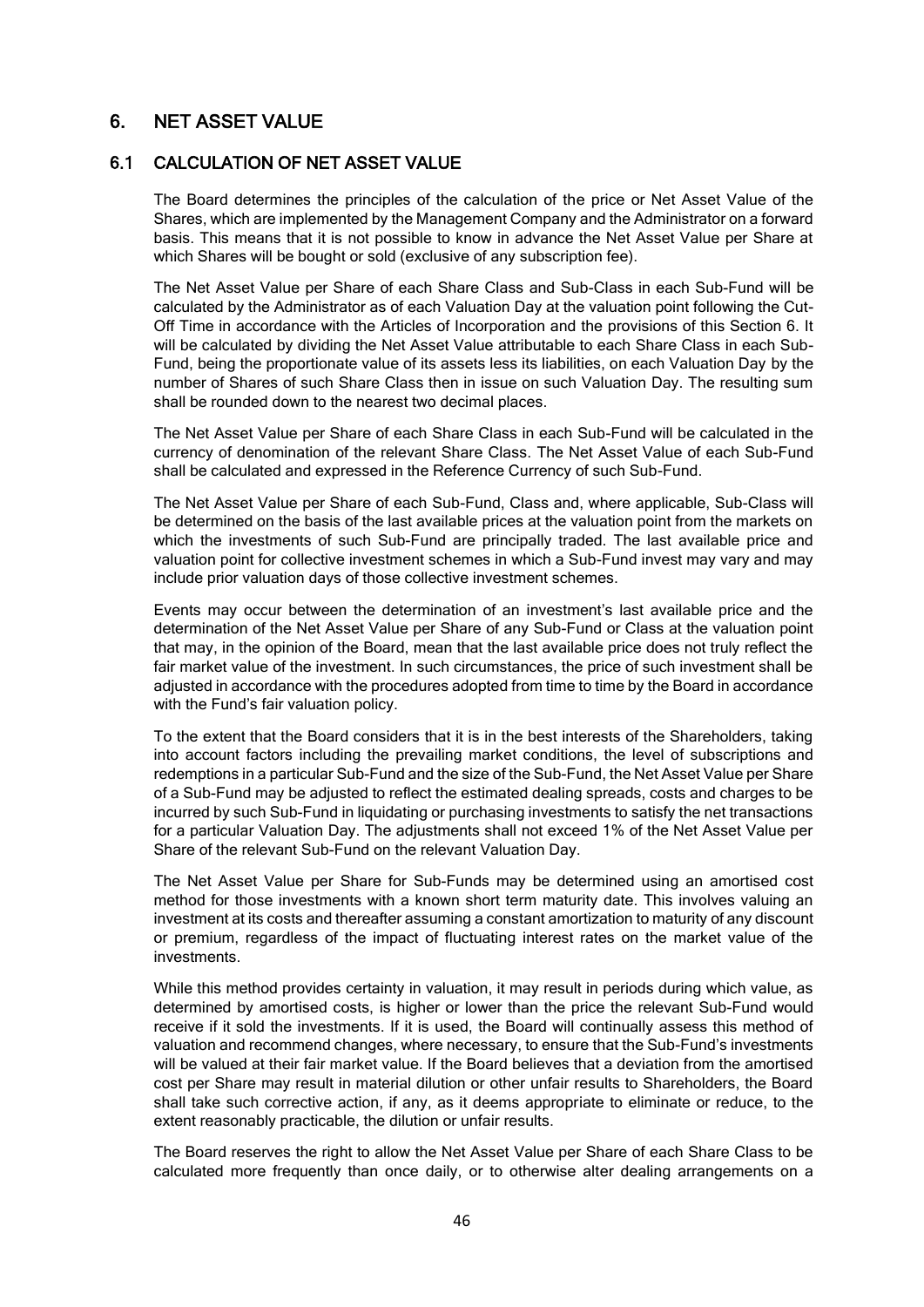## 6. NET ASSET VALUE

### 6.1 CALCULATION OF NET ASSET VALUE

The Board determines the principles of the calculation of the price or Net Asset Value of the Shares, which are implemented by the Management Company and the Administrator on a forward basis. This means that it is not possible to know in advance the Net Asset Value per Share at which Shares will be bought or sold (exclusive of any subscription fee).

The Net Asset Value per Share of each Share Class and Sub-Class in each Sub-Fund will be calculated by the Administrator as of each Valuation Day at the valuation point following the Cut-Off Time in accordance with the Articles of Incorporation and the provisions of this Section 6. It will be calculated by dividing the Net Asset Value attributable to each Share Class in each Sub-Fund, being the proportionate value of its assets less its liabilities, on each Valuation Day by the number of Shares of such Share Class then in issue on such Valuation Day. The resulting sum shall be rounded down to the nearest two decimal places.

The Net Asset Value per Share of each Share Class in each Sub-Fund will be calculated in the currency of denomination of the relevant Share Class. The Net Asset Value of each Sub-Fund shall be calculated and expressed in the Reference Currency of such Sub-Fund.

The Net Asset Value per Share of each Sub-Fund, Class and, where applicable, Sub-Class will be determined on the basis of the last available prices at the valuation point from the markets on which the investments of such Sub-Fund are principally traded. The last available price and valuation point for collective investment schemes in which a Sub-Fund invest may vary and may include prior valuation days of those collective investment schemes.

Events may occur between the determination of an investment's last available price and the determination of the Net Asset Value per Share of any Sub-Fund or Class at the valuation point that may, in the opinion of the Board, mean that the last available price does not truly reflect the fair market value of the investment. In such circumstances, the price of such investment shall be adjusted in accordance with the procedures adopted from time to time by the Board in accordance with the Fund's fair valuation policy.

To the extent that the Board considers that it is in the best interests of the Shareholders, taking into account factors including the prevailing market conditions, the level of subscriptions and redemptions in a particular Sub-Fund and the size of the Sub-Fund, the Net Asset Value per Share of a Sub-Fund may be adjusted to reflect the estimated dealing spreads, costs and charges to be incurred by such Sub-Fund in liquidating or purchasing investments to satisfy the net transactions for a particular Valuation Day. The adjustments shall not exceed 1% of the Net Asset Value per Share of the relevant Sub-Fund on the relevant Valuation Day.

The Net Asset Value per Share for Sub-Funds may be determined using an amortised cost method for those investments with a known short term maturity date. This involves valuing an investment at its costs and thereafter assuming a constant amortization to maturity of any discount or premium, regardless of the impact of fluctuating interest rates on the market value of the investments.

While this method provides certainty in valuation, it may result in periods during which value, as determined by amortised costs, is higher or lower than the price the relevant Sub-Fund would receive if it sold the investments. If it is used, the Board will continually assess this method of valuation and recommend changes, where necessary, to ensure that the Sub-Fund's investments will be valued at their fair market value. If the Board believes that a deviation from the amortised cost per Share may result in material dilution or other unfair results to Shareholders, the Board shall take such corrective action, if any, as it deems appropriate to eliminate or reduce, to the extent reasonably practicable, the dilution or unfair results.

The Board reserves the right to allow the Net Asset Value per Share of each Share Class to be calculated more frequently than once daily, or to otherwise alter dealing arrangements on a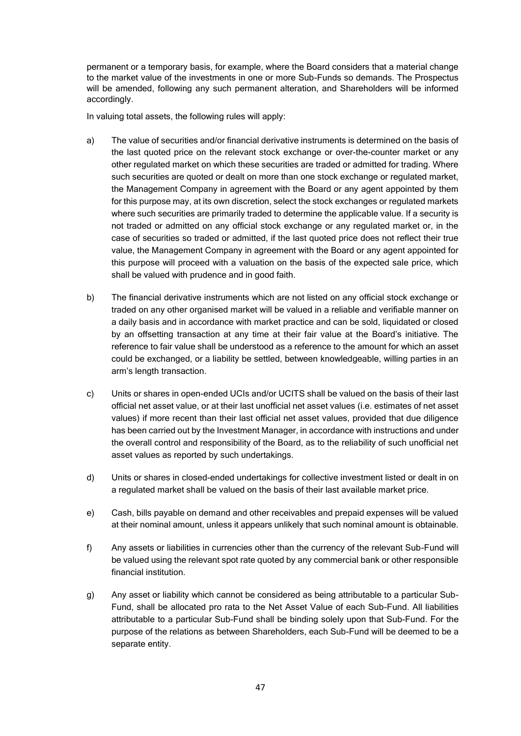permanent or a temporary basis, for example, where the Board considers that a material change to the market value of the investments in one or more Sub-Funds so demands. The Prospectus will be amended, following any such permanent alteration, and Shareholders will be informed accordingly.

In valuing total assets, the following rules will apply:

a) The value of securities and/or financial derivative instruments is determined on the basis of the last quoted price on the relevant stock exchange or over-the-counter market or any other regulated market on which these securities are traded or admitted for trading. Where such securities are quoted or dealt on more than one stock exchange or regulated market, the Management Company in agreement with the Board or any agent appointed by them for this purpose may, at its own discretion, select the stock exchanges or regulated markets where such securities are primarily traded to determine the applicable value. If a security is not traded or admitted on any official stock exchange or any regulated market or, in the case of securities so traded or admitted, if the last quoted price does not reflect their true value, the Management Company in agreement with the Board or any agent appointed for this purpose will proceed with a valuation on the basis of the expected sale price, which shall be valued with prudence and in good faith.

b) The financial derivative instruments which are not listed on any official stock exchange or traded on any other organised market will be valued in a reliable and verifiable manner on a daily basis and in accordance with market practice and can be sold, liquidated or closed by an offsetting transaction at any time at their fair value at the Board's initiative. The reference to fair value shall be understood as a reference to the amount for which an asset could be exchanged, or a liability be settled, between knowledgeable, willing parties in an arm's length transaction.

c) Units or shares in open-ended UCIs and/or UCITS shall be valued on the basis of their last official net asset value, or at their last unofficial net asset values (i.e. estimates of net asset values) if more recent than their last official net asset values, provided that due diligence has been carried out by the Investment Manager, in accordance with instructions and under the overall control and responsibility of the Board, as to the reliability of such unofficial net asset values as reported by such undertakings.

d) Units or shares in closed-ended undertakings for collective investment listed or dealt in on a regulated market shall be valued on the basis of their last available market price.

e) Cash, bills payable on demand and other receivables and prepaid expenses will be valued at their nominal amount, unless it appears unlikely that such nominal amount is obtainable.

f) Any assets or liabilities in currencies other than the currency of the relevant Sub-Fund will be valued using the relevant spot rate quoted by any commercial bank or other responsible financial institution.

g) Any asset or liability which cannot be considered as being attributable to a particular Sub-Fund, shall be allocated pro rata to the Net Asset Value of each Sub-Fund. All liabilities attributable to a particular Sub-Fund shall be binding solely upon that Sub-Fund. For the purpose of the relations as between Shareholders, each Sub-Fund will be deemed to be a separate entity.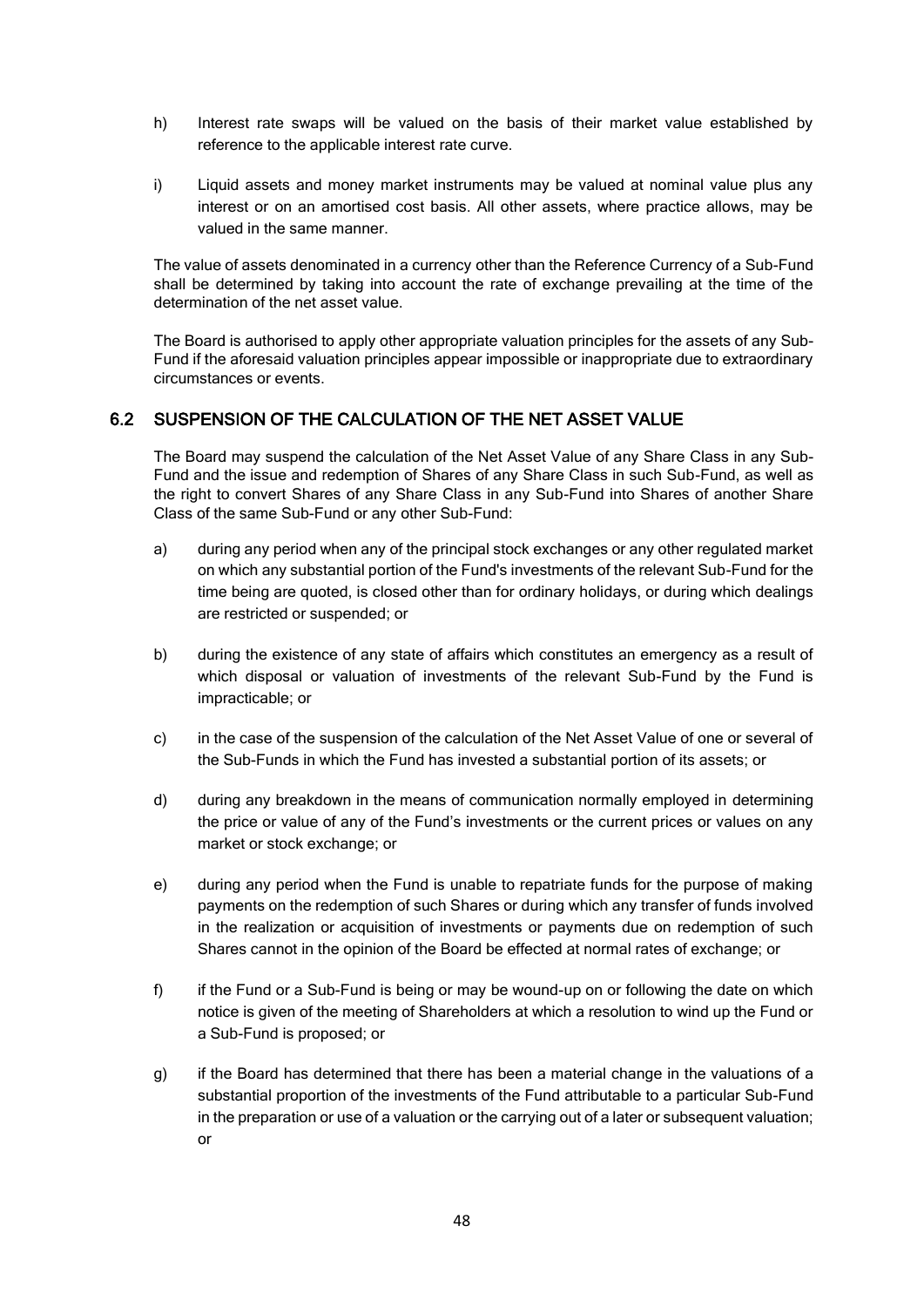h) Interest rate swaps will be valued on the basis of their market value established by reference to the applicable interest rate curve.

i) Liquid assets and money market instruments may be valued at nominal value plus any interest or on an amortised cost basis. All other assets, where practice allows, may be valued in the same manner.

The value of assets denominated in a currency other than the Reference Currency of a Sub-Fund shall be determined by taking into account the rate of exchange prevailing at the time of the determination of the net asset value.

The Board is authorised to apply other appropriate valuation principles for the assets of any Sub-Fund if the aforesaid valuation principles appear impossible or inappropriate due to extraordinary circumstances or events.

## 6.2 SUSPENSION OF THE CALCULATION OF THE NET ASSET VALUE

The Board may suspend the calculation of the Net Asset Value of any Share Class in any Sub-Fund and the issue and redemption of Shares of any Share Class in such Sub-Fund, as well as the right to convert Shares of any Share Class in any Sub-Fund into Shares of another Share Class of the same Sub-Fund or any other Sub-Fund:

a) during any period when any of the principal stock exchanges or any other regulated market on which any substantial portion of the Fund's investments of the relevant Sub-Fund for the time being are quoted, is closed other than for ordinary holidays, or during which dealings are restricted or suspended; or

b) during the existence of any state of affairs which constitutes an emergency as a result of which disposal or valuation of investments of the relevant Sub-Fund by the Fund is impracticable; or

c) in the case of the suspension of the calculation of the Net Asset Value of one or several of the Sub-Funds in which the Fund has invested a substantial portion of its assets; or

d) during any breakdown in the means of communication normally employed in determining the price or value of any of the Fund's investments or the current prices or values on any market or stock exchange; or

e) during any period when the Fund is unable to repatriate funds for the purpose of making payments on the redemption of such Shares or during which any transfer of funds involved in the realization or acquisition of investments or payments due on redemption of such Shares cannot in the opinion of the Board be effected at normal rates of exchange; or

f) if the Fund or a Sub-Fund is being or may be wound-up on or following the date on which notice is given of the meeting of Shareholders at which a resolution to wind up the Fund or a Sub-Fund is proposed; or

g) if the Board has determined that there has been a material change in the valuations of a substantial proportion of the investments of the Fund attributable to a particular Sub-Fund in the preparation or use of a valuation or the carrying out of a later or subsequent valuation; or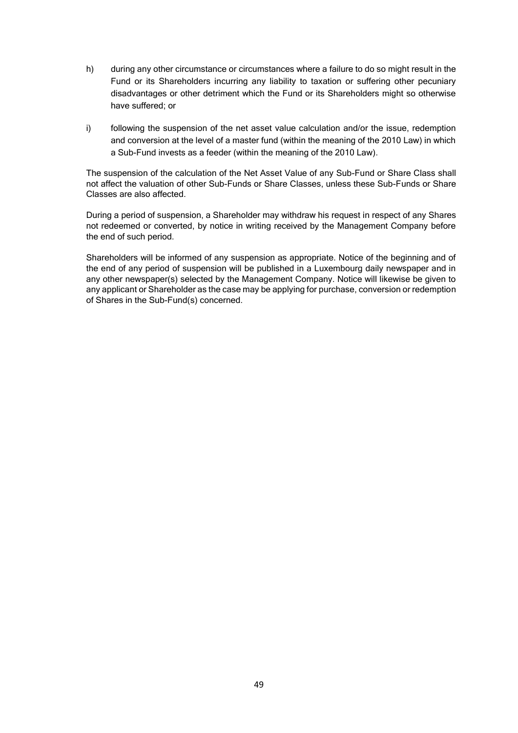h) during any other circumstance or circumstances where a failure to do so might result in the Fund or its Shareholders incurring any liability to taxation or suffering other pecuniary disadvantages or other detriment which the Fund or its Shareholders might so otherwise have suffered; or

i) following the suspension of the net asset value calculation and/or the issue, redemption and conversion at the level of a master fund (within the meaning of the 2010 Law) in which a Sub-Fund invests as a feeder (within the meaning of the 2010 Law).

The suspension of the calculation of the Net Asset Value of any Sub-Fund or Share Class shall not affect the valuation of other Sub-Funds or Share Classes, unless these Sub-Funds or Share Classes are also affected.

During a period of suspension, a Shareholder may withdraw his request in respect of any Shares not redeemed or converted, by notice in writing received by the Management Company before the end of such period.

Shareholders will be informed of any suspension as appropriate. Notice of the beginning and of the end of any period of suspension will be published in a Luxembourg daily newspaper and in any other newspaper(s) selected by the Management Company. Notice will likewise be given to any applicant or Shareholder as the case may be applying for purchase, conversion or redemption of Shares in the Sub-Fund(s) concerned.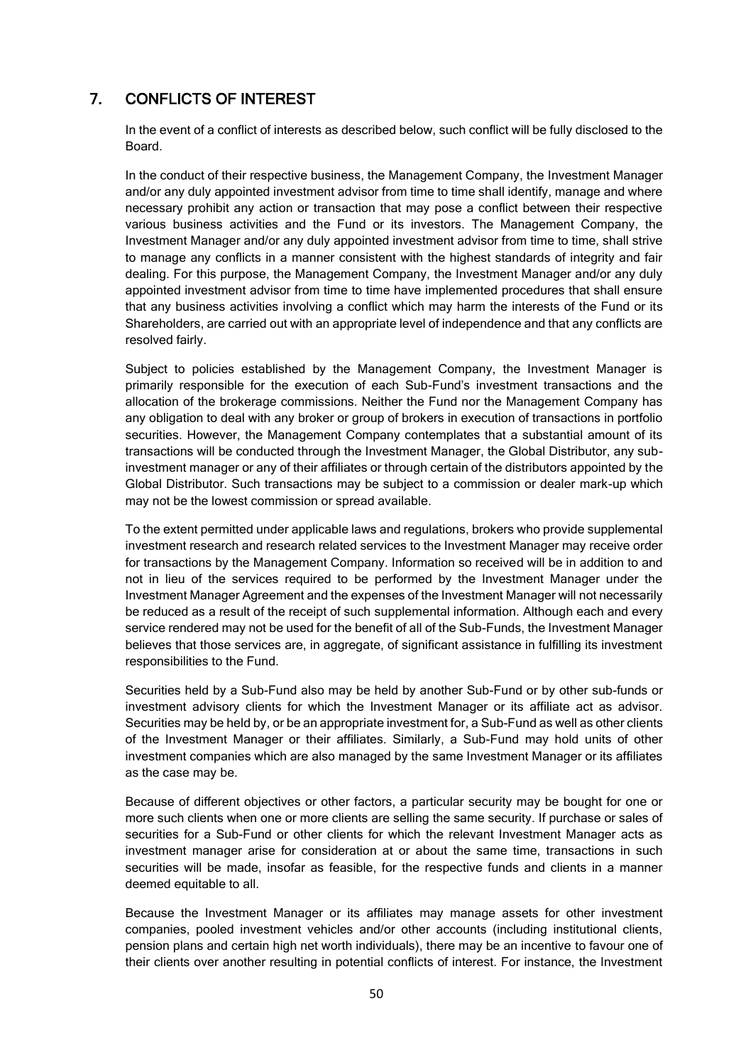## 7. CONFLICTS OF INTEREST

In the event of a conflict of interests as described below, such conflict will be fully disclosed to the Board.

In the conduct of their respective business, the Management Company, the Investment Manager and/or any duly appointed investment advisor from time to time shall identify, manage and where necessary prohibit any action or transaction that may pose a conflict between their respective various business activities and the Fund or its investors. The Management Company, the Investment Manager and/or any duly appointed investment advisor from time to time, shall strive to manage any conflicts in a manner consistent with the highest standards of integrity and fair dealing. For this purpose, the Management Company, the Investment Manager and/or any duly appointed investment advisor from time to time have implemented procedures that shall ensure that any business activities involving a conflict which may harm the interests of the Fund or its Shareholders, are carried out with an appropriate level of independence and that any conflicts are resolved fairly.

Subject to policies established by the Management Company, the Investment Manager is primarily responsible for the execution of each Sub-Fund's investment transactions and the allocation of the brokerage commissions. Neither the Fund nor the Management Company has any obligation to deal with any broker or group of brokers in execution of transactions in portfolio securities. However, the Management Company contemplates that a substantial amount of its transactions will be conducted through the Investment Manager, the Global Distributor, any sub-investment manager or any of their affiliates or through certain of the distributors appointed by the Global Distributor. Such transactions may be subject to a commission or dealer mark-up which may not be the lowest commission or spread available.

To the extent permitted under applicable laws and regulations, brokers who provide supplemental investment research and research related services to the Investment Manager may receive order for transactions by the Management Company. Information so received will be in addition to and not in lieu of the services required to be performed by the Investment Manager under the Investment Manager Agreement and the expenses of the Investment Manager will not necessarily be reduced as a result of the receipt of such supplemental information. Although each and every service rendered may not be used for the benefit of all of the Sub-Funds, the Investment Manager believes that those services are, in aggregate, of significant assistance in fulfilling its investment responsibilities to the Fund.

Securities held by a Sub-Fund also may be held by another Sub-Fund or by other sub-funds or investment advisory clients for which the Investment Manager or its affiliate act as advisor. Securities may be held by, or be an appropriate investment for, a Sub-Fund as well as other clients of the Investment Manager or their affiliates. Similarly, a Sub-Fund may hold units of other investment companies which are also managed by the same Investment Manager or its affiliates as the case may be.

Because of different objectives or other factors, a particular security may be bought for one or more such clients when one or more clients are selling the same security. If purchase or sales of securities for a Sub-Fund or other clients for which the relevant Investment Manager acts as investment manager arise for consideration at or about the same time, transactions in such securities will be made, insofar as feasible, for the respective funds and clients in a manner deemed equitable to all.

Because the Investment Manager or its affiliates may manage assets for other investment companies, pooled investment vehicles and/or other accounts (including institutional clients, pension plans and certain high net worth individuals), there may be an incentive to favour one of their clients over another resulting in potential conflicts of interest. For instance, the Investment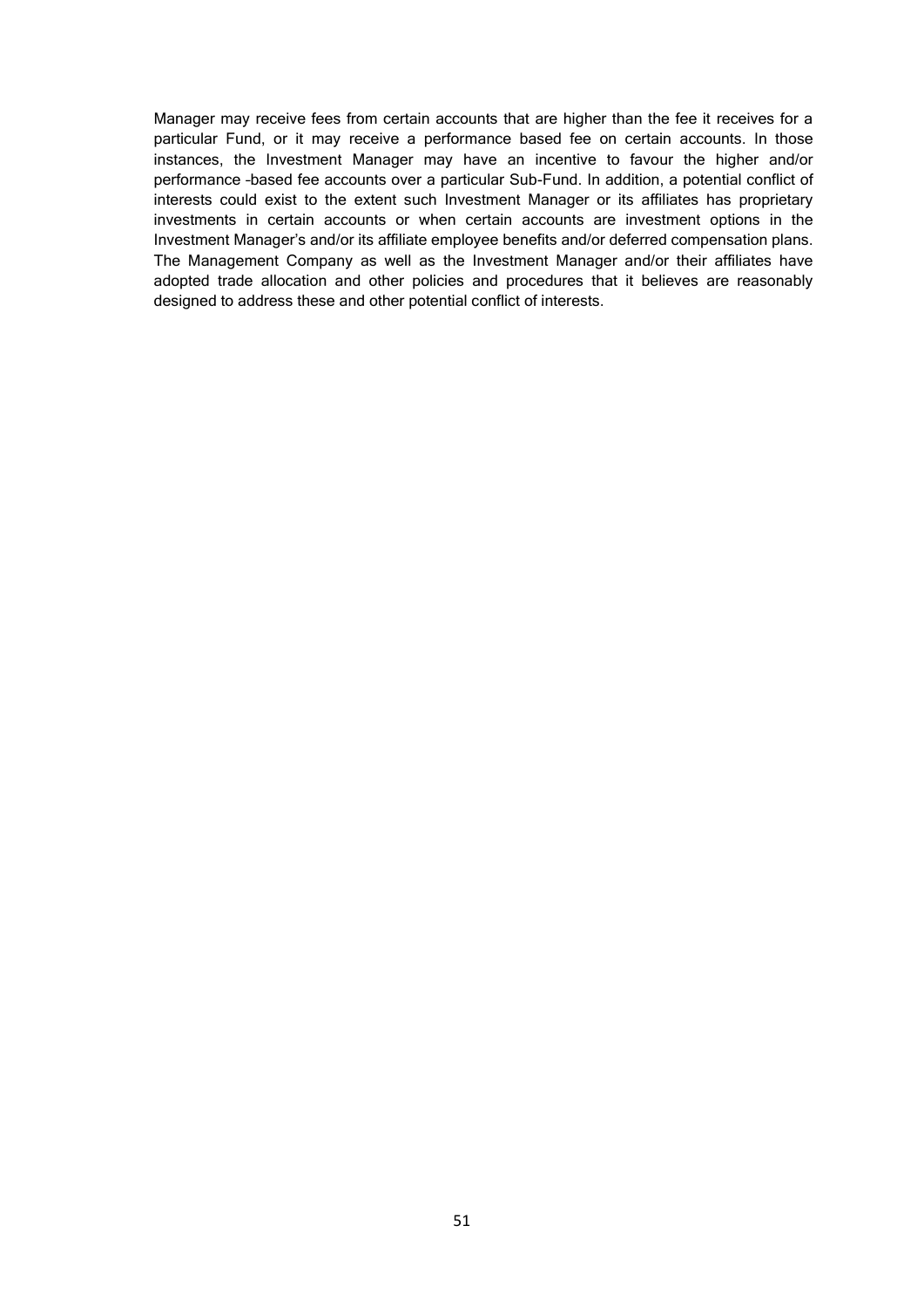Manager may receive fees from certain accounts that are higher than the fee it receives for a particular Fund, or it may receive a performance based fee on certain accounts. In those instances, the Investment Manager may have an incentive to favour the higher and/or performance –based fee accounts over a particular Sub-Fund. In addition, a potential conflict of interests could exist to the extent such Investment Manager or its affiliates has proprietary investments in certain accounts or when certain accounts are investment options in the Investment Manager's and/or its affiliate employee benefits and/or deferred compensation plans. The Management Company as well as the Investment Manager and/or their affiliates have adopted trade allocation and other policies and procedures that it believes are reasonably designed to address these and other potential conflict of interests.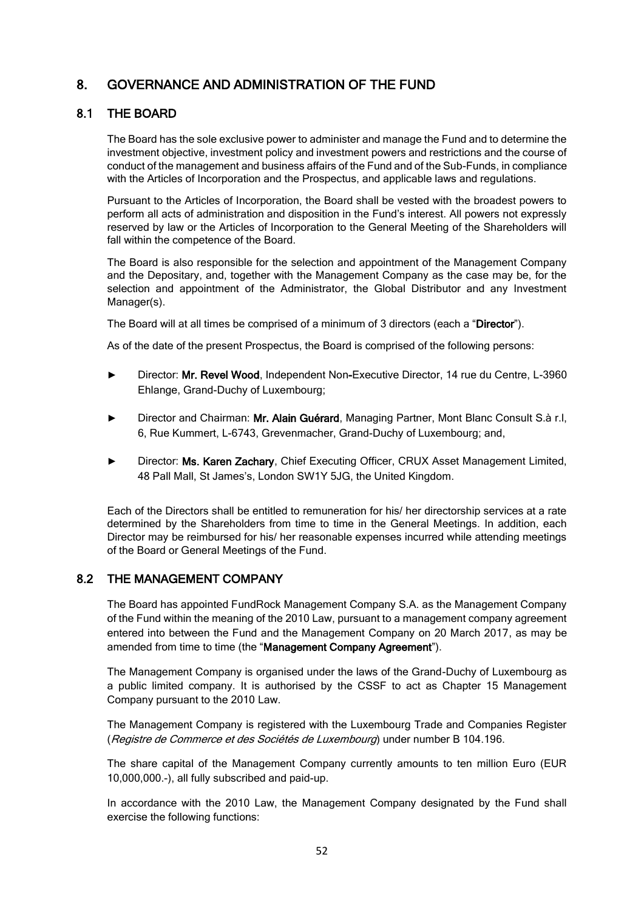# 8. GOVERNANCE AND ADMINISTRATION OF THE FUND

## 8.1 THE BOARD

The Board has the sole exclusive power to administer and manage the Fund and to determine the investment objective, investment policy and investment powers and restrictions and the course of conduct of the management and business affairs of the Fund and of the Sub-Funds, in compliance with the Articles of Incorporation and the Prospectus, and applicable laws and regulations.

Pursuant to the Articles of Incorporation, the Board shall be vested with the broadest powers to perform all acts of administration and disposition in the Fund's interest. All powers not expressly reserved by law or the Articles of Incorporation to the General Meeting of the Shareholders will fall within the competence of the Board.

The Board is also responsible for the selection and appointment of the Management Company and the Depositary, and, together with the Management Company as the case may be, for the selection and appointment of the Administrator, the Global Distributor and any Investment Manager(s).

The Board will at all times be comprised of a minimum of 3 directors (each a "**Director**").

As of the date of the present Prospectus, the Board is comprised of the following persons:

- Director: **Mr. Revel Wood**, Independent Non-Executive Director, 14 rue du Centre, L-3960 Ehlange, Grand-Duchy of Luxembourg;
- Director and Chairman: **Mr. Alain Guérard**, Managing Partner, Mont Blanc Consult S.à r.l, 6, Rue Kummert, L-6743, Grevenmacher, Grand-Duchy of Luxembourg; and,
- Director: **Ms. Karen Zachary**, Chief Executing Officer, CRUX Asset Management Limited, 48 Pall Mall, St James's, London SW1Y 5JG, the United Kingdom.

Each of the Directors shall be entitled to remuneration for his/ her directorship services at a rate determined by the Shareholders from time to time in the General Meetings. In addition, each Director may be reimbursed for his/ her reasonable expenses incurred while attending meetings of the Board or General Meetings of the Fund.

## 8.2 THE MANAGEMENT COMPANY

The Board has appointed FundRock Management Company S.A. as the Management Company of the Fund within the meaning of the 2010 Law, pursuant to a management company agreement entered into between the Fund and the Management Company on 20 March 2017, as may be amended from time to time (the "**Management Company Agreement**").

The Management Company is organised under the laws of the Grand-Duchy of Luxembourg as a public limited company. It is authorised by the CSSF to act as Chapter 15 Management Company pursuant to the 2010 Law.

The Management Company is registered with the Luxembourg Trade and Companies Register (*Registre de Commerce et des Sociétés de Luxembourg*) under number B 104.196.

The share capital of the Management Company currently amounts to ten million Euro (EUR 10,000,000.-), all fully subscribed and paid-up.

In accordance with the 2010 Law, the Management Company designated by the Fund shall exercise the following functions: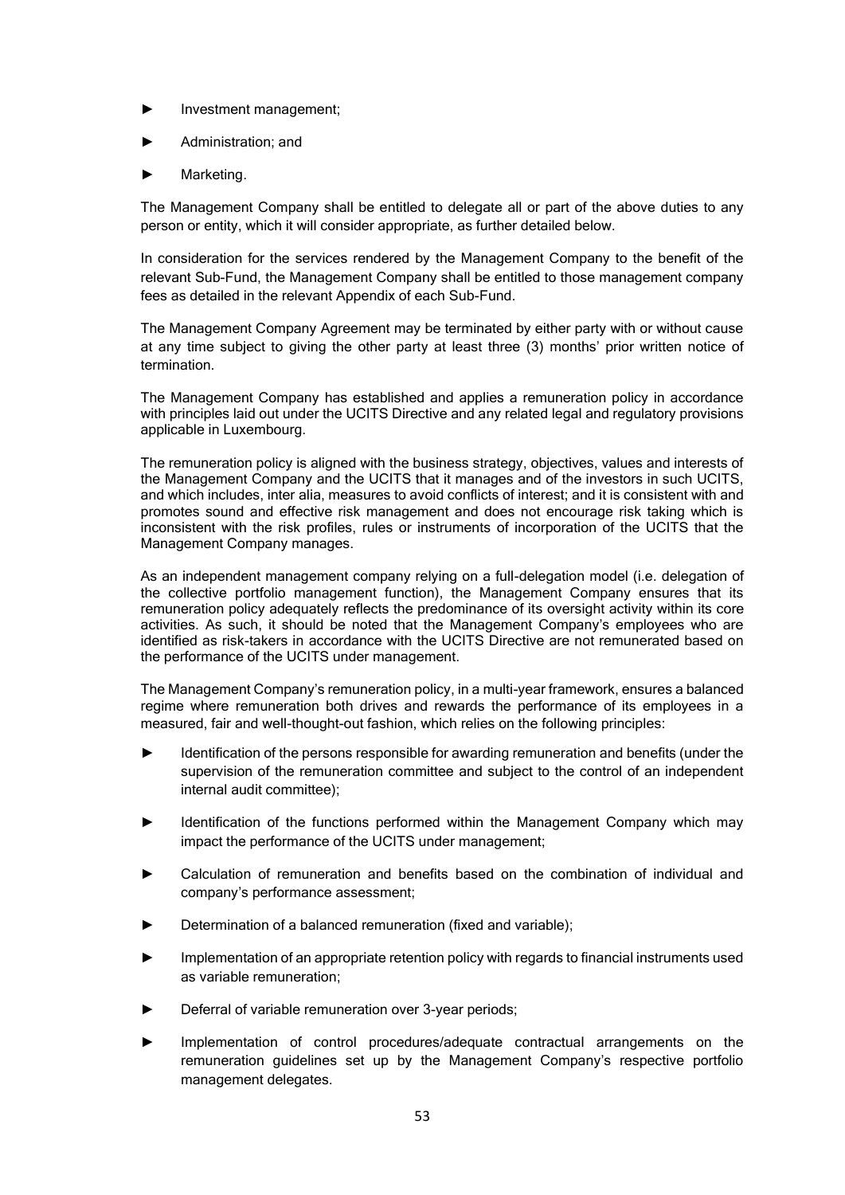- Investment management;
- Administration; and
- Marketing.

The Management Company shall be entitled to delegate all or part of the above duties to any person or entity, which it will consider appropriate, as further detailed below.

In consideration for the services rendered by the Management Company to the benefit of the relevant Sub-Fund, the Management Company shall be entitled to those management company fees as detailed in the relevant Appendix of each Sub-Fund.

The Management Company Agreement may be terminated by either party with or without cause at any time subject to giving the other party at least three (3) months' prior written notice of termination.

The Management Company has established and applies a remuneration policy in accordance with principles laid out under the UCITS Directive and any related legal and regulatory provisions applicable in Luxembourg.

The remuneration policy is aligned with the business strategy, objectives, values and interests of the Management Company and the UCITS that it manages and of the investors in such UCITS, and which includes, inter alia, measures to avoid conflicts of interest; and it is consistent with and promotes sound and effective risk management and does not encourage risk taking which is inconsistent with the risk profiles, rules or instruments of incorporation of the UCITS that the Management Company manages.

As an independent management company relying on a full-delegation model (i.e. delegation of the collective portfolio management function), the Management Company ensures that its remuneration policy adequately reflects the predominance of its oversight activity within its core activities. As such, it should be noted that the Management Company's employees who are identified as risk-takers in accordance with the UCITS Directive are not remunerated based on the performance of the UCITS under management.

The Management Company's remuneration policy, in a multi-year framework, ensures a balanced regime where remuneration both drives and rewards the performance of its employees in a measured, fair and well-thought-out fashion, which relies on the following principles:

- Identification of the persons responsible for awarding remuneration and benefits (under the supervision of the remuneration committee and subject to the control of an independent internal audit committee);
- Identification of the functions performed within the Management Company which may impact the performance of the UCITS under management;
- Calculation of remuneration and benefits based on the combination of individual and company's performance assessment;
- Determination of a balanced remuneration (fixed and variable);
- Implementation of an appropriate retention policy with regards to financial instruments used as variable remuneration;
- Deferral of variable remuneration over 3-year periods;
- Implementation of control procedures/adequate contractual arrangements on the remuneration guidelines set up by the Management Company's respective portfolio management delegates.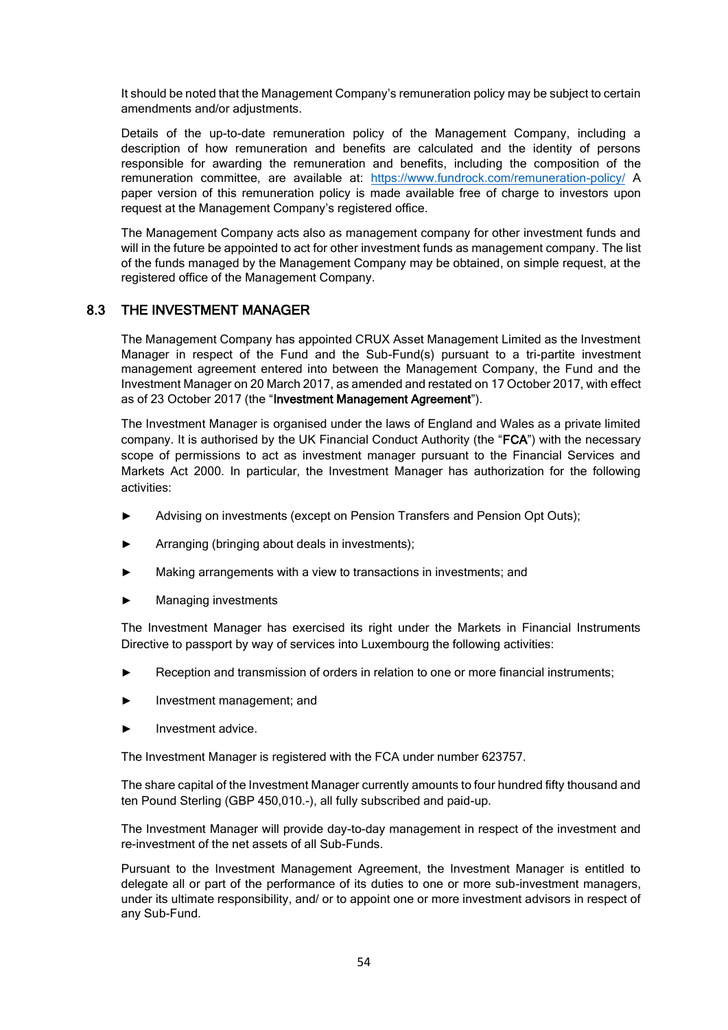It should be noted that the Management Company's remuneration policy may be subject to certain amendments and/or adjustments.

Details of the up-to-date remuneration policy of the Management Company, including a description of how remuneration and benefits are calculated and the identity of persons responsible for awarding the remuneration and benefits, including the composition of the remuneration committee, are available at: [https://www.fundrock.com/remuneration-policy/](https://www.fundrock.com/remuneration-policy/) A paper version of this remuneration policy is made available free of charge to investors upon request at the Management Company's registered office.

The Management Company acts also as management company for other investment funds and will in the future be appointed to act for other investment funds as management company. The list of the funds managed by the Management Company may be obtained, on simple request, at the registered office of the Management Company.

## 8.3 THE INVESTMENT MANAGER

The Management Company has appointed CRUX Asset Management Limited as the Investment Manager in respect of the Fund and the Sub-Fund(s) pursuant to a tri-partite investment management agreement entered into between the Management Company, the Fund and the Investment Manager on 20 March 2017, as amended and restated on 17 October 2017, with effect as of 23 October 2017 (the "**Investment Management Agreement**").

The Investment Manager is organised under the laws of England and Wales as a private limited company. It is authorised by the UK Financial Conduct Authority (the "**FCA**") with the necessary scope of permissions to act as investment manager pursuant to the Financial Services and Markets Act 2000. In particular, the Investment Manager has authorization for the following activities:

- Advising on investments (except on Pension Transfers and Pension Opt Outs);
- Arranging (bringing about deals in investments);
- Making arrangements with a view to transactions in investments; and
- Managing investments

The Investment Manager has exercised its right under the Markets in Financial Instruments Directive to passport by way of services into Luxembourg the following activities:

- Reception and transmission of orders in relation to one or more financial instruments;
- Investment management; and
- Investment advice.

The Investment Manager is registered with the FCA under number 623757.

The share capital of the Investment Manager currently amounts to four hundred fifty thousand and ten Pound Sterling (GBP 450,010.-), all fully subscribed and paid-up.

The Investment Manager will provide day-to-day management in respect of the investment and re-investment of the net assets of all Sub-Funds.

Pursuant to the Investment Management Agreement, the Investment Manager is entitled to delegate all or part of the performance of its duties to one or more sub-investment managers, under its ultimate responsibility, and/ or to appoint one or more investment advisors in respect of any Sub-Fund.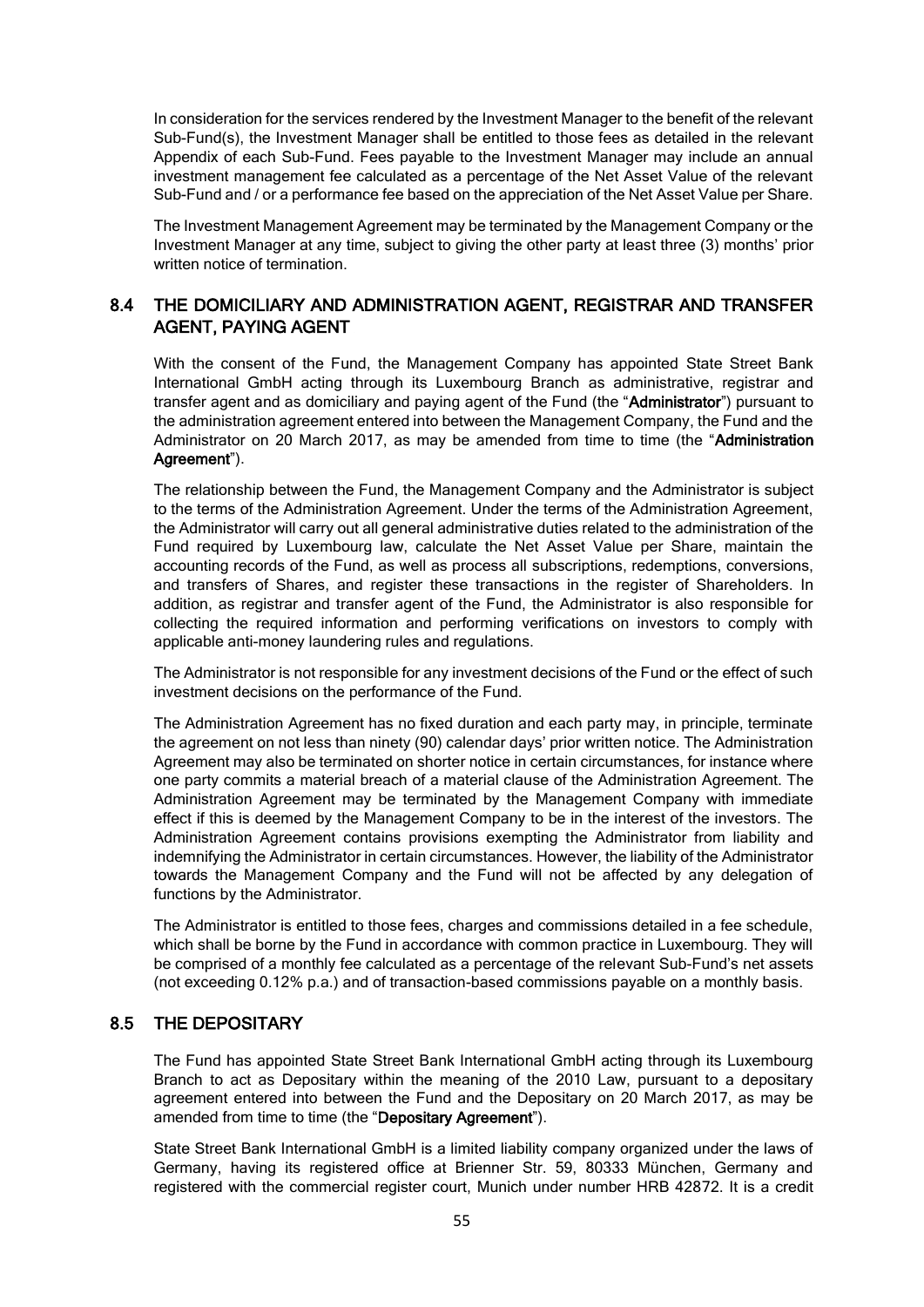In consideration for the services rendered by the Investment Manager to the benefit of the relevant Sub-Fund(s), the Investment Manager shall be entitled to those fees as detailed in the relevant Appendix of each Sub-Fund. Fees payable to the Investment Manager may include an annual investment management fee calculated as a percentage of the Net Asset Value of the relevant Sub-Fund and / or a performance fee based on the appreciation of the Net Asset Value per Share.

The Investment Management Agreement may be terminated by the Management Company or the Investment Manager at any time, subject to giving the other party at least three (3) months' prior written notice of termination.

## 8.4 THE DOMICILIARY AND ADMINISTRATION AGENT, REGISTRAR AND TRANSFER AGENT, PAYING AGENT

With the consent of the Fund, the Management Company has appointed State Street Bank International GmbH acting through its Luxembourg Branch as administrative, registrar and transfer agent and as domiciliary and paying agent of the Fund (the "**Administrator**") pursuant to the administration agreement entered into between the Management Company, the Fund and the Administrator on 20 March 2017, as may be amended from time to time (the "**Administration Agreement**").

The relationship between the Fund, the Management Company and the Administrator is subject to the terms of the Administration Agreement. Under the terms of the Administration Agreement, the Administrator will carry out all general administrative duties related to the administration of the Fund required by Luxembourg law, calculate the Net Asset Value per Share, maintain the accounting records of the Fund, as well as process all subscriptions, redemptions, conversions, and transfers of Shares, and register these transactions in the register of Shareholders. In addition, as registrar and transfer agent of the Fund, the Administrator is also responsible for collecting the required information and performing verifications on investors to comply with applicable anti-money laundering rules and regulations.

The Administrator is not responsible for any investment decisions of the Fund or the effect of such investment decisions on the performance of the Fund.

The Administration Agreement has no fixed duration and each party may, in principle, terminate the agreement on not less than ninety (90) calendar days' prior written notice. The Administration Agreement may also be terminated on shorter notice in certain circumstances, for instance where one party commits a material breach of a material clause of the Administration Agreement. The Administration Agreement may be terminated by the Management Company with immediate effect if this is deemed by the Management Company to be in the interest of the investors. The Administration Agreement contains provisions exempting the Administrator from liability and indemnifying the Administrator in certain circumstances. However, the liability of the Administrator towards the Management Company and the Fund will not be affected by any delegation of functions by the Administrator.

The Administrator is entitled to those fees, charges and commissions detailed in a fee schedule, which shall be borne by the Fund in accordance with common practice in Luxembourg. They will be comprised of a monthly fee calculated as a percentage of the relevant Sub-Fund's net assets (not exceeding 0.12% p.a.) and of transaction-based commissions payable on a monthly basis.

## 8.5 THE DEPOSITARY

The Fund has appointed State Street Bank International GmbH acting through its Luxembourg Branch to act as Depositary within the meaning of the 2010 Law, pursuant to a depositary agreement entered into between the Fund and the Depositary on 20 March 2017, as may be amended from time to time (the "**Depositary Agreement**").

State Street Bank International GmbH is a limited liability company organized under the laws of Germany, having its registered office at Brienner Str. 59, 80333 München, Germany and registered with the commercial register court, Munich under number HRB 42872. It is a credit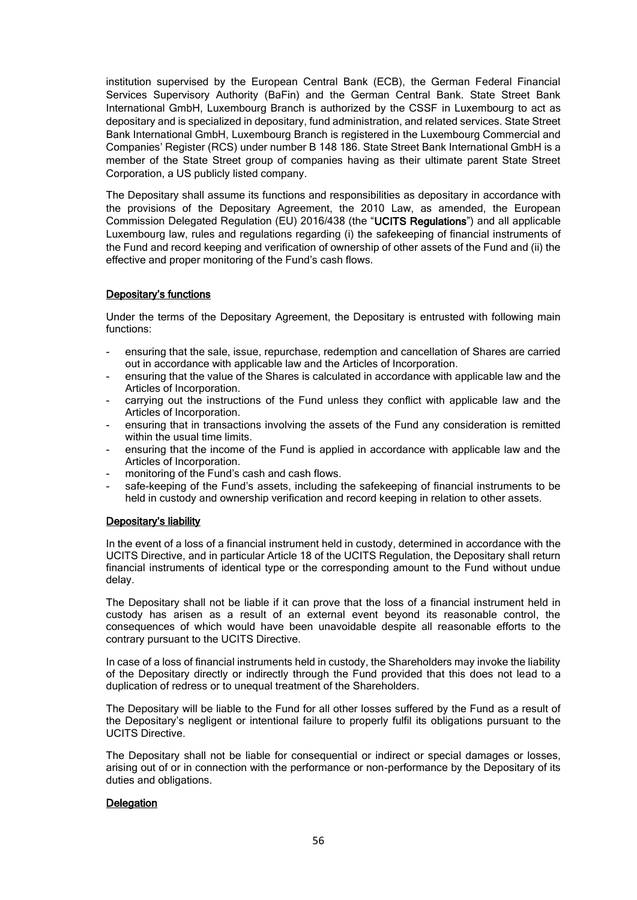institution supervised by the European Central Bank (ECB), the German Federal Financial Services Supervisory Authority (BaFin) and the German Central Bank. State Street Bank International GmbH, Luxembourg Branch is authorized by the CSSF in Luxembourg to act as depositary and is specialized in depositary, fund administration, and related services. State Street Bank International GmbH, Luxembourg Branch is registered in the Luxembourg Commercial and Companies' Register (RCS) under number B 148 186. State Street Bank International GmbH is a member of the State Street group of companies having as their ultimate parent State Street Corporation, a US publicly listed company.

The Depositary shall assume its functions and responsibilities as depositary in accordance with the provisions of the Depositary Agreement, the 2010 Law, as amended, the European Commission Delegated Regulation (EU) 2016/438 (the "**UCITS Regulations**") and all applicable Luxembourg law, rules and regulations regarding (i) the safekeeping of financial instruments of the Fund and record keeping and verification of ownership of other assets of the Fund and (ii) the effective and proper monitoring of the Fund's cash flows.

**Depositary's functions**

Under the terms of the Depositary Agreement, the Depositary is entrusted with following main functions:

- ensuring that the sale, issue, repurchase, redemption and cancellation of Shares are carried out in accordance with applicable law and the Articles of Incorporation.
- ensuring that the value of the Shares is calculated in accordance with applicable law and the Articles of Incorporation.
- carrying out the instructions of the Fund unless they conflict with applicable law and the Articles of Incorporation.
- ensuring that in transactions involving the assets of the Fund any consideration is remitted within the usual time limits.
- ensuring that the income of the Fund is applied in accordance with applicable law and the Articles of Incorporation.
- monitoring of the Fund's cash and cash flows.
- safe-keeping of the Fund's assets, including the safekeeping of financial instruments to be held in custody and ownership verification and record keeping in relation to other assets.

**Depositary's liability**

In the event of a loss of a financial instrument held in custody, determined in accordance with the UCITS Directive, and in particular Article 18 of the UCITS Regulation, the Depositary shall return financial instruments of identical type or the corresponding amount to the Fund without undue delay.

The Depositary shall not be liable if it can prove that the loss of a financial instrument held in custody has arisen as a result of an external event beyond its reasonable control, the consequences of which would have been unavoidable despite all reasonable efforts to the contrary pursuant to the UCITS Directive.

In case of a loss of financial instruments held in custody, the Shareholders may invoke the liability of the Depositary directly or indirectly through the Fund provided that this does not lead to a duplication of redress or to unequal treatment of the Shareholders.

The Depositary will be liable to the Fund for all other losses suffered by the Fund as a result of the Depositary's negligent or intentional failure to properly fulfil its obligations pursuant to the UCITS Directive.

The Depositary shall not be liable for consequential or indirect or special damages or losses, arising out of or in connection with the performance or non-performance by the Depositary of its duties and obligations.

**Delegation**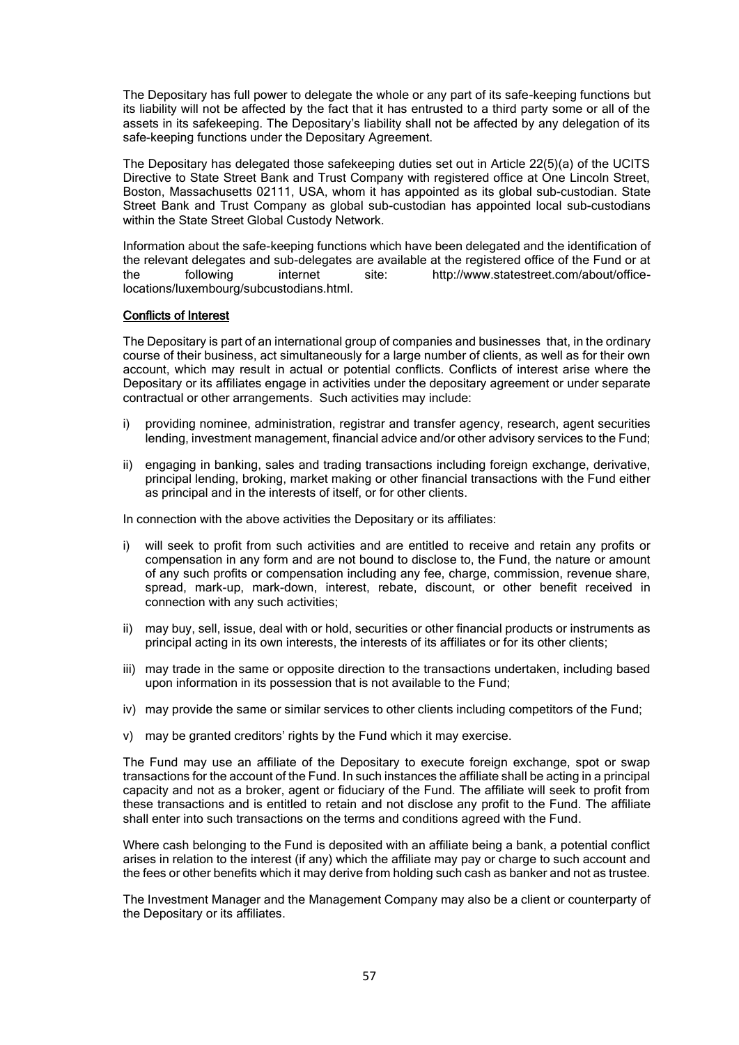The Depositary has full power to delegate the whole or any part of its safe-keeping functions but its liability will not be affected by the fact that it has entrusted to a third party some or all of the assets in its safekeeping. The Depositary's liability shall not be affected by any delegation of its safe-keeping functions under the Depositary Agreement.

The Depositary has delegated those safekeeping duties set out in Article 22(5)(a) of the UCITS Directive to State Street Bank and Trust Company with registered office at One Lincoln Street, Boston, Massachusetts 02111, USA, whom it has appointed as its global sub-custodian. State Street Bank and Trust Company as global sub-custodian has appointed local sub-custodians within the State Street Global Custody Network.

Information about the safe-keeping functions which have been delegated and the identification of the relevant delegates and sub-delegates are available at the registered office of the Fund or at the following internet site: http://www.statestreet.com/about/office-locations/luxembourg/subcustodians.html.

**Conflicts of Interest**

The Depositary is part of an international group of companies and businesses that, in the ordinary course of their business, act simultaneously for a large number of clients, as well as for their own account, which may result in actual or potential conflicts. Conflicts of interest arise where the Depositary or its affiliates engage in activities under the depositary agreement or under separate contractual or other arrangements. Such activities may include:

i) providing nominee, administration, registrar and transfer agency, research, agent securities lending, investment management, financial advice and/or other advisory services to the Fund;

ii) engaging in banking, sales and trading transactions including foreign exchange, derivative, principal lending, broking, market making or other financial transactions with the Fund either as principal and in the interests of itself, or for other clients.

In connection with the above activities the Depositary or its affiliates:

i) will seek to profit from such activities and are entitled to receive and retain any profits or compensation in any form and are not bound to disclose to, the Fund, the nature or amount of any such profits or compensation including any fee, charge, commission, revenue share, spread, mark-up, mark-down, interest, rebate, discount, or other benefit received in connection with any such activities;

ii) may buy, sell, issue, deal with or hold, securities or other financial products or instruments as principal acting in its own interests, the interests of its affiliates or for its other clients;

iii) may trade in the same or opposite direction to the transactions undertaken, including based upon information in its possession that is not available to the Fund;

iv) may provide the same or similar services to other clients including competitors of the Fund;

v) may be granted creditors' rights by the Fund which it may exercise.

The Fund may use an affiliate of the Depositary to execute foreign exchange, spot or swap transactions for the account of the Fund. In such instances the affiliate shall be acting in a principal capacity and not as a broker, agent or fiduciary of the Fund. The affiliate will seek to profit from these transactions and is entitled to retain and not disclose any profit to the Fund. The affiliate shall enter into such transactions on the terms and conditions agreed with the Fund.

Where cash belonging to the Fund is deposited with an affiliate being a bank, a potential conflict arises in relation to the interest (if any) which the affiliate may pay or charge to such account and the fees or other benefits which it may derive from holding such cash as banker and not as trustee.

The Investment Manager and the Management Company may also be a client or counterparty of the Depositary or its affiliates.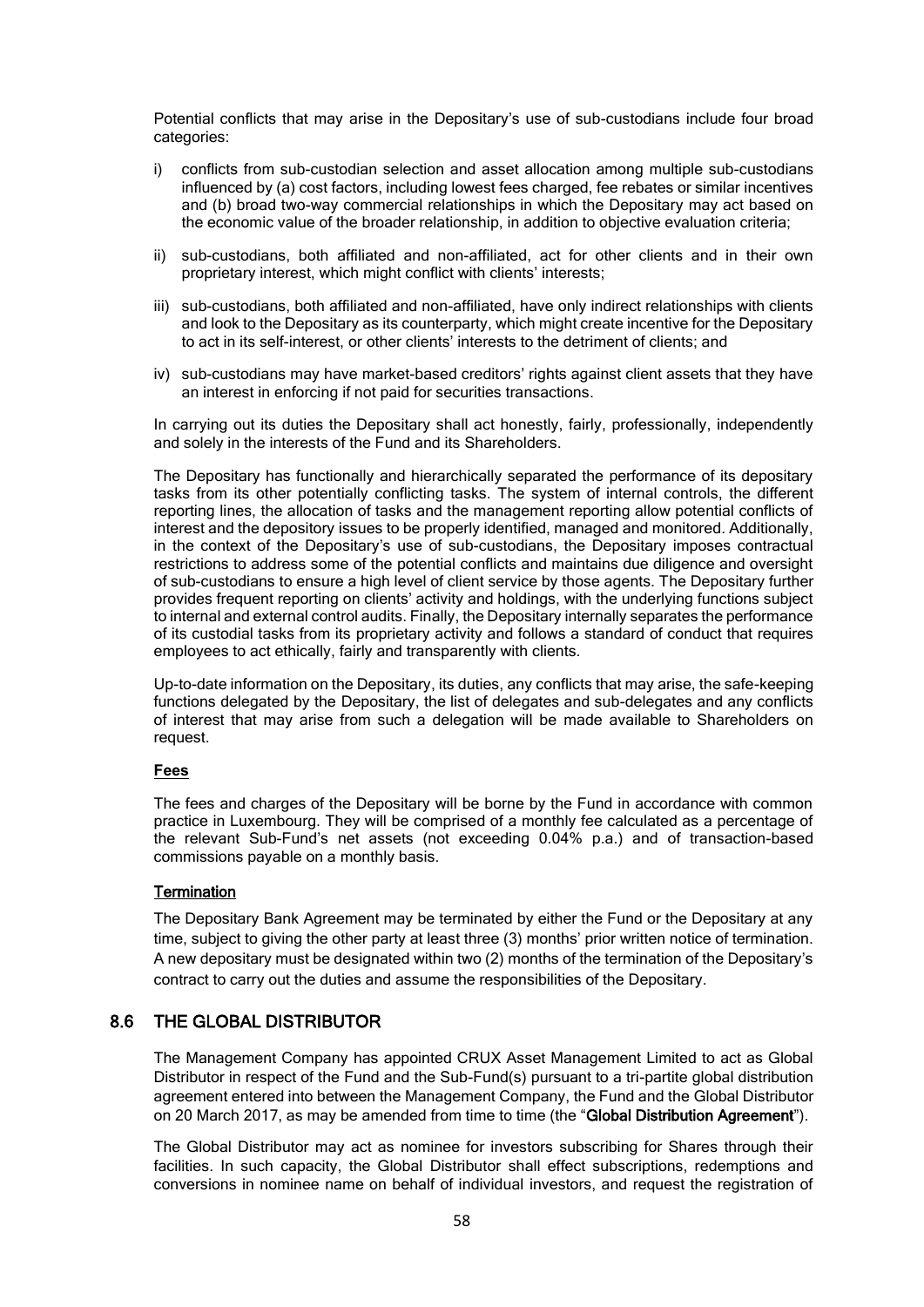Potential conflicts that may arise in the Depositary's use of sub-custodians include four broad categories:

i) conflicts from sub-custodian selection and asset allocation among multiple sub-custodians influenced by (a) cost factors, including lowest fees charged, fee rebates or similar incentives and (b) broad two-way commercial relationships in which the Depositary may act based on the economic value of the broader relationship, in addition to objective evaluation criteria;

ii) sub-custodians, both affiliated and non-affiliated, act for other clients and in their own proprietary interest, which might conflict with clients' interests;

iii) sub-custodians, both affiliated and non-affiliated, have only indirect relationships with clients and look to the Depositary as its counterparty, which might create incentive for the Depositary to act in its self-interest, or other clients' interests to the detriment of clients; and

iv) sub-custodians may have market-based creditors' rights against client assets that they have an interest in enforcing if not paid for securities transactions.

In carrying out its duties the Depositary shall act honestly, fairly, professionally, independently and solely in the interests of the Fund and its Shareholders.

The Depositary has functionally and hierarchically separated the performance of its depositary tasks from its other potentially conflicting tasks. The system of internal controls, the different reporting lines, the allocation of tasks and the management reporting allow potential conflicts of interest and the depository issues to be properly identified, managed and monitored. Additionally, in the context of the Depositary's use of sub-custodians, the Depositary imposes contractual restrictions to address some of the potential conflicts and maintains due diligence and oversight of sub-custodians to ensure a high level of client service by those agents. The Depositary further provides frequent reporting on clients' activity and holdings, with the underlying functions subject to internal and external control audits. Finally, the Depositary internally separates the performance of its custodial tasks from its proprietary activity and follows a standard of conduct that requires employees to act ethically, fairly and transparently with clients.

Up-to-date information on the Depositary, its duties, any conflicts that may arise, the safe-keeping functions delegated by the Depositary, the list of delegates and sub-delegates and any conflicts of interest that may arise from such a delegation will be made available to Shareholders on request.

**Fees**

The fees and charges of the Depositary will be borne by the Fund in accordance with common practice in Luxembourg. They will be comprised of a monthly fee calculated as a percentage of the relevant Sub-Fund's net assets (not exceeding 0.04% p.a.) and of transaction-based commissions payable on a monthly basis.

**Termination**

The Depositary Bank Agreement may be terminated by either the Fund or the Depositary at any time, subject to giving the other party at least three (3) months' prior written notice of termination. A new depositary must be designated within two (2) months of the termination of the Depositary's contract to carry out the duties and assume the responsibilities of the Depositary.

## 8.6 THE GLOBAL DISTRIBUTOR

The Management Company has appointed CRUX Asset Management Limited to act as Global Distributor in respect of the Fund and the Sub-Fund(s) pursuant to a tri-partite global distribution agreement entered into between the Management Company, the Fund and the Global Distributor on 20 March 2017, as may be amended from time to time (the "**Global Distribution Agreement**").

The Global Distributor may act as nominee for investors subscribing for Shares through their facilities. In such capacity, the Global Distributor shall effect subscriptions, redemptions and conversions in nominee name on behalf of individual investors, and request the registration of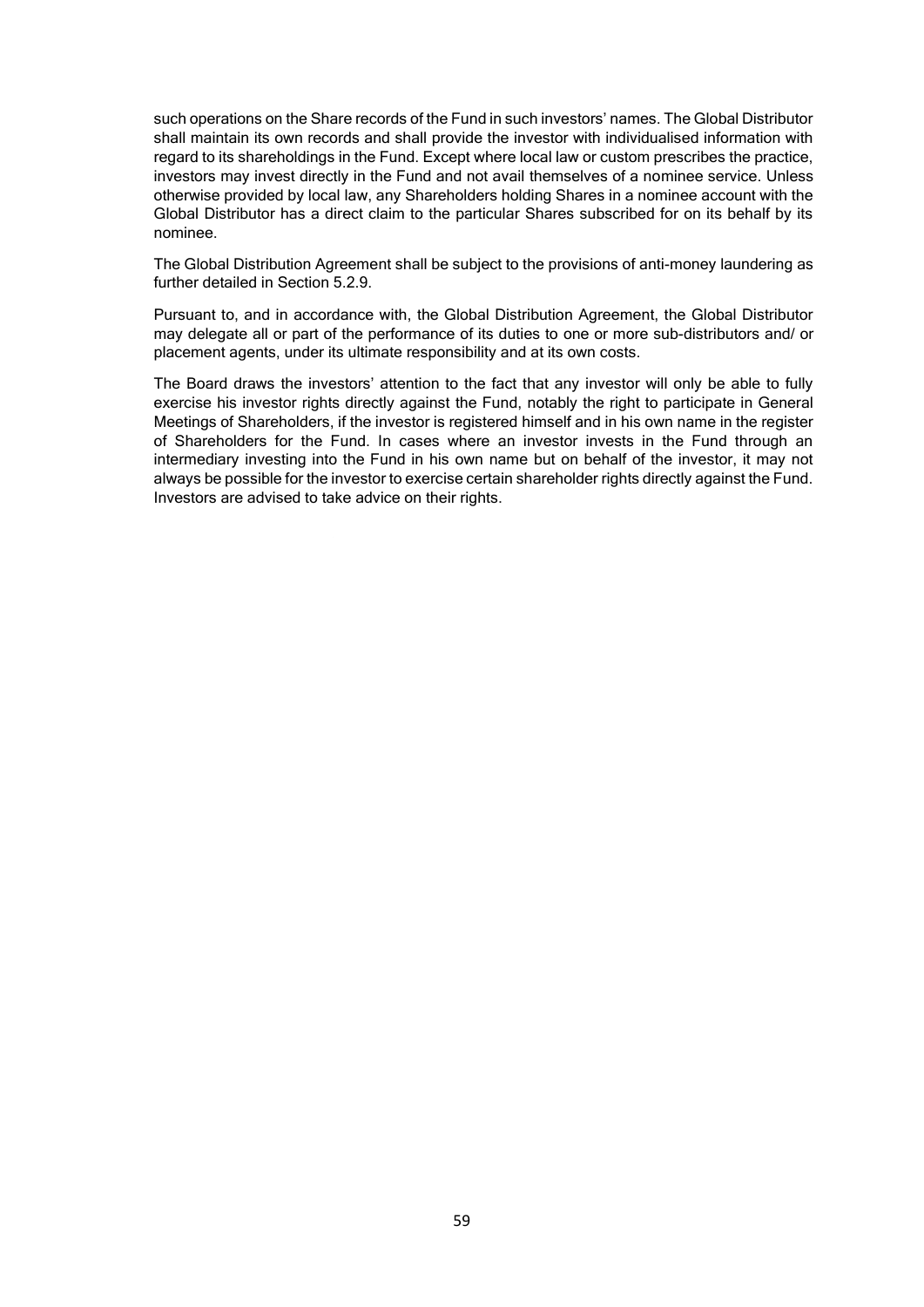such operations on the Share records of the Fund in such investors' names. The Global Distributor shall maintain its own records and shall provide the investor with individualised information with regard to its shareholdings in the Fund. Except where local law or custom prescribes the practice, investors may invest directly in the Fund and not avail themselves of a nominee service. Unless otherwise provided by local law, any Shareholders holding Shares in a nominee account with the Global Distributor has a direct claim to the particular Shares subscribed for on its behalf by its nominee.

The Global Distribution Agreement shall be subject to the provisions of anti-money laundering as further detailed in Section 5.2.9.

Pursuant to, and in accordance with, the Global Distribution Agreement, the Global Distributor may delegate all or part of the performance of its duties to one or more sub-distributors and/ or placement agents, under its ultimate responsibility and at its own costs.

The Board draws the investors' attention to the fact that any investor will only be able to fully exercise his investor rights directly against the Fund, notably the right to participate in General Meetings of Shareholders, if the investor is registered himself and in his own name in the register of Shareholders for the Fund. In cases where an investor invests in the Fund through an intermediary investing into the Fund in his own name but on behalf of the investor, it may not always be possible for the investor to exercise certain shareholder rights directly against the Fund. Investors are advised to take advice on their rights.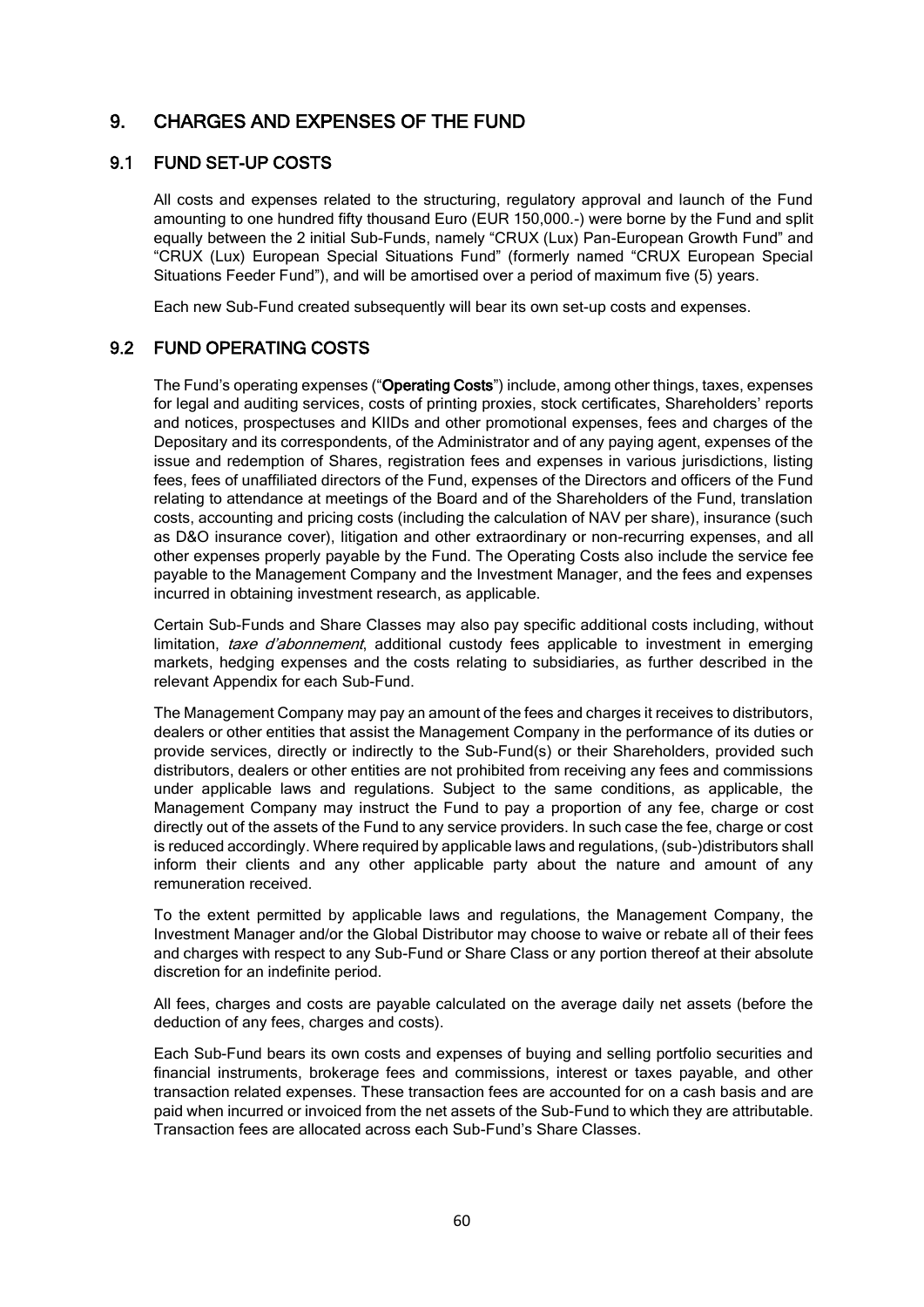# 9. CHARGES AND EXPENSES OF THE FUND

## 9.1 FUND SET-UP COSTS

All costs and expenses related to the structuring, regulatory approval and launch of the Fund amounting to one hundred fifty thousand Euro (EUR 150,000.-) were borne by the Fund and split equally between the 2 initial Sub-Funds, namely "CRUX (Lux) Pan-European Growth Fund" and "CRUX (Lux) European Special Situations Fund" (formerly named "CRUX European Special Situations Feeder Fund"), and will be amortised over a period of maximum five (5) years.

Each new Sub-Fund created subsequently will bear its own set-up costs and expenses.

## 9.2 FUND OPERATING COSTS

The Fund's operating expenses ("**Operating Costs**") include, among other things, taxes, expenses for legal and auditing services, costs of printing proxies, stock certificates, Shareholders' reports and notices, prospectuses and KIIDs and other promotional expenses, fees and charges of the Depositary and its correspondents, of the Administrator and of any paying agent, expenses of the issue and redemption of Shares, registration fees and expenses in various jurisdictions, listing fees, fees of unaffiliated directors of the Fund, expenses of the Directors and officers of the Fund relating to attendance at meetings of the Board and of the Shareholders of the Fund, translation costs, accounting and pricing costs (including the calculation of NAV per share), insurance (such as D&O insurance cover), litigation and other extraordinary or non-recurring expenses, and all other expenses properly payable by the Fund. The Operating Costs also include the service fee payable to the Management Company and the Investment Manager, and the fees and expenses incurred in obtaining investment research, as applicable.

Certain Sub-Funds and Share Classes may also pay specific additional costs including, without limitation, *taxe d'abonnement*, additional custody fees applicable to investment in emerging markets, hedging expenses and the costs relating to subsidiaries, as further described in the relevant Appendix for each Sub-Fund.

The Management Company may pay an amount of the fees and charges it receives to distributors, dealers or other entities that assist the Management Company in the performance of its duties or provide services, directly or indirectly to the Sub-Fund(s) or their Shareholders, provided such distributors, dealers or other entities are not prohibited from receiving any fees and commissions under applicable laws and regulations. Subject to the same conditions, as applicable, the Management Company may instruct the Fund to pay a proportion of any fee, charge or cost directly out of the assets of the Fund to any service providers. In such case the fee, charge or cost is reduced accordingly. Where required by applicable laws and regulations, (sub-)distributors shall inform their clients and any other applicable party about the nature and amount of any remuneration received.

To the extent permitted by applicable laws and regulations, the Management Company, the Investment Manager and/or the Global Distributor may choose to waive or rebate all of their fees and charges with respect to any Sub-Fund or Share Class or any portion thereof at their absolute discretion for an indefinite period.

All fees, charges and costs are payable calculated on the average daily net assets (before the deduction of any fees, charges and costs).

Each Sub-Fund bears its own costs and expenses of buying and selling portfolio securities and financial instruments, brokerage fees and commissions, interest or taxes payable, and other transaction related expenses. These transaction fees are accounted for on a cash basis and are paid when incurred or invoiced from the net assets of the Sub-Fund to which they are attributable. Transaction fees are allocated across each Sub-Fund's Share Classes.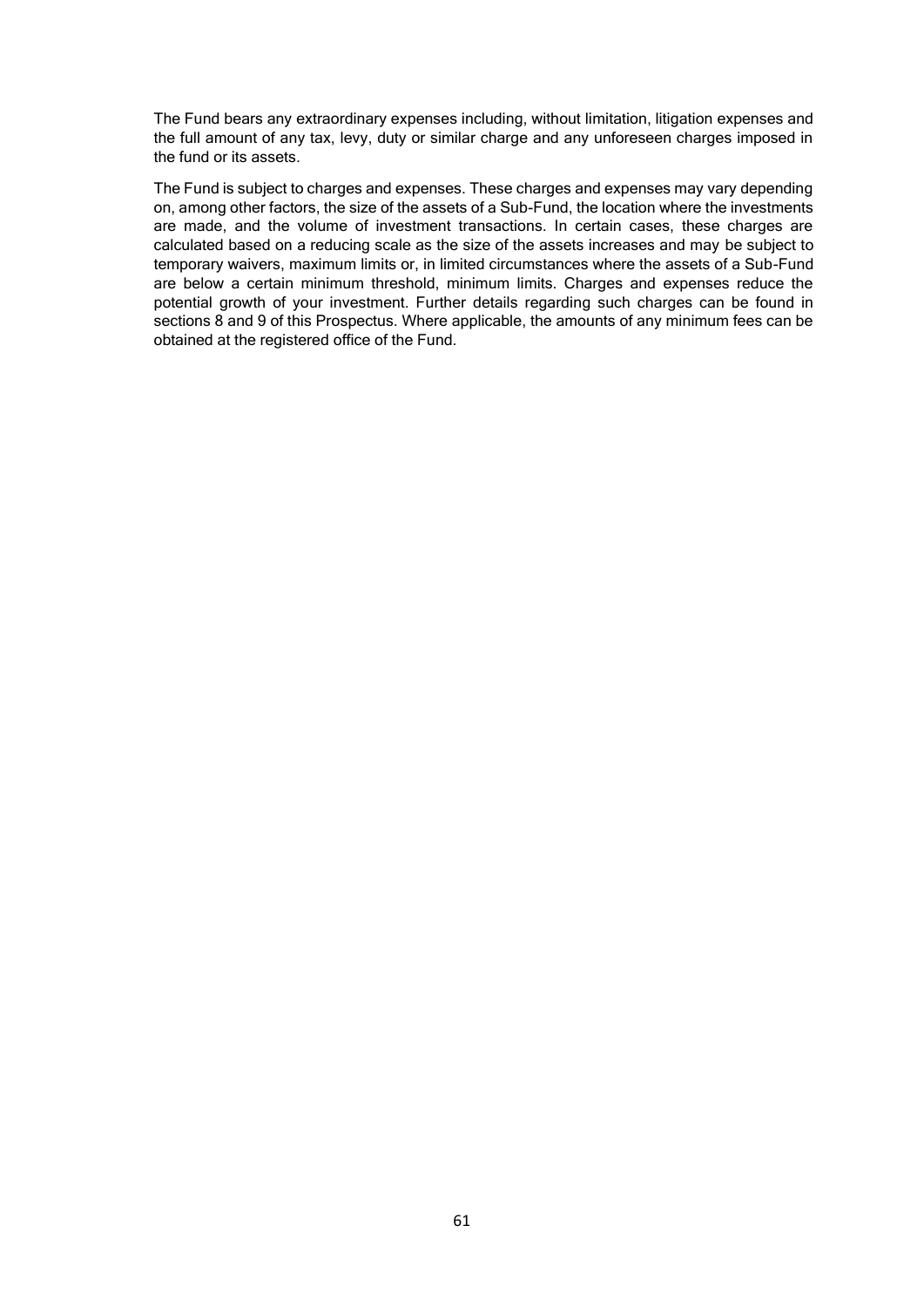The Fund bears any extraordinary expenses including, without limitation, litigation expenses and the full amount of any tax, levy, duty or similar charge and any unforeseen charges imposed in the fund or its assets.

The Fund is subject to charges and expenses. These charges and expenses may vary depending on, among other factors, the size of the assets of a Sub-Fund, the location where the investments are made, and the volume of investment transactions. In certain cases, these charges are calculated based on a reducing scale as the size of the assets increases and may be subject to temporary waivers, maximum limits or, in limited circumstances where the assets of a Sub-Fund are below a certain minimum threshold, minimum limits. Charges and expenses reduce the potential growth of your investment. Further details regarding such charges can be found in sections 8 and 9 of this Prospectus. Where applicable, the amounts of any minimum fees can be obtained at the registered office of the Fund.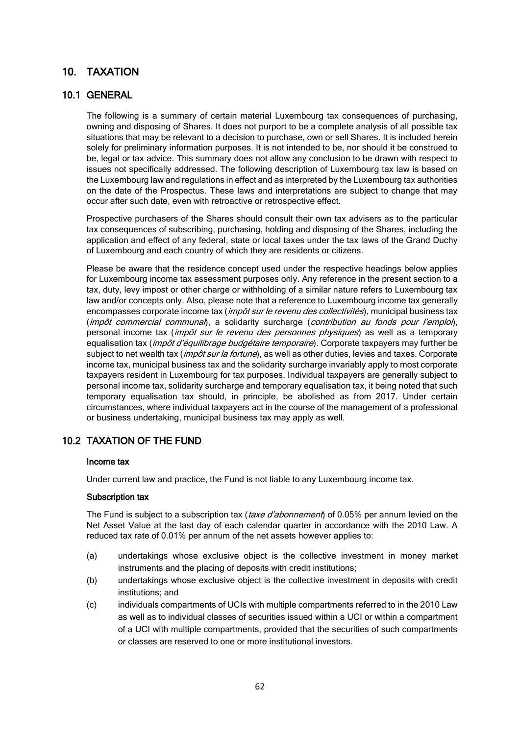# 10. TAXATION

## 10.1 GENERAL

The following is a summary of certain material Luxembourg tax consequences of purchasing, owning and disposing of Shares. It does not purport to be a complete analysis of all possible tax situations that may be relevant to a decision to purchase, own or sell Shares. It is included herein solely for preliminary information purposes. It is not intended to be, nor should it be construed to be, legal or tax advice. This summary does not allow any conclusion to be drawn with respect to issues not specifically addressed. The following description of Luxembourg tax law is based on the Luxembourg law and regulations in effect and as interpreted by the Luxembourg tax authorities on the date of the Prospectus. These laws and interpretations are subject to change that may occur after such date, even with retroactive or retrospective effect.

Prospective purchasers of the Shares should consult their own tax advisers as to the particular tax consequences of subscribing, purchasing, holding and disposing of the Shares, including the application and effect of any federal, state or local taxes under the tax laws of the Grand Duchy of Luxembourg and each country of which they are residents or citizens.

Please be aware that the residence concept used under the respective headings below applies for Luxembourg income tax assessment purposes only. Any reference in the present section to a tax, duty, levy impost or other charge or withholding of a similar nature refers to Luxembourg tax law and/or concepts only. Also, please note that a reference to Luxembourg income tax generally encompasses corporate income tax (*impôt sur le revenu des collectivités*), municipal business tax (*impôt commercial communal*), a solidarity surcharge (*contribution au fonds pour l'emploi*), personal income tax (*impôt sur le revenu des personnes physiques*) as well as a temporary equalisation tax (*impôt d'équilibrage budgétaire temporaire*). Corporate taxpayers may further be subject to net wealth tax (*impôt sur la fortune*), as well as other duties, levies and taxes. Corporate income tax, municipal business tax and the solidarity surcharge invariably apply to most corporate taxpayers resident in Luxembourg for tax purposes. Individual taxpayers are generally subject to personal income tax, solidarity surcharge and temporary equalisation tax, it being noted that such temporary equalisation tax should, in principle, be abolished as from 2017. Under certain circumstances, where individual taxpayers act in the course of the management of a professional or business undertaking, municipal business tax may apply as well.

## 10.2 TAXATION OF THE FUND

**Income tax**

Under current law and practice, the Fund is not liable to any Luxembourg income tax.

**Subscription tax**

The Fund is subject to a subscription tax (*taxe d'abonnement*) of 0.05% per annum levied on the Net Asset Value at the last day of each calendar quarter in accordance with the 2010 Law. A reduced tax rate of 0.01% per annum of the net assets however applies to:

(a) undertakings whose exclusive object is the collective investment in money market instruments and the placing of deposits with credit institutions;

(b) undertakings whose exclusive object is the collective investment in deposits with credit institutions; and

(c) individuals compartments of UCIs with multiple compartments referred to in the 2010 Law as well as to individual classes of securities issued within a UCI or within a compartment of a UCI with multiple compartments, provided that the securities of such compartments or classes are reserved to one or more institutional investors.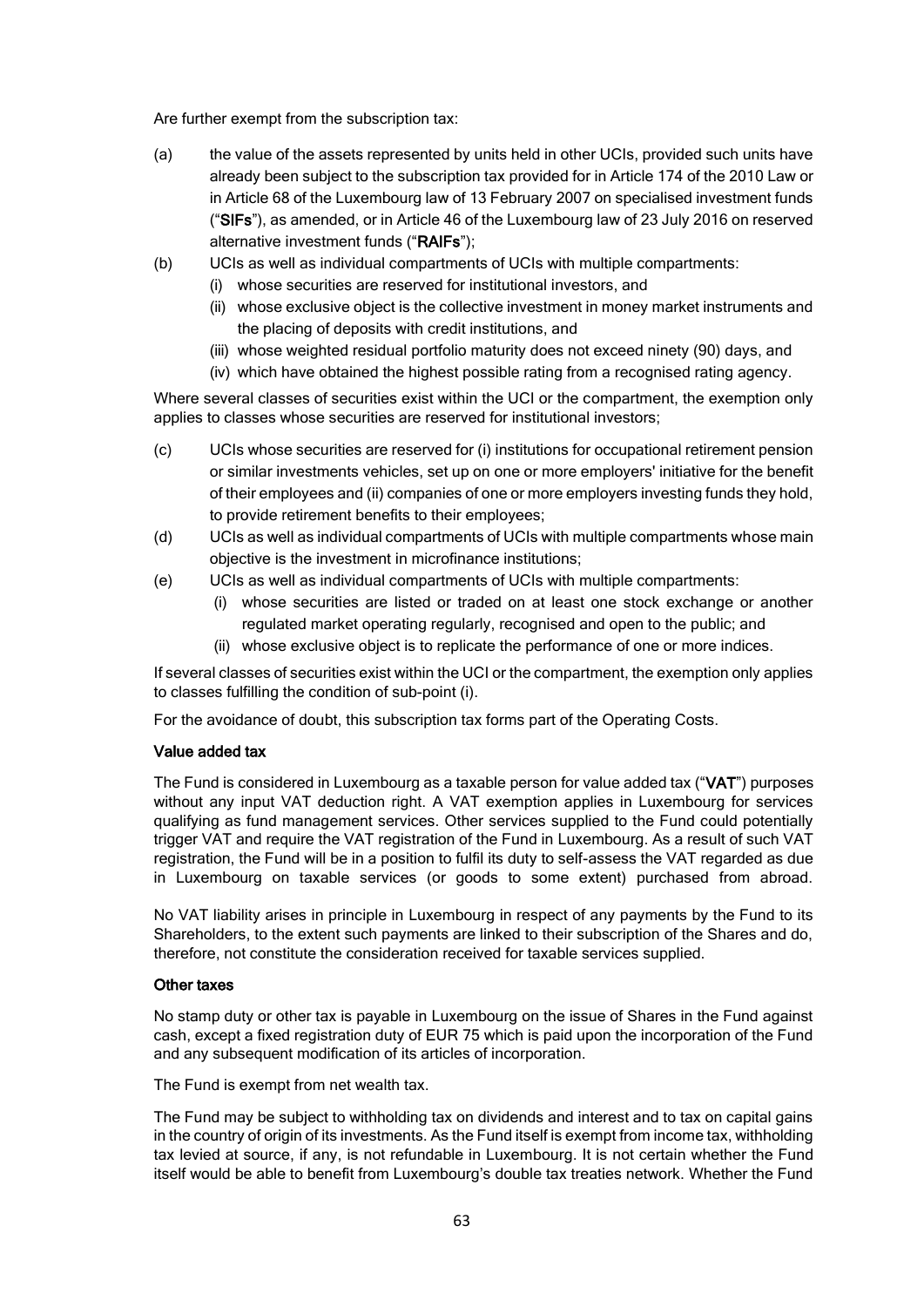Are further exempt from the subscription tax:

(a) the value of the assets represented by units held in other UCIs, provided such units have already been subject to the subscription tax provided for in Article 174 of the 2010 Law or in Article 68 of the Luxembourg law of 13 February 2007 on specialised investment funds ("**SIFs**"), as amended, or in Article 46 of the Luxembourg law of 23 July 2016 on reserved alternative investment funds ("**RAIFs**");

(b) UCIs as well as individual compartments of UCIs with multiple compartments:
   (i) whose securities are reserved for institutional investors, and
   (ii) whose exclusive object is the collective investment in money market instruments and the placing of deposits with credit institutions, and
   (iii) whose weighted residual portfolio maturity does not exceed ninety (90) days, and
   (iv) which have obtained the highest possible rating from a recognised rating agency.

Where several classes of securities exist within the UCI or the compartment, the exemption only applies to classes whose securities are reserved for institutional investors;

(c) UCIs whose securities are reserved for (i) institutions for occupational retirement pension or similar investments vehicles, set up on one or more employers' initiative for the benefit of their employees and (ii) companies of one or more employers investing funds they hold, to provide retirement benefits to their employees;

(d) UCIs as well as individual compartments of UCIs with multiple compartments whose main objective is the investment in microfinance institutions;

(e) UCIs as well as individual compartments of UCIs with multiple compartments:
   (i) whose securities are listed or traded on at least one stock exchange or another regulated market operating regularly, recognised and open to the public; and
   (ii) whose exclusive object is to replicate the performance of one or more indices.

If several classes of securities exist within the UCI or the compartment, the exemption only applies to classes fulfilling the condition of sub-point (i).

For the avoidance of doubt, this subscription tax forms part of the Operating Costs.

**Value added tax**

The Fund is considered in Luxembourg as a taxable person for value added tax ("**VAT**") purposes without any input VAT deduction right. A VAT exemption applies in Luxembourg for services qualifying as fund management services. Other services supplied to the Fund could potentially trigger VAT and require the VAT registration of the Fund in Luxembourg. As a result of such VAT registration, the Fund will be in a position to fulfil its duty to self-assess the VAT regarded as due in Luxembourg on taxable services (or goods to some extent) purchased from abroad.

No VAT liability arises in principle in Luxembourg in respect of any payments by the Fund to its Shareholders, to the extent such payments are linked to their subscription of the Shares and do, therefore, not constitute the consideration received for taxable services supplied.

**Other taxes**

No stamp duty or other tax is payable in Luxembourg on the issue of Shares in the Fund against cash, except a fixed registration duty of EUR 75 which is paid upon the incorporation of the Fund and any subsequent modification of its articles of incorporation.

The Fund is exempt from net wealth tax.

The Fund may be subject to withholding tax on dividends and interest and to tax on capital gains in the country of origin of its investments. As the Fund itself is exempt from income tax, withholding tax levied at source, if any, is not refundable in Luxembourg. It is not certain whether the Fund itself would be able to benefit from Luxembourg's double tax treaties network. Whether the Fund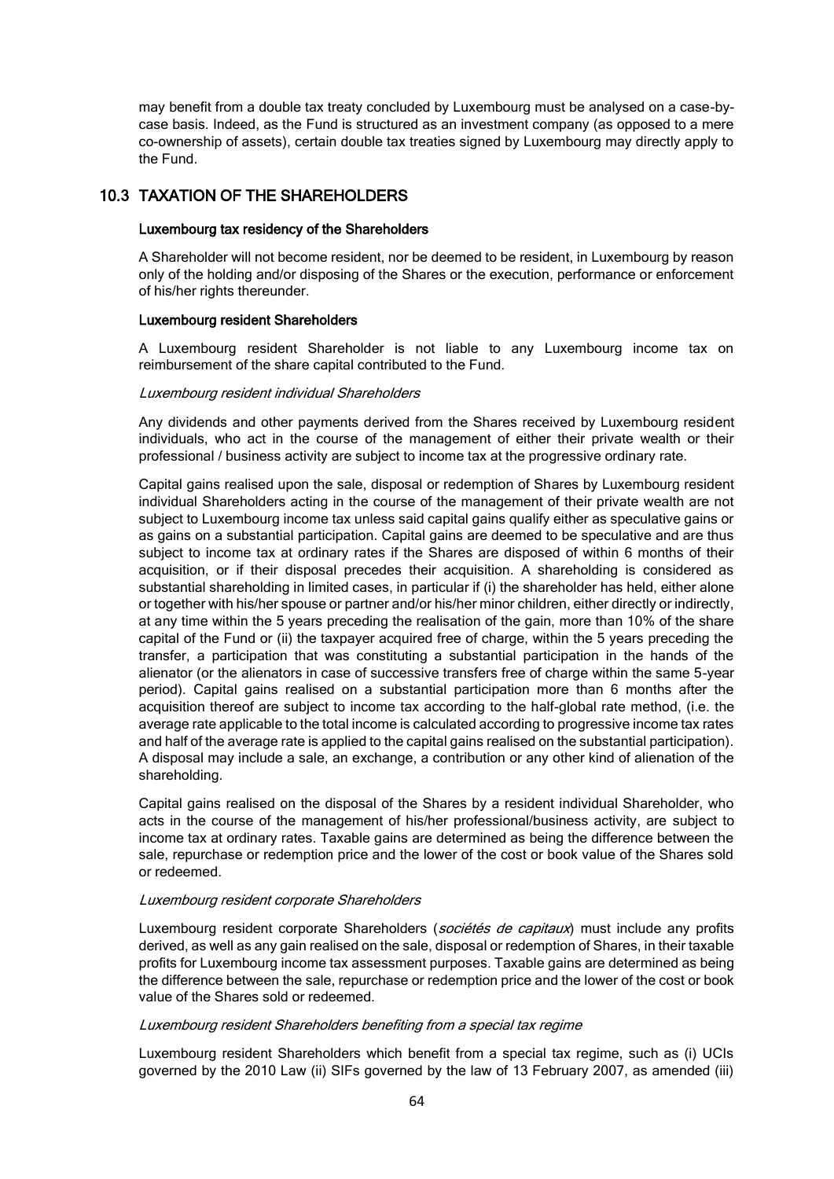may benefit from a double tax treaty concluded by Luxembourg must be analysed on a case-by-case basis. Indeed, as the Fund is structured as an investment company (as opposed to a mere co-ownership of assets), certain double tax treaties signed by Luxembourg may directly apply to the Fund.

## 10.3 TAXATION OF THE SHAREHOLDERS

#### Luxembourg tax residency of the Shareholders

A Shareholder will not become resident, nor be deemed to be resident, in Luxembourg by reason only of the holding and/or disposing of the Shares or the execution, performance or enforcement of his/her rights thereunder.

#### Luxembourg resident Shareholders

A Luxembourg resident Shareholder is not liable to any Luxembourg income tax on reimbursement of the share capital contributed to the Fund.

*Luxembourg resident individual Shareholders*

Any dividends and other payments derived from the Shares received by Luxembourg resident individuals, who act in the course of the management of either their private wealth or their professional / business activity are subject to income tax at the progressive ordinary rate.

Capital gains realised upon the sale, disposal or redemption of Shares by Luxembourg resident individual Shareholders acting in the course of the management of their private wealth are not subject to Luxembourg income tax unless said capital gains qualify either as speculative gains or as gains on a substantial participation. Capital gains are deemed to be speculative and are thus subject to income tax at ordinary rates if the Shares are disposed of within 6 months of their acquisition, or if their disposal precedes their acquisition. A shareholding is considered as substantial shareholding in limited cases, in particular if (i) the shareholder has held, either alone or together with his/her spouse or partner and/or his/her minor children, either directly or indirectly, at any time within the 5 years preceding the realisation of the gain, more than 10% of the share capital of the Fund or (ii) the taxpayer acquired free of charge, within the 5 years preceding the transfer, a participation that was constituting a substantial participation in the hands of the alienator (or the alienators in case of successive transfers free of charge within the same 5-year period). Capital gains realised on a substantial participation more than 6 months after the acquisition thereof are subject to income tax according to the half-global rate method, (i.e. the average rate applicable to the total income is calculated according to progressive income tax rates and half of the average rate is applied to the capital gains realised on the substantial participation). A disposal may include a sale, an exchange, a contribution or any other kind of alienation of the shareholding.

Capital gains realised on the disposal of the Shares by a resident individual Shareholder, who acts in the course of the management of his/her professional/business activity, are subject to income tax at ordinary rates. Taxable gains are determined as being the difference between the sale, repurchase or redemption price and the lower of the cost or book value of the Shares sold or redeemed.

*Luxembourg resident corporate Shareholders*

Luxembourg resident corporate Shareholders (*sociétés de capitaux*) must include any profits derived, as well as any gain realised on the sale, disposal or redemption of Shares, in their taxable profits for Luxembourg income tax assessment purposes. Taxable gains are determined as being the difference between the sale, repurchase or redemption price and the lower of the cost or book value of the Shares sold or redeemed.

*Luxembourg resident Shareholders benefiting from a special tax regime*

Luxembourg resident Shareholders which benefit from a special tax regime, such as (i) UCIs governed by the 2010 Law (ii) SIFs governed by the law of 13 February 2007, as amended (iii)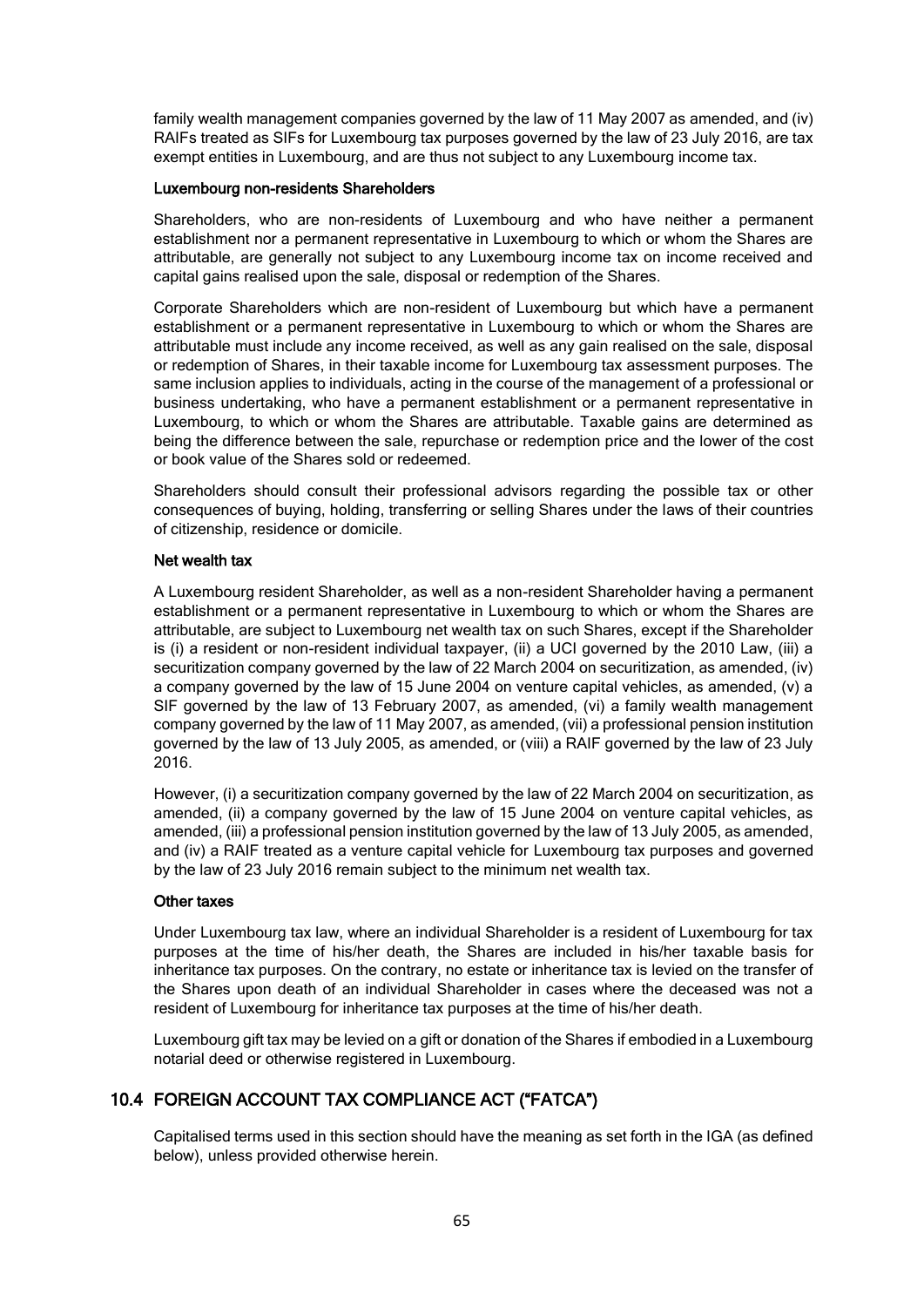family wealth management companies governed by the law of 11 May 2007 as amended, and (iv) RAIFs treated as SIFs for Luxembourg tax purposes governed by the law of 23 July 2016, are tax exempt entities in Luxembourg, and are thus not subject to any Luxembourg income tax.

#### Luxembourg non-residents Shareholders

Shareholders, who are non-residents of Luxembourg and who have neither a permanent establishment nor a permanent representative in Luxembourg to which or whom the Shares are attributable, are generally not subject to any Luxembourg income tax on income received and capital gains realised upon the sale, disposal or redemption of the Shares.

Corporate Shareholders which are non-resident of Luxembourg but which have a permanent establishment or a permanent representative in Luxembourg to which or whom the Shares are attributable must include any income received, as well as any gain realised on the sale, disposal or redemption of Shares, in their taxable income for Luxembourg tax assessment purposes. The same inclusion applies to individuals, acting in the course of the management of a professional or business undertaking, who have a permanent establishment or a permanent representative in Luxembourg, to which or whom the Shares are attributable. Taxable gains are determined as being the difference between the sale, repurchase or redemption price and the lower of the cost or book value of the Shares sold or redeemed.

Shareholders should consult their professional advisors regarding the possible tax or other consequences of buying, holding, transferring or selling Shares under the laws of their countries of citizenship, residence or domicile.

#### Net wealth tax

A Luxembourg resident Shareholder, as well as a non-resident Shareholder having a permanent establishment or a permanent representative in Luxembourg to which or whom the Shares are attributable, are subject to Luxembourg net wealth tax on such Shares, except if the Shareholder is (i) a resident or non-resident individual taxpayer, (ii) a UCI governed by the 2010 Law, (iii) a securitization company governed by the law of 22 March 2004 on securitization, as amended, (iv) a company governed by the law of 15 June 2004 on venture capital vehicles, as amended, (v) a SIF governed by the law of 13 February 2007, as amended, (vi) a family wealth management company governed by the law of 11 May 2007, as amended, (vii) a professional pension institution governed by the law of 13 July 2005, as amended, or (viii) a RAIF governed by the law of 23 July 2016.

However, (i) a securitization company governed by the law of 22 March 2004 on securitization, as amended, (ii) a company governed by the law of 15 June 2004 on venture capital vehicles, as amended, (iii) a professional pension institution governed by the law of 13 July 2005, as amended, and (iv) a RAIF treated as a venture capital vehicle for Luxembourg tax purposes and governed by the law of 23 July 2016 remain subject to the minimum net wealth tax.

#### Other taxes

Under Luxembourg tax law, where an individual Shareholder is a resident of Luxembourg for tax purposes at the time of his/her death, the Shares are included in his/her taxable basis for inheritance tax purposes. On the contrary, no estate or inheritance tax is levied on the transfer of the Shares upon death of an individual Shareholder in cases where the deceased was not a resident of Luxembourg for inheritance tax purposes at the time of his/her death.

Luxembourg gift tax may be levied on a gift or donation of the Shares if embodied in a Luxembourg notarial deed or otherwise registered in Luxembourg.

## 10.4 FOREIGN ACCOUNT TAX COMPLIANCE ACT ("FATCA")

Capitalised terms used in this section should have the meaning as set forth in the IGA (as defined below), unless provided otherwise herein.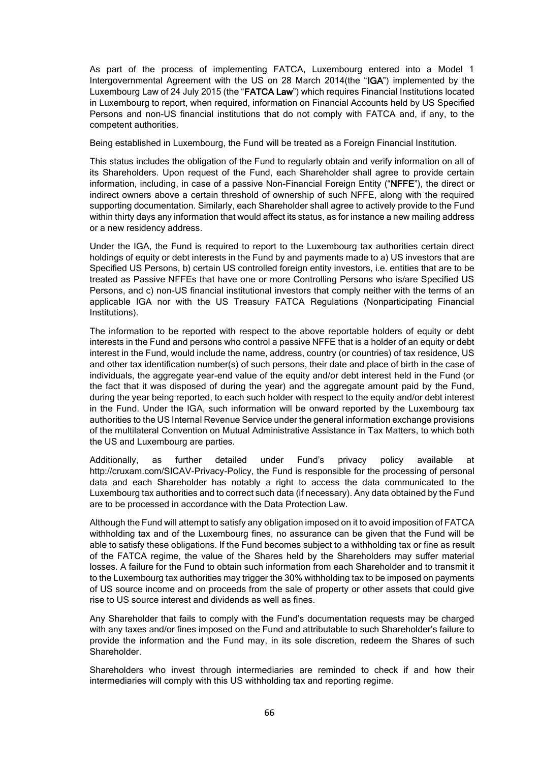As part of the process of implementing FATCA, Luxembourg entered into a Model 1 Intergovernmental Agreement with the US on 28 March 2014(the "**IGA**") implemented by the Luxembourg Law of 24 July 2015 (the "**FATCA Law**") which requires Financial Institutions located in Luxembourg to report, when required, information on Financial Accounts held by US Specified Persons and non-US financial institutions that do not comply with FATCA and, if any, to the competent authorities.

Being established in Luxembourg, the Fund will be treated as a Foreign Financial Institution.

This status includes the obligation of the Fund to regularly obtain and verify information on all of its Shareholders. Upon request of the Fund, each Shareholder shall agree to provide certain information, including, in case of a passive Non-Financial Foreign Entity ("**NFFE**"), the direct or indirect owners above a certain threshold of ownership of such NFFE, along with the required supporting documentation. Similarly, each Shareholder shall agree to actively provide to the Fund within thirty days any information that would affect its status, as for instance a new mailing address or a new residency address.

Under the IGA, the Fund is required to report to the Luxembourg tax authorities certain direct holdings of equity or debt interests in the Fund by and payments made to a) US investors that are Specified US Persons, b) certain US controlled foreign entity investors, i.e. entities that are to be treated as Passive NFFEs that have one or more Controlling Persons who is/are Specified US Persons, and c) non-US financial institutional investors that comply neither with the terms of an applicable IGA nor with the US Treasury FATCA Regulations (Nonparticipating Financial Institutions).

The information to be reported with respect to the above reportable holders of equity or debt interests in the Fund and persons who control a passive NFFE that is a holder of an equity or debt interest in the Fund, would include the name, address, country (or countries) of tax residence, US and other tax identification number(s) of such persons, their date and place of birth in the case of individuals, the aggregate year-end value of the equity and/or debt interest held in the Fund (or the fact that it was disposed of during the year) and the aggregate amount paid by the Fund, during the year being reported, to each such holder with respect to the equity and/or debt interest in the Fund. Under the IGA, such information will be onward reported by the Luxembourg tax authorities to the US Internal Revenue Service under the general information exchange provisions of the multilateral Convention on Mutual Administrative Assistance in Tax Matters, to which both the US and Luxembourg are parties.

Additionally, as further detailed under Fund's privacy policy available at http://cruxam.com/SICAV-Privacy-Policy, the Fund is responsible for the processing of personal data and each Shareholder has notably a right to access the data communicated to the Luxembourg tax authorities and to correct such data (if necessary). Any data obtained by the Fund are to be processed in accordance with the Data Protection Law.

Although the Fund will attempt to satisfy any obligation imposed on it to avoid imposition of FATCA withholding tax and of the Luxembourg fines, no assurance can be given that the Fund will be able to satisfy these obligations. If the Fund becomes subject to a withholding tax or fine as result of the FATCA regime, the value of the Shares held by the Shareholders may suffer material losses. A failure for the Fund to obtain such information from each Shareholder and to transmit it to the Luxembourg tax authorities may trigger the 30% withholding tax to be imposed on payments of US source income and on proceeds from the sale of property or other assets that could give rise to US source interest and dividends as well as fines.

Any Shareholder that fails to comply with the Fund's documentation requests may be charged with any taxes and/or fines imposed on the Fund and attributable to such Shareholder's failure to provide the information and the Fund may, in its sole discretion, redeem the Shares of such Shareholder.

Shareholders who invest through intermediaries are reminded to check if and how their intermediaries will comply with this US withholding tax and reporting regime.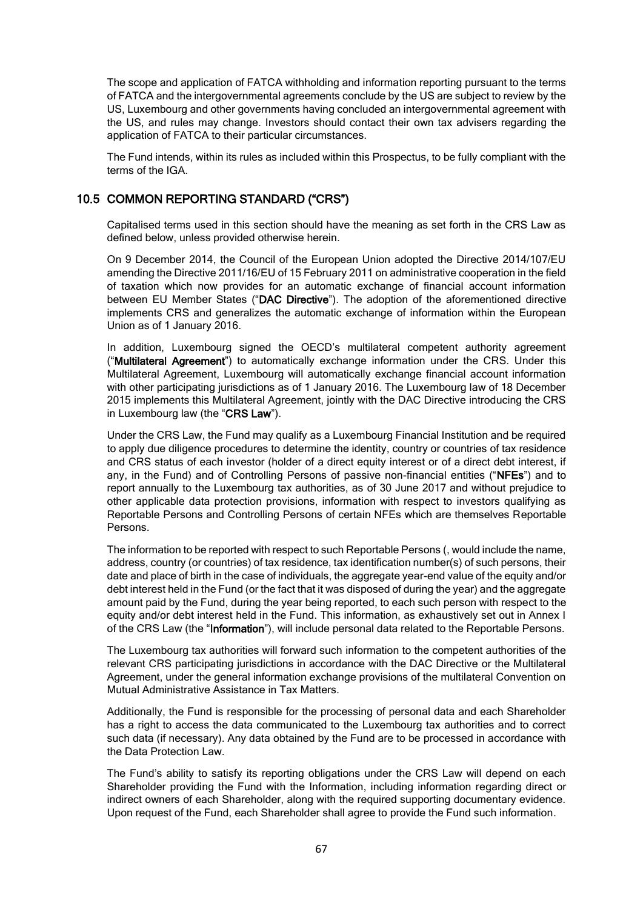The scope and application of FATCA withholding and information reporting pursuant to the terms of FATCA and the intergovernmental agreements conclude by the US are subject to review by the US, Luxembourg and other governments having concluded an intergovernmental agreement with the US, and rules may change. Investors should contact their own tax advisers regarding the application of FATCA to their particular circumstances.

The Fund intends, within its rules as included within this Prospectus, to be fully compliant with the terms of the IGA.

## 10.5 COMMON REPORTING STANDARD ("CRS")

Capitalised terms used in this section should have the meaning as set forth in the CRS Law as defined below, unless provided otherwise herein.

On 9 December 2014, the Council of the European Union adopted the Directive 2014/107/EU amending the Directive 2011/16/EU of 15 February 2011 on administrative cooperation in the field of taxation which now provides for an automatic exchange of financial account information between EU Member States ("**DAC Directive**"). The adoption of the aforementioned directive implements CRS and generalizes the automatic exchange of information within the European Union as of 1 January 2016.

In addition, Luxembourg signed the OECD's multilateral competent authority agreement ("**Multilateral Agreement**") to automatically exchange information under the CRS. Under this Multilateral Agreement, Luxembourg will automatically exchange financial account information with other participating jurisdictions as of 1 January 2016. The Luxembourg law of 18 December 2015 implements this Multilateral Agreement, jointly with the DAC Directive introducing the CRS in Luxembourg law (the "**CRS Law**").

Under the CRS Law, the Fund may qualify as a Luxembourg Financial Institution and be required to apply due diligence procedures to determine the identity, country or countries of tax residence and CRS status of each investor (holder of a direct equity interest or of a direct debt interest, if any, in the Fund) and of Controlling Persons of passive non-financial entities ("**NFEs**") and to report annually to the Luxembourg tax authorities, as of 30 June 2017 and without prejudice to other applicable data protection provisions, information with respect to investors qualifying as Reportable Persons and Controlling Persons of certain NFEs which are themselves Reportable Persons.

The information to be reported with respect to such Reportable Persons (, would include the name, address, country (or countries) of tax residence, tax identification number(s) of such persons, their date and place of birth in the case of individuals, the aggregate year-end value of the equity and/or debt interest held in the Fund (or the fact that it was disposed of during the year) and the aggregate amount paid by the Fund, during the year being reported, to each such person with respect to the equity and/or debt interest held in the Fund. This information, as exhaustively set out in Annex I of the CRS Law (the "**Information**"), will include personal data related to the Reportable Persons.

The Luxembourg tax authorities will forward such information to the competent authorities of the relevant CRS participating jurisdictions in accordance with the DAC Directive or the Multilateral Agreement, under the general information exchange provisions of the multilateral Convention on Mutual Administrative Assistance in Tax Matters.

Additionally, the Fund is responsible for the processing of personal data and each Shareholder has a right to access the data communicated to the Luxembourg tax authorities and to correct such data (if necessary). Any data obtained by the Fund are to be processed in accordance with the Data Protection Law.

The Fund's ability to satisfy its reporting obligations under the CRS Law will depend on each Shareholder providing the Fund with the Information, including information regarding direct or indirect owners of each Shareholder, along with the required supporting documentary evidence. Upon request of the Fund, each Shareholder shall agree to provide the Fund such information.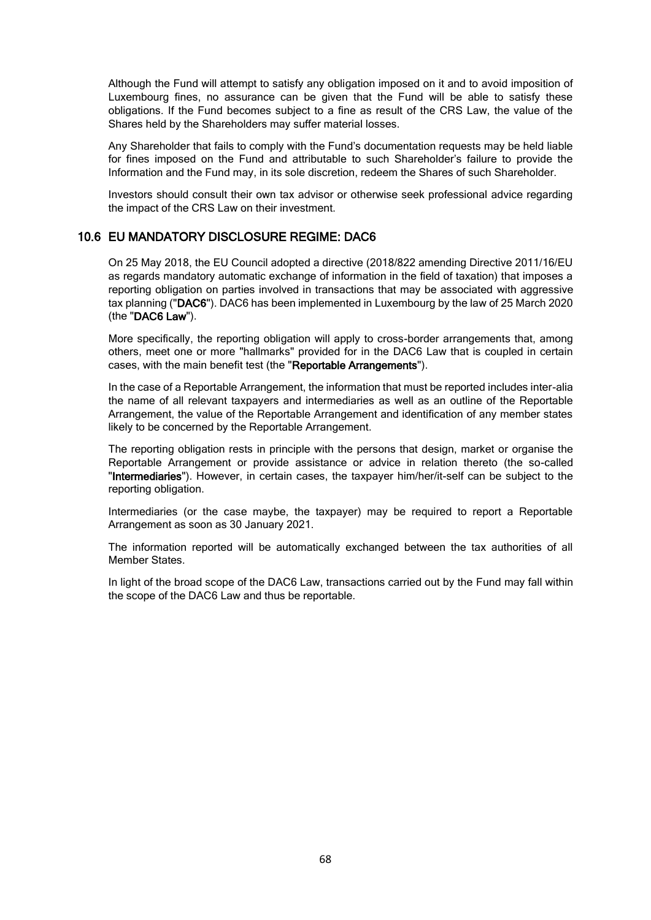Although the Fund will attempt to satisfy any obligation imposed on it and to avoid imposition of Luxembourg fines, no assurance can be given that the Fund will be able to satisfy these obligations. If the Fund becomes subject to a fine as result of the CRS Law, the value of the Shares held by the Shareholders may suffer material losses.

Any Shareholder that fails to comply with the Fund's documentation requests may be held liable for fines imposed on the Fund and attributable to such Shareholder's failure to provide the Information and the Fund may, in its sole discretion, redeem the Shares of such Shareholder.

Investors should consult their own tax advisor or otherwise seek professional advice regarding the impact of the CRS Law on their investment.

## 10.6 EU MANDATORY DISCLOSURE REGIME: DAC6

On 25 May 2018, the EU Council adopted a directive (2018/822 amending Directive 2011/16/EU as regards mandatory automatic exchange of information in the field of taxation) that imposes a reporting obligation on parties involved in transactions that may be associated with aggressive tax planning ("**DAC6**"). DAC6 has been implemented in Luxembourg by the law of 25 March 2020 (the "**DAC6 Law**").

More specifically, the reporting obligation will apply to cross-border arrangements that, among others, meet one or more "hallmarks" provided for in the DAC6 Law that is coupled in certain cases, with the main benefit test (the "**Reportable Arrangements**").

In the case of a Reportable Arrangement, the information that must be reported includes inter-alia the name of all relevant taxpayers and intermediaries as well as an outline of the Reportable Arrangement, the value of the Reportable Arrangement and identification of any member states likely to be concerned by the Reportable Arrangement.

The reporting obligation rests in principle with the persons that design, market or organise the Reportable Arrangement or provide assistance or advice in relation thereto (the so-called "**Intermediaries**"). However, in certain cases, the taxpayer him/her/it-self can be subject to the reporting obligation.

Intermediaries (or the case maybe, the taxpayer) may be required to report a Reportable Arrangement as soon as 30 January 2021.

The information reported will be automatically exchanged between the tax authorities of all Member States.

In light of the broad scope of the DAC6 Law, transactions carried out by the Fund may fall within the scope of the DAC6 Law and thus be reportable.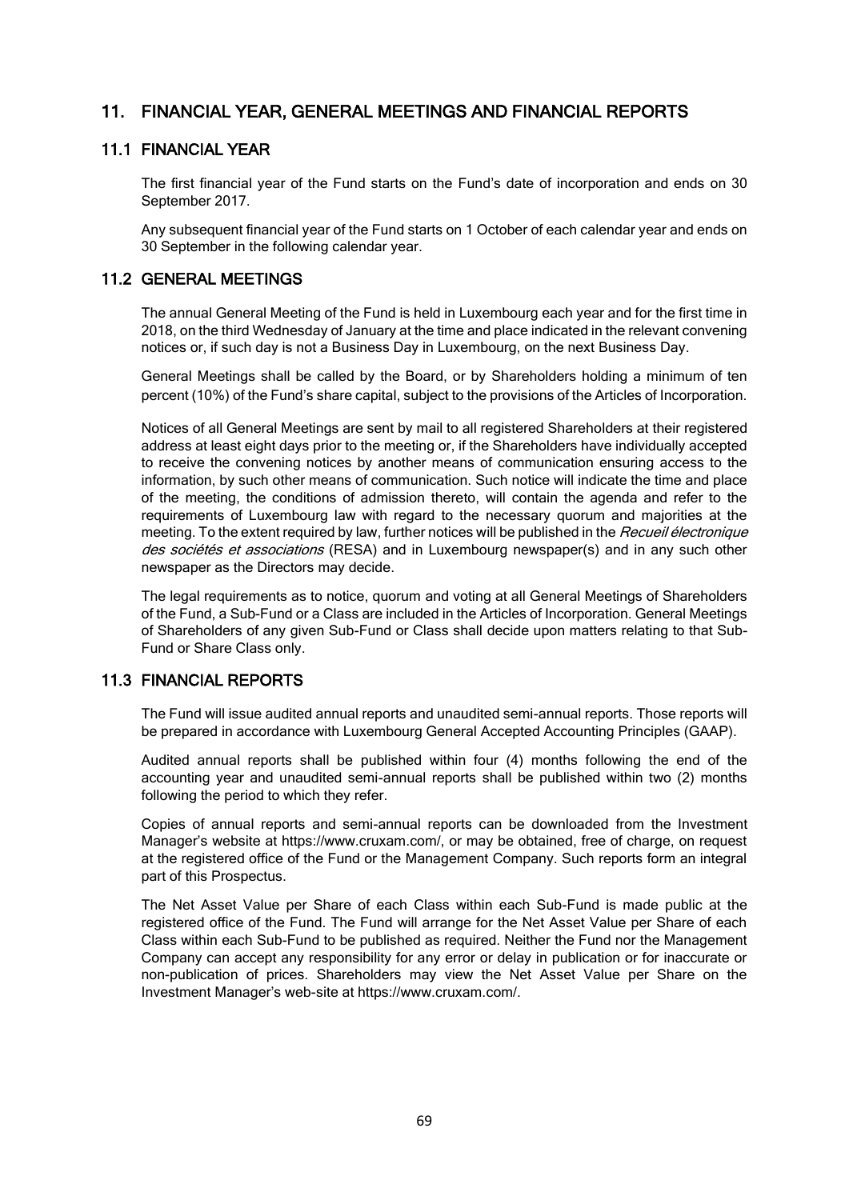# 11. FINANCIAL YEAR, GENERAL MEETINGS AND FINANCIAL REPORTS

## 11.1 FINANCIAL YEAR

The first financial year of the Fund starts on the Fund's date of incorporation and ends on 30 September 2017.

Any subsequent financial year of the Fund starts on 1 October of each calendar year and ends on 30 September in the following calendar year.

## 11.2 GENERAL MEETINGS

The annual General Meeting of the Fund is held in Luxembourg each year and for the first time in 2018, on the third Wednesday of January at the time and place indicated in the relevant convening notices or, if such day is not a Business Day in Luxembourg, on the next Business Day.

General Meetings shall be called by the Board, or by Shareholders holding a minimum of ten percent (10%) of the Fund's share capital, subject to the provisions of the Articles of Incorporation.

Notices of all General Meetings are sent by mail to all registered Shareholders at their registered address at least eight days prior to the meeting or, if the Shareholders have individually accepted to receive the convening notices by another means of communication ensuring access to the information, by such other means of communication. Such notice will indicate the time and place of the meeting, the conditions of admission thereto, will contain the agenda and refer to the requirements of Luxembourg law with regard to the necessary quorum and majorities at the meeting. To the extent required by law, further notices will be published in the *Recueil électronique des sociétés et associations* (RESA) and in Luxembourg newspaper(s) and in any such other newspaper as the Directors may decide.

The legal requirements as to notice, quorum and voting at all General Meetings of Shareholders of the Fund, a Sub-Fund or a Class are included in the Articles of Incorporation. General Meetings of Shareholders of any given Sub-Fund or Class shall decide upon matters relating to that Sub-Fund or Share Class only.

## 11.3 FINANCIAL REPORTS

The Fund will issue audited annual reports and unaudited semi-annual reports. Those reports will be prepared in accordance with Luxembourg General Accepted Accounting Principles (GAAP).

Audited annual reports shall be published within four (4) months following the end of the accounting year and unaudited semi-annual reports shall be published within two (2) months following the period to which they refer.

Copies of annual reports and semi-annual reports can be downloaded from the Investment Manager's website at https://www.cruxam.com/, or may be obtained, free of charge, on request at the registered office of the Fund or the Management Company. Such reports form an integral part of this Prospectus.

The Net Asset Value per Share of each Class within each Sub-Fund is made public at the registered office of the Fund. The Fund will arrange for the Net Asset Value per Share of each Class within each Sub-Fund to be published as required. Neither the Fund nor the Management Company can accept any responsibility for any error or delay in publication or for inaccurate or non-publication of prices. Shareholders may view the Net Asset Value per Share on the Investment Manager's web-site at https://www.cruxam.com/.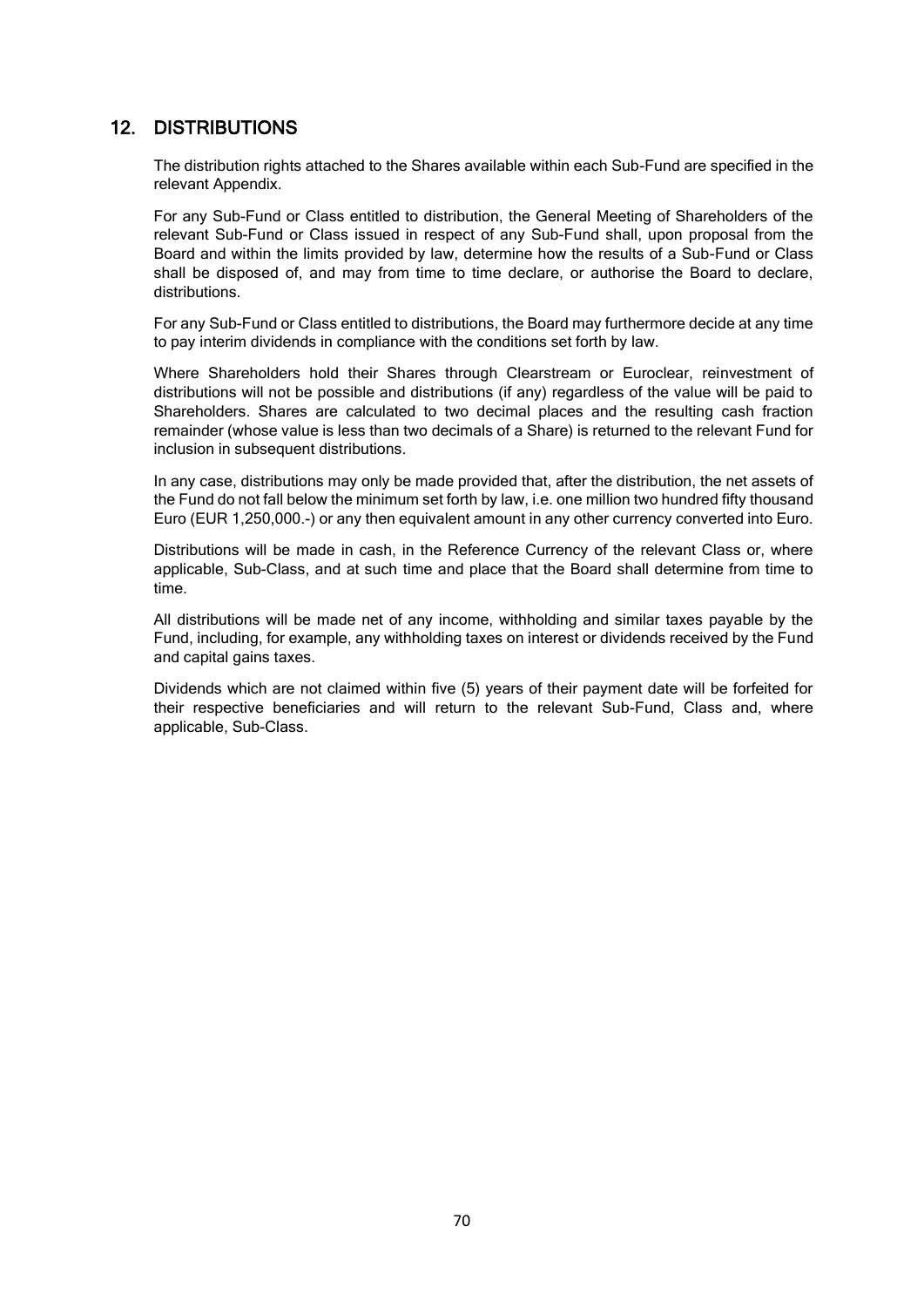## 12. DISTRIBUTIONS

The distribution rights attached to the Shares available within each Sub-Fund are specified in the relevant Appendix.

For any Sub-Fund or Class entitled to distribution, the General Meeting of Shareholders of the relevant Sub-Fund or Class issued in respect of any Sub-Fund shall, upon proposal from the Board and within the limits provided by law, determine how the results of a Sub-Fund or Class shall be disposed of, and may from time to time declare, or authorise the Board to declare, distributions.

For any Sub-Fund or Class entitled to distributions, the Board may furthermore decide at any time to pay interim dividends in compliance with the conditions set forth by law.

Where Shareholders hold their Shares through Clearstream or Euroclear, reinvestment of distributions will not be possible and distributions (if any) regardless of the value will be paid to Shareholders. Shares are calculated to two decimal places and the resulting cash fraction remainder (whose value is less than two decimals of a Share) is returned to the relevant Fund for inclusion in subsequent distributions.

In any case, distributions may only be made provided that, after the distribution, the net assets of the Fund do not fall below the minimum set forth by law, i.e. one million two hundred fifty thousand Euro (EUR 1,250,000.-) or any then equivalent amount in any other currency converted into Euro.

Distributions will be made in cash, in the Reference Currency of the relevant Class or, where applicable, Sub-Class, and at such time and place that the Board shall determine from time to time.

All distributions will be made net of any income, withholding and similar taxes payable by the Fund, including, for example, any withholding taxes on interest or dividends received by the Fund and capital gains taxes.

Dividends which are not claimed within five (5) years of their payment date will be forfeited for their respective beneficiaries and will return to the relevant Sub-Fund, Class and, where applicable, Sub-Class.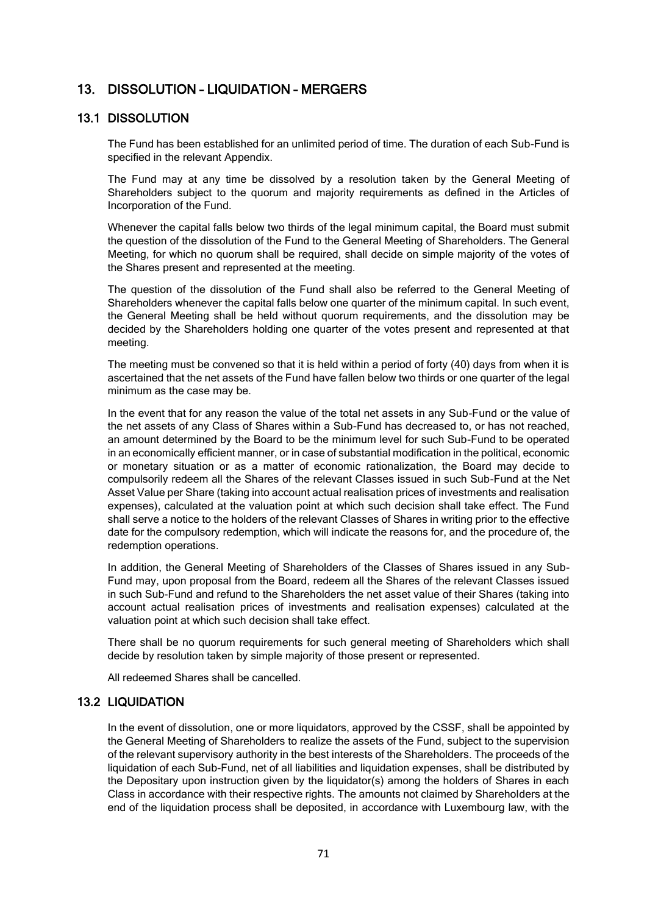# 13. DISSOLUTION – LIQUIDATION – MERGERS

## 13.1 DISSOLUTION

The Fund has been established for an unlimited period of time. The duration of each Sub-Fund is specified in the relevant Appendix.

The Fund may at any time be dissolved by a resolution taken by the General Meeting of Shareholders subject to the quorum and majority requirements as defined in the Articles of Incorporation of the Fund.

Whenever the capital falls below two thirds of the legal minimum capital, the Board must submit the question of the dissolution of the Fund to the General Meeting of Shareholders. The General Meeting, for which no quorum shall be required, shall decide on simple majority of the votes of the Shares present and represented at the meeting.

The question of the dissolution of the Fund shall also be referred to the General Meeting of Shareholders whenever the capital falls below one quarter of the minimum capital. In such event, the General Meeting shall be held without quorum requirements, and the dissolution may be decided by the Shareholders holding one quarter of the votes present and represented at that meeting.

The meeting must be convened so that it is held within a period of forty (40) days from when it is ascertained that the net assets of the Fund have fallen below two thirds or one quarter of the legal minimum as the case may be.

In the event that for any reason the value of the total net assets in any Sub-Fund or the value of the net assets of any Class of Shares within a Sub-Fund has decreased to, or has not reached, an amount determined by the Board to be the minimum level for such Sub-Fund to be operated in an economically efficient manner, or in case of substantial modification in the political, economic or monetary situation or as a matter of economic rationalization, the Board may decide to compulsorily redeem all the Shares of the relevant Classes issued in such Sub-Fund at the Net Asset Value per Share (taking into account actual realisation prices of investments and realisation expenses), calculated at the valuation point at which such decision shall take effect. The Fund shall serve a notice to the holders of the relevant Classes of Shares in writing prior to the effective date for the compulsory redemption, which will indicate the reasons for, and the procedure of, the redemption operations.

In addition, the General Meeting of Shareholders of the Classes of Shares issued in any Sub-Fund may, upon proposal from the Board, redeem all the Shares of the relevant Classes issued in such Sub-Fund and refund to the Shareholders the net asset value of their Shares (taking into account actual realisation prices of investments and realisation expenses) calculated at the valuation point at which such decision shall take effect.

There shall be no quorum requirements for such general meeting of Shareholders which shall decide by resolution taken by simple majority of those present or represented.

All redeemed Shares shall be cancelled.

## 13.2 LIQUIDATION

In the event of dissolution, one or more liquidators, approved by the CSSF, shall be appointed by the General Meeting of Shareholders to realize the assets of the Fund, subject to the supervision of the relevant supervisory authority in the best interests of the Shareholders. The proceeds of the liquidation of each Sub-Fund, net of all liabilities and liquidation expenses, shall be distributed by the Depositary upon instruction given by the liquidator(s) among the holders of Shares in each Class in accordance with their respective rights. The amounts not claimed by Shareholders at the end of the liquidation process shall be deposited, in accordance with Luxembourg law, with the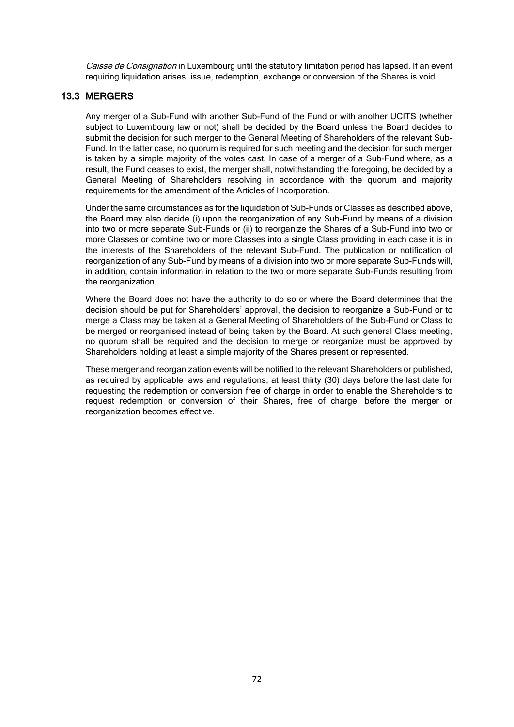*Caisse de Consignation* in Luxembourg until the statutory limitation period has lapsed. If an event requiring liquidation arises, issue, redemption, exchange or conversion of the Shares is void.

## 13.3 MERGERS

Any merger of a Sub-Fund with another Sub-Fund of the Fund or with another UCITS (whether subject to Luxembourg law or not) shall be decided by the Board unless the Board decides to submit the decision for such merger to the General Meeting of Shareholders of the relevant Sub-Fund. In the latter case, no quorum is required for such meeting and the decision for such merger is taken by a simple majority of the votes cast. In case of a merger of a Sub-Fund where, as a result, the Fund ceases to exist, the merger shall, notwithstanding the foregoing, be decided by a General Meeting of Shareholders resolving in accordance with the quorum and majority requirements for the amendment of the Articles of Incorporation.

Under the same circumstances as for the liquidation of Sub-Funds or Classes as described above, the Board may also decide (i) upon the reorganization of any Sub-Fund by means of a division into two or more separate Sub-Funds or (ii) to reorganize the Shares of a Sub-Fund into two or more Classes or combine two or more Classes into a single Class providing in each case it is in the interests of the Shareholders of the relevant Sub-Fund. The publication or notification of reorganization of any Sub-Fund by means of a division into two or more separate Sub-Funds will, in addition, contain information in relation to the two or more separate Sub-Funds resulting from the reorganization.

Where the Board does not have the authority to do so or where the Board determines that the decision should be put for Shareholders' approval, the decision to reorganize a Sub-Fund or to merge a Class may be taken at a General Meeting of Shareholders of the Sub-Fund or Class to be merged or reorganised instead of being taken by the Board. At such general Class meeting, no quorum shall be required and the decision to merge or reorganize must be approved by Shareholders holding at least a simple majority of the Shares present or represented.

These merger and reorganization events will be notified to the relevant Shareholders or published, as required by applicable laws and regulations, at least thirty (30) days before the last date for requesting the redemption or conversion free of charge in order to enable the Shareholders to request redemption or conversion of their Shares, free of charge, before the merger or reorganization becomes effective.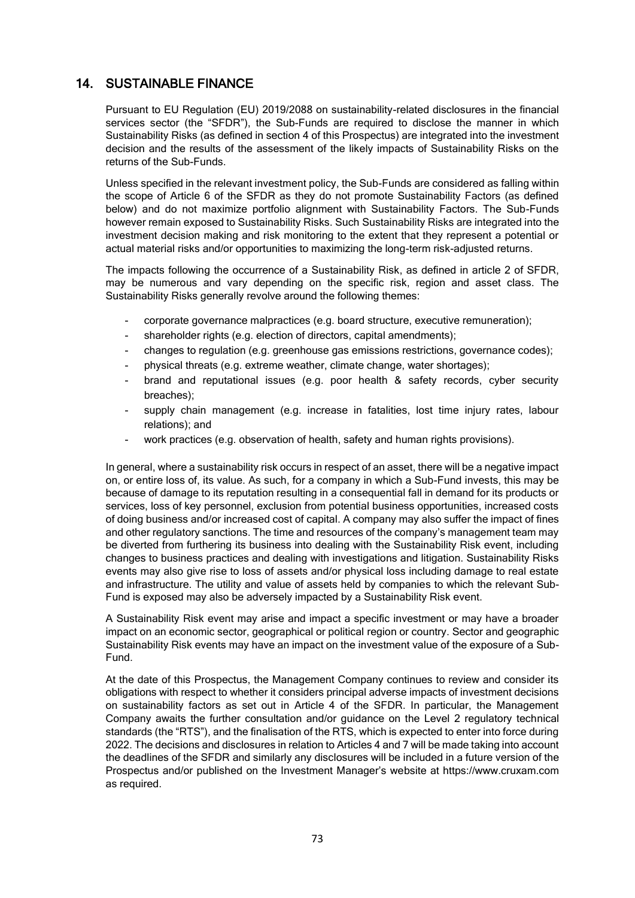## 14. SUSTAINABLE FINANCE

Pursuant to EU Regulation (EU) 2019/2088 on sustainability-related disclosures in the financial services sector (the "SFDR"), the Sub-Funds are required to disclose the manner in which Sustainability Risks (as defined in section 4 of this Prospectus) are integrated into the investment decision and the results of the assessment of the likely impacts of Sustainability Risks on the returns of the Sub-Funds.

Unless specified in the relevant investment policy, the Sub-Funds are considered as falling within the scope of Article 6 of the SFDR as they do not promote Sustainability Factors (as defined below) and do not maximize portfolio alignment with Sustainability Factors. The Sub-Funds however remain exposed to Sustainability Risks. Such Sustainability Risks are integrated into the investment decision making and risk monitoring to the extent that they represent a potential or actual material risks and/or opportunities to maximizing the long-term risk-adjusted returns.

The impacts following the occurrence of a Sustainability Risk, as defined in article 2 of SFDR, may be numerous and vary depending on the specific risk, region and asset class. The Sustainability Risks generally revolve around the following themes:

- corporate governance malpractices (e.g. board structure, executive remuneration);
- shareholder rights (e.g. election of directors, capital amendments);
- changes to regulation (e.g. greenhouse gas emissions restrictions, governance codes);
- physical threats (e.g. extreme weather, climate change, water shortages);
- brand and reputational issues (e.g. poor health & safety records, cyber security breaches);
- supply chain management (e.g. increase in fatalities, lost time injury rates, labour relations); and
- work practices (e.g. observation of health, safety and human rights provisions).

In general, where a sustainability risk occurs in respect of an asset, there will be a negative impact on, or entire loss of, its value. As such, for a company in which a Sub-Fund invests, this may be because of damage to its reputation resulting in a consequential fall in demand for its products or services, loss of key personnel, exclusion from potential business opportunities, increased costs of doing business and/or increased cost of capital. A company may also suffer the impact of fines and other regulatory sanctions. The time and resources of the company's management team may be diverted from furthering its business into dealing with the Sustainability Risk event, including changes to business practices and dealing with investigations and litigation. Sustainability Risks events may also give rise to loss of assets and/or physical loss including damage to real estate and infrastructure. The utility and value of assets held by companies to which the relevant Sub-Fund is exposed may also be adversely impacted by a Sustainability Risk event.

A Sustainability Risk event may arise and impact a specific investment or may have a broader impact on an economic sector, geographical or political region or country. Sector and geographic Sustainability Risk events may have an impact on the investment value of the exposure of a Sub-Fund.

At the date of this Prospectus, the Management Company continues to review and consider its obligations with respect to whether it considers principal adverse impacts of investment decisions on sustainability factors as set out in Article 4 of the SFDR. In particular, the Management Company awaits the further consultation and/or guidance on the Level 2 regulatory technical standards (the "RTS"), and the finalisation of the RTS, which is expected to enter into force during 2022. The decisions and disclosures in relation to Articles 4 and 7 will be made taking into account the deadlines of the SFDR and similarly any disclosures will be included in a future version of the Prospectus and/or published on the Investment Manager's website at https://www.cruxam.com as required.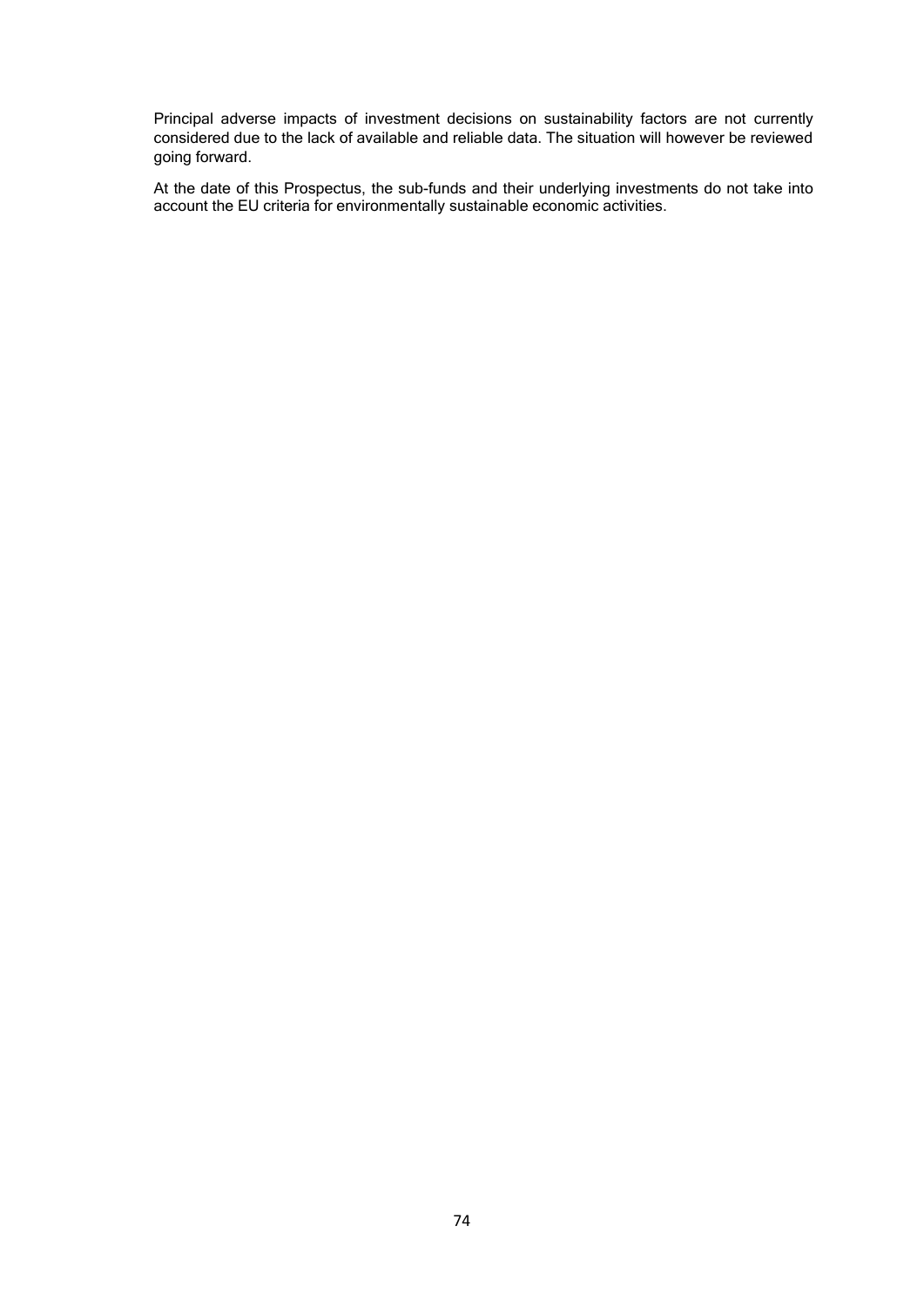Principal adverse impacts of investment decisions on sustainability factors are not currently considered due to the lack of available and reliable data. The situation will however be reviewed going forward.

At the date of this Prospectus, the sub-funds and their underlying investments do not take into account the EU criteria for environmentally sustainable economic activities.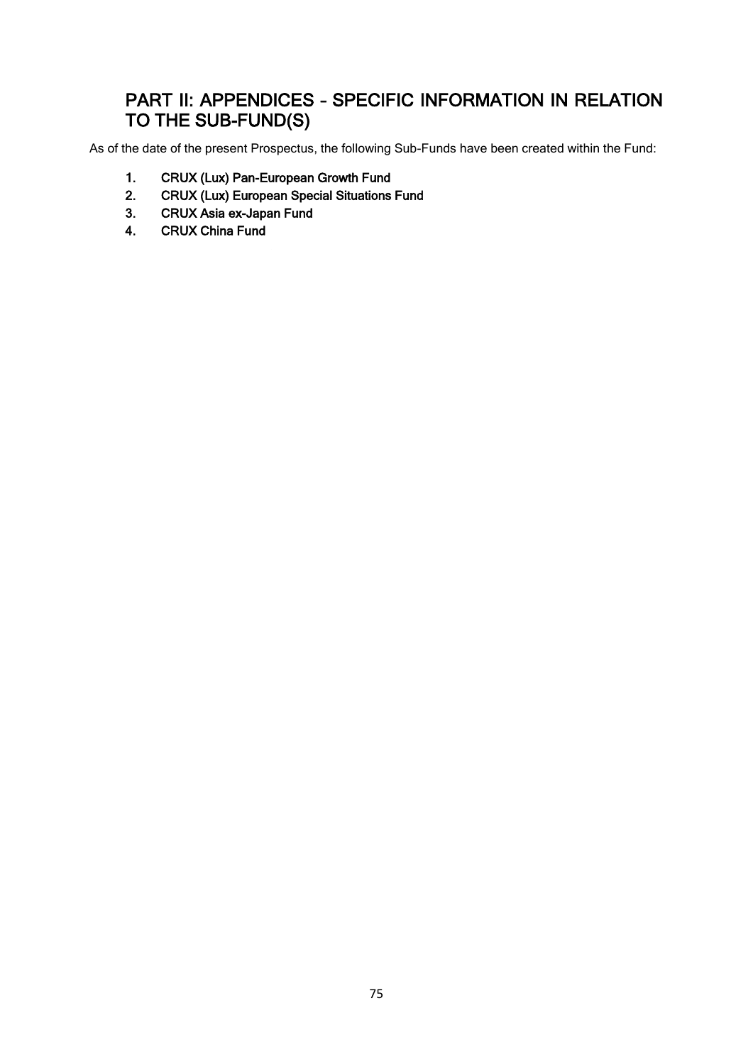# PART II: APPENDICES – SPECIFIC INFORMATION IN RELATION TO THE SUB-FUND(S)

As of the date of the present Prospectus, the following Sub-Funds have been created within the Fund:

1. **CRUX (Lux) Pan-European Growth Fund**
2. **CRUX (Lux) European Special Situations Fund**
3. **CRUX Asia ex-Japan Fund**
4. **CRUX China Fund**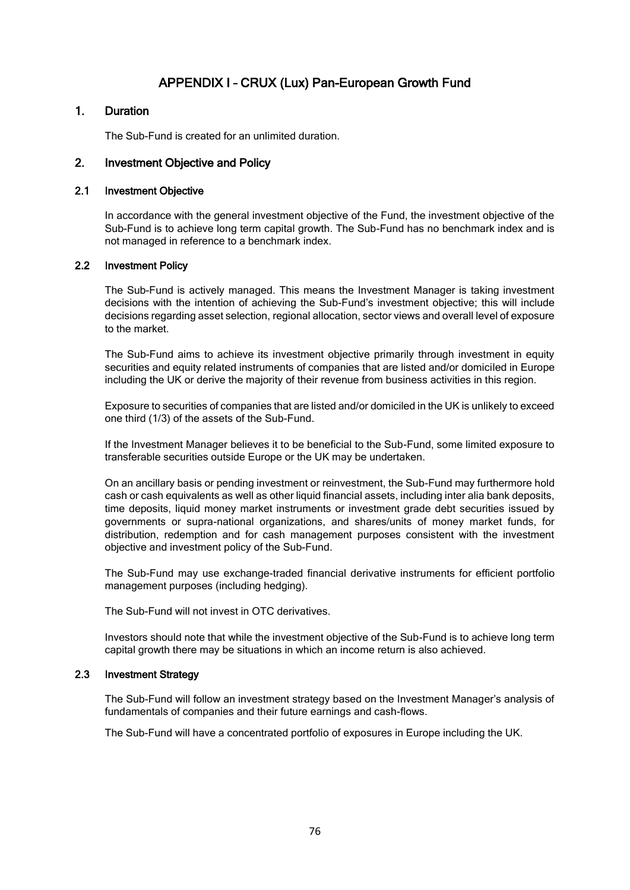# APPENDIX I – CRUX (Lux) Pan-European Growth Fund

## 1. Duration

The Sub-Fund is created for an unlimited duration.

## 2. Investment Objective and Policy

### 2.1 Investment Objective

In accordance with the general investment objective of the Fund, the investment objective of the Sub-Fund is to achieve long term capital growth. The Sub-Fund has no benchmark index and is not managed in reference to a benchmark index.

### 2.2 Investment Policy

The Sub-Fund is actively managed. This means the Investment Manager is taking investment decisions with the intention of achieving the Sub-Fund's investment objective; this will include decisions regarding asset selection, regional allocation, sector views and overall level of exposure to the market.

The Sub-Fund aims to achieve its investment objective primarily through investment in equity securities and equity related instruments of companies that are listed and/or domiciled in Europe including the UK or derive the majority of their revenue from business activities in this region.

Exposure to securities of companies that are listed and/or domiciled in the UK is unlikely to exceed one third (1/3) of the assets of the Sub-Fund.

If the Investment Manager believes it to be beneficial to the Sub-Fund, some limited exposure to transferable securities outside Europe or the UK may be undertaken.

On an ancillary basis or pending investment or reinvestment, the Sub-Fund may furthermore hold cash or cash equivalents as well as other liquid financial assets, including inter alia bank deposits, time deposits, liquid money market instruments or investment grade debt securities issued by governments or supra-national organizations, and shares/units of money market funds, for distribution, redemption and for cash management purposes consistent with the investment objective and investment policy of the Sub-Fund.

The Sub-Fund may use exchange-traded financial derivative instruments for efficient portfolio management purposes (including hedging).

The Sub-Fund will not invest in OTC derivatives.

Investors should note that while the investment objective of the Sub-Fund is to achieve long term capital growth there may be situations in which an income return is also achieved.

### 2.3 Investment Strategy

The Sub-Fund will follow an investment strategy based on the Investment Manager's analysis of fundamentals of companies and their future earnings and cash-flows.

The Sub-Fund will have a concentrated portfolio of exposures in Europe including the UK.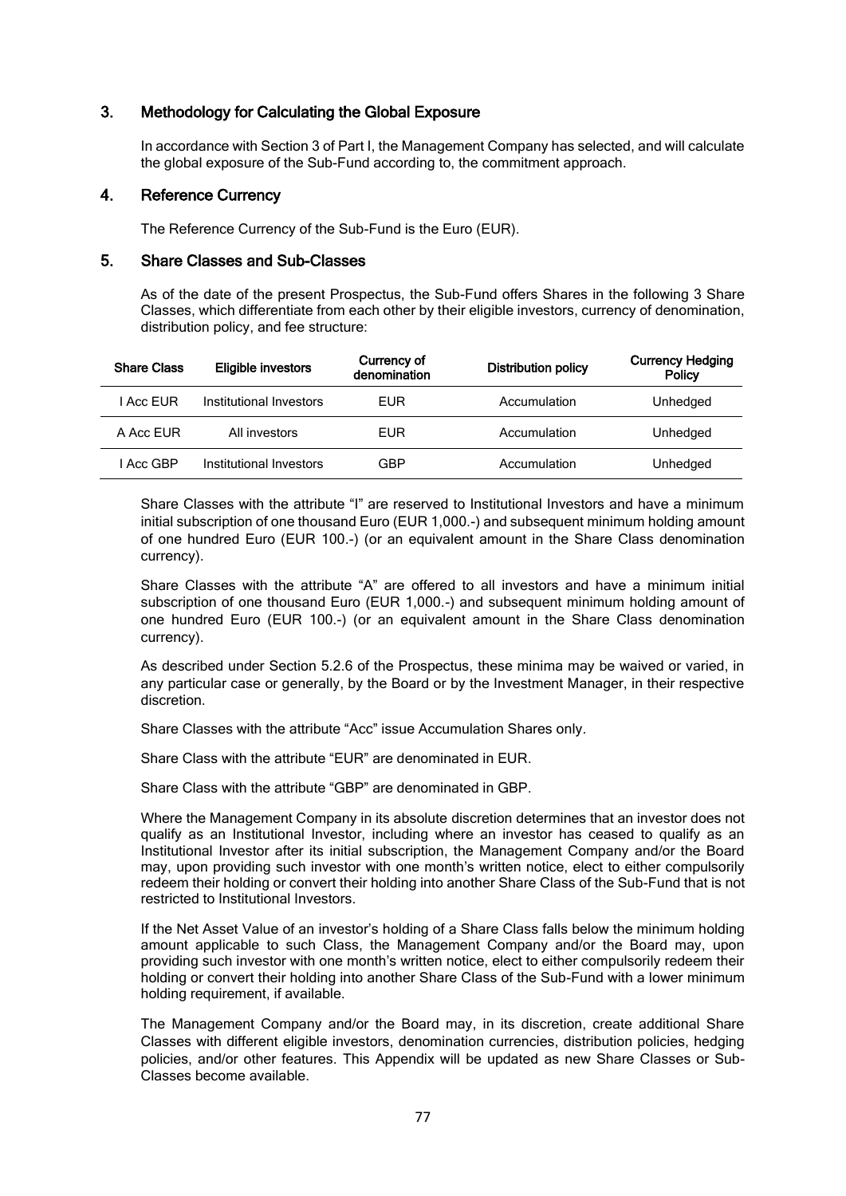## 3. Methodology for Calculating the Global Exposure

In accordance with Section 3 of Part I, the Management Company has selected, and will calculate the global exposure of the Sub-Fund according to, the commitment approach.

## 4. Reference Currency

The Reference Currency of the Sub-Fund is the Euro (EUR).

## 5. Share Classes and Sub-Classes

As of the date of the present Prospectus, the Sub-Fund offers Shares in the following 3 Share Classes, which differentiate from each other by their eligible investors, currency of denomination, distribution policy, and fee structure:

| Share Class | Eligible investors | Currency of denomination | Distribution policy | Currency Hedging Policy |
|---|---|---|---|---|
| I Acc EUR | Institutional Investors | EUR | Accumulation | Unhedged |
| A Acc EUR | All investors | EUR | Accumulation | Unhedged |
| I Acc GBP | Institutional Investors | GBP | Accumulation | Unhedged |

Share Classes with the attribute "I" are reserved to Institutional Investors and have a minimum initial subscription of one thousand Euro (EUR 1,000.-) and subsequent minimum holding amount of one hundred Euro (EUR 100.-) (or an equivalent amount in the Share Class denomination currency).

Share Classes with the attribute "A" are offered to all investors and have a minimum initial subscription of one thousand Euro (EUR 1,000.-) and subsequent minimum holding amount of one hundred Euro (EUR 100.-) (or an equivalent amount in the Share Class denomination currency).

As described under Section 5.2.6 of the Prospectus, these minima may be waived or varied, in any particular case or generally, by the Board or by the Investment Manager, in their respective discretion.

Share Classes with the attribute "Acc" issue Accumulation Shares only.

Share Class with the attribute "EUR" are denominated in EUR.

Share Class with the attribute "GBP" are denominated in GBP.

Where the Management Company in its absolute discretion determines that an investor does not qualify as an Institutional Investor, including where an investor has ceased to qualify as an Institutional Investor after its initial subscription, the Management Company and/or the Board may, upon providing such investor with one month's written notice, elect to either compulsorily redeem their holding or convert their holding into another Share Class of the Sub-Fund that is not restricted to Institutional Investors.

If the Net Asset Value of an investor's holding of a Share Class falls below the minimum holding amount applicable to such Class, the Management Company and/or the Board may, upon providing such investor with one month's written notice, elect to either compulsorily redeem their holding or convert their holding into another Share Class of the Sub-Fund with a lower minimum holding requirement, if available.

The Management Company and/or the Board may, in its discretion, create additional Share Classes with different eligible investors, denomination currencies, distribution policies, hedging policies, and/or other features. This Appendix will be updated as new Share Classes or Sub-Classes become available.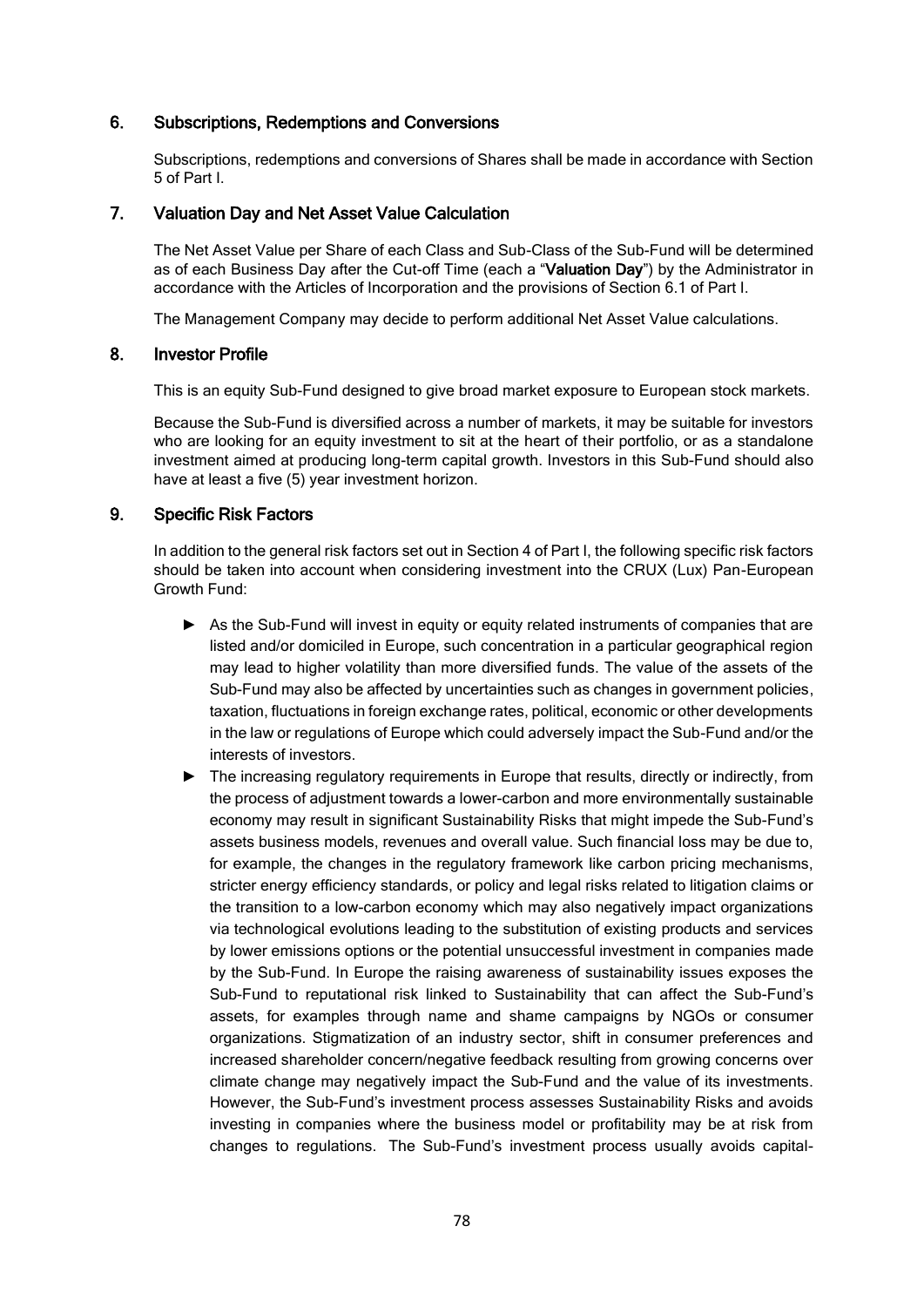## 6. Subscriptions, Redemptions and Conversions

Subscriptions, redemptions and conversions of Shares shall be made in accordance with Section 5 of Part I.

## 7. Valuation Day and Net Asset Value Calculation

The Net Asset Value per Share of each Class and Sub-Class of the Sub-Fund will be determined as of each Business Day after the Cut-off Time (each a "**Valuation Day**") by the Administrator in accordance with the Articles of Incorporation and the provisions of Section 6.1 of Part I.

The Management Company may decide to perform additional Net Asset Value calculations.

## 8. Investor Profile

This is an equity Sub-Fund designed to give broad market exposure to European stock markets.

Because the Sub-Fund is diversified across a number of markets, it may be suitable for investors who are looking for an equity investment to sit at the heart of their portfolio, or as a standalone investment aimed at producing long-term capital growth. Investors in this Sub-Fund should also have at least a five (5) year investment horizon.

## 9. Specific Risk Factors

In addition to the general risk factors set out in Section 4 of Part I, the following specific risk factors should be taken into account when considering investment into the CRUX (Lux) Pan-European Growth Fund:

- As the Sub-Fund will invest in equity or equity related instruments of companies that are listed and/or domiciled in Europe, such concentration in a particular geographical region may lead to higher volatility than more diversified funds. The value of the assets of the Sub-Fund may also be affected by uncertainties such as changes in government policies, taxation, fluctuations in foreign exchange rates, political, economic or other developments in the law or regulations of Europe which could adversely impact the Sub-Fund and/or the interests of investors.
- The increasing regulatory requirements in Europe that results, directly or indirectly, from the process of adjustment towards a lower-carbon and more environmentally sustainable economy may result in significant Sustainability Risks that might impede the Sub-Fund's assets business models, revenues and overall value. Such financial loss may be due to, for example, the changes in the regulatory framework like carbon pricing mechanisms, stricter energy efficiency standards, or policy and legal risks related to litigation claims or the transition to a low-carbon economy which may also negatively impact organizations via technological evolutions leading to the substitution of existing products and services by lower emissions options or the potential unsuccessful investment in companies made by the Sub-Fund. In Europe the raising awareness of sustainability issues exposes the Sub-Fund to reputational risk linked to Sustainability that can affect the Sub-Fund's assets, for examples through name and shame campaigns by NGOs or consumer organizations. Stigmatization of an industry sector, shift in consumer preferences and increased shareholder concern/negative feedback resulting from growing concerns over climate change may negatively impact the Sub-Fund and the value of its investments. However, the Sub-Fund's investment process assesses Sustainability Risks and avoids investing in companies where the business model or profitability may be at risk from changes to regulations. The Sub-Fund's investment process usually avoids capital-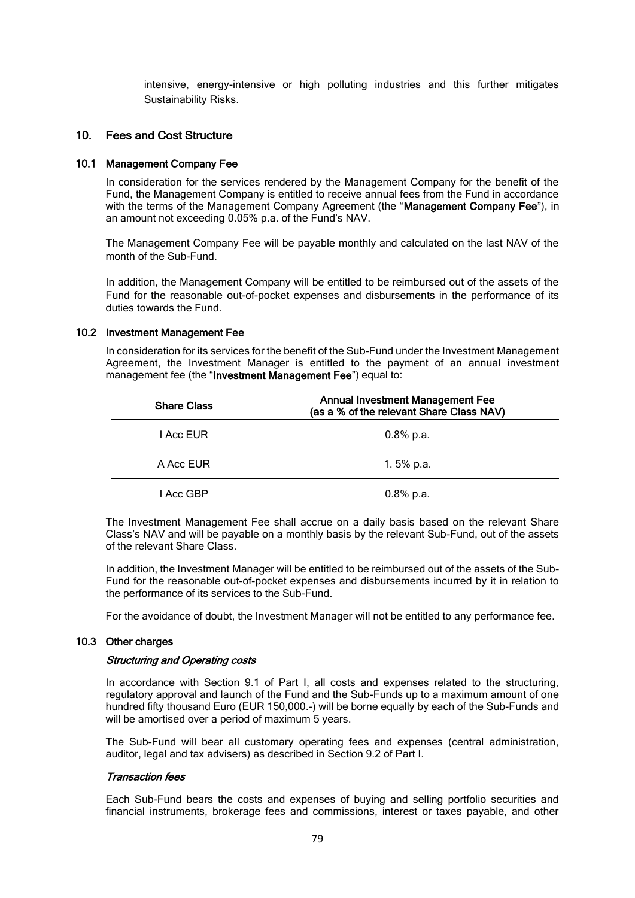intensive, energy-intensive or high polluting industries and this further mitigates Sustainability Risks.

## 10. Fees and Cost Structure

### 10.1 Management Company Fee

In consideration for the services rendered by the Management Company for the benefit of the Fund, the Management Company is entitled to receive annual fees from the Fund in accordance with the terms of the Management Company Agreement (the "**Management Company Fee**"), in an amount not exceeding 0.05% p.a. of the Fund's NAV.

The Management Company Fee will be payable monthly and calculated on the last NAV of the month of the Sub-Fund.

In addition, the Management Company will be entitled to be reimbursed out of the assets of the Fund for the reasonable out-of-pocket expenses and disbursements in the performance of its duties towards the Fund.

### 10.2 Investment Management Fee

In consideration for its services for the benefit of the Sub-Fund under the Investment Management Agreement, the Investment Manager is entitled to the payment of an annual investment management fee (the "**Investment Management Fee**") equal to:

| Share Class | Annual Investment Management Fee (as a % of the relevant Share Class NAV) |
|---|---|
| I Acc EUR | 0.8% p.a. |
| A Acc EUR | 1. 5% p.a. |
| I Acc GBP | 0.8% p.a. |

The Investment Management Fee shall accrue on a daily basis based on the relevant Share Class's NAV and will be payable on a monthly basis by the relevant Sub-Fund, out of the assets of the relevant Share Class.

In addition, the Investment Manager will be entitled to be reimbursed out of the assets of the Sub-Fund for the reasonable out-of-pocket expenses and disbursements incurred by it in relation to the performance of its services to the Sub-Fund.

For the avoidance of doubt, the Investment Manager will not be entitled to any performance fee.

### 10.3 Other charges

*Structuring and Operating costs*

In accordance with Section 9.1 of Part I, all costs and expenses related to the structuring, regulatory approval and launch of the Fund and the Sub-Funds up to a maximum amount of one hundred fifty thousand Euro (EUR 150,000.-) will be borne equally by each of the Sub-Funds and will be amortised over a period of maximum 5 years.

The Sub-Fund will bear all customary operating fees and expenses (central administration, auditor, legal and tax advisers) as described in Section 9.2 of Part I.

*Transaction fees*

Each Sub-Fund bears the costs and expenses of buying and selling portfolio securities and financial instruments, brokerage fees and commissions, interest or taxes payable, and other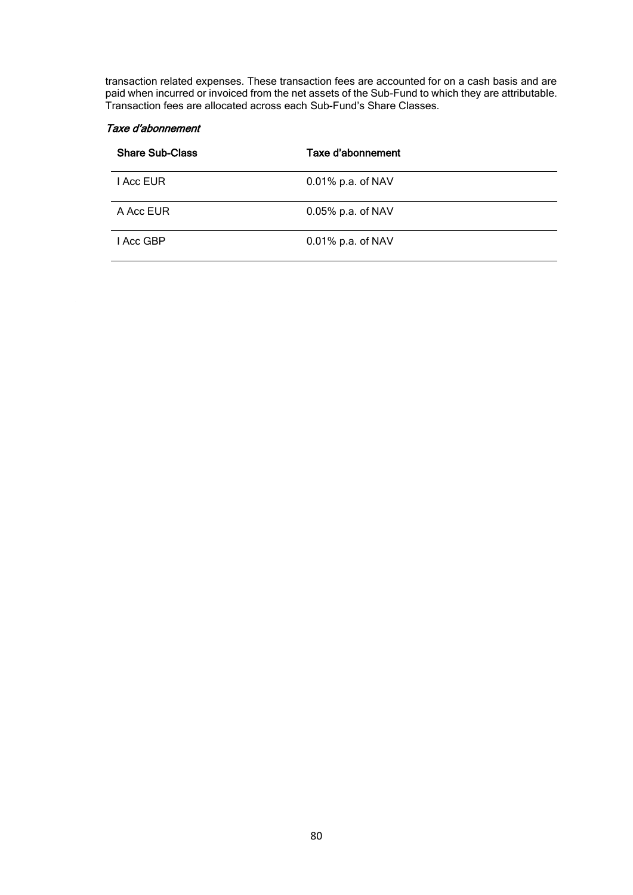transaction related expenses. These transaction fees are accounted for on a cash basis and are paid when incurred or invoiced from the net assets of the Sub-Fund to which they are attributable. Transaction fees are allocated across each Sub-Fund's Share Classes.

*Taxe d'abonnement*

| Share Sub-Class | Taxe d'abonnement |
|---|---|
| I Acc EUR | 0.01% p.a. of NAV |
| A Acc EUR | 0.05% p.a. of NAV |
| I Acc GBP | 0.01% p.a. of NAV |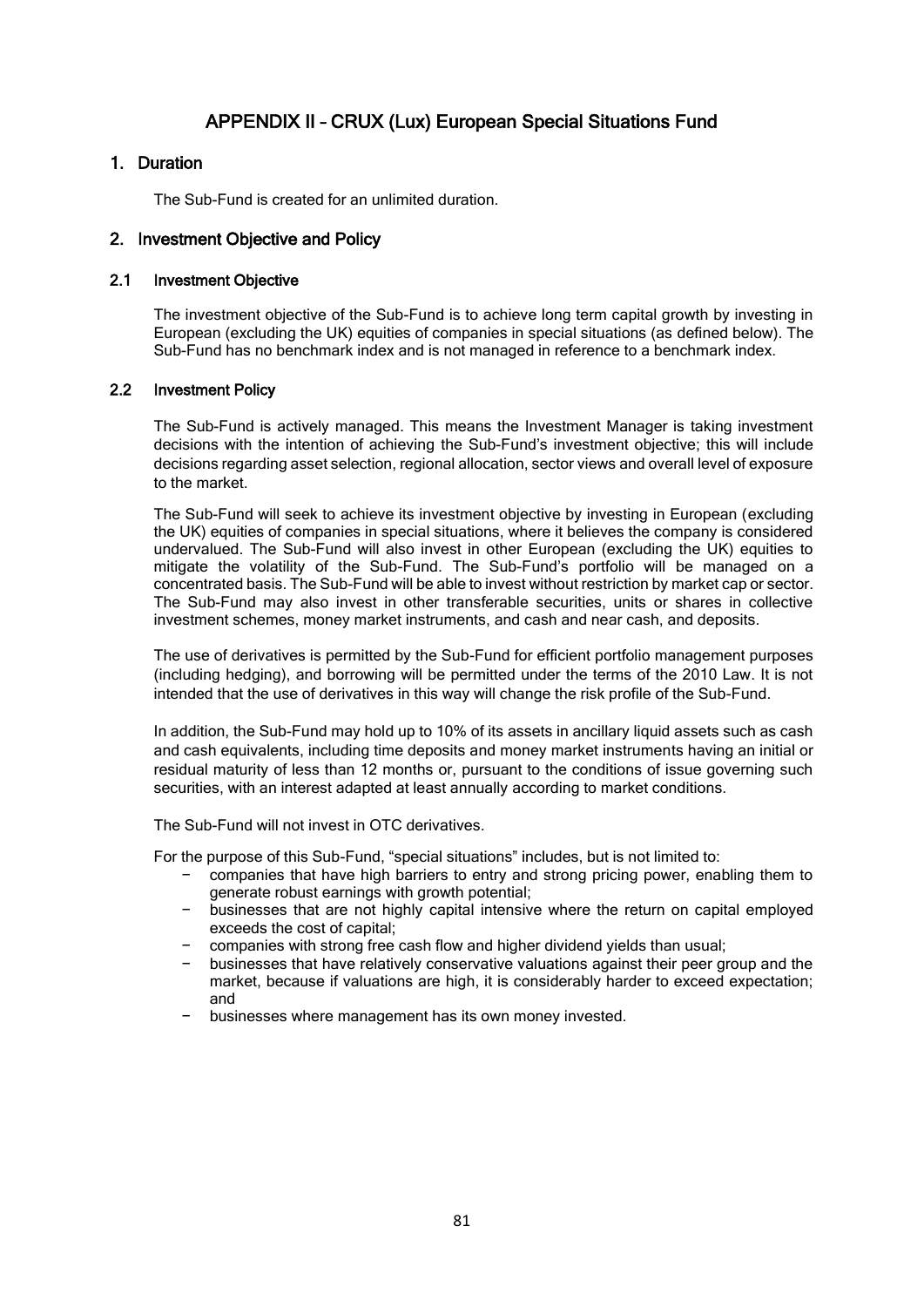# APPENDIX II – CRUX (Lux) European Special Situations Fund

## 1. Duration

The Sub-Fund is created for an unlimited duration.

## 2. Investment Objective and Policy

### 2.1 Investment Objective

The investment objective of the Sub-Fund is to achieve long term capital growth by investing in European (excluding the UK) equities of companies in special situations (as defined below). The Sub-Fund has no benchmark index and is not managed in reference to a benchmark index.

### 2.2 Investment Policy

The Sub-Fund is actively managed. This means the Investment Manager is taking investment decisions with the intention of achieving the Sub-Fund's investment objective; this will include decisions regarding asset selection, regional allocation, sector views and overall level of exposure to the market.

The Sub-Fund will seek to achieve its investment objective by investing in European (excluding the UK) equities of companies in special situations, where it believes the company is considered undervalued. The Sub-Fund will also invest in other European (excluding the UK) equities to mitigate the volatility of the Sub-Fund. The Sub-Fund's portfolio will be managed on a concentrated basis. The Sub-Fund will be able to invest without restriction by market cap or sector. The Sub-Fund may also invest in other transferable securities, units or shares in collective investment schemes, money market instruments, and cash and near cash, and deposits.

The use of derivatives is permitted by the Sub-Fund for efficient portfolio management purposes (including hedging), and borrowing will be permitted under the terms of the 2010 Law. It is not intended that the use of derivatives in this way will change the risk profile of the Sub-Fund.

In addition, the Sub-Fund may hold up to 10% of its assets in ancillary liquid assets such as cash and cash equivalents, including time deposits and money market instruments having an initial or residual maturity of less than 12 months or, pursuant to the conditions of issue governing such securities, with an interest adapted at least annually according to market conditions.

The Sub-Fund will not invest in OTC derivatives.

For the purpose of this Sub-Fund, "special situations" includes, but is not limited to:

- companies that have high barriers to entry and strong pricing power, enabling them to generate robust earnings with growth potential;
- businesses that are not highly capital intensive where the return on capital employed exceeds the cost of capital;
- companies with strong free cash flow and higher dividend yields than usual;
- businesses that have relatively conservative valuations against their peer group and the market, because if valuations are high, it is considerably harder to exceed expectation; and
- businesses where management has its own money invested.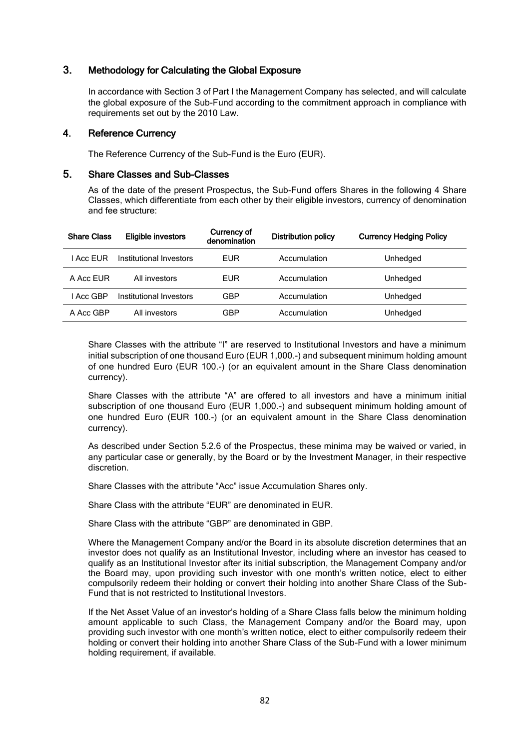## 3. Methodology for Calculating the Global Exposure

In accordance with Section 3 of Part I the Management Company has selected, and will calculate the global exposure of the Sub-Fund according to the commitment approach in compliance with requirements set out by the 2010 Law.

## 4. Reference Currency

The Reference Currency of the Sub-Fund is the Euro (EUR).

## 5. Share Classes and Sub-Classes

As of the date of the present Prospectus, the Sub-Fund offers Shares in the following 4 Share Classes, which differentiate from each other by their eligible investors, currency of denomination and fee structure:

| Share Class | Eligible investors | Currency of denomination | Distribution policy | Currency Hedging Policy |
|---|---|---|---|---|
| I Acc EUR | Institutional Investors | EUR | Accumulation | Unhedged |
| A Acc EUR | All investors | EUR | Accumulation | Unhedged |
| I Acc GBP | Institutional Investors | GBP | Accumulation | Unhedged |
| A Acc GBP | All investors | GBP | Accumulation | Unhedged |

Share Classes with the attribute "I" are reserved to Institutional Investors and have a minimum initial subscription of one thousand Euro (EUR 1,000.-) and subsequent minimum holding amount of one hundred Euro (EUR 100.-) (or an equivalent amount in the Share Class denomination currency).

Share Classes with the attribute "A" are offered to all investors and have a minimum initial subscription of one thousand Euro (EUR 1,000.-) and subsequent minimum holding amount of one hundred Euro (EUR 100.-) (or an equivalent amount in the Share Class denomination currency).

As described under Section 5.2.6 of the Prospectus, these minima may be waived or varied, in any particular case or generally, by the Board or by the Investment Manager, in their respective discretion.

Share Classes with the attribute "Acc" issue Accumulation Shares only.

Share Class with the attribute "EUR" are denominated in EUR.

Share Class with the attribute "GBP" are denominated in GBP.

Where the Management Company and/or the Board in its absolute discretion determines that an investor does not qualify as an Institutional Investor, including where an investor has ceased to qualify as an Institutional Investor after its initial subscription, the Management Company and/or the Board may, upon providing such investor with one month's written notice, elect to either compulsorily redeem their holding or convert their holding into another Share Class of the Sub-Fund that is not restricted to Institutional Investors.

If the Net Asset Value of an investor's holding of a Share Class falls below the minimum holding amount applicable to such Class, the Management Company and/or the Board may, upon providing such investor with one month's written notice, elect to either compulsorily redeem their holding or convert their holding into another Share Class of the Sub-Fund with a lower minimum holding requirement, if available.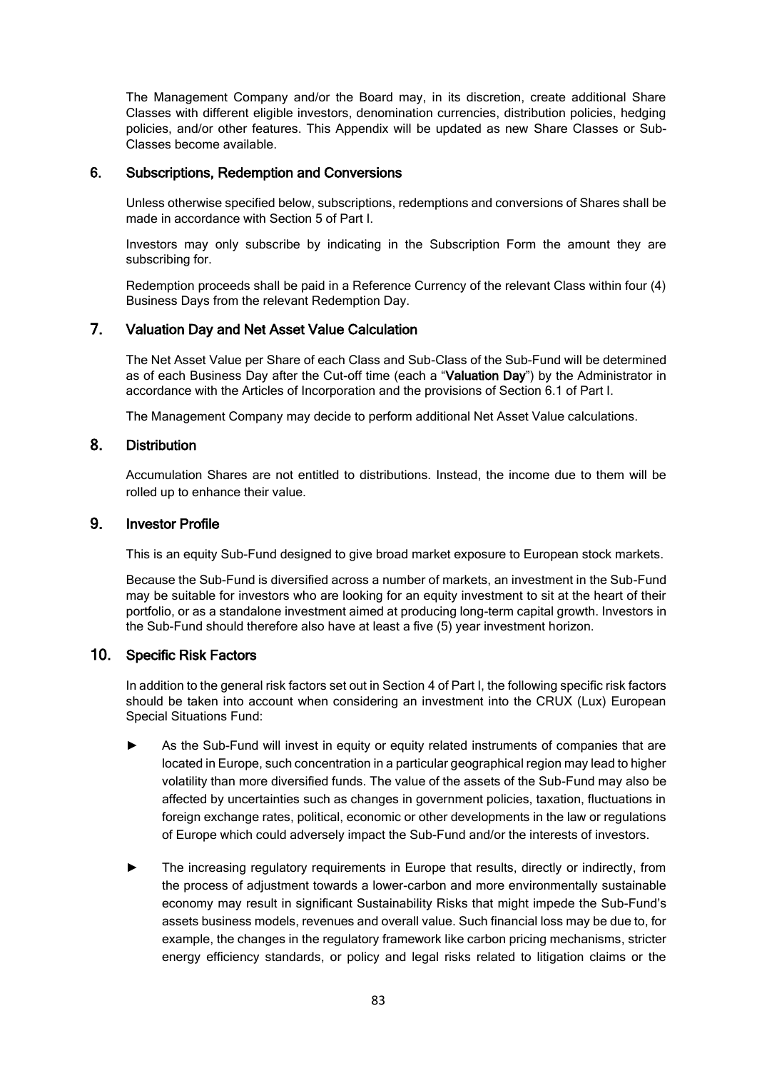The Management Company and/or the Board may, in its discretion, create additional Share Classes with different eligible investors, denomination currencies, distribution policies, hedging policies, and/or other features. This Appendix will be updated as new Share Classes or Sub-Classes become available.

## 6. Subscriptions, Redemption and Conversions

Unless otherwise specified below, subscriptions, redemptions and conversions of Shares shall be made in accordance with Section 5 of Part I.

Investors may only subscribe by indicating in the Subscription Form the amount they are subscribing for.

Redemption proceeds shall be paid in a Reference Currency of the relevant Class within four (4) Business Days from the relevant Redemption Day.

## 7. Valuation Day and Net Asset Value Calculation

The Net Asset Value per Share of each Class and Sub-Class of the Sub-Fund will be determined as of each Business Day after the Cut-off time (each a "**Valuation Day**") by the Administrator in accordance with the Articles of Incorporation and the provisions of Section 6.1 of Part I.

The Management Company may decide to perform additional Net Asset Value calculations.

## 8. Distribution

Accumulation Shares are not entitled to distributions. Instead, the income due to them will be rolled up to enhance their value.

## 9. Investor Profile

This is an equity Sub-Fund designed to give broad market exposure to European stock markets.

Because the Sub-Fund is diversified across a number of markets, an investment in the Sub-Fund may be suitable for investors who are looking for an equity investment to sit at the heart of their portfolio, or as a standalone investment aimed at producing long-term capital growth. Investors in the Sub-Fund should therefore also have at least a five (5) year investment horizon.

## 10. Specific Risk Factors

In addition to the general risk factors set out in Section 4 of Part I, the following specific risk factors should be taken into account when considering an investment into the CRUX (Lux) European Special Situations Fund:

- As the Sub-Fund will invest in equity or equity related instruments of companies that are located in Europe, such concentration in a particular geographical region may lead to higher volatility than more diversified funds. The value of the assets of the Sub-Fund may also be affected by uncertainties such as changes in government policies, taxation, fluctuations in foreign exchange rates, political, economic or other developments in the law or regulations of Europe which could adversely impact the Sub-Fund and/or the interests of investors.

- The increasing regulatory requirements in Europe that results, directly or indirectly, from the process of adjustment towards a lower-carbon and more environmentally sustainable economy may result in significant Sustainability Risks that might impede the Sub-Fund's assets business models, revenues and overall value. Such financial loss may be due to, for example, the changes in the regulatory framework like carbon pricing mechanisms, stricter energy efficiency standards, or policy and legal risks related to litigation claims or the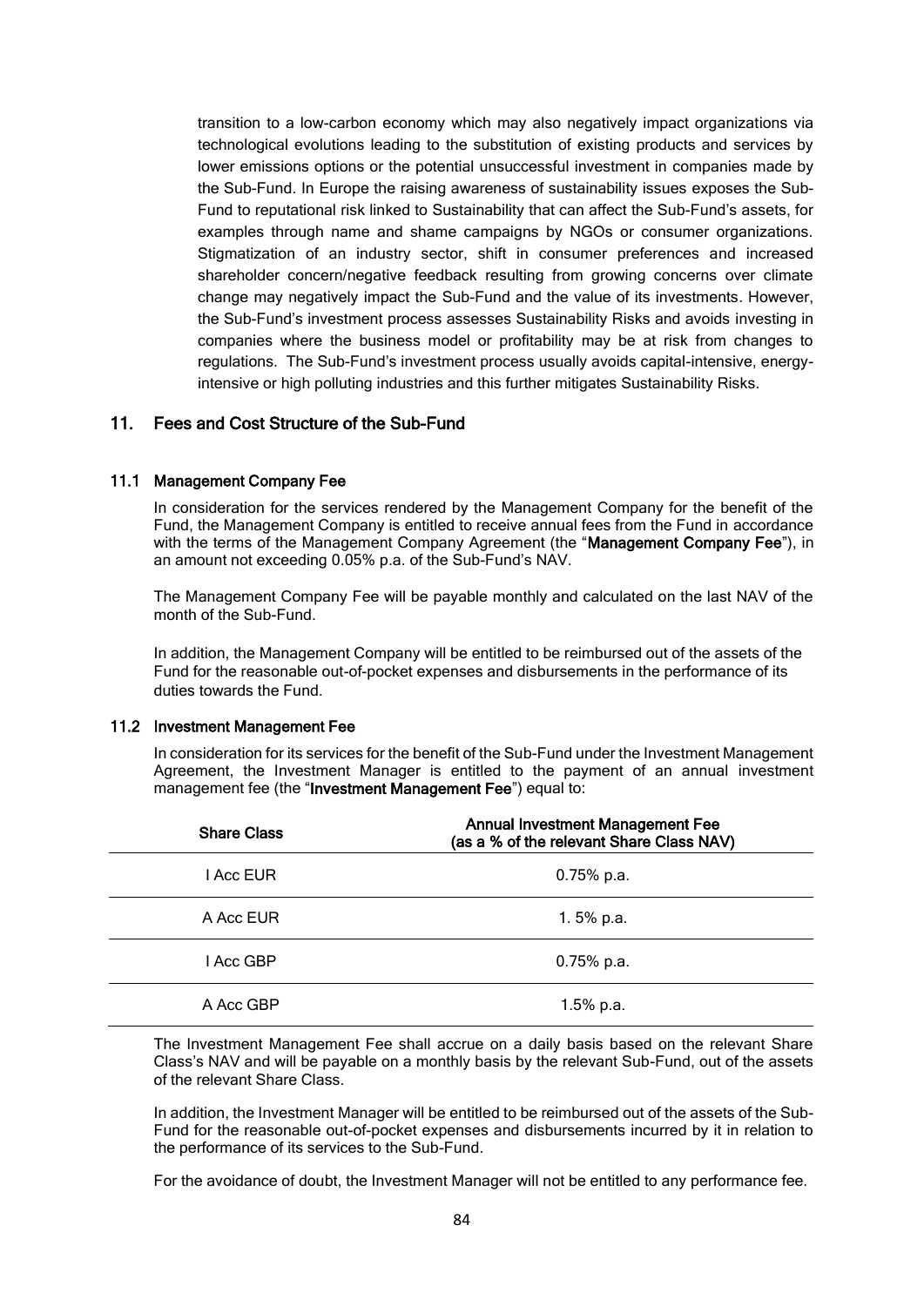transition to a low-carbon economy which may also negatively impact organizations via technological evolutions leading to the substitution of existing products and services by lower emissions options or the potential unsuccessful investment in companies made by the Sub-Fund. In Europe the raising awareness of sustainability issues exposes the Sub-Fund to reputational risk linked to Sustainability that can affect the Sub-Fund's assets, for examples through name and shame campaigns by NGOs or consumer organizations. Stigmatization of an industry sector, shift in consumer preferences and increased shareholder concern/negative feedback resulting from growing concerns over climate change may negatively impact the Sub-Fund and the value of its investments. However, the Sub-Fund's investment process assesses Sustainability Risks and avoids investing in companies where the business model or profitability may be at risk from changes to regulations. The Sub-Fund's investment process usually avoids capital-intensive, energy-intensive or high polluting industries and this further mitigates Sustainability Risks.

## 11. Fees and Cost Structure of the Sub-Fund

### 11.1 Management Company Fee

In consideration for the services rendered by the Management Company for the benefit of the Fund, the Management Company is entitled to receive annual fees from the Fund in accordance with the terms of the Management Company Agreement (the "**Management Company Fee**"), in an amount not exceeding 0.05% p.a. of the Sub-Fund's NAV.

The Management Company Fee will be payable monthly and calculated on the last NAV of the month of the Sub-Fund.

In addition, the Management Company will be entitled to be reimbursed out of the assets of the Fund for the reasonable out-of-pocket expenses and disbursements in the performance of its duties towards the Fund.

### 11.2 Investment Management Fee

In consideration for its services for the benefit of the Sub-Fund under the Investment Management Agreement, the Investment Manager is entitled to the payment of an annual investment management fee (the "**Investment Management Fee**") equal to:

| Share Class | Annual Investment Management Fee (as a % of the relevant Share Class NAV) |
|---|---|
| I Acc EUR | 0.75% p.a. |
| A Acc EUR | 1. 5% p.a. |
| I Acc GBP | 0.75% p.a. |
| A Acc GBP | 1.5% p.a. |

The Investment Management Fee shall accrue on a daily basis based on the relevant Share Class's NAV and will be payable on a monthly basis by the relevant Sub-Fund, out of the assets of the relevant Share Class.

In addition, the Investment Manager will be entitled to be reimbursed out of the assets of the Sub-Fund for the reasonable out-of-pocket expenses and disbursements incurred by it in relation to the performance of its services to the Sub-Fund.

For the avoidance of doubt, the Investment Manager will not be entitled to any performance fee.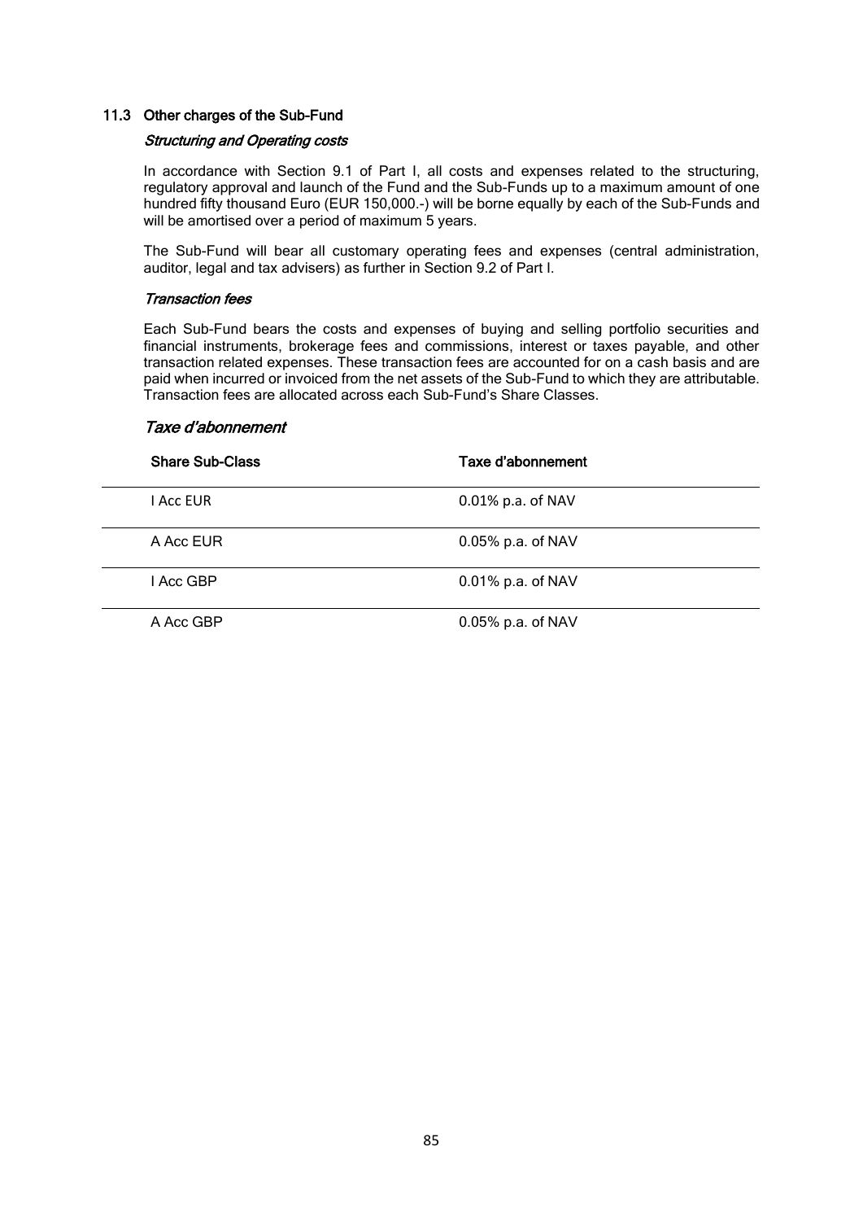### 11.3 Other charges of the Sub-Fund

#### *Structuring and Operating costs*

In accordance with Section 9.1 of Part I, all costs and expenses related to the structuring, regulatory approval and launch of the Fund and the Sub-Funds up to a maximum amount of one hundred fifty thousand Euro (EUR 150,000.-) will be borne equally by each of the Sub-Funds and will be amortised over a period of maximum 5 years.

The Sub-Fund will bear all customary operating fees and expenses (central administration, auditor, legal and tax advisers) as further in Section 9.2 of Part I.

#### *Transaction fees*

Each Sub-Fund bears the costs and expenses of buying and selling portfolio securities and financial instruments, brokerage fees and commissions, interest or taxes payable, and other transaction related expenses. These transaction fees are accounted for on a cash basis and are paid when incurred or invoiced from the net assets of the Sub-Fund to which they are attributable. Transaction fees are allocated across each Sub-Fund's Share Classes.

#### *Taxe d'abonnement*

| Share Sub-Class | Taxe d'abonnement |
|---|---|
| I Acc EUR | 0.01% p.a. of NAV |
| A Acc EUR | 0.05% p.a. of NAV |
| I Acc GBP | 0.01% p.a. of NAV |
| A Acc GBP | 0.05% p.a. of NAV |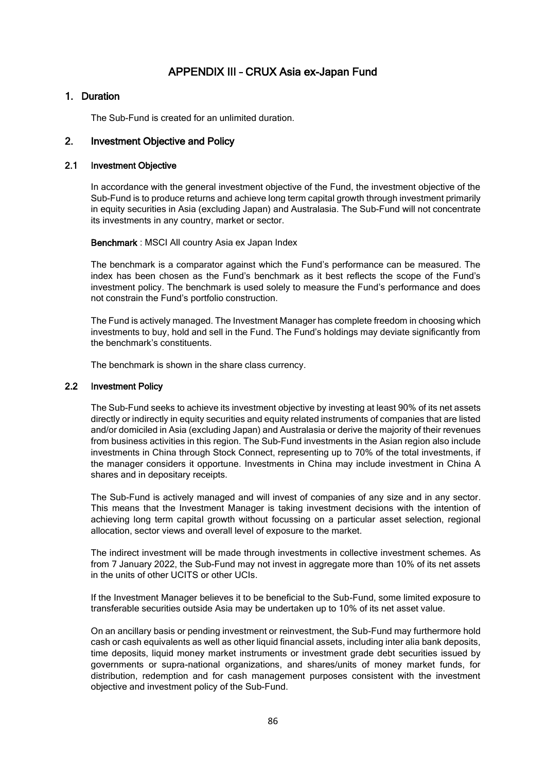# APPENDIX III – CRUX Asia ex-Japan Fund

## 1. Duration

The Sub-Fund is created for an unlimited duration.

## 2. Investment Objective and Policy

### 2.1 Investment Objective

In accordance with the general investment objective of the Fund, the investment objective of the Sub-Fund is to produce returns and achieve long term capital growth through investment primarily in equity securities in Asia (excluding Japan) and Australasia. The Sub-Fund will not concentrate its investments in any country, market or sector.

**Benchmark** : MSCI All country Asia ex Japan Index

The benchmark is a comparator against which the Fund's performance can be measured. The index has been chosen as the Fund's benchmark as it best reflects the scope of the Fund's investment policy. The benchmark is used solely to measure the Fund's performance and does not constrain the Fund's portfolio construction.

The Fund is actively managed. The Investment Manager has complete freedom in choosing which investments to buy, hold and sell in the Fund. The Fund's holdings may deviate significantly from the benchmark's constituents.

The benchmark is shown in the share class currency.

### 2.2 Investment Policy

The Sub-Fund seeks to achieve its investment objective by investing at least 90% of its net assets directly or indirectly in equity securities and equity related instruments of companies that are listed and/or domiciled in Asia (excluding Japan) and Australasia or derive the majority of their revenues from business activities in this region. The Sub-Fund investments in the Asian region also include investments in China through Stock Connect, representing up to 70% of the total investments, if the manager considers it opportune. Investments in China may include investment in China A shares and in depositary receipts.

The Sub-Fund is actively managed and will invest of companies of any size and in any sector. This means that the Investment Manager is taking investment decisions with the intention of achieving long term capital growth without focussing on a particular asset selection, regional allocation, sector views and overall level of exposure to the market.

The indirect investment will be made through investments in collective investment schemes. As from 7 January 2022, the Sub-Fund may not invest in aggregate more than 10% of its net assets in the units of other UCITS or other UCIs.

If the Investment Manager believes it to be beneficial to the Sub-Fund, some limited exposure to transferable securities outside Asia may be undertaken up to 10% of its net asset value.

On an ancillary basis or pending investment or reinvestment, the Sub-Fund may furthermore hold cash or cash equivalents as well as other liquid financial assets, including inter alia bank deposits, time deposits, liquid money market instruments or investment grade debt securities issued by governments or supra-national organizations, and shares/units of money market funds, for distribution, redemption and for cash management purposes consistent with the investment objective and investment policy of the Sub-Fund.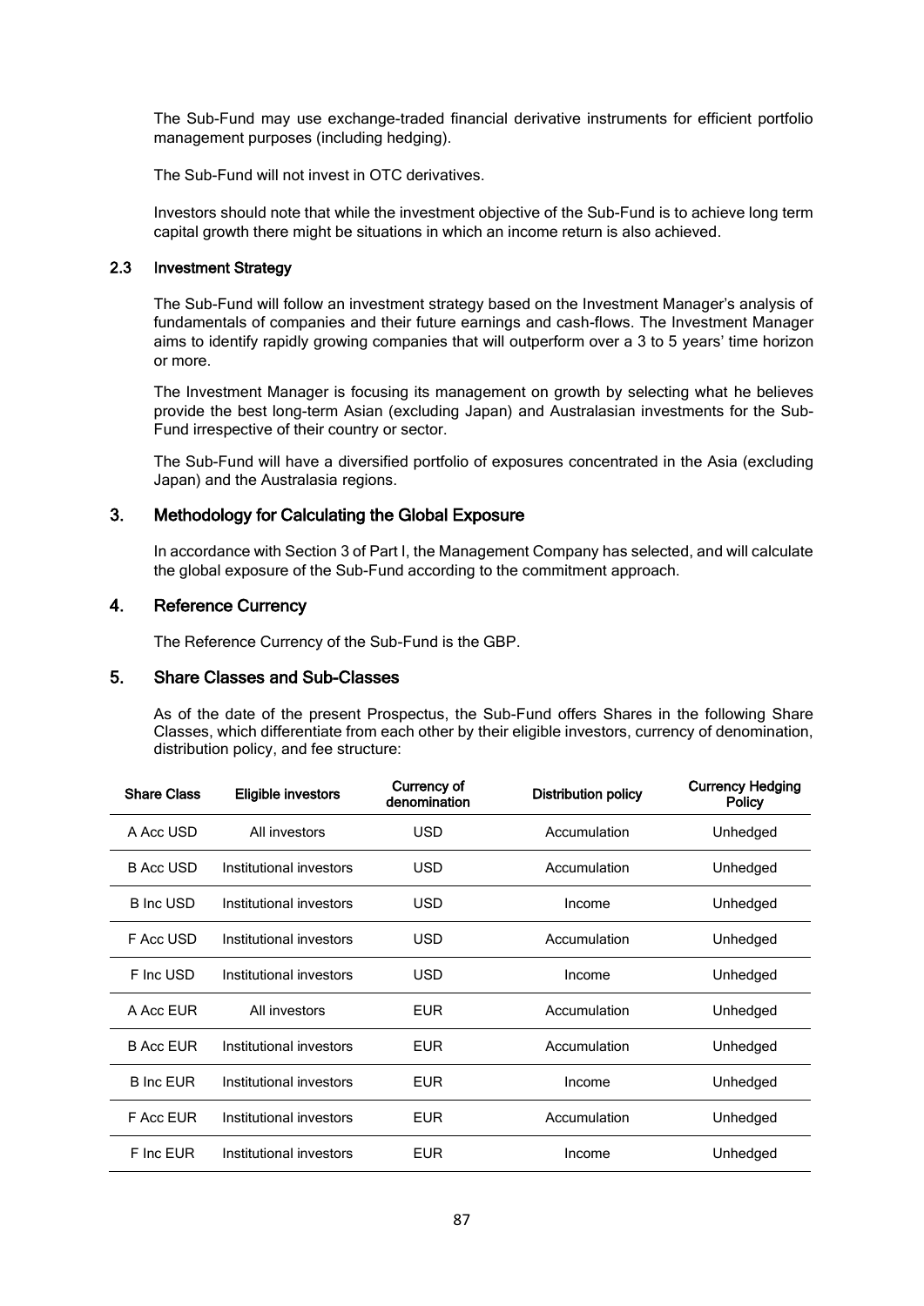The Sub-Fund may use exchange-traded financial derivative instruments for efficient portfolio management purposes (including hedging).

The Sub-Fund will not invest in OTC derivatives.

Investors should note that while the investment objective of the Sub-Fund is to achieve long term capital growth there might be situations in which an income return is also achieved.

### 2.3 Investment Strategy

The Sub-Fund will follow an investment strategy based on the Investment Manager's analysis of fundamentals of companies and their future earnings and cash-flows. The Investment Manager aims to identify rapidly growing companies that will outperform over a 3 to 5 years' time horizon or more.

The Investment Manager is focusing its management on growth by selecting what he believes provide the best long-term Asian (excluding Japan) and Australasian investments for the Sub-Fund irrespective of their country or sector.

The Sub-Fund will have a diversified portfolio of exposures concentrated in the Asia (excluding Japan) and the Australasia regions.

## 3. Methodology for Calculating the Global Exposure

In accordance with Section 3 of Part I, the Management Company has selected, and will calculate the global exposure of the Sub-Fund according to the commitment approach.

## 4. Reference Currency

The Reference Currency of the Sub-Fund is the GBP.

## 5. Share Classes and Sub-Classes

As of the date of the present Prospectus, the Sub-Fund offers Shares in the following Share Classes, which differentiate from each other by their eligible investors, currency of denomination, distribution policy, and fee structure:

| Share Class | Eligible investors | Currency of denomination | Distribution policy | Currency Hedging Policy |
|---|---|---|---|---|
| A Acc USD | All investors | USD | Accumulation | Unhedged |
| B Acc USD | Institutional investors | USD | Accumulation | Unhedged |
| B Inc USD | Institutional investors | USD | Income | Unhedged |
| F Acc USD | Institutional investors | USD | Accumulation | Unhedged |
| F Inc USD | Institutional investors | USD | Income | Unhedged |
| A Acc EUR | All investors | EUR | Accumulation | Unhedged |
| B Acc EUR | Institutional investors | EUR | Accumulation | Unhedged |
| B Inc EUR | Institutional investors | EUR | Income | Unhedged |
| F Acc EUR | Institutional investors | EUR | Accumulation | Unhedged |
| F Inc EUR | Institutional investors | EUR | Income | Unhedged |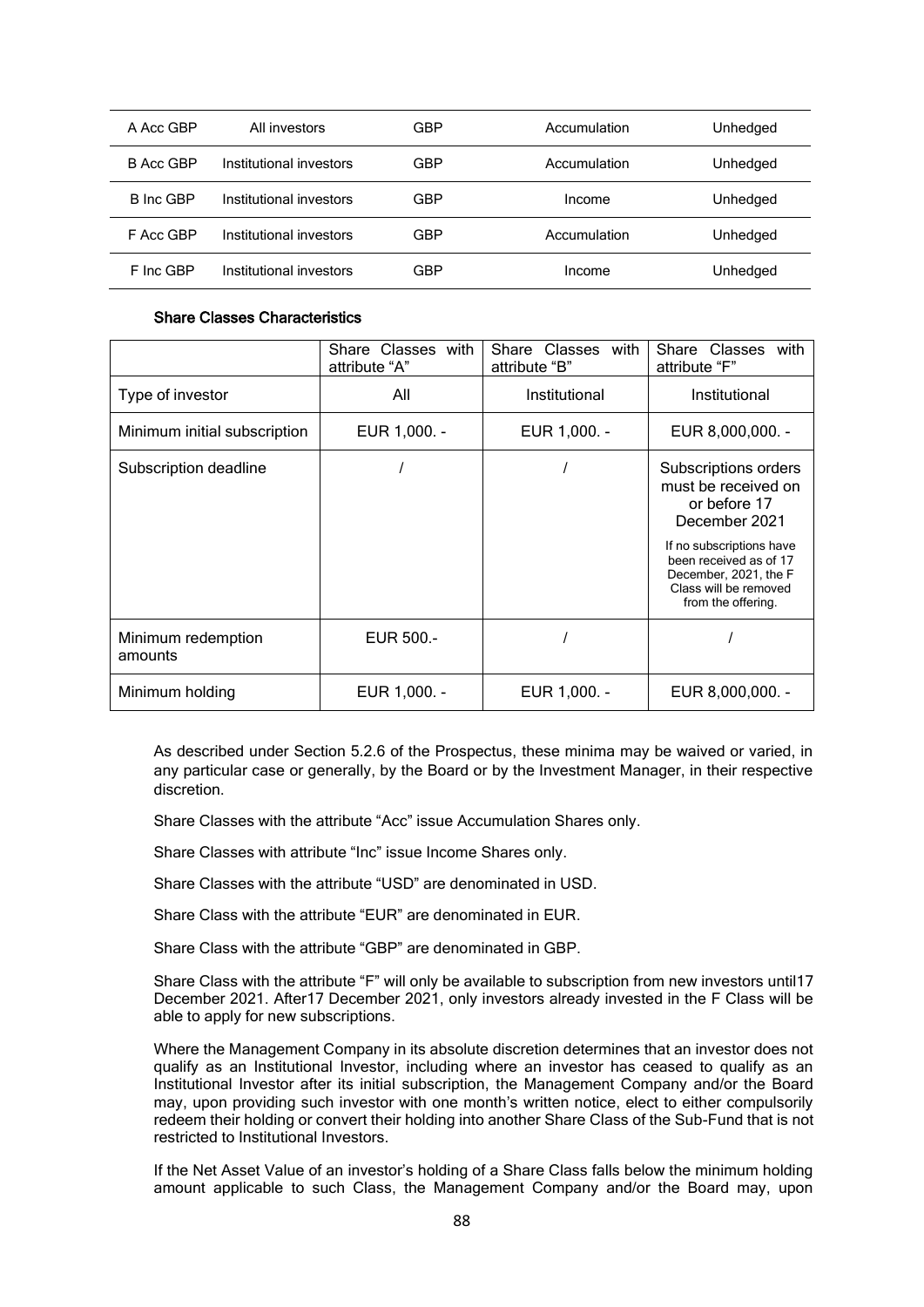| A Acc GBP | All investors | GBP | Accumulation | Unhedged |
|---|---|---|---|---|
| B Acc GBP | Institutional investors | GBP | Accumulation | Unhedged |
| B Inc GBP | Institutional investors | GBP | Income | Unhedged |
| F Acc GBP | Institutional investors | GBP | Accumulation | Unhedged |
| F Inc GBP | Institutional investors | GBP | Income | Unhedged |

**Share Classes Characteristics**

| | Share Classes with attribute "A" | Share Classes with attribute "B" | Share Classes with attribute "F" |
|---|---|---|---|
| Type of investor | All | Institutional | Institutional |
| Minimum initial subscription | EUR 1,000. - | EUR 1,000. - | EUR 8,000,000. - |
| Subscription deadline | / | / | Subscriptions orders must be received on or before 17 December 2021<br><br>If no subscriptions have been received as of 17 December, 2021, the F Class will be removed from the offering. |
| Minimum redemption amounts | EUR 500.- | / | / |
| Minimum holding | EUR 1,000. - | EUR 1,000. - | EUR 8,000,000. - |

As described under Section 5.2.6 of the Prospectus, these minima may be waived or varied, in any particular case or generally, by the Board or by the Investment Manager, in their respective discretion.

Share Classes with the attribute "Acc" issue Accumulation Shares only.

Share Classes with attribute "Inc" issue Income Shares only.

Share Classes with the attribute "USD" are denominated in USD.

Share Class with the attribute "EUR" are denominated in EUR.

Share Class with the attribute "GBP" are denominated in GBP.

Share Class with the attribute "F" will only be available to subscription from new investors until17 December 2021. After17 December 2021, only investors already invested in the F Class will be able to apply for new subscriptions.

Where the Management Company in its absolute discretion determines that an investor does not qualify as an Institutional Investor, including where an investor has ceased to qualify as an Institutional Investor after its initial subscription, the Management Company and/or the Board may, upon providing such investor with one month's written notice, elect to either compulsorily redeem their holding or convert their holding into another Share Class of the Sub-Fund that is not restricted to Institutional Investors.

If the Net Asset Value of an investor's holding of a Share Class falls below the minimum holding amount applicable to such Class, the Management Company and/or the Board may, upon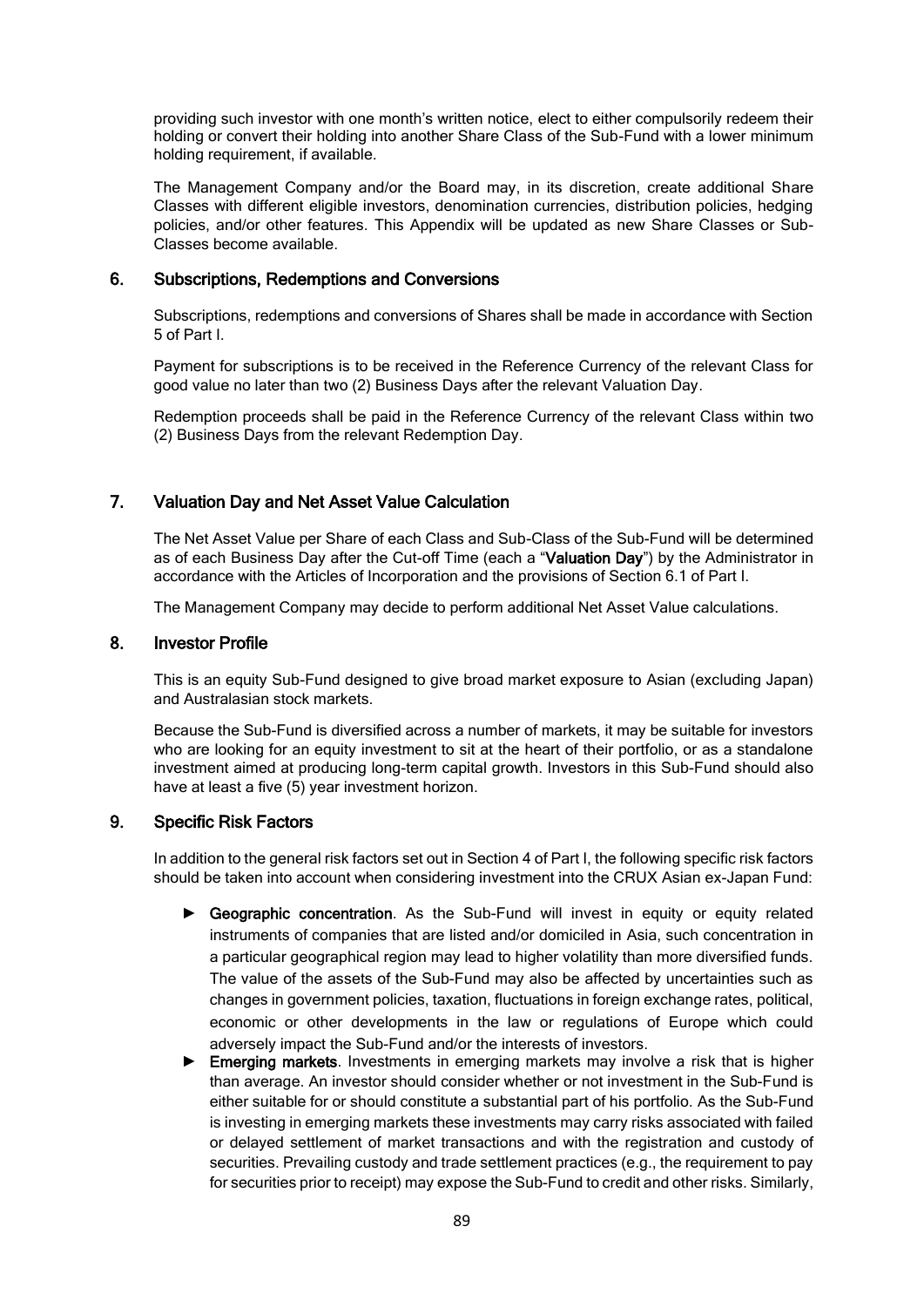providing such investor with one month's written notice, elect to either compulsorily redeem their holding or convert their holding into another Share Class of the Sub-Fund with a lower minimum holding requirement, if available.

The Management Company and/or the Board may, in its discretion, create additional Share Classes with different eligible investors, denomination currencies, distribution policies, hedging policies, and/or other features. This Appendix will be updated as new Share Classes or Sub-Classes become available.

## 6. Subscriptions, Redemptions and Conversions

Subscriptions, redemptions and conversions of Shares shall be made in accordance with Section 5 of Part I.

Payment for subscriptions is to be received in the Reference Currency of the relevant Class for good value no later than two (2) Business Days after the relevant Valuation Day.

Redemption proceeds shall be paid in the Reference Currency of the relevant Class within two (2) Business Days from the relevant Redemption Day.

## 7. Valuation Day and Net Asset Value Calculation

The Net Asset Value per Share of each Class and Sub-Class of the Sub-Fund will be determined as of each Business Day after the Cut-off Time (each a "**Valuation Day**") by the Administrator in accordance with the Articles of Incorporation and the provisions of Section 6.1 of Part I.

The Management Company may decide to perform additional Net Asset Value calculations.

## 8. Investor Profile

This is an equity Sub-Fund designed to give broad market exposure to Asian (excluding Japan) and Australasian stock markets.

Because the Sub-Fund is diversified across a number of markets, it may be suitable for investors who are looking for an equity investment to sit at the heart of their portfolio, or as a standalone investment aimed at producing long-term capital growth. Investors in this Sub-Fund should also have at least a five (5) year investment horizon.

## 9. Specific Risk Factors

In addition to the general risk factors set out in Section 4 of Part I, the following specific risk factors should be taken into account when considering investment into the CRUX Asian ex-Japan Fund:

- **Geographic concentration**. As the Sub-Fund will invest in equity or equity related instruments of companies that are listed and/or domiciled in Asia, such concentration in a particular geographical region may lead to higher volatility than more diversified funds. The value of the assets of the Sub-Fund may also be affected by uncertainties such as changes in government policies, taxation, fluctuations in foreign exchange rates, political, economic or other developments in the law or regulations of Europe which could adversely impact the Sub-Fund and/or the interests of investors.
- **Emerging markets**. Investments in emerging markets may involve a risk that is higher than average. An investor should consider whether or not investment in the Sub-Fund is either suitable for or should constitute a substantial part of his portfolio. As the Sub-Fund is investing in emerging markets these investments may carry risks associated with failed or delayed settlement of market transactions and with the registration and custody of securities. Prevailing custody and trade settlement practices (e.g., the requirement to pay for securities prior to receipt) may expose the Sub-Fund to credit and other risks. Similarly,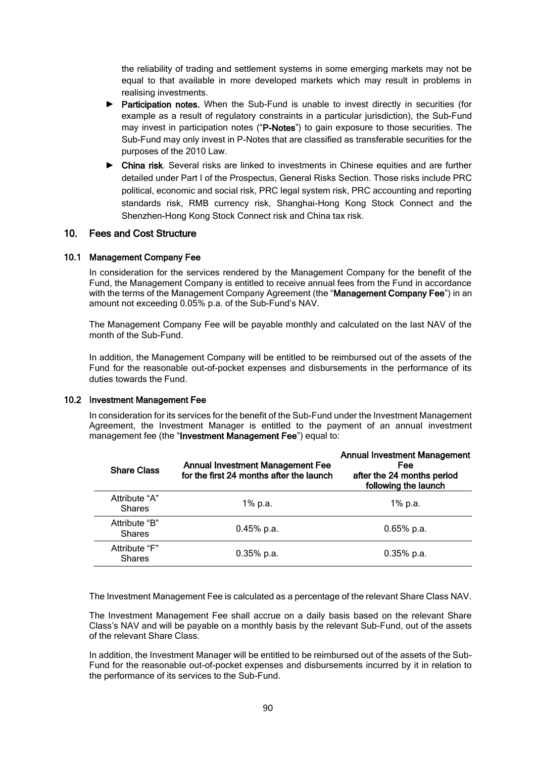the reliability of trading and settlement systems in some emerging markets may not be equal to that available in more developed markets which may result in problems in realising investments.

- ► **Participation notes.** When the Sub-Fund is unable to invest directly in securities (for example as a result of regulatory constraints in a particular jurisdiction), the Sub-Fund may invest in participation notes ("**P-Notes**") to gain exposure to those securities. The Sub-Fund may only invest in P-Notes that are classified as transferable securities for the purposes of the 2010 Law.
- ► **China risk**. Several risks are linked to investments in Chinese equities and are further detailed under Part I of the Prospectus, General Risks Section. Those risks include PRC political, economic and social risk, PRC legal system risk, PRC accounting and reporting standards risk, RMB currency risk, Shanghai-Hong Kong Stock Connect and the Shenzhen-Hong Kong Stock Connect risk and China tax risk.

## 10. Fees and Cost Structure

### 10.1 Management Company Fee

In consideration for the services rendered by the Management Company for the benefit of the Fund, the Management Company is entitled to receive annual fees from the Fund in accordance with the terms of the Management Company Agreement (the "**Management Company Fee**") in an amount not exceeding 0.05% p.a. of the Sub-Fund's NAV.

The Management Company Fee will be payable monthly and calculated on the last NAV of the month of the Sub-Fund.

In addition, the Management Company will be entitled to be reimbursed out of the assets of the Fund for the reasonable out-of-pocket expenses and disbursements in the performance of its duties towards the Fund.

### 10.2 Investment Management Fee

In consideration for its services for the benefit of the Sub-Fund under the Investment Management Agreement, the Investment Manager is entitled to the payment of an annual investment management fee (the "**Investment Management Fee**") equal to:

| Share Class | Annual Investment Management Fee for the first 24 months after the launch | Annual Investment Management Fee after the 24 months period following the launch |
| --- | --- | --- |
| Attribute "A" Shares | 1% p.a. | 1% p.a. |
| Attribute "B" Shares | 0.45% p.a. | 0.65% p.a. |
| Attribute "F" Shares | 0.35% p.a. | 0.35% p.a. |

The Investment Management Fee is calculated as a percentage of the relevant Share Class NAV.

The Investment Management Fee shall accrue on a daily basis based on the relevant Share Class's NAV and will be payable on a monthly basis by the relevant Sub-Fund, out of the assets of the relevant Share Class.

In addition, the Investment Manager will be entitled to be reimbursed out of the assets of the Sub-Fund for the reasonable out-of-pocket expenses and disbursements incurred by it in relation to the performance of its services to the Sub-Fund.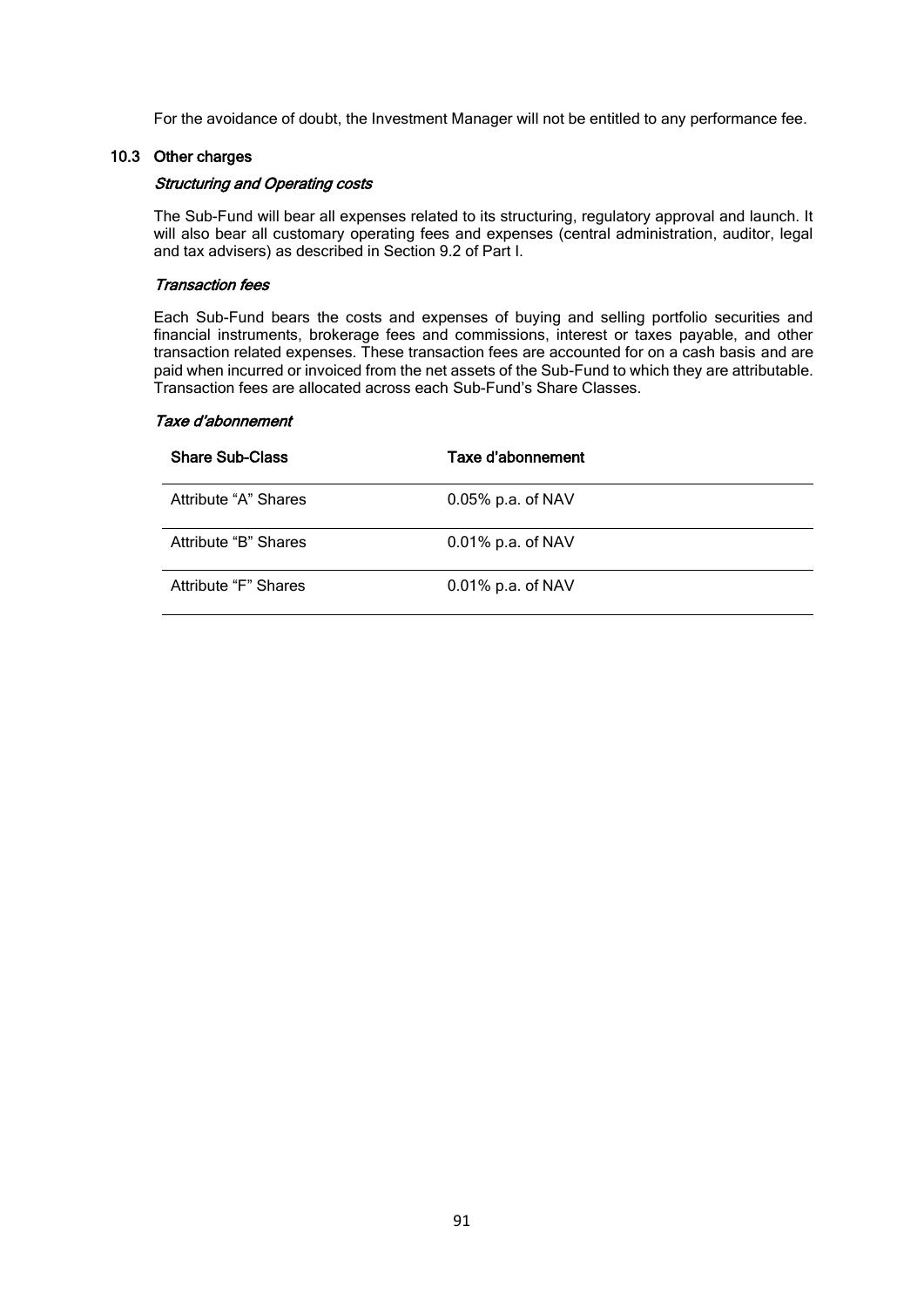For the avoidance of doubt, the Investment Manager will not be entitled to any performance fee.

### 10.3 Other charges

*Structuring and Operating costs*

The Sub-Fund will bear all expenses related to its structuring, regulatory approval and launch. It will also bear all customary operating fees and expenses (central administration, auditor, legal and tax advisers) as described in Section 9.2 of Part I.

*Transaction fees*

Each Sub-Fund bears the costs and expenses of buying and selling portfolio securities and financial instruments, brokerage fees and commissions, interest or taxes payable, and other transaction related expenses. These transaction fees are accounted for on a cash basis and are paid when incurred or invoiced from the net assets of the Sub-Fund to which they are attributable. Transaction fees are allocated across each Sub-Fund's Share Classes.

*Taxe d'abonnement*

| Share Sub-Class | Taxe d'abonnement |
|---|---|
| Attribute "A" Shares | 0.05% p.a. of NAV |
| Attribute "B" Shares | 0.01% p.a. of NAV |
| Attribute "F" Shares | 0.01% p.a. of NAV |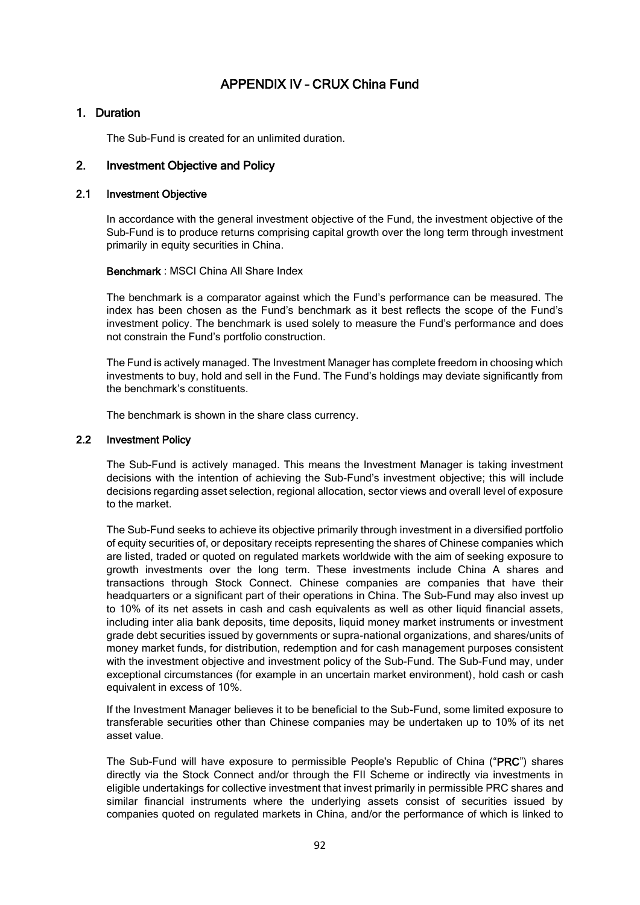// APPENDIX IV – CRUX China Fund

## 1. Duration

The Sub-Fund is created for an unlimited duration.

## 2. Investment Objective and Policy

### 2.1 Investment Objective

In accordance with the general investment objective of the Fund, the investment objective of the Sub-Fund is to produce returns comprising capital growth over the long term through investment primarily in equity securities in China.

**Benchmark** : MSCI China All Share Index

The benchmark is a comparator against which the Fund's performance can be measured. The index has been chosen as the Fund's benchmark as it best reflects the scope of the Fund's investment policy. The benchmark is used solely to measure the Fund's performance and does not constrain the Fund's portfolio construction.

The Fund is actively managed. The Investment Manager has complete freedom in choosing which investments to buy, hold and sell in the Fund. The Fund's holdings may deviate significantly from the benchmark's constituents.

The benchmark is shown in the share class currency.

### 2.2 Investment Policy

The Sub-Fund is actively managed. This means the Investment Manager is taking investment decisions with the intention of achieving the Sub-Fund's investment objective; this will include decisions regarding asset selection, regional allocation, sector views and overall level of exposure to the market.

The Sub-Fund seeks to achieve its objective primarily through investment in a diversified portfolio of equity securities of, or depositary receipts representing the shares of Chinese companies which are listed, traded or quoted on regulated markets worldwide with the aim of seeking exposure to growth investments over the long term. These investments include China A shares and transactions through Stock Connect. Chinese companies are companies that have their headquarters or a significant part of their operations in China. The Sub-Fund may also invest up to 10% of its net assets in cash and cash equivalents as well as other liquid financial assets, including inter alia bank deposits, time deposits, liquid money market instruments or investment grade debt securities issued by governments or supra-national organizations, and shares/units of money market funds, for distribution, redemption and for cash management purposes consistent with the investment objective and investment policy of the Sub-Fund. The Sub-Fund may, under exceptional circumstances (for example in an uncertain market environment), hold cash or cash equivalent in excess of 10%.

If the Investment Manager believes it to be beneficial to the Sub-Fund, some limited exposure to transferable securities other than Chinese companies may be undertaken up to 10% of its net asset value.

The Sub-Fund will have exposure to permissible People's Republic of China ("**PRC**") shares directly via the Stock Connect and/or through the FII Scheme or indirectly via investments in eligible undertakings for collective investment that invest primarily in permissible PRC shares and similar financial instruments where the underlying assets consist of securities issued by companies quoted on regulated markets in China, and/or the performance of which is linked to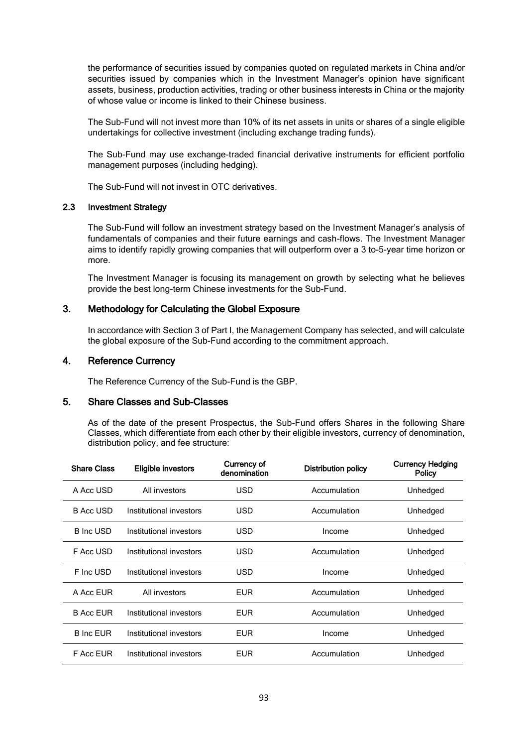the performance of securities issued by companies quoted on regulated markets in China and/or securities issued by companies which in the Investment Manager's opinion have significant assets, business, production activities, trading or other business interests in China or the majority of whose value or income is linked to their Chinese business.

The Sub-Fund will not invest more than 10% of its net assets in units or shares of a single eligible undertakings for collective investment (including exchange trading funds).

The Sub-Fund may use exchange-traded financial derivative instruments for efficient portfolio management purposes (including hedging).

The Sub-Fund will not invest in OTC derivatives.

### 2.3 Investment Strategy

The Sub-Fund will follow an investment strategy based on the Investment Manager's analysis of fundamentals of companies and their future earnings and cash-flows. The Investment Manager aims to identify rapidly growing companies that will outperform over a 3 to-5-year time horizon or more.

The Investment Manager is focusing its management on growth by selecting what he believes provide the best long-term Chinese investments for the Sub-Fund.

## 3. Methodology for Calculating the Global Exposure

In accordance with Section 3 of Part I, the Management Company has selected, and will calculate the global exposure of the Sub-Fund according to the commitment approach.

## 4. Reference Currency

The Reference Currency of the Sub-Fund is the GBP.

## 5. Share Classes and Sub-Classes

As of the date of the present Prospectus, the Sub-Fund offers Shares in the following Share Classes, which differentiate from each other by their eligible investors, currency of denomination, distribution policy, and fee structure:

| Share Class | Eligible investors | Currency of denomination | Distribution policy | Currency Hedging Policy |
|---|---|---|---|---|
| A Acc USD | All investors | USD | Accumulation | Unhedged |
| B Acc USD | Institutional investors | USD | Accumulation | Unhedged |
| B Inc USD | Institutional investors | USD | Income | Unhedged |
| F Acc USD | Institutional investors | USD | Accumulation | Unhedged |
| F Inc USD | Institutional investors | USD | Income | Unhedged |
| A Acc EUR | All investors | EUR | Accumulation | Unhedged |
| B Acc EUR | Institutional investors | EUR | Accumulation | Unhedged |
| B Inc EUR | Institutional investors | EUR | Income | Unhedged |
| F Acc EUR | Institutional investors | EUR | Accumulation | Unhedged |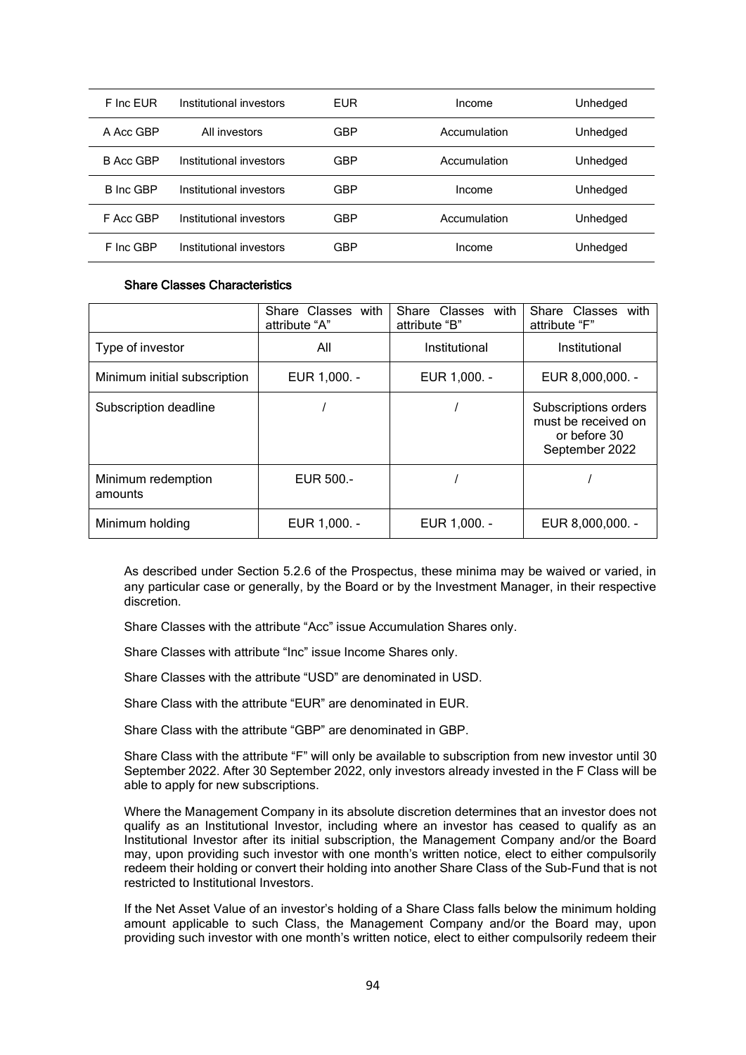| F Inc EUR | Institutional investors | EUR | Income | Unhedged |
|---|---|---|---|---|
| A Acc GBP | All investors | GBP | Accumulation | Unhedged |
| B Acc GBP | Institutional investors | GBP | Accumulation | Unhedged |
| B Inc GBP | Institutional investors | GBP | Income | Unhedged |
| F Acc GBP | Institutional investors | GBP | Accumulation | Unhedged |
| F Inc GBP | Institutional investors | GBP | Income | Unhedged |

**Share Classes Characteristics**

| | Share Classes with attribute "A" | Share Classes with attribute "B" | Share Classes with attribute "F" |
|---|---|---|---|
| Type of investor | All | Institutional | Institutional |
| Minimum initial subscription | EUR 1,000. - | EUR 1,000. - | EUR 8,000,000. - |
| Subscription deadline | / | / | Subscriptions orders must be received on or before 30 September 2022 |
| Minimum redemption amounts | EUR 500.- | / | / |
| Minimum holding | EUR 1,000. - | EUR 1,000. - | EUR 8,000,000. - |

As described under Section 5.2.6 of the Prospectus, these minima may be waived or varied, in any particular case or generally, by the Board or by the Investment Manager, in their respective discretion.

Share Classes with the attribute "Acc" issue Accumulation Shares only.

Share Classes with attribute "Inc" issue Income Shares only.

Share Classes with the attribute "USD" are denominated in USD.

Share Class with the attribute "EUR" are denominated in EUR.

Share Class with the attribute "GBP" are denominated in GBP.

Share Class with the attribute "F" will only be available to subscription from new investor until 30 September 2022. After 30 September 2022, only investors already invested in the F Class will be able to apply for new subscriptions.

Where the Management Company in its absolute discretion determines that an investor does not qualify as an Institutional Investor, including where an investor has ceased to qualify as an Institutional Investor after its initial subscription, the Management Company and/or the Board may, upon providing such investor with one month's written notice, elect to either compulsorily redeem their holding or convert their holding into another Share Class of the Sub-Fund that is not restricted to Institutional Investors.

If the Net Asset Value of an investor's holding of a Share Class falls below the minimum holding amount applicable to such Class, the Management Company and/or the Board may, upon providing such investor with one month's written notice, elect to either compulsorily redeem their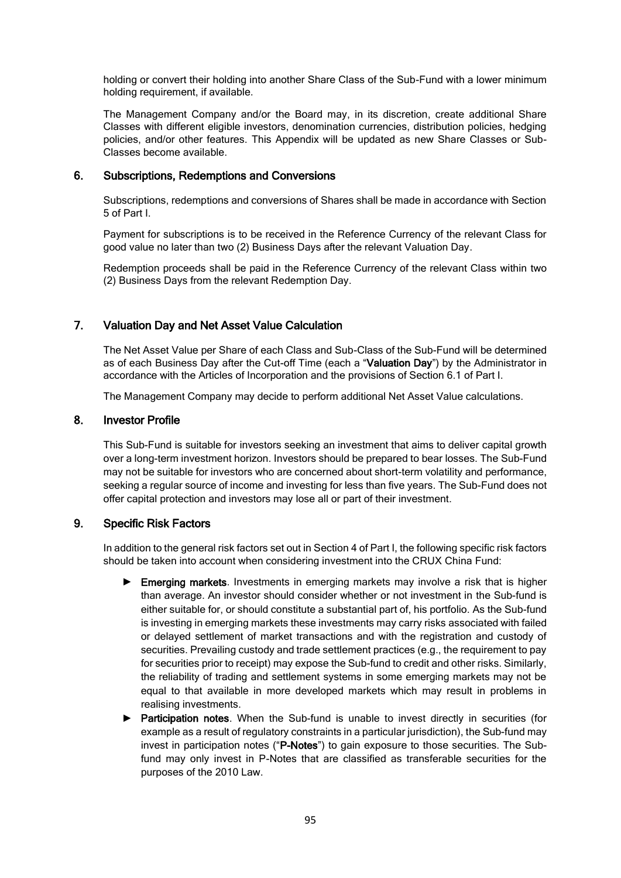holding or convert their holding into another Share Class of the Sub-Fund with a lower minimum holding requirement, if available.

The Management Company and/or the Board may, in its discretion, create additional Share Classes with different eligible investors, denomination currencies, distribution policies, hedging policies, and/or other features. This Appendix will be updated as new Share Classes or Sub-Classes become available.

## 6. Subscriptions, Redemptions and Conversions

Subscriptions, redemptions and conversions of Shares shall be made in accordance with Section 5 of Part I.

Payment for subscriptions is to be received in the Reference Currency of the relevant Class for good value no later than two (2) Business Days after the relevant Valuation Day.

Redemption proceeds shall be paid in the Reference Currency of the relevant Class within two (2) Business Days from the relevant Redemption Day.

## 7. Valuation Day and Net Asset Value Calculation

The Net Asset Value per Share of each Class and Sub-Class of the Sub-Fund will be determined as of each Business Day after the Cut-off Time (each a "**Valuation Day**") by the Administrator in accordance with the Articles of Incorporation and the provisions of Section 6.1 of Part I.

The Management Company may decide to perform additional Net Asset Value calculations.

## 8. Investor Profile

This Sub-Fund is suitable for investors seeking an investment that aims to deliver capital growth over a long-term investment horizon. Investors should be prepared to bear losses. The Sub-Fund may not be suitable for investors who are concerned about short-term volatility and performance, seeking a regular source of income and investing for less than five years. The Sub-Fund does not offer capital protection and investors may lose all or part of their investment.

## 9. Specific Risk Factors

In addition to the general risk factors set out in Section 4 of Part I, the following specific risk factors should be taken into account when considering investment into the CRUX China Fund:

- **Emerging markets**. Investments in emerging markets may involve a risk that is higher than average. An investor should consider whether or not investment in the Sub-fund is either suitable for, or should constitute a substantial part of, his portfolio. As the Sub-fund is investing in emerging markets these investments may carry risks associated with failed or delayed settlement of market transactions and with the registration and custody of securities. Prevailing custody and trade settlement practices (e.g., the requirement to pay for securities prior to receipt) may expose the Sub-fund to credit and other risks. Similarly, the reliability of trading and settlement systems in some emerging markets may not be equal to that available in more developed markets which may result in problems in realising investments.
- **Participation notes**. When the Sub-fund is unable to invest directly in securities (for example as a result of regulatory constraints in a particular jurisdiction), the Sub-fund may invest in participation notes ("**P-Notes**") to gain exposure to those securities. The Sub-fund may only invest in P-Notes that are classified as transferable securities for the purposes of the 2010 Law.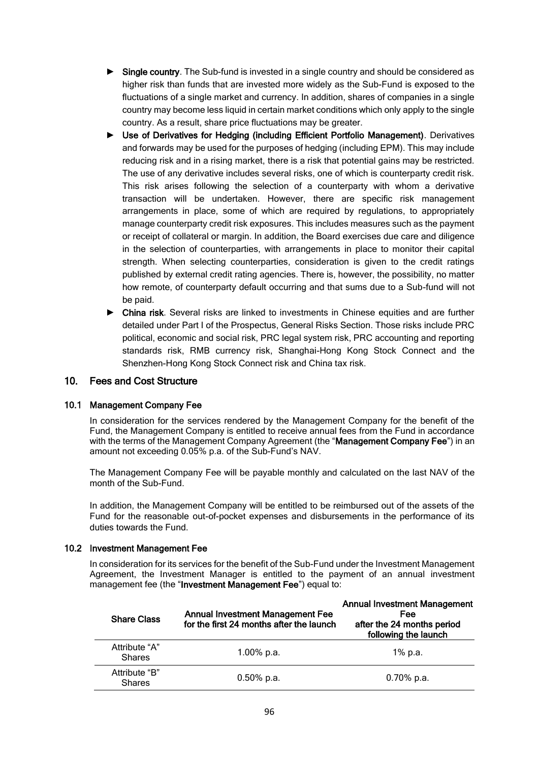- **Single country**. The Sub-fund is invested in a single country and should be considered as higher risk than funds that are invested more widely as the Sub-Fund is exposed to the fluctuations of a single market and currency. In addition, shares of companies in a single country may become less liquid in certain market conditions which only apply to the single country. As a result, share price fluctuations may be greater.
- **Use of Derivatives for Hedging (including Efficient Portfolio Management)**. Derivatives and forwards may be used for the purposes of hedging (including EPM). This may include reducing risk and in a rising market, there is a risk that potential gains may be restricted. The use of any derivative includes several risks, one of which is counterparty credit risk. This risk arises following the selection of a counterparty with whom a derivative transaction will be undertaken. However, there are specific risk management arrangements in place, some of which are required by regulations, to appropriately manage counterparty credit risk exposures. This includes measures such as the payment or receipt of collateral or margin. In addition, the Board exercises due care and diligence in the selection of counterparties, with arrangements in place to monitor their capital strength. When selecting counterparties, consideration is given to the credit ratings published by external credit rating agencies. There is, however, the possibility, no matter how remote, of counterparty default occurring and that sums due to a Sub-fund will not be paid.
- **China risk**. Several risks are linked to investments in Chinese equities and are further detailed under Part I of the Prospectus, General Risks Section. Those risks include PRC political, economic and social risk, PRC legal system risk, PRC accounting and reporting standards risk, RMB currency risk, Shanghai-Hong Kong Stock Connect and the Shenzhen-Hong Kong Stock Connect risk and China tax risk.

## 10. Fees and Cost Structure

### 10.1 Management Company Fee

In consideration for the services rendered by the Management Company for the benefit of the Fund, the Management Company is entitled to receive annual fees from the Fund in accordance with the terms of the Management Company Agreement (the "**Management Company Fee**") in an amount not exceeding 0.05% p.a. of the Sub-Fund's NAV.

The Management Company Fee will be payable monthly and calculated on the last NAV of the month of the Sub-Fund.

In addition, the Management Company will be entitled to be reimbursed out of the assets of the Fund for the reasonable out-of-pocket expenses and disbursements in the performance of its duties towards the Fund.

### 10.2 Investment Management Fee

In consideration for its services for the benefit of the Sub-Fund under the Investment Management Agreement, the Investment Manager is entitled to the payment of an annual investment management fee (the "**Investment Management Fee**") equal to:

| Share Class | Annual Investment Management Fee for the first 24 months after the launch | Annual Investment Management Fee after the 24 months period following the launch |
|---|---|---|
| Attribute "A" Shares | 1.00% p.a. | 1% p.a. |
| Attribute "B" Shares | 0.50% p.a. | 0.70% p.a. |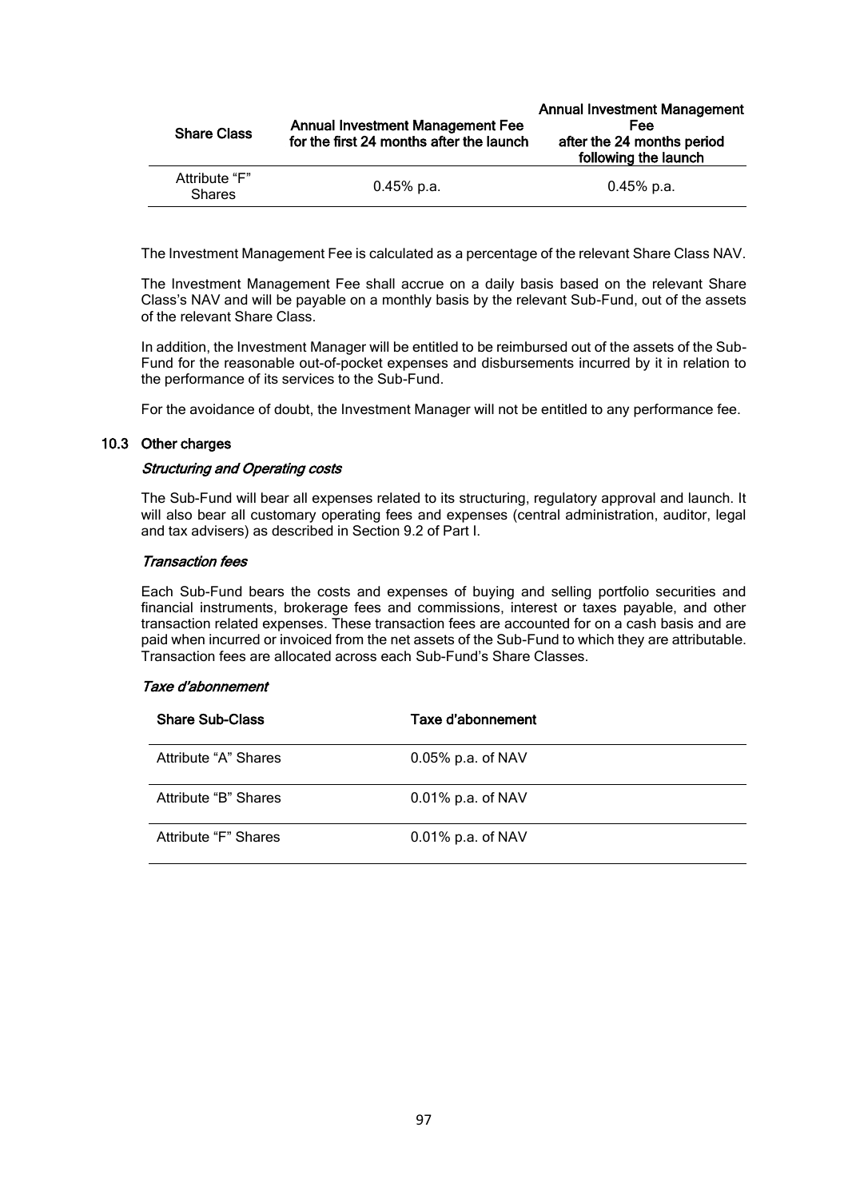| Share Class | Annual Investment Management Fee for the first 24 months after the launch | Annual Investment Management Fee after the 24 months period following the launch |
| --- | --- | --- |
| Attribute "F" Shares | 0.45% p.a. | 0.45% p.a. |

The Investment Management Fee is calculated as a percentage of the relevant Share Class NAV.

The Investment Management Fee shall accrue on a daily basis based on the relevant Share Class's NAV and will be payable on a monthly basis by the relevant Sub-Fund, out of the assets of the relevant Share Class.

In addition, the Investment Manager will be entitled to be reimbursed out of the assets of the Sub-Fund for the reasonable out-of-pocket expenses and disbursements incurred by it in relation to the performance of its services to the Sub-Fund.

For the avoidance of doubt, the Investment Manager will not be entitled to any performance fee.

### 10.3 Other charges

*Structuring and Operating costs*

The Sub-Fund will bear all expenses related to its structuring, regulatory approval and launch. It will also bear all customary operating fees and expenses (central administration, auditor, legal and tax advisers) as described in Section 9.2 of Part I.

*Transaction fees*

Each Sub-Fund bears the costs and expenses of buying and selling portfolio securities and financial instruments, brokerage fees and commissions, interest or taxes payable, and other transaction related expenses. These transaction fees are accounted for on a cash basis and are paid when incurred or invoiced from the net assets of the Sub-Fund to which they are attributable. Transaction fees are allocated across each Sub-Fund's Share Classes.

*Taxe d'abonnement*

| Share Sub-Class | Taxe d'abonnement |
| --- | --- |
| Attribute "A" Shares | 0.05% p.a. of NAV |
| Attribute "B" Shares | 0.01% p.a. of NAV |
| Attribute "F" Shares | 0.01% p.a. of NAV |